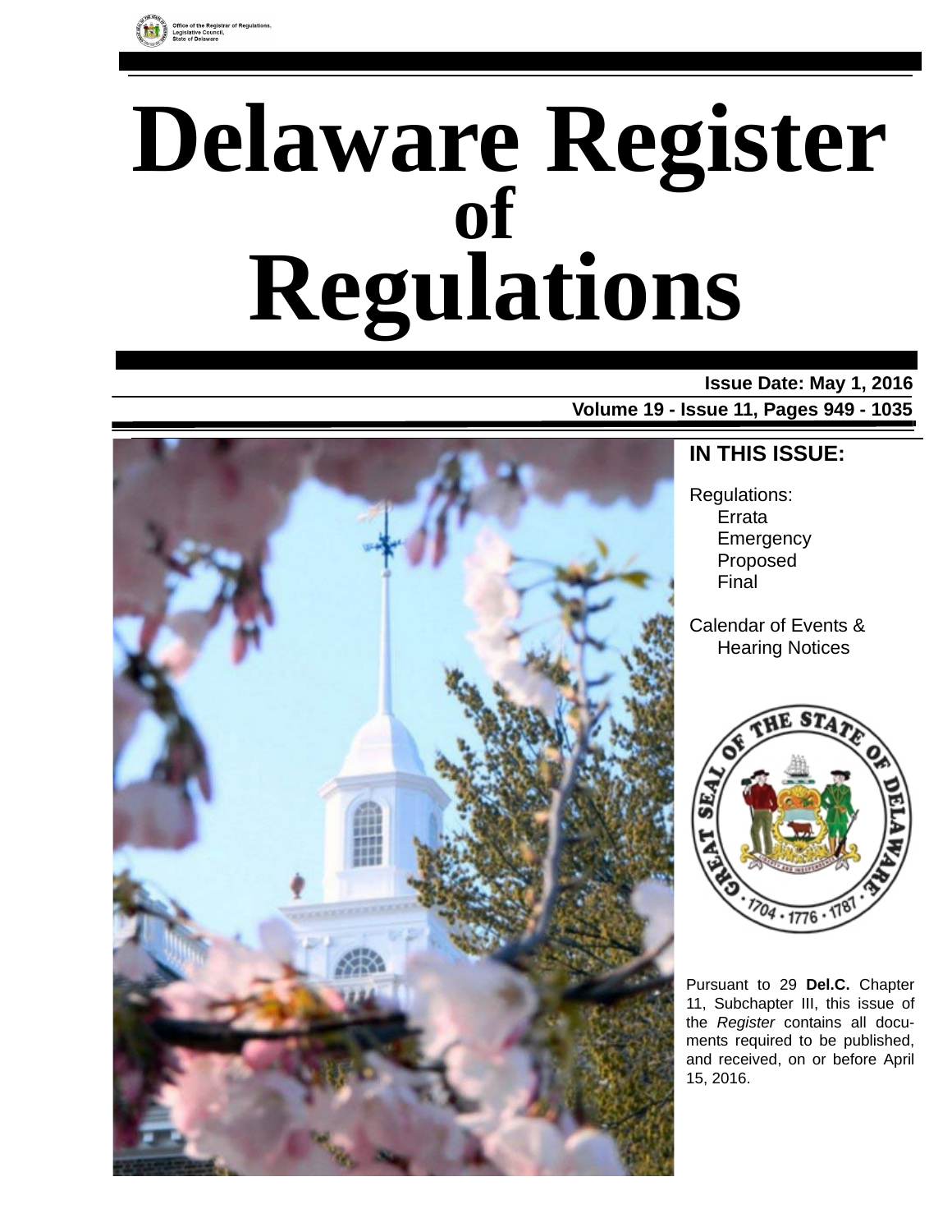Office of the Registrar of Regulations,
Legislative Council,
State of Delaware

# Delaware Register of Regulations

**Issue Date: May 1, 2016**

**Volume 19 - Issue 11, Pages 949 - 1035**

## IN THIS ISSUE:

Regulations:
- Errata
- Emergency
- Proposed
- Final

Calendar of Events & Hearing Notices

Pursuant to 29 **Del.C.** Chapter 11, Subchapter III, this issue of the *Register* contains all documents required to be published, and received, on or before April 15, 2016.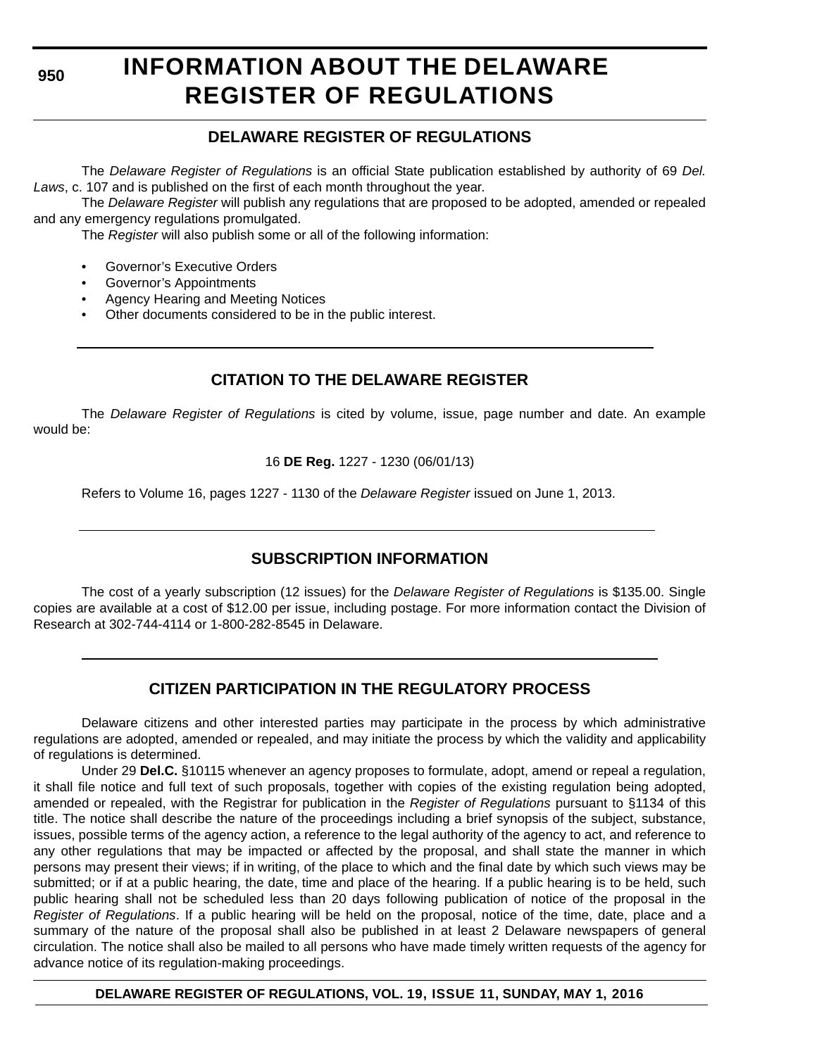# INFORMATION ABOUT THE DELAWARE REGISTER OF REGULATIONS

## DELAWARE REGISTER OF REGULATIONS

The *Delaware Register of Regulations* is an official State publication established by authority of 69 *Del. Laws*, c. 107 and is published on the first of each month throughout the year.

The *Delaware Register* will publish any regulations that are proposed to be adopted, amended or repealed and any emergency regulations promulgated.

The *Register* will also publish some or all of the following information:

- Governor's Executive Orders
- Governor's Appointments
- Agency Hearing and Meeting Notices
- Other documents considered to be in the public interest.

## CITATION TO THE DELAWARE REGISTER

The *Delaware Register of Regulations* is cited by volume, issue, page number and date. An example would be:

16 **DE Reg.** 1227 - 1230 (06/01/13)

Refers to Volume 16, pages 1227 - 1130 of the *Delaware Register* issued on June 1, 2013.

## SUBSCRIPTION INFORMATION

The cost of a yearly subscription (12 issues) for the *Delaware Register of Regulations* is $135.00. Single copies are available at a cost of $12.00 per issue, including postage. For more information contact the Division of Research at 302-744-4114 or 1-800-282-8545 in Delaware.

## CITIZEN PARTICIPATION IN THE REGULATORY PROCESS

Delaware citizens and other interested parties may participate in the process by which administrative regulations are adopted, amended or repealed, and may initiate the process by which the validity and applicability of regulations is determined.

Under 29 **Del.C.** §10115 whenever an agency proposes to formulate, adopt, amend or repeal a regulation, it shall file notice and full text of such proposals, together with copies of the existing regulation being adopted, amended or repealed, with the Registrar for publication in the *Register of Regulations* pursuant to §1134 of this title. The notice shall describe the nature of the proceedings including a brief synopsis of the subject, substance, issues, possible terms of the agency action, a reference to the legal authority of the agency to act, and reference to any other regulations that may be impacted or affected by the proposal, and shall state the manner in which persons may present their views; if in writing, of the place to which and the final date by which such views may be submitted; or if at a public hearing, the date, time and place of the hearing. If a public hearing is to be held, such public hearing shall not be scheduled less than 20 days following publication of notice of the proposal in the *Register of Regulations*. If a public hearing will be held on the proposal, notice of the time, date, place and a summary of the nature of the proposal shall also be published in at least 2 Delaware newspapers of general circulation. The notice shall also be mailed to all persons who have made timely written requests of the agency for advance notice of its regulation-making proceedings.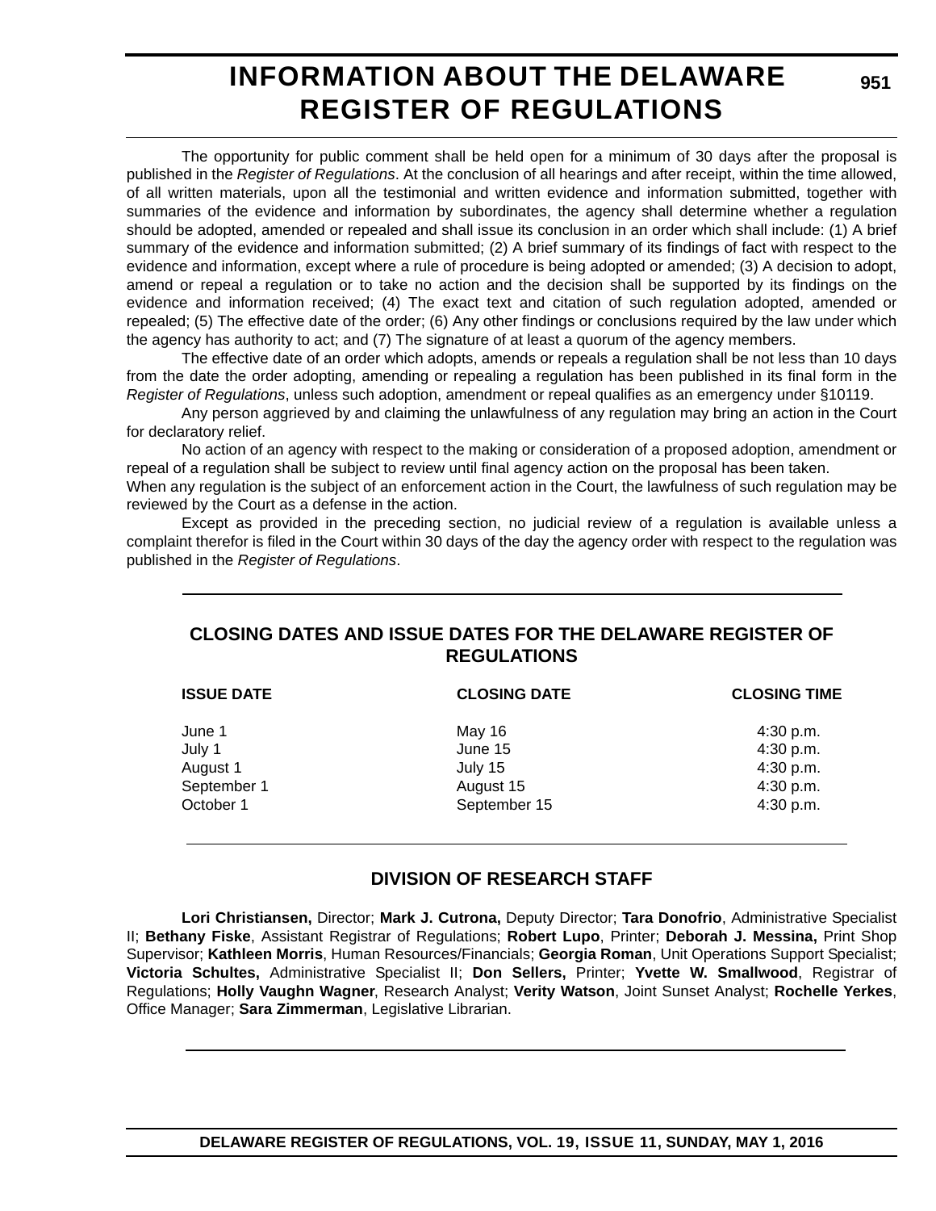# INFORMATION ABOUT THE DELAWARE REGISTER OF REGULATIONS

The opportunity for public comment shall be held open for a minimum of 30 days after the proposal is published in the *Register of Regulations*. At the conclusion of all hearings and after receipt, within the time allowed, of all written materials, upon all the testimonial and written evidence and information submitted, together with summaries of the evidence and information by subordinates, the agency shall determine whether a regulation should be adopted, amended or repealed and shall issue its conclusion in an order which shall include: (1) A brief summary of the evidence and information submitted; (2) A brief summary of its findings of fact with respect to the evidence and information, except where a rule of procedure is being adopted or amended; (3) A decision to adopt, amend or repeal a regulation or to take no action and the decision shall be supported by its findings on the evidence and information received; (4) The exact text and citation of such regulation adopted, amended or repealed; (5) The effective date of the order; (6) Any other findings or conclusions required by the law under which the agency has authority to act; and (7) The signature of at least a quorum of the agency members.

The effective date of an order which adopts, amends or repeals a regulation shall be not less than 10 days from the date the order adopting, amending or repealing a regulation has been published in its final form in the *Register of Regulations*, unless such adoption, amendment or repeal qualifies as an emergency under §10119.

Any person aggrieved by and claiming the unlawfulness of any regulation may bring an action in the Court for declaratory relief.

No action of an agency with respect to the making or consideration of a proposed adoption, amendment or repeal of a regulation shall be subject to review until final agency action on the proposal has been taken.

When any regulation is the subject of an enforcement action in the Court, the lawfulness of such regulation may be reviewed by the Court as a defense in the action.

Except as provided in the preceding section, no judicial review of a regulation is available unless a complaint therefor is filed in the Court within 30 days of the day the agency order with respect to the regulation was published in the *Register of Regulations*.

## CLOSING DATES AND ISSUE DATES FOR THE DELAWARE REGISTER OF REGULATIONS

| ISSUE DATE | CLOSING DATE | CLOSING TIME |
|---|---|---|
| June 1 | May 16 | 4:30 p.m. |
| July 1 | June 15 | 4:30 p.m. |
| August 1 | July 15 | 4:30 p.m. |
| September 1 | August 15 | 4:30 p.m. |
| October 1 | September 15 | 4:30 p.m. |

## DIVISION OF RESEARCH STAFF

**Lori Christiansen,** Director; **Mark J. Cutrona,** Deputy Director; **Tara Donofrio**, Administrative Specialist II; **Bethany Fiske**, Assistant Registrar of Regulations; **Robert Lupo**, Printer; **Deborah J. Messina,** Print Shop Supervisor; **Kathleen Morris**, Human Resources/Financials; **Georgia Roman**, Unit Operations Support Specialist; **Victoria Schultes,** Administrative Specialist II; **Don Sellers,** Printer; **Yvette W. Smallwood**, Registrar of Regulations; **Holly Vaughn Wagner**, Research Analyst; **Verity Watson**, Joint Sunset Analyst; **Rochelle Yerkes**, Office Manager; **Sara Zimmerman**, Legislative Librarian.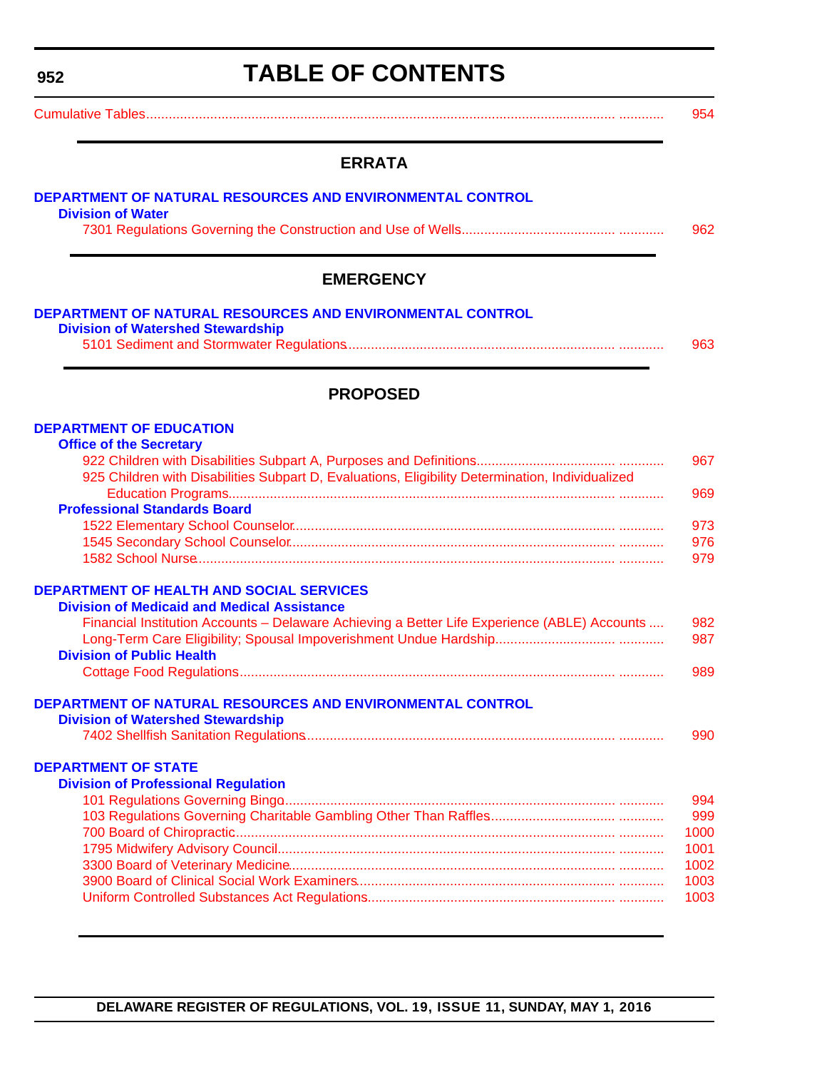# TABLE OF CONTENTS

Cumulative Tables ........................................ 954

## ERRATA

**DEPARTMENT OF NATURAL RESOURCES AND ENVIRONMENTAL CONTROL**

**Division of Water**

7301 Regulations Governing the Construction and Use of Wells ........................................ 962

## EMERGENCY

**DEPARTMENT OF NATURAL RESOURCES AND ENVIRONMENTAL CONTROL**

**Division of Watershed Stewardship**

5101 Sediment and Stormwater Regulations ........................................ 963

## PROPOSED

**DEPARTMENT OF EDUCATION**

**Office of the Secretary**

922 Children with Disabilities Subpart A, Purposes and Definitions ........................................ 967

925 Children with Disabilities Subpart D, Evaluations, Eligibility Determination, Individualized Education Programs ........................................ 969

**Professional Standards Board**

1522 Elementary School Counselor ........................................ 973

1545 Secondary School Counselor ........................................ 976

1582 School Nurse ........................................ 979

**DEPARTMENT OF HEALTH AND SOCIAL SERVICES**

**Division of Medicaid and Medical Assistance**

Financial Institution Accounts – Delaware Achieving a Better Life Experience (ABLE) Accounts .... 982

Long-Term Care Eligibility; Spousal Impoverishment Undue Hardship ........................................ 987

**Division of Public Health**

Cottage Food Regulations ........................................ 989

**DEPARTMENT OF NATURAL RESOURCES AND ENVIRONMENTAL CONTROL**

**Division of Watershed Stewardship**

7402 Shellfish Sanitation Regulations ........................................ 990

**DEPARTMENT OF STATE**

**Division of Professional Regulation**

101 Regulations Governing Bingo ........................................ 994

103 Regulations Governing Charitable Gambling Other Than Raffles ........................................ 999

700 Board of Chiropractic ........................................ 1000

1795 Midwifery Advisory Council ........................................ 1001

3300 Board of Veterinary Medicine ........................................ 1002

3900 Board of Clinical Social Work Examiners ........................................ 1003

Uniform Controlled Substances Act Regulations ........................................ 1003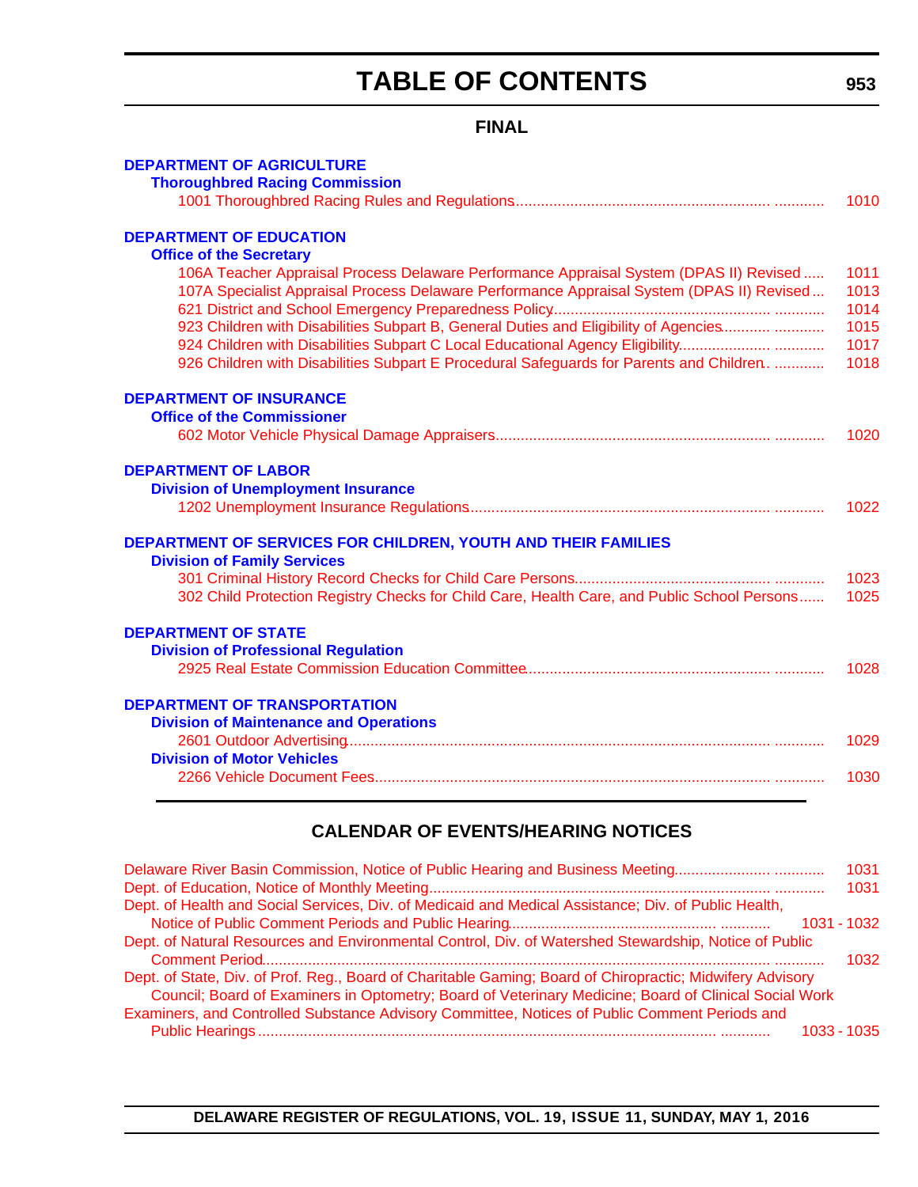# TABLE OF CONTENTS

## FINAL

**DEPARTMENT OF AGRICULTURE**

**Thoroughbred Racing Commission**

1001 Thoroughbred Racing Rules and Regulations ........................................................... 1010

**DEPARTMENT OF EDUCATION**

**Office of the Secretary**

106A Teacher Appraisal Process Delaware Performance Appraisal System (DPAS II) Revised ..... 1011

107A Specialist Appraisal Process Delaware Performance Appraisal System (DPAS II) Revised ... 1013

621 District and School Emergency Preparedness Policy ........................................................... 1014

923 Children with Disabilities Subpart B, General Duties and Eligibility of Agencies ........................ 1015

924 Children with Disabilities Subpart C Local Educational Agency Eligibility ................................ 1017

926 Children with Disabilities Subpart E Procedural Safeguards for Parents and Children .............. 1018

**DEPARTMENT OF INSURANCE**

**Office of the Commissioner**

602 Motor Vehicle Physical Damage Appraisers ........................................................... 1020

**DEPARTMENT OF LABOR**

**Division of Unemployment Insurance**

1202 Unemployment Insurance Regulations ........................................................... 1022

**DEPARTMENT OF SERVICES FOR CHILDREN, YOUTH AND THEIR FAMILIES**

**Division of Family Services**

301 Criminal History Record Checks for Child Care Persons ........................................................... 1023

302 Child Protection Registry Checks for Child Care, Health Care, and Public School Persons ...... 1025

**DEPARTMENT OF STATE**

**Division of Professional Regulation**

2925 Real Estate Commission Education Committee ........................................................... 1028

**DEPARTMENT OF TRANSPORTATION**

**Division of Maintenance and Operations**

2601 Outdoor Advertising ........................................................... 1029

**Division of Motor Vehicles**

2266 Vehicle Document Fees ........................................................... 1030

## CALENDAR OF EVENTS/HEARING NOTICES

Delaware River Basin Commission, Notice of Public Hearing and Business Meeting ........................ 1031

Dept. of Education, Notice of Monthly Meeting ........................................................... 1031

Dept. of Health and Social Services, Div. of Medicaid and Medical Assistance; Div. of Public Health, Notice of Public Comment Periods and Public Hearing ........................................................... 1031 - 1032

Dept. of Natural Resources and Environmental Control, Div. of Watershed Stewardship, Notice of Public Comment Period ........................................................... 1032

Dept. of State, Div. of Prof. Reg., Board of Charitable Gaming; Board of Chiropractic; Midwifery Advisory Council; Board of Examiners in Optometry; Board of Veterinary Medicine; Board of Clinical Social Work Examiners, and Controlled Substance Advisory Committee, Notices of Public Comment Periods and Public Hearings ........................................................... 1033 - 1035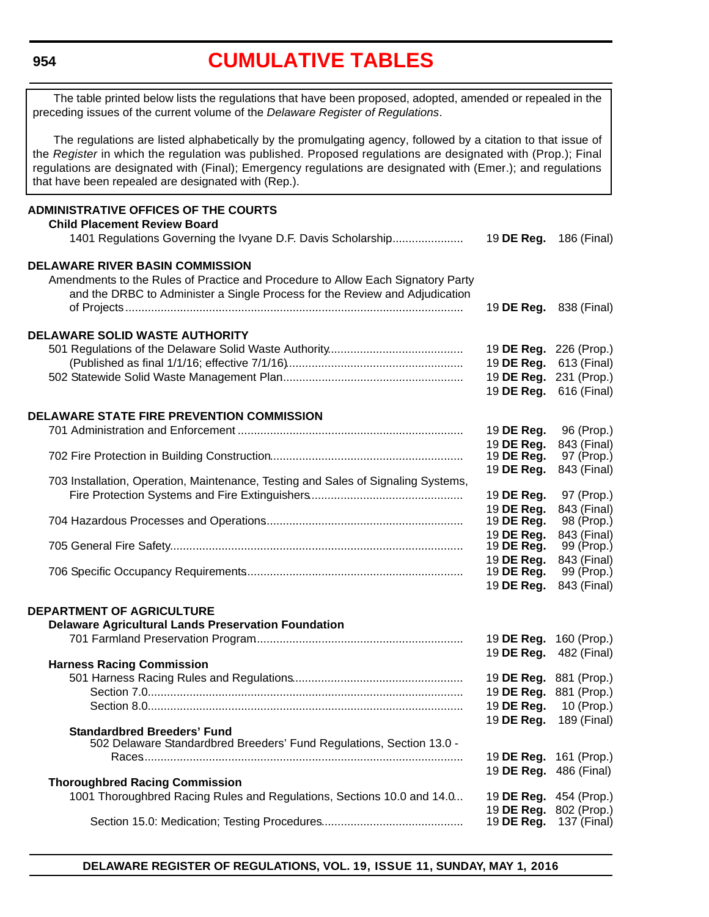# CUMULATIVE TABLES

The table printed below lists the regulations that have been proposed, adopted, amended or repealed in the preceding issues of the current volume of the *Delaware Register of Regulations*.

The regulations are listed alphabetically by the promulgating agency, followed by a citation to that issue of the *Register* in which the regulation was published. Proposed regulations are designated with (Prop.); Final regulations are designated with (Final); Emergency regulations are designated with (Emer.); and regulations that have been repealed are designated with (Rep.).

**ADMINISTRATIVE OFFICES OF THE COURTS**

**Child Placement Review Board**

| Regulation | Citation |
|---|---|
| 1401 Regulations Governing the Ivyane D.F. Davis Scholarship | 19 **DE Reg.** 186 (Final) |

**DELAWARE RIVER BASIN COMMISSION**

| Regulation | Citation |
|---|---|
| Amendments to the Rules of Practice and Procedure to Allow Each Signatory Party and the DRBC to Administer a Single Process for the Review and Adjudication of Projects | 19 **DE Reg.** 838 (Final) |

**DELAWARE SOLID WASTE AUTHORITY**

| Regulation | Citation |
|---|---|
| 501 Regulations of the Delaware Solid Waste Authority | 19 **DE Reg.** 226 (Prop.) |
| (Published as final 1/1/16; effective 7/1/16) | 19 **DE Reg.** 613 (Final) |
| 502 Statewide Solid Waste Management Plan | 19 **DE Reg.** 231 (Prop.) |
| | 19 **DE Reg.** 616 (Final) |

**DELAWARE STATE FIRE PREVENTION COMMISSION**

| Regulation | Citation |
|---|---|
| 701 Administration and Enforcement | 19 **DE Reg.** 96 (Prop.) |
| | 19 **DE Reg.** 843 (Final) |
| 702 Fire Protection in Building Construction | 19 **DE Reg.** 97 (Prop.) |
| | 19 **DE Reg.** 843 (Final) |
| 703 Installation, Operation, Maintenance, Testing and Sales of Signaling Systems, Fire Protection Systems and Fire Extinguishers | 19 **DE Reg.** 97 (Prop.) |
| | 19 **DE Reg.** 843 (Final) |
| 704 Hazardous Processes and Operations | 19 **DE Reg.** 98 (Prop.) |
| | 19 **DE Reg.** 843 (Final) |
| 705 General Fire Safety | 19 **DE Reg.** 99 (Prop.) |
| | 19 **DE Reg.** 843 (Final) |
| 706 Specific Occupancy Requirements | 19 **DE Reg.** 99 (Prop.) |
| | 19 **DE Reg.** 843 (Final) |

**DEPARTMENT OF AGRICULTURE**

**Delaware Agricultural Lands Preservation Foundation**

| Regulation | Citation |
|---|---|
| 701 Farmland Preservation Program | 19 **DE Reg.** 160 (Prop.) |
| | 19 **DE Reg.** 482 (Final) |

**Harness Racing Commission**

| Regulation | Citation |
|---|---|
| 501 Harness Racing Rules and Regulations | 19 **DE Reg.** 881 (Prop.) |
| Section 7.0 | 19 **DE Reg.** 881 (Prop.) |
| Section 8.0 | 19 **DE Reg.** 10 (Prop.) |
| | 19 **DE Reg.** 189 (Final) |

**Standardbred Breeders' Fund**

| Regulation | Citation |
|---|---|
| 502 Delaware Standardbred Breeders' Fund Regulations, Section 13.0 - Races | 19 **DE Reg.** 161 (Prop.) |
| | 19 **DE Reg.** 486 (Final) |

**Thoroughbred Racing Commission**

| Regulation | Citation |
|---|---|
| 1001 Thoroughbred Racing Rules and Regulations, Sections 10.0 and 14.0 | 19 **DE Reg.** 454 (Prop.) |
| | 19 **DE Reg.** 802 (Prop.) |
| Section 15.0: Medication; Testing Procedures | 19 **DE Reg.** 137 (Final) |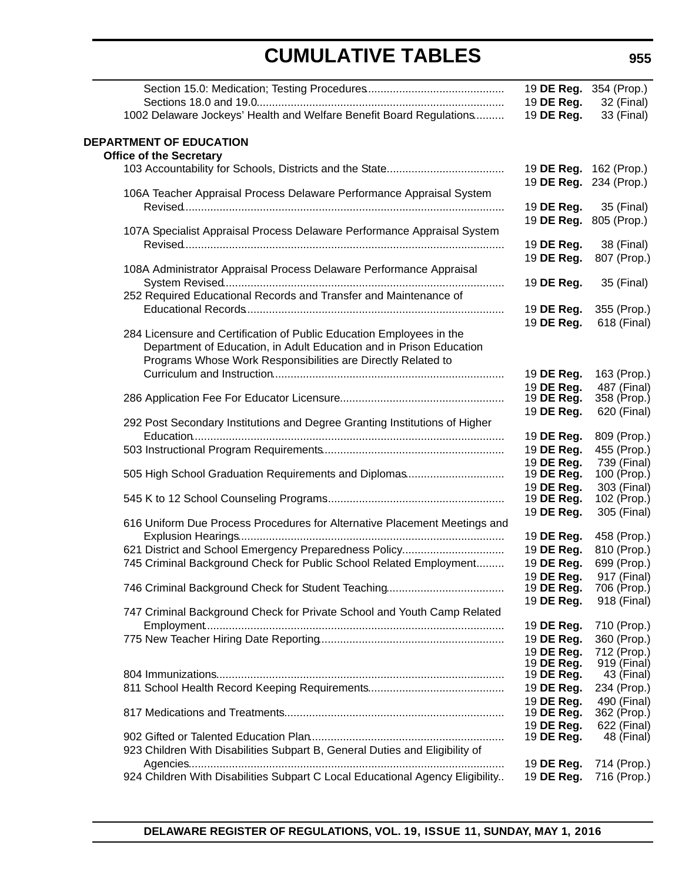## CUMULATIVE TABLES

| | |
|---|---|
| Section 15.0: Medication; Testing Procedures | 19 **DE Reg.** 354 (Prop.) |
| Sections 18.0 and 19.0 | 19 **DE Reg.** 32 (Final) |
| 1002 Delaware Jockeys' Health and Welfare Benefit Board Regulations | 19 **DE Reg.** 33 (Final) |

**DEPARTMENT OF EDUCATION**

**Office of the Secretary**

| | |
|---|---|
| 103 Accountability for Schools, Districts and the State | 19 **DE Reg.** 162 (Prop.) |
| | 19 **DE Reg.** 234 (Prop.) |
| 106A Teacher Appraisal Process Delaware Performance Appraisal System Revised | 19 **DE Reg.** 35 (Final) |
| | 19 **DE Reg.** 805 (Prop.) |
| 107A Specialist Appraisal Process Delaware Performance Appraisal System Revised | 19 **DE Reg.** 38 (Final) |
| | 19 **DE Reg.** 807 (Prop.) |
| 108A Administrator Appraisal Process Delaware Performance Appraisal System Revised | 19 **DE Reg.** 35 (Final) |
| 252 Required Educational Records and Transfer and Maintenance of Educational Records | 19 **DE Reg.** 355 (Prop.) |
| | 19 **DE Reg.** 618 (Final) |
| 284 Licensure and Certification of Public Education Employees in the Department of Education, in Adult Education and in Prison Education Programs Whose Work Responsibilities are Directly Related to Curriculum and Instruction | 19 **DE Reg.** 163 (Prop.) |
| | 19 **DE Reg.** 487 (Final) |
| 286 Application Fee For Educator Licensure | 19 **DE Reg.** 358 (Prop.) |
| | 19 **DE Reg.** 620 (Final) |
| 292 Post Secondary Institutions and Degree Granting Institutions of Higher Education | 19 **DE Reg.** 809 (Prop.) |
| 503 Instructional Program Requirements | 19 **DE Reg.** 455 (Prop.) |
| | 19 **DE Reg.** 739 (Final) |
| 505 High School Graduation Requirements and Diplomas | 19 **DE Reg.** 100 (Prop.) |
| | 19 **DE Reg.** 303 (Final) |
| 545 K to 12 School Counseling Programs | 19 **DE Reg.** 102 (Prop.) |
| | 19 **DE Reg.** 305 (Final) |
| 616 Uniform Due Process Procedures for Alternative Placement Meetings and Explusion Hearings | 19 **DE Reg.** 458 (Prop.) |
| 621 District and School Emergency Preparedness Policy | 19 **DE Reg.** 810 (Prop.) |
| 745 Criminal Background Check for Public School Related Employment | 19 **DE Reg.** 699 (Prop.) |
| | 19 **DE Reg.** 917 (Final) |
| 746 Criminal Background Check for Student Teaching | 19 **DE Reg.** 706 (Prop.) |
| | 19 **DE Reg.** 918 (Final) |
| 747 Criminal Background Check for Private School and Youth Camp Related Employment | 19 **DE Reg.** 710 (Prop.) |
| 775 New Teacher Hiring Date Reporting | 19 **DE Reg.** 360 (Prop.) |
| | 19 **DE Reg.** 712 (Prop.) |
| | 19 **DE Reg.** 919 (Final) |
| 804 Immunizations | 19 **DE Reg.** 43 (Final) |
| 811 School Health Record Keeping Requirements | 19 **DE Reg.** 234 (Prop.) |
| | 19 **DE Reg.** 490 (Final) |
| 817 Medications and Treatments | 19 **DE Reg.** 362 (Prop.) |
| | 19 **DE Reg.** 622 (Final) |
| 902 Gifted or Talented Education Plan | 19 **DE Reg.** 48 (Final) |
| 923 Children With Disabilities Subpart B, General Duties and Eligibility of Agencies | 19 **DE Reg.** 714 (Prop.) |
| 924 Children With Disabilities Subpart C Local Educational Agency Eligibility | 19 **DE Reg.** 716 (Prop.) |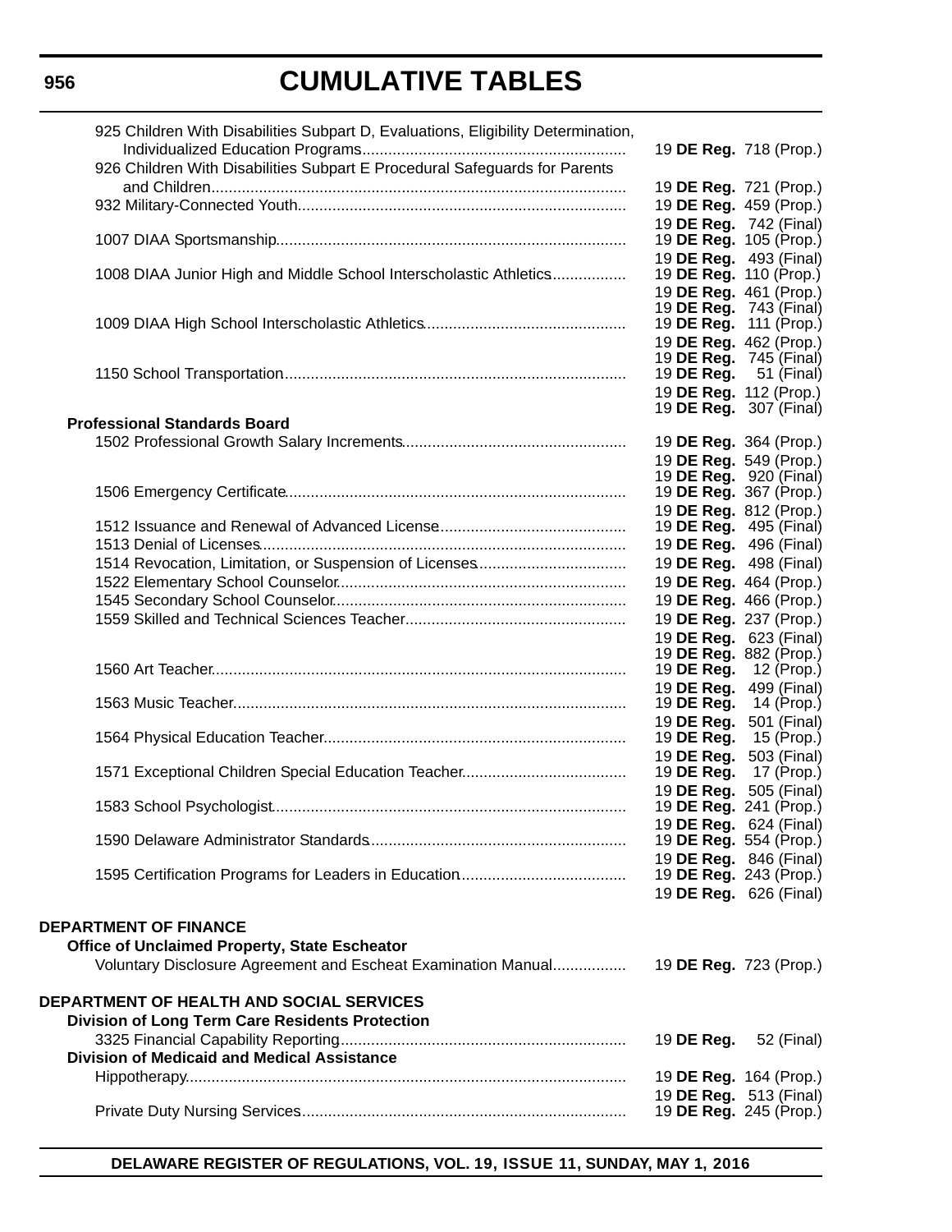# CUMULATIVE TABLES

| | |
|---|---|
| 925 Children With Disabilities Subpart D, Evaluations, Eligibility Determination, Individualized Education Programs | 19 **DE Reg.** 718 (Prop.) |
| 926 Children With Disabilities Subpart E Procedural Safeguards for Parents and Children | 19 **DE Reg.** 721 (Prop.) |
| 932 Military-Connected Youth | 19 **DE Reg.** 459 (Prop.) |
| | 19 **DE Reg.** 742 (Final) |
| 1007 DIAA Sportsmanship | 19 **DE Reg.** 105 (Prop.) |
| | 19 **DE Reg.** 493 (Final) |
| 1008 DIAA Junior High and Middle School Interscholastic Athletics | 19 **DE Reg.** 110 (Prop.) |
| | 19 **DE Reg.** 461 (Prop.) |
| | 19 **DE Reg.** 743 (Final) |
| 1009 DIAA High School Interscholastic Athletics | 19 **DE Reg.** 111 (Prop.) |
| | 19 **DE Reg.** 462 (Prop.) |
| | 19 **DE Reg.** 745 (Final) |
| 1150 School Transportation | 19 **DE Reg.** 51 (Final) |
| | 19 **DE Reg.** 112 (Prop.) |
| | 19 **DE Reg.** 307 (Final) |
| **Professional Standards Board** | |
| 1502 Professional Growth Salary Increments | 19 **DE Reg.** 364 (Prop.) |
| | 19 **DE Reg.** 549 (Prop.) |
| | 19 **DE Reg.** 920 (Final) |
| 1506 Emergency Certificate | 19 **DE Reg.** 367 (Prop.) |
| | 19 **DE Reg.** 812 (Prop.) |
| 1512 Issuance and Renewal of Advanced License | 19 **DE Reg.** 495 (Final) |
| 1513 Denial of Licenses | 19 **DE Reg.** 496 (Final) |
| 1514 Revocation, Limitation, or Suspension of Licenses | 19 **DE Reg.** 498 (Final) |
| 1522 Elementary School Counselor | 19 **DE Reg.** 464 (Prop.) |
| 1545 Secondary School Counselor | 19 **DE Reg.** 466 (Prop.) |
| 1559 Skilled and Technical Sciences Teacher | 19 **DE Reg.** 237 (Prop.) |
| | 19 **DE Reg.** 623 (Final) |
| | 19 **DE Reg.** 882 (Prop.) |
| 1560 Art Teacher | 19 **DE Reg.** 12 (Prop.) |
| | 19 **DE Reg.** 499 (Final) |
| 1563 Music Teacher | 19 **DE Reg.** 14 (Prop.) |
| | 19 **DE Reg.** 501 (Final) |
| 1564 Physical Education Teacher | 19 **DE Reg.** 15 (Prop.) |
| | 19 **DE Reg.** 503 (Final) |
| 1571 Exceptional Children Special Education Teacher | 19 **DE Reg.** 17 (Prop.) |
| | 19 **DE Reg.** 505 (Final) |
| 1583 School Psychologist | 19 **DE Reg.** 241 (Prop.) |
| | 19 **DE Reg.** 624 (Final) |
| 1590 Delaware Administrator Standards | 19 **DE Reg.** 554 (Prop.) |
| | 19 **DE Reg.** 846 (Final) |
| 1595 Certification Programs for Leaders in Education | 19 **DE Reg.** 243 (Prop.) |
| | 19 **DE Reg.** 626 (Final) |

**DEPARTMENT OF FINANCE**

**Office of Unclaimed Property, State Escheator**

| | |
|---|---|
| Voluntary Disclosure Agreement and Escheat Examination Manual | 19 **DE Reg.** 723 (Prop.) |

**DEPARTMENT OF HEALTH AND SOCIAL SERVICES**

| | |
|---|---|
| **Division of Long Term Care Residents Protection** | |
| 3325 Financial Capability Reporting | 19 **DE Reg.** 52 (Final) |
| **Division of Medicaid and Medical Assistance** | |
| Hippotherapy | 19 **DE Reg.** 164 (Prop.) |
| | 19 **DE Reg.** 513 (Final) |
| Private Duty Nursing Services | 19 **DE Reg.** 245 (Prop.) |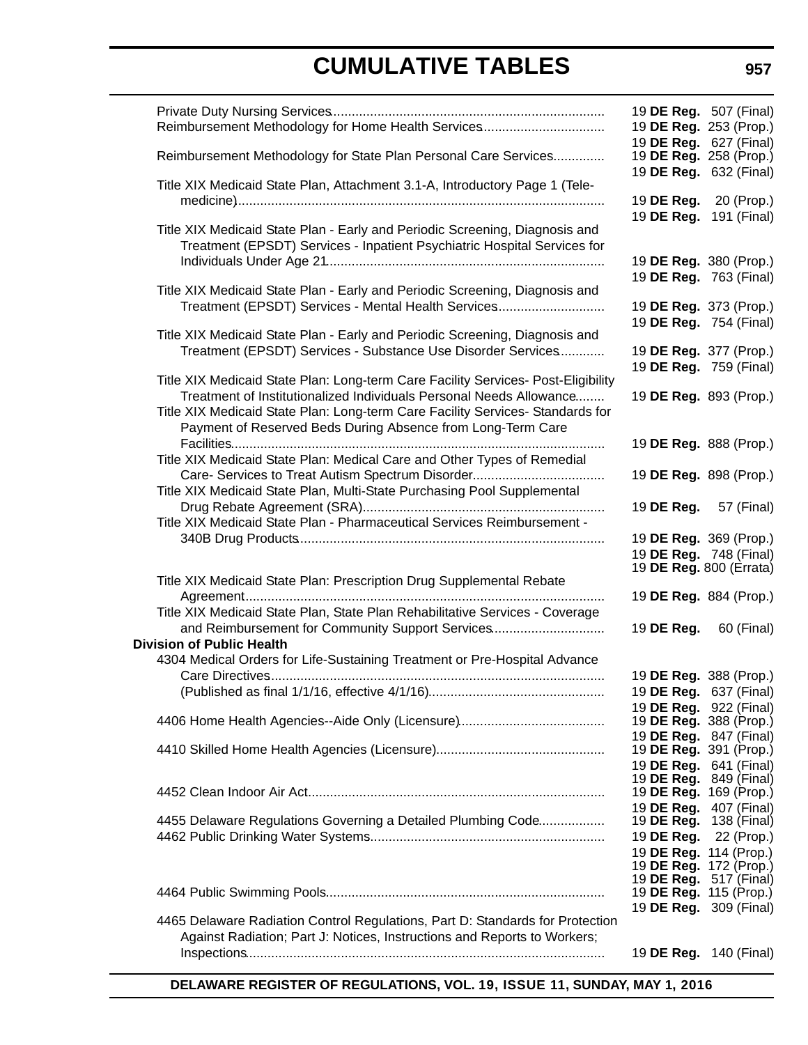Private Duty Nursing Services............ 19 **DE Reg.** 507 (Final)
Reimbursement Methodology for Home Health Services............ 19 **DE Reg.** 253 (Prop.)
19 **DE Reg.** 627 (Final)
Reimbursement Methodology for State Plan Personal Care Services............ 19 **DE Reg.** 258 (Prop.)
19 **DE Reg.** 632 (Final)
Title XIX Medicaid State Plan, Attachment 3.1-A, Introductory Page 1 (Tele-medicine)............ 19 **DE Reg.** 20 (Prop.)
19 **DE Reg.** 191 (Final)
Title XIX Medicaid State Plan - Early and Periodic Screening, Diagnosis and Treatment (EPSDT) Services - Inpatient Psychiatric Hospital Services for Individuals Under Age 21............ 19 **DE Reg.** 380 (Prop.)
19 **DE Reg.** 763 (Final)
Title XIX Medicaid State Plan - Early and Periodic Screening, Diagnosis and Treatment (EPSDT) Services - Mental Health Services............ 19 **DE Reg.** 373 (Prop.)
19 **DE Reg.** 754 (Final)
Title XIX Medicaid State Plan - Early and Periodic Screening, Diagnosis and Treatment (EPSDT) Services - Substance Use Disorder Services............ 19 **DE Reg.** 377 (Prop.)
19 **DE Reg.** 759 (Final)
Title XIX Medicaid State Plan: Long-term Care Facility Services- Post-Eligibility Treatment of Institutionalized Individuals Personal Needs Allowance............ 19 **DE Reg.** 893 (Prop.)
Title XIX Medicaid State Plan: Long-term Care Facility Services- Standards for Payment of Reserved Beds During Absence from Long-Term Care Facilities............ 19 **DE Reg.** 888 (Prop.)
Title XIX Medicaid State Plan: Medical Care and Other Types of Remedial Care- Services to Treat Autism Spectrum Disorder............ 19 **DE Reg.** 898 (Prop.)
Title XIX Medicaid State Plan, Multi-State Purchasing Pool Supplemental Drug Rebate Agreement (SRA)............ 19 **DE Reg.** 57 (Final)
Title XIX Medicaid State Plan - Pharmaceutical Services Reimbursement - 340B Drug Products............ 19 **DE Reg.** 369 (Prop.)
19 **DE Reg.** 748 (Final)
19 **DE Reg.** 800 (Errata)
Title XIX Medicaid State Plan: Prescription Drug Supplemental Rebate Agreement............ 19 **DE Reg.** 884 (Prop.)
Title XIX Medicaid State Plan, State Plan Rehabilitative Services - Coverage and Reimbursement for Community Support Services............ 19 **DE Reg.** 60 (Final)

**Division of Public Health**

4304 Medical Orders for Life-Sustaining Treatment or Pre-Hospital Advance Care Directives............ 19 **DE Reg.** 388 (Prop.)
(Published as final 1/1/16, effective 4/1/16)............ 19 **DE Reg.** 637 (Final)
19 **DE Reg.** 922 (Final)
4406 Home Health Agencies--Aide Only (Licensure)............ 19 **DE Reg.** 388 (Prop.)
19 **DE Reg.** 847 (Final)
4410 Skilled Home Health Agencies (Licensure)............ 19 **DE Reg.** 391 (Prop.)
19 **DE Reg.** 641 (Final)
19 **DE Reg.** 849 (Final)
4452 Clean Indoor Air Act............ 19 **DE Reg.** 169 (Prop.)
19 **DE Reg.** 407 (Final)
4455 Delaware Regulations Governing a Detailed Plumbing Code............ 19 **DE Reg.** 138 (Final)
4462 Public Drinking Water Systems............ 19 **DE Reg.** 22 (Prop.)
19 **DE Reg.** 114 (Prop.)
19 **DE Reg.** 172 (Prop.)
19 **DE Reg.** 517 (Final)
4464 Public Swimming Pools............ 19 **DE Reg.** 115 (Prop.)
19 **DE Reg.** 309 (Final)
4465 Delaware Radiation Control Regulations, Part D: Standards for Protection Against Radiation; Part J: Notices, Instructions and Reports to Workers; Inspections............ 19 **DE Reg.** 140 (Final)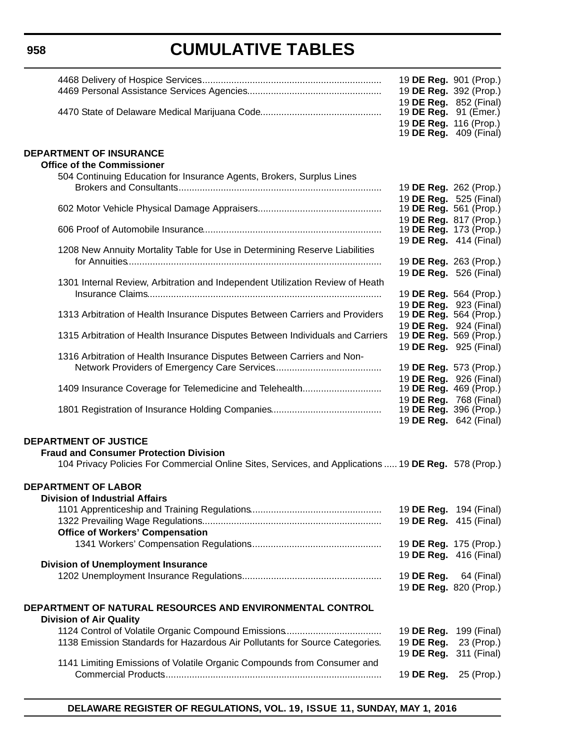# CUMULATIVE TABLES

| | |
|---|---|
| 4468 Delivery of Hospice Services | 19 **DE Reg.** 901 (Prop.) |
| 4469 Personal Assistance Services Agencies | 19 **DE Reg.** 392 (Prop.) |
| | 19 **DE Reg.** 852 (Final) |
| 4470 State of Delaware Medical Marijuana Code | 19 **DE Reg.** 91 (Emer.) |
| | 19 **DE Reg.** 116 (Prop.) |
| | 19 **DE Reg.** 409 (Final) |

**DEPARTMENT OF INSURANCE**

**Office of the Commissioner**

| | |
|---|---|
| 504 Continuing Education for Insurance Agents, Brokers, Surplus Lines Brokers and Consultants | 19 **DE Reg.** 262 (Prop.) |
| | 19 **DE Reg.** 525 (Final) |
| 602 Motor Vehicle Physical Damage Appraisers | 19 **DE Reg.** 561 (Prop.) |
| | 19 **DE Reg.** 817 (Prop.) |
| 606 Proof of Automobile Insurance | 19 **DE Reg.** 173 (Prop.) |
| | 19 **DE Reg.** 414 (Final) |
| 1208 New Annuity Mortality Table for Use in Determining Reserve Liabilities for Annuities | 19 **DE Reg.** 263 (Prop.) |
| | 19 **DE Reg.** 526 (Final) |
| 1301 Internal Review, Arbitration and Independent Utilization Review of Heath Insurance Claims | 19 **DE Reg.** 564 (Prop.) |
| | 19 **DE Reg.** 923 (Final) |
| 1313 Arbitration of Health Insurance Disputes Between Carriers and Providers | 19 **DE Reg.** 564 (Prop.) |
| | 19 **DE Reg.** 924 (Final) |
| 1315 Arbitration of Health Insurance Disputes Between Individuals and Carriers | 19 **DE Reg.** 569 (Prop.) |
| | 19 **DE Reg.** 925 (Final) |
| 1316 Arbitration of Health Insurance Disputes Between Carriers and Non-Network Providers of Emergency Care Services | 19 **DE Reg.** 573 (Prop.) |
| | 19 **DE Reg.** 926 (Final) |
| 1409 Insurance Coverage for Telemedicine and Telehealth | 19 **DE Reg.** 469 (Prop.) |
| | 19 **DE Reg.** 768 (Final) |
| 1801 Registration of Insurance Holding Companies | 19 **DE Reg.** 396 (Prop.) |
| | 19 **DE Reg.** 642 (Final) |

**DEPARTMENT OF JUSTICE**

**Fraud and Consumer Protection Division**

| | |
|---|---|
| 104 Privacy Policies For Commercial Online Sites, Services, and Applications | 19 **DE Reg.** 578 (Prop.) |

**DEPARTMENT OF LABOR**

**Division of Industrial Affairs**

| | |
|---|---|
| 1101 Apprenticeship and Training Regulations | 19 **DE Reg.** 194 (Final) |
| 1322 Prevailing Wage Regulations | 19 **DE Reg.** 415 (Final) |

**Office of Workers' Compensation**

| | |
|---|---|
| 1341 Workers' Compensation Regulations | 19 **DE Reg.** 175 (Prop.) |
| | 19 **DE Reg.** 416 (Final) |

**Division of Unemployment Insurance**

| | |
|---|---|
| 1202 Unemployment Insurance Regulations | 19 **DE Reg.** 64 (Final) |
| | 19 **DE Reg.** 820 (Prop.) |

**DEPARTMENT OF NATURAL RESOURCES AND ENVIRONMENTAL CONTROL**

**Division of Air Quality**

| | |
|---|---|
| 1124 Control of Volatile Organic Compound Emissions | 19 **DE Reg.** 199 (Final) |
| 1138 Emission Standards for Hazardous Air Pollutants for Source Categories | 19 **DE Reg.** 23 (Prop.) |
| | 19 **DE Reg.** 311 (Final) |
| 1141 Limiting Emissions of Volatile Organic Compounds from Consumer and Commercial Products | 19 **DE Reg.** 25 (Prop.) |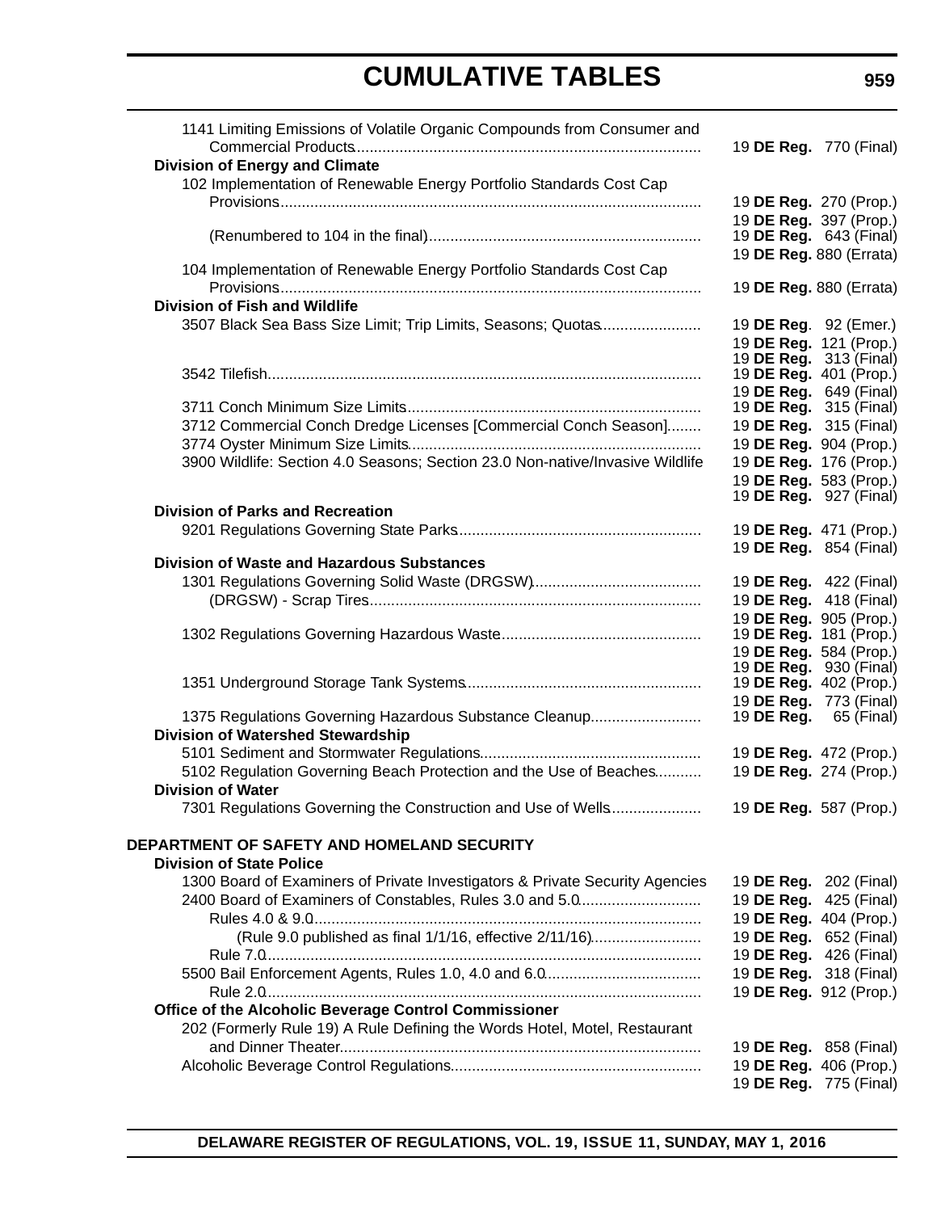# CUMULATIVE TABLES

| | |
|---|---|
| 1141 Limiting Emissions of Volatile Organic Compounds from Consumer and Commercial Products | 19 **DE Reg.** 770 (Final) |
| **Division of Energy and Climate** | |
| 102 Implementation of Renewable Energy Portfolio Standards Cost Cap Provisions | 19 **DE Reg.** 270 (Prop.) |
| | 19 **DE Reg.** 397 (Prop.) |
| (Renumbered to 104 in the final) | 19 **DE Reg.** 643 (Final) |
| | 19 **DE Reg.** 880 (Errata) |
| 104 Implementation of Renewable Energy Portfolio Standards Cost Cap Provisions | 19 **DE Reg.** 880 (Errata) |
| **Division of Fish and Wildlife** | |
| 3507 Black Sea Bass Size Limit; Trip Limits, Seasons; Quotas | 19 **DE Reg**. 92 (Emer.) |
| | 19 **DE Reg.** 121 (Prop.) |
| | 19 **DE Reg.** 313 (Final) |
| 3542 Tilefish | 19 **DE Reg.** 401 (Prop.) |
| | 19 **DE Reg.** 649 (Final) |
| 3711 Conch Minimum Size Limits | 19 **DE Reg.** 315 (Final) |
| 3712 Commercial Conch Dredge Licenses [Commercial Conch Season] | 19 **DE Reg.** 315 (Final) |
| 3774 Oyster Minimum Size Limits | 19 **DE Reg.** 904 (Prop.) |
| 3900 Wildlife: Section 4.0 Seasons; Section 23.0 Non-native/Invasive Wildlife | 19 **DE Reg.** 176 (Prop.) |
| | 19 **DE Reg.** 583 (Prop.) |
| | 19 **DE Reg.** 927 (Final) |
| **Division of Parks and Recreation** | |
| 9201 Regulations Governing State Parks | 19 **DE Reg.** 471 (Prop.) |
| | 19 **DE Reg.** 854 (Final) |
| **Division of Waste and Hazardous Substances** | |
| 1301 Regulations Governing Solid Waste (DRGSW) | 19 **DE Reg.** 422 (Final) |
| (DRGSW) - Scrap Tires | 19 **DE Reg.** 418 (Final) |
| | 19 **DE Reg.** 905 (Prop.) |
| 1302 Regulations Governing Hazardous Waste | 19 **DE Reg.** 181 (Prop.) |
| | 19 **DE Reg.** 584 (Prop.) |
| | 19 **DE Reg.** 930 (Final) |
| 1351 Underground Storage Tank Systems | 19 **DE Reg.** 402 (Prop.) |
| | 19 **DE Reg.** 773 (Final) |
| 1375 Regulations Governing Hazardous Substance Cleanup | 19 **DE Reg.** 65 (Final) |
| **Division of Watershed Stewardship** | |
| 5101 Sediment and Stormwater Regulations | 19 **DE Reg.** 472 (Prop.) |
| 5102 Regulation Governing Beach Protection and the Use of Beaches | 19 **DE Reg.** 274 (Prop.) |
| **Division of Water** | |
| 7301 Regulations Governing the Construction and Use of Wells | 19 **DE Reg.** 587 (Prop.) |
| | |
| **DEPARTMENT OF SAFETY AND HOMELAND SECURITY** | |
| **Division of State Police** | |
| 1300 Board of Examiners of Private Investigators & Private Security Agencies | 19 **DE Reg.** 202 (Final) |
| 2400 Board of Examiners of Constables, Rules 3.0 and 5.0 | 19 **DE Reg.** 425 (Final) |
| Rules 4.0 & 9.0 | 19 **DE Reg.** 404 (Prop.) |
| (Rule 9.0 published as final 1/1/16, effective 2/11/16) | 19 **DE Reg.** 652 (Final) |
| Rule 7.0 | 19 **DE Reg.** 426 (Final) |
| 5500 Bail Enforcement Agents, Rules 1.0, 4.0 and 6.0 | 19 **DE Reg.** 318 (Final) |
| Rule 2.0 | 19 **DE Reg.** 912 (Prop.) |
| **Office of the Alcoholic Beverage Control Commissioner** | |
| 202 (Formerly Rule 19) A Rule Defining the Words Hotel, Motel, Restaurant and Dinner Theater | 19 **DE Reg.** 858 (Final) |
| Alcoholic Beverage Control Regulations | 19 **DE Reg.** 406 (Prop.) |
| | 19 **DE Reg.** 775 (Final) |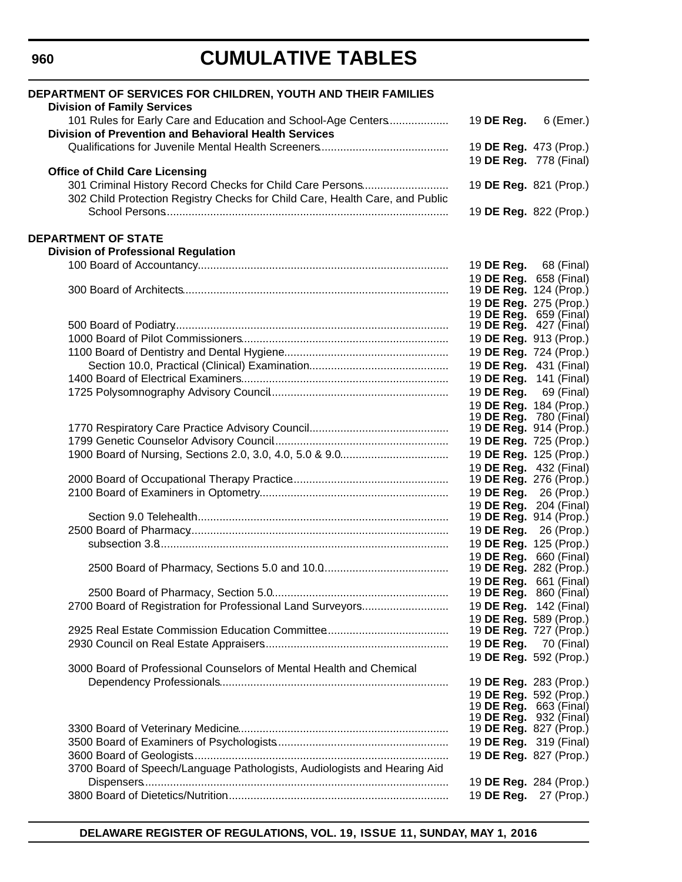# CUMULATIVE TABLES

**DEPARTMENT OF SERVICES FOR CHILDREN, YOUTH AND THEIR FAMILIES**

**Division of Family Services**

| | |
|---|---|
| 101 Rules for Early Care and Education and School-Age Centers | 19 **DE Reg.** 6 (Emer.) |

**Division of Prevention and Behavioral Health Services**

| | |
|---|---|
| Qualifications for Juvenile Mental Health Screeners | 19 **DE Reg.** 473 (Prop.) |
| | 19 **DE Reg.** 778 (Final) |

**Office of Child Care Licensing**

| | |
|---|---|
| 301 Criminal History Record Checks for Child Care Persons | 19 **DE Reg.** 821 (Prop.) |
| 302 Child Protection Registry Checks for Child Care, Health Care, and Public School Persons | 19 **DE Reg.** 822 (Prop.) |

**DEPARTMENT OF STATE**

**Division of Professional Regulation**

| | |
|---|---|
| 100 Board of Accountancy | 19 **DE Reg.** 68 (Final) |
| | 19 **DE Reg.** 658 (Final) |
| 300 Board of Architects | 19 **DE Reg.** 124 (Prop.) |
| | 19 **DE Reg.** 275 (Prop.) |
| | 19 **DE Reg.** 659 (Final) |
| 500 Board of Podiatry | 19 **DE Reg.** 427 (Final) |
| 1000 Board of Pilot Commissioners | 19 **DE Reg.** 913 (Prop.) |
| 1100 Board of Dentistry and Dental Hygiene | 19 **DE Reg.** 724 (Prop.) |
| Section 10.0, Practical (Clinical) Examination | 19 **DE Reg.** 431 (Final) |
| 1400 Board of Electrical Examiners | 19 **DE Reg.** 141 (Final) |
| 1725 Polysomnography Advisory Council | 19 **DE Reg.** 69 (Final) |
| | 19 **DE Reg.** 184 (Prop.) |
| | 19 **DE Reg.** 780 (Final) |
| 1770 Respiratory Care Practice Advisory Council | 19 **DE Reg.** 914 (Prop.) |
| 1799 Genetic Counselor Advisory Council | 19 **DE Reg.** 725 (Prop.) |
| 1900 Board of Nursing, Sections 2.0, 3.0, 4.0, 5.0 & 9.0 | 19 **DE Reg.** 125 (Prop.) |
| | 19 **DE Reg.** 432 (Final) |
| 2000 Board of Occupational Therapy Practice | 19 **DE Reg.** 276 (Prop.) |
| 2100 Board of Examiners in Optometry | 19 **DE Reg.** 26 (Prop.) |
| | 19 **DE Reg.** 204 (Final) |
| Section 9.0 Telehealth | 19 **DE Reg.** 914 (Prop.) |
| 2500 Board of Pharmacy | 19 **DE Reg.** 26 (Prop.) |
| subsection 3.8 | 19 **DE Reg.** 125 (Prop.) |
| | 19 **DE Reg.** 660 (Final) |
| 2500 Board of Pharmacy, Sections 5.0 and 10.0 | 19 **DE Reg.** 282 (Prop.) |
| | 19 **DE Reg.** 661 (Final) |
| 2500 Board of Pharmacy, Section 5.0 | 19 **DE Reg.** 860 (Final) |
| 2700 Board of Registration for Professional Land Surveyors | 19 **DE Reg.** 142 (Final) |
| | 19 **DE Reg.** 589 (Prop.) |
| 2925 Real Estate Commission Education Committee | 19 **DE Reg.** 727 (Prop.) |
| 2930 Council on Real Estate Appraisers | 19 **DE Reg.** 70 (Final) |
| | 19 **DE Reg.** 592 (Prop.) |
| 3000 Board of Professional Counselors of Mental Health and Chemical Dependency Professionals | 19 **DE Reg.** 283 (Prop.) |
| | 19 **DE Reg.** 592 (Prop.) |
| | 19 **DE Reg.** 663 (Final) |
| | 19 **DE Reg.** 932 (Final) |
| 3300 Board of Veterinary Medicine | 19 **DE Reg.** 827 (Prop.) |
| 3500 Board of Examiners of Psychologists | 19 **DE Reg.** 319 (Final) |
| 3600 Board of Geologists | 19 **DE Reg.** 827 (Prop.) |
| 3700 Board of Speech/Language Pathologists, Audiologists and Hearing Aid Dispensers | 19 **DE Reg.** 284 (Prop.) |
| 3800 Board of Dietetics/Nutrition | 19 **DE Reg.** 27 (Prop.) |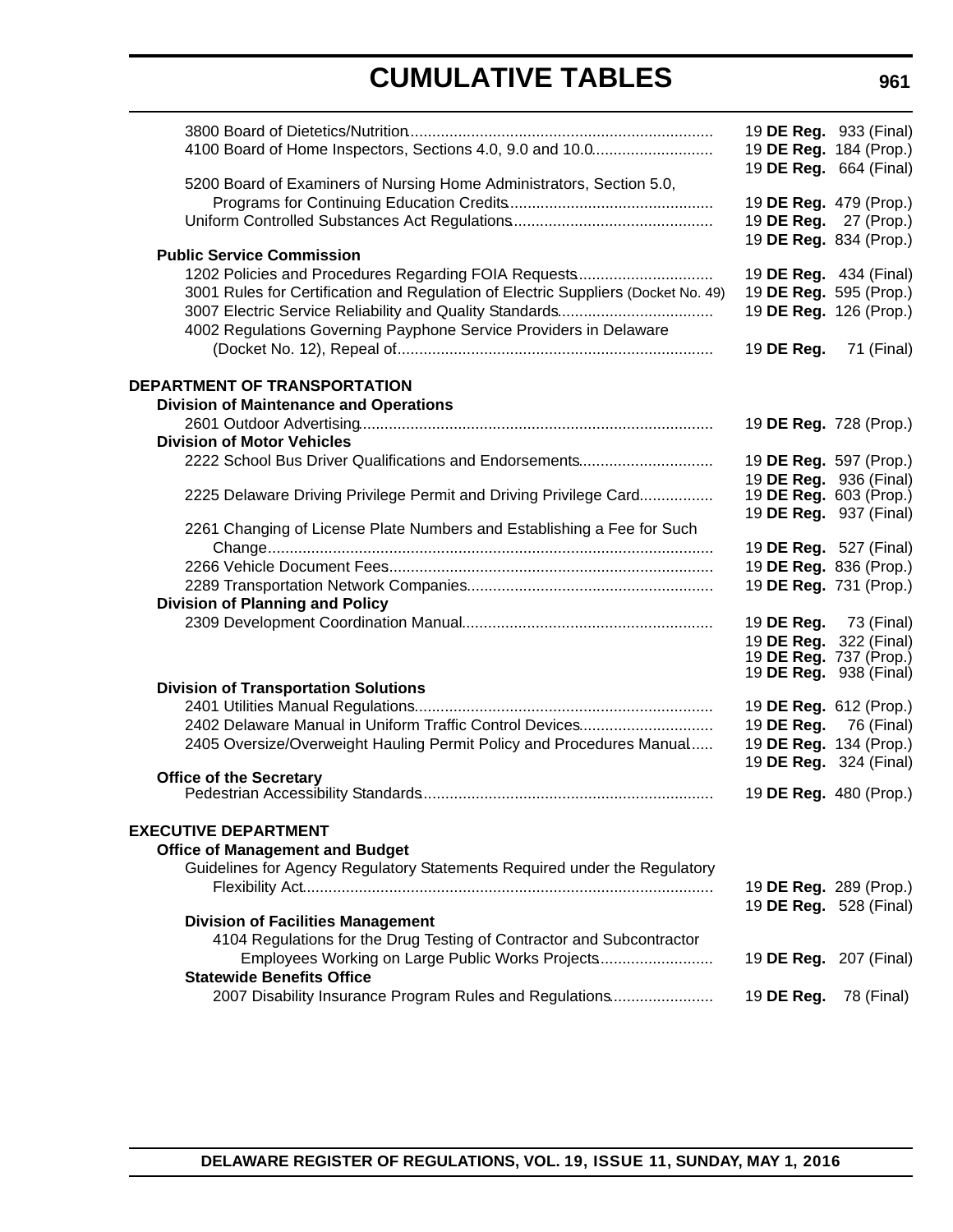# CUMULATIVE TABLES

| | |
|---|---|
| 3800 Board of Dietetics/Nutrition | 19 **DE Reg.** 933 (Final) |
| 4100 Board of Home Inspectors, Sections 4.0, 9.0 and 10.0 | 19 **DE Reg.** 184 (Prop.) |
| | 19 **DE Reg.** 664 (Final) |
| 5200 Board of Examiners of Nursing Home Administrators, Section 5.0, Programs for Continuing Education Credits | 19 **DE Reg.** 479 (Prop.) |
| Uniform Controlled Substances Act Regulations | 19 **DE Reg.** 27 (Prop.) |
| | 19 **DE Reg.** 834 (Prop.) |
| **Public Service Commission** | |
| 1202 Policies and Procedures Regarding FOIA Requests | 19 **DE Reg.** 434 (Final) |
| 3001 Rules for Certification and Regulation of Electric Suppliers (Docket No. 49) | 19 **DE Reg.** 595 (Prop.) |
| 3007 Electric Service Reliability and Quality Standards | 19 **DE Reg.** 126 (Prop.) |
| 4002 Regulations Governing Payphone Service Providers in Delaware (Docket No. 12), Repeal of | 19 **DE Reg.** 71 (Final) |

**DEPARTMENT OF TRANSPORTATION**

| | |
|---|---|
| **Division of Maintenance and Operations** | |
| 2601 Outdoor Advertising | 19 **DE Reg.** 728 (Prop.) |
| **Division of Motor Vehicles** | |
| 2222 School Bus Driver Qualifications and Endorsements | 19 **DE Reg.** 597 (Prop.) |
| | 19 **DE Reg.** 936 (Final) |
| 2225 Delaware Driving Privilege Permit and Driving Privilege Card | 19 **DE Reg.** 603 (Prop.) |
| | 19 **DE Reg.** 937 (Final) |
| 2261 Changing of License Plate Numbers and Establishing a Fee for Such Change | 19 **DE Reg.** 527 (Final) |
| 2266 Vehicle Document Fees | 19 **DE Reg.** 836 (Prop.) |
| 2289 Transportation Network Companies | 19 **DE Reg.** 731 (Prop.) |
| **Division of Planning and Policy** | |
| 2309 Development Coordination Manual | 19 **DE Reg.** 73 (Final) |
| | 19 **DE Reg.** 322 (Final) |
| | 19 **DE Reg.** 737 (Prop.) |
| | 19 **DE Reg.** 938 (Final) |
| **Division of Transportation Solutions** | |
| 2401 Utilities Manual Regulations | 19 **DE Reg.** 612 (Prop.) |
| 2402 Delaware Manual in Uniform Traffic Control Devices | 19 **DE Reg.** 76 (Final) |
| 2405 Oversize/Overweight Hauling Permit Policy and Procedures Manual | 19 **DE Reg.** 134 (Prop.) |
| | 19 **DE Reg.** 324 (Final) |
| **Office of the Secretary** | |
| Pedestrian Accessibility Standards | 19 **DE Reg.** 480 (Prop.) |

**EXECUTIVE DEPARTMENT**

| | |
|---|---|
| **Office of Management and Budget** | |
| Guidelines for Agency Regulatory Statements Required under the Regulatory Flexibility Act | 19 **DE Reg.** 289 (Prop.) |
| | 19 **DE Reg.** 528 (Final) |
| **Division of Facilities Management** | |
| 4104 Regulations for the Drug Testing of Contractor and Subcontractor Employees Working on Large Public Works Projects | 19 **DE Reg.** 207 (Final) |
| **Statewide Benefits Office** | |
| 2007 Disability Insurance Program Rules and Regulations | 19 **DE Reg.** 78 (Final) |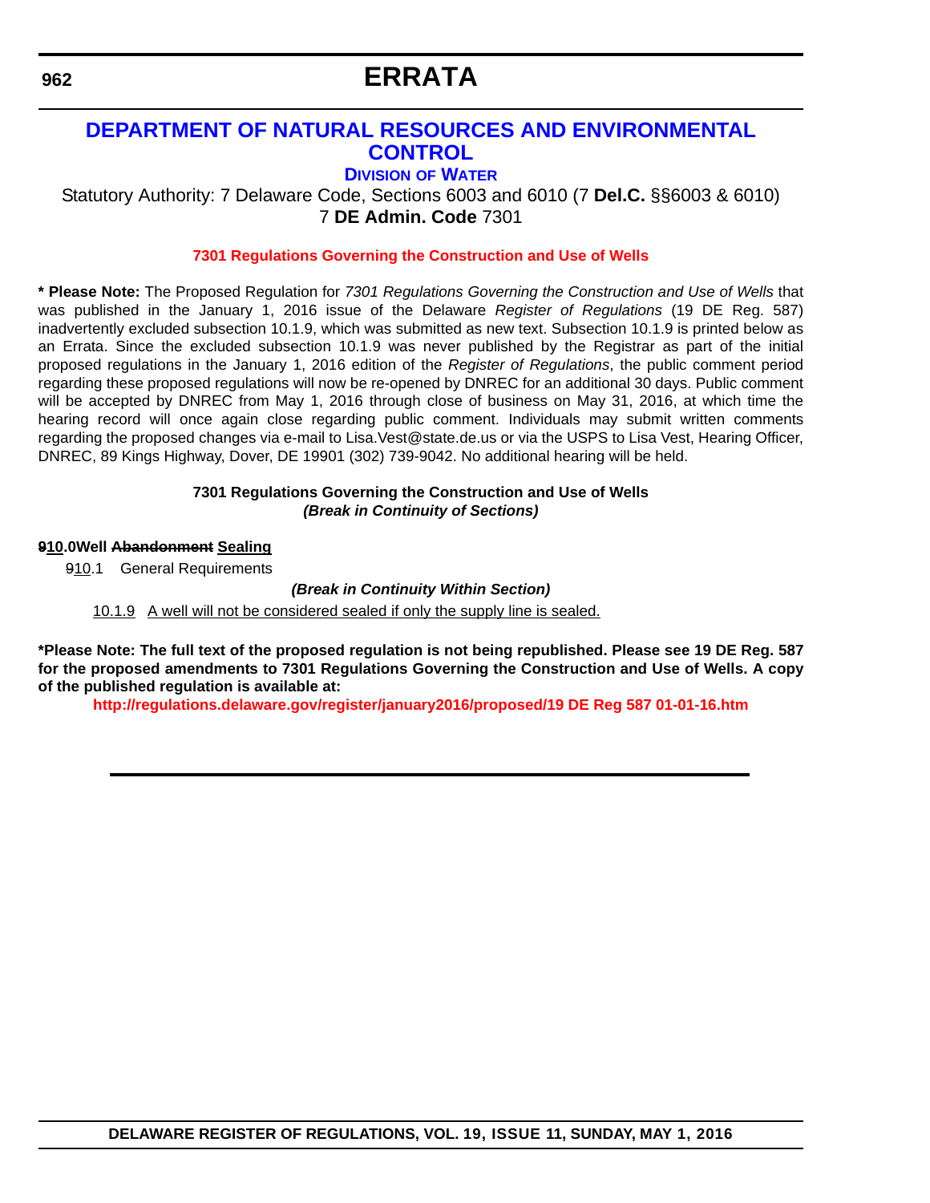# ERRATA

## DEPARTMENT OF NATURAL RESOURCES AND ENVIRONMENTAL CONTROL

### DIVISION OF WATER

Statutory Authority: 7 Delaware Code, Sections 6003 and 6010 (7 **Del.C.** §§6003 & 6010)
7 **DE Admin. Code** 7301

**7301 Regulations Governing the Construction and Use of Wells**

**\* Please Note:** The Proposed Regulation for *7301 Regulations Governing the Construction and Use of Wells* that was published in the January 1, 2016 issue of the Delaware *Register of Regulations* (19 DE Reg. 587) inadvertently excluded subsection 10.1.9, which was submitted as new text. Subsection 10.1.9 is printed below as an Errata. Since the excluded subsection 10.1.9 was never published by the Registrar as part of the initial proposed regulations in the January 1, 2016 edition of the *Register of Regulations*, the public comment period regarding these proposed regulations will now be re-opened by DNREC for an additional 30 days. Public comment will be accepted by DNREC from May 1, 2016 through close of business on May 31, 2016, at which time the hearing record will once again close regarding public comment. Individuals may submit written comments regarding the proposed changes via e-mail to Lisa.Vest@state.de.us or via the USPS to Lisa Vest, Hearing Officer, DNREC, 89 Kings Highway, Dover, DE 19901 (302) 739-9042. No additional hearing will be held.

**7301 Regulations Governing the Construction and Use of Wells**
***(Break in Continuity of Sections)***

**~~9~~<u>10</u>.0 Well ~~Abandonment~~ <u>Sealing</u>**

~~9~~<u>10</u>.1 General Requirements

***(Break in Continuity Within Section)***

<u>10.1.9 A well will not be considered sealed if only the supply line is sealed.</u>

**\*Please Note: The full text of the proposed regulation is not being republished. Please see 19 DE Reg. 587 for the proposed amendments to 7301 Regulations Governing the Construction and Use of Wells. A copy of the published regulation is available at:**

**http://regulations.delaware.gov/register/january2016/proposed/19 DE Reg 587 01-01-16.htm**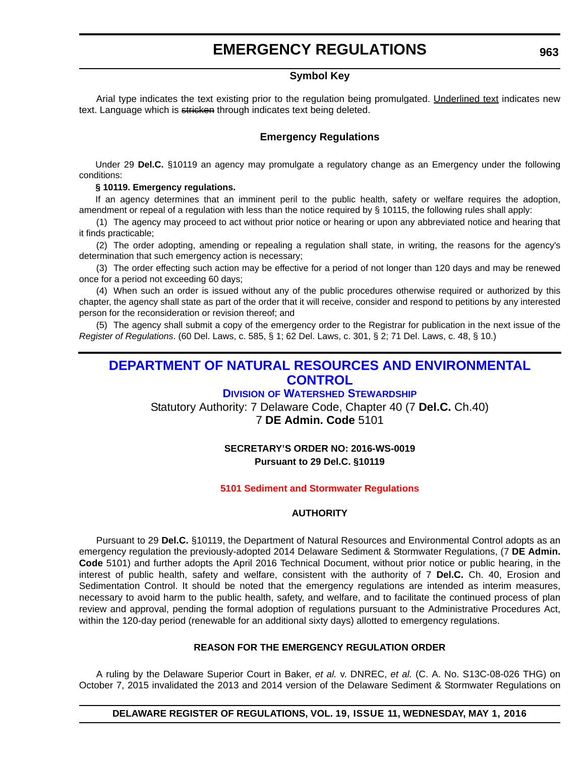# EMERGENCY REGULATIONS

### Symbol Key

Arial type indicates the text existing prior to the regulation being promulgated. Underlined text indicates new text. Language which is ~~stricken~~ through indicates text being deleted.

### Emergency Regulations

Under 29 **Del.C.** §10119 an agency may promulgate a regulatory change as an Emergency under the following conditions:

**§ 10119. Emergency regulations.**

If an agency determines that an imminent peril to the public health, safety or welfare requires the adoption, amendment or repeal of a regulation with less than the notice required by § 10115, the following rules shall apply:

(1) The agency may proceed to act without prior notice or hearing or upon any abbreviated notice and hearing that it finds practicable;

(2) The order adopting, amending or repealing a regulation shall state, in writing, the reasons for the agency's determination that such emergency action is necessary;

(3) The order effecting such action may be effective for a period of not longer than 120 days and may be renewed once for a period not exceeding 60 days;

(4) When such an order is issued without any of the public procedures otherwise required or authorized by this chapter, the agency shall state as part of the order that it will receive, consider and respond to petitions by any interested person for the reconsideration or revision thereof; and

(5) The agency shall submit a copy of the emergency order to the Registrar for publication in the next issue of the *Register of Regulations*. (60 Del. Laws, c. 585, § 1; 62 Del. Laws, c. 301, § 2; 71 Del. Laws, c. 48, § 10.)

## DEPARTMENT OF NATURAL RESOURCES AND ENVIRONMENTAL CONTROL

### Division of Watershed Stewardship

Statutory Authority: 7 Delaware Code, Chapter 40 (7 **Del.C.** Ch.40)
7 **DE Admin. Code** 5101

**SECRETARY'S ORDER NO: 2016-WS-0019**
**Pursuant to 29 Del.C. §10119**

**5101 Sediment and Stormwater Regulations**

**AUTHORITY**

Pursuant to 29 **Del.C.** §10119, the Department of Natural Resources and Environmental Control adopts as an emergency regulation the previously-adopted 2014 Delaware Sediment & Stormwater Regulations, (7 **DE Admin. Code** 5101) and further adopts the April 2016 Technical Document, without prior notice or public hearing, in the interest of public health, safety and welfare, consistent with the authority of 7 **Del.C.** Ch. 40, Erosion and Sedimentation Control. It should be noted that the emergency regulations are intended as interim measures, necessary to avoid harm to the public health, safety, and welfare, and to facilitate the continued process of plan review and approval, pending the formal adoption of regulations pursuant to the Administrative Procedures Act, within the 120-day period (renewable for an additional sixty days) allotted to emergency regulations.

**REASON FOR THE EMERGENCY REGULATION ORDER**

A ruling by the Delaware Superior Court in Baker, *et al.* v. DNREC, *et al.* (C. A. No. S13C-08-026 THG) on October 7, 2015 invalidated the 2013 and 2014 version of the Delaware Sediment & Stormwater Regulations on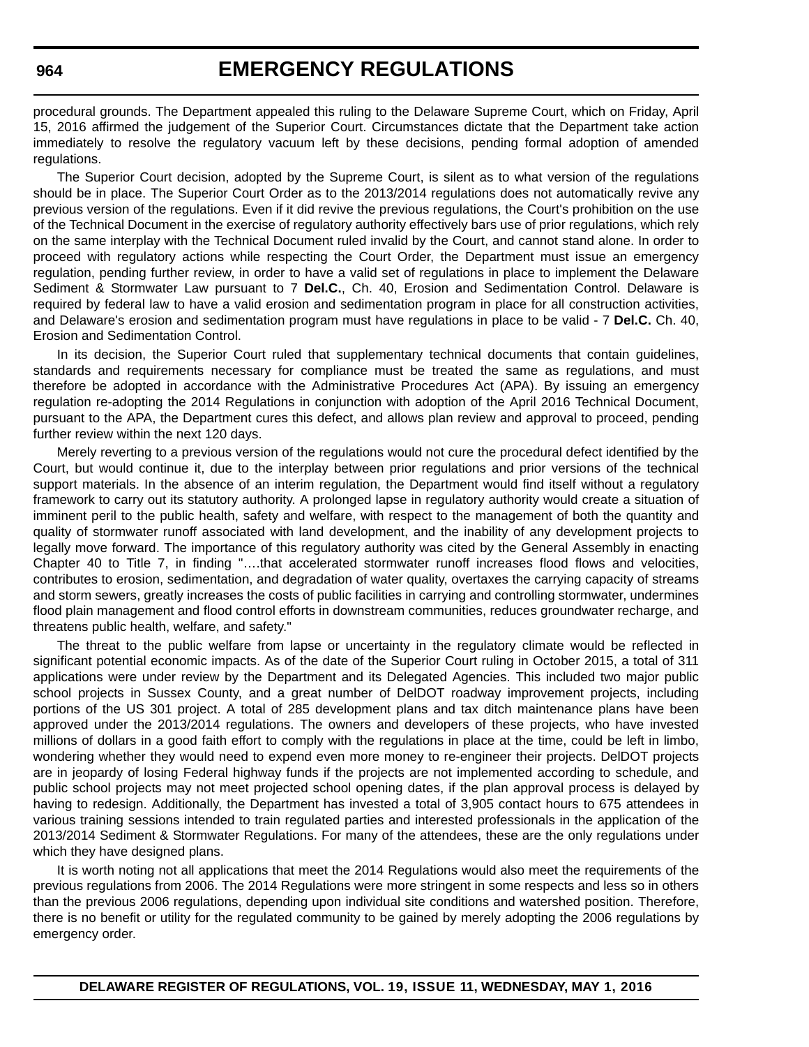procedural grounds. The Department appealed this ruling to the Delaware Supreme Court, which on Friday, April 15, 2016 affirmed the judgement of the Superior Court. Circumstances dictate that the Department take action immediately to resolve the regulatory vacuum left by these decisions, pending formal adoption of amended regulations.

The Superior Court decision, adopted by the Supreme Court, is silent as to what version of the regulations should be in place. The Superior Court Order as to the 2013/2014 regulations does not automatically revive any previous version of the regulations. Even if it did revive the previous regulations, the Court's prohibition on the use of the Technical Document in the exercise of regulatory authority effectively bars use of prior regulations, which rely on the same interplay with the Technical Document ruled invalid by the Court, and cannot stand alone. In order to proceed with regulatory actions while respecting the Court Order, the Department must issue an emergency regulation, pending further review, in order to have a valid set of regulations in place to implement the Delaware Sediment & Stormwater Law pursuant to 7 **Del.C.**, Ch. 40, Erosion and Sedimentation Control. Delaware is required by federal law to have a valid erosion and sedimentation program in place for all construction activities, and Delaware's erosion and sedimentation program must have regulations in place to be valid - 7 **Del.C.** Ch. 40, Erosion and Sedimentation Control.

In its decision, the Superior Court ruled that supplementary technical documents that contain guidelines, standards and requirements necessary for compliance must be treated the same as regulations, and must therefore be adopted in accordance with the Administrative Procedures Act (APA). By issuing an emergency regulation re-adopting the 2014 Regulations in conjunction with adoption of the April 2016 Technical Document, pursuant to the APA, the Department cures this defect, and allows plan review and approval to proceed, pending further review within the next 120 days.

Merely reverting to a previous version of the regulations would not cure the procedural defect identified by the Court, but would continue it, due to the interplay between prior regulations and prior versions of the technical support materials. In the absence of an interim regulation, the Department would find itself without a regulatory framework to carry out its statutory authority. A prolonged lapse in regulatory authority would create a situation of imminent peril to the public health, safety and welfare, with respect to the management of both the quantity and quality of stormwater runoff associated with land development, and the inability of any development projects to legally move forward. The importance of this regulatory authority was cited by the General Assembly in enacting Chapter 40 to Title 7, in finding "….that accelerated stormwater runoff increases flood flows and velocities, contributes to erosion, sedimentation, and degradation of water quality, overtaxes the carrying capacity of streams and storm sewers, greatly increases the costs of public facilities in carrying and controlling stormwater, undermines flood plain management and flood control efforts in downstream communities, reduces groundwater recharge, and threatens public health, welfare, and safety."

The threat to the public welfare from lapse or uncertainty in the regulatory climate would be reflected in significant potential economic impacts. As of the date of the Superior Court ruling in October 2015, a total of 311 applications were under review by the Department and its Delegated Agencies. This included two major public school projects in Sussex County, and a great number of DelDOT roadway improvement projects, including portions of the US 301 project. A total of 285 development plans and tax ditch maintenance plans have been approved under the 2013/2014 regulations. The owners and developers of these projects, who have invested millions of dollars in a good faith effort to comply with the regulations in place at the time, could be left in limbo, wondering whether they would need to expend even more money to re-engineer their projects. DelDOT projects are in jeopardy of losing Federal highway funds if the projects are not implemented according to schedule, and public school projects may not meet projected school opening dates, if the plan approval process is delayed by having to redesign. Additionally, the Department has invested a total of 3,905 contact hours to 675 attendees in various training sessions intended to train regulated parties and interested professionals in the application of the 2013/2014 Sediment & Stormwater Regulations. For many of the attendees, these are the only regulations under which they have designed plans.

It is worth noting not all applications that meet the 2014 Regulations would also meet the requirements of the previous regulations from 2006. The 2014 Regulations were more stringent in some respects and less so in others than the previous 2006 regulations, depending upon individual site conditions and watershed position. Therefore, there is no benefit or utility for the regulated community to be gained by merely adopting the 2006 regulations by emergency order.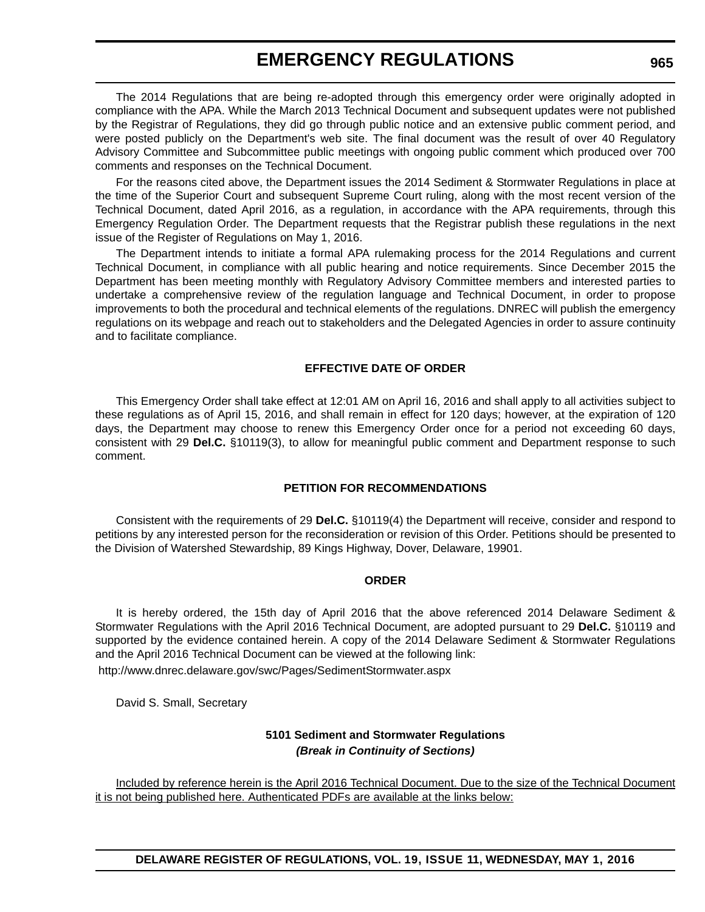The 2014 Regulations that are being re-adopted through this emergency order were originally adopted in compliance with the APA. While the March 2013 Technical Document and subsequent updates were not published by the Registrar of Regulations, they did go through public notice and an extensive public comment period, and were posted publicly on the Department's web site. The final document was the result of over 40 Regulatory Advisory Committee and Subcommittee public meetings with ongoing public comment which produced over 700 comments and responses on the Technical Document.

For the reasons cited above, the Department issues the 2014 Sediment & Stormwater Regulations in place at the time of the Superior Court and subsequent Supreme Court ruling, along with the most recent version of the Technical Document, dated April 2016, as a regulation, in accordance with the APA requirements, through this Emergency Regulation Order. The Department requests that the Registrar publish these regulations in the next issue of the Register of Regulations on May 1, 2016.

The Department intends to initiate a formal APA rulemaking process for the 2014 Regulations and current Technical Document, in compliance with all public hearing and notice requirements. Since December 2015 the Department has been meeting monthly with Regulatory Advisory Committee members and interested parties to undertake a comprehensive review of the regulation language and Technical Document, in order to propose improvements to both the procedural and technical elements of the regulations. DNREC will publish the emergency regulations on its webpage and reach out to stakeholders and the Delegated Agencies in order to assure continuity and to facilitate compliance.

### EFFECTIVE DATE OF ORDER

This Emergency Order shall take effect at 12:01 AM on April 16, 2016 and shall apply to all activities subject to these regulations as of April 15, 2016, and shall remain in effect for 120 days; however, at the expiration of 120 days, the Department may choose to renew this Emergency Order once for a period not exceeding 60 days, consistent with 29 **Del.C.** §10119(3), to allow for meaningful public comment and Department response to such comment.

### PETITION FOR RECOMMENDATIONS

Consistent with the requirements of 29 **Del.C.** §10119(4) the Department will receive, consider and respond to petitions by any interested person for the reconsideration or revision of this Order. Petitions should be presented to the Division of Watershed Stewardship, 89 Kings Highway, Dover, Delaware, 19901.

### ORDER

It is hereby ordered, the 15th day of April 2016 that the above referenced 2014 Delaware Sediment & Stormwater Regulations with the April 2016 Technical Document, are adopted pursuant to 29 **Del.C.** §10119 and supported by the evidence contained herein. A copy of the 2014 Delaware Sediment & Stormwater Regulations and the April 2016 Technical Document can be viewed at the following link:

http://www.dnrec.delaware.gov/swc/Pages/SedimentStormwater.aspx

David S. Small, Secretary

### 5101 Sediment and Stormwater Regulations

***(Break in Continuity of Sections)***

<u>Included by reference herein is the April 2016 Technical Document. Due to the size of the Technical Document it is not being published here. Authenticated PDFs are available at the links below:</u>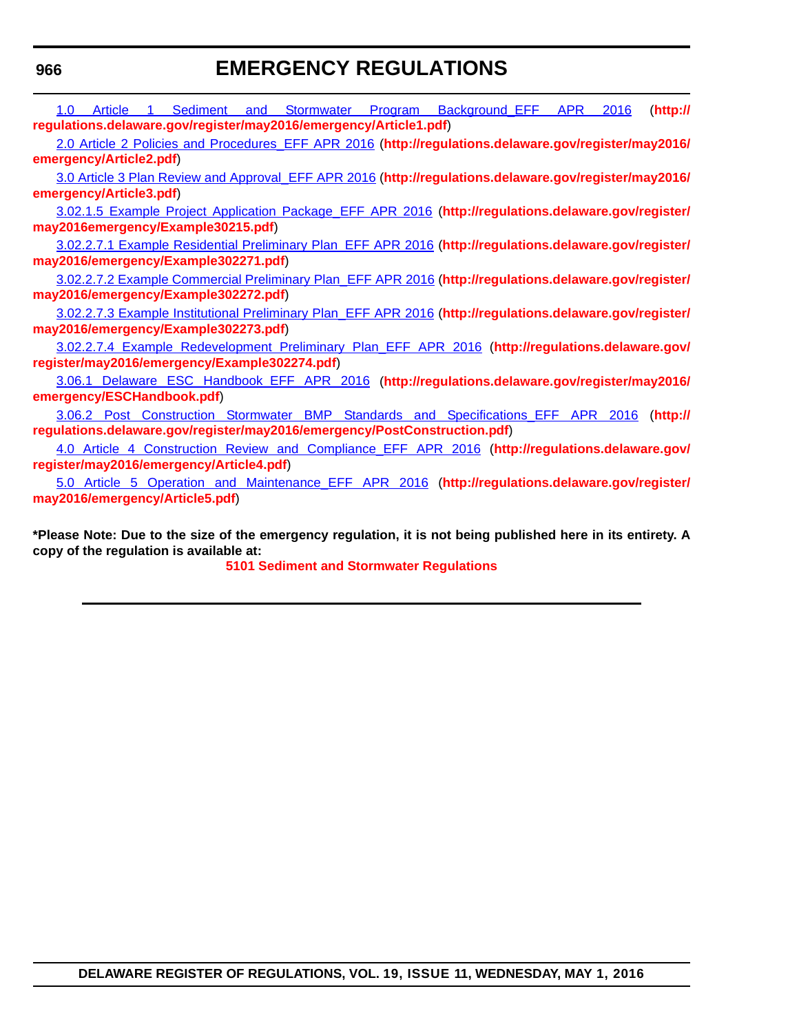1.0 Article 1 Sediment and Stormwater Program Background_EFF APR 2016 (**http://regulations.delaware.gov/register/may2016/emergency/Article1.pdf**)

2.0 Article 2 Policies and Procedures_EFF APR 2016 (**http://regulations.delaware.gov/register/may2016/emergency/Article2.pdf**)

3.0 Article 3 Plan Review and Approval_EFF APR 2016 (**http://regulations.delaware.gov/register/may2016/emergency/Article3.pdf**)

3.02.1.5 Example Project Application Package_EFF APR 2016 (**http://regulations.delaware.gov/register/may2016emergency/Example30215.pdf**)

3.02.2.7.1 Example Residential Preliminary Plan_EFF APR 2016 (**http://regulations.delaware.gov/register/may2016/emergency/Example302271.pdf**)

3.02.2.7.2 Example Commercial Preliminary Plan_EFF APR 2016 (**http://regulations.delaware.gov/register/may2016/emergency/Example302272.pdf**)

3.02.2.7.3 Example Institutional Preliminary Plan_EFF APR 2016 (**http://regulations.delaware.gov/register/may2016/emergency/Example302273.pdf**)

3.02.2.7.4 Example Redevelopment Preliminary Plan_EFF APR 2016 (**http://regulations.delaware.gov/register/may2016/emergency/Example302274.pdf**)

3.06.1 Delaware ESC Handbook_EFF APR 2016 (**http://regulations.delaware.gov/register/may2016/emergency/ESCHandbook.pdf**)

3.06.2 Post Construction Stormwater BMP Standards and Specifications_EFF APR 2016 (**http://regulations.delaware.gov/register/may2016/emergency/PostConstruction.pdf**)

4.0 Article 4 Construction Review and Compliance_EFF APR 2016 (**http://regulations.delaware.gov/register/may2016/emergency/Article4.pdf**)

5.0 Article 5 Operation and Maintenance_EFF APR 2016 (**http://regulations.delaware.gov/register/may2016/emergency/Article5.pdf**)

***Please Note: Due to the size of the emergency regulation, it is not being published here in its entirety. A copy of the regulation is available at:**

**5101 Sediment and Stormwater Regulations**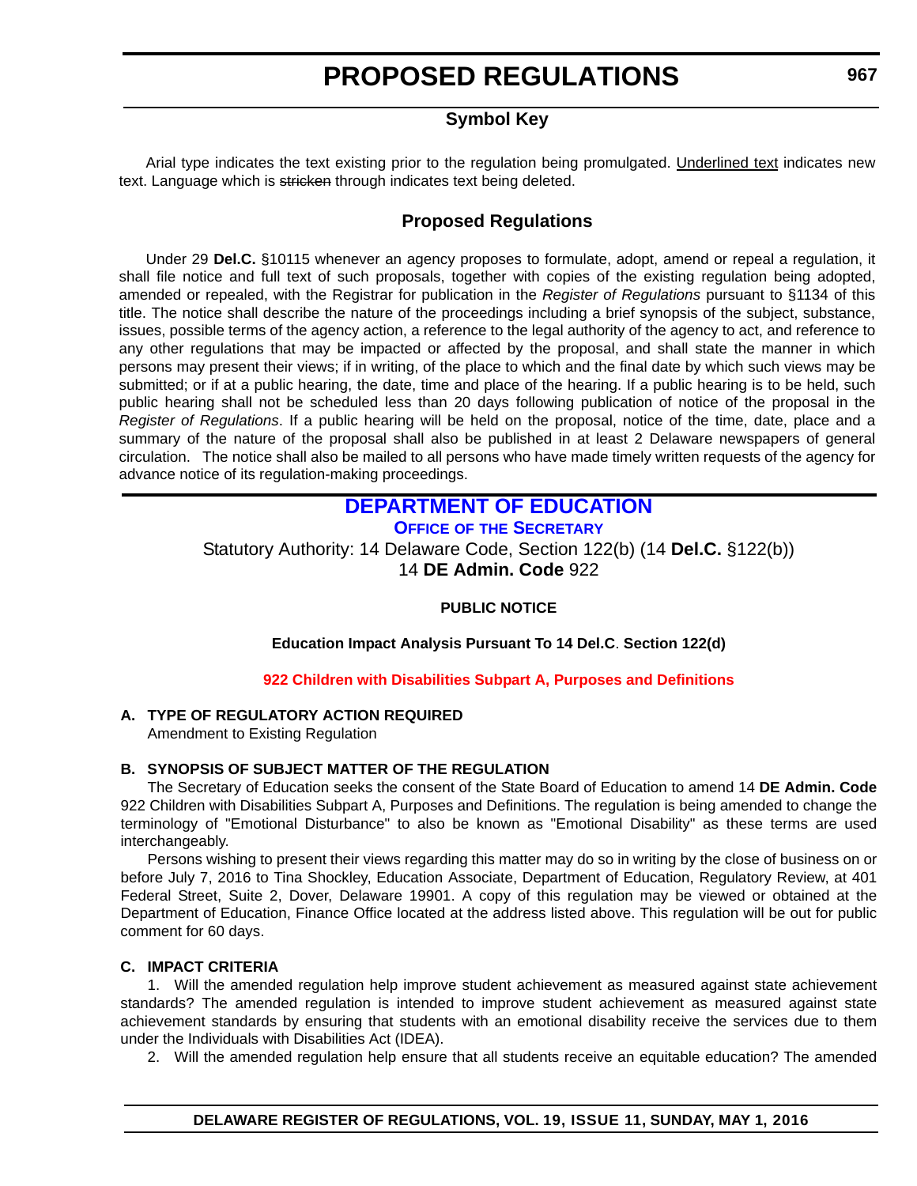# PROPOSED REGULATIONS

## Symbol Key

Arial type indicates the text existing prior to the regulation being promulgated. Underlined text indicates new text. Language which is ~~stricken~~ through indicates text being deleted.

## Proposed Regulations

Under 29 **Del.C.** §10115 whenever an agency proposes to formulate, adopt, amend or repeal a regulation, it shall file notice and full text of such proposals, together with copies of the existing regulation being adopted, amended or repealed, with the Registrar for publication in the *Register of Regulations* pursuant to §1134 of this title. The notice shall describe the nature of the proceedings including a brief synopsis of the subject, substance, issues, possible terms of the agency action, a reference to the legal authority of the agency to act, and reference to any other regulations that may be impacted or affected by the proposal, and shall state the manner in which persons may present their views; if in writing, of the place to which and the final date by which such views may be submitted; or if at a public hearing, the date, time and place of the hearing. If a public hearing is to be held, such public hearing shall not be scheduled less than 20 days following publication of notice of the proposal in the *Register of Regulations*. If a public hearing will be held on the proposal, notice of the time, date, place and a summary of the nature of the proposal shall also be published in at least 2 Delaware newspapers of general circulation. The notice shall also be mailed to all persons who have made timely written requests of the agency for advance notice of its regulation-making proceedings.

## DEPARTMENT OF EDUCATION

### OFFICE OF THE SECRETARY

Statutory Authority: 14 Delaware Code, Section 122(b) (14 **Del.C.** §122(b))
14 **DE Admin. Code** 922

**PUBLIC NOTICE**

**Education Impact Analysis Pursuant To 14 Del.C. Section 122(d)**

**922 Children with Disabilities Subpart A, Purposes and Definitions**

**A. TYPE OF REGULATORY ACTION REQUIRED**

Amendment to Existing Regulation

**B. SYNOPSIS OF SUBJECT MATTER OF THE REGULATION**

The Secretary of Education seeks the consent of the State Board of Education to amend 14 **DE Admin. Code** 922 Children with Disabilities Subpart A, Purposes and Definitions. The regulation is being amended to change the terminology of "Emotional Disturbance" to also be known as "Emotional Disability" as these terms are used interchangeably.

Persons wishing to present their views regarding this matter may do so in writing by the close of business on or before July 7, 2016 to Tina Shockley, Education Associate, Department of Education, Regulatory Review, at 401 Federal Street, Suite 2, Dover, Delaware 19901. A copy of this regulation may be viewed or obtained at the Department of Education, Finance Office located at the address listed above. This regulation will be out for public comment for 60 days.

**C. IMPACT CRITERIA**

1. Will the amended regulation help improve student achievement as measured against state achievement standards? The amended regulation is intended to improve student achievement as measured against state achievement standards by ensuring that students with an emotional disability receive the services due to them under the Individuals with Disabilities Act (IDEA).

2. Will the amended regulation help ensure that all students receive an equitable education? The amended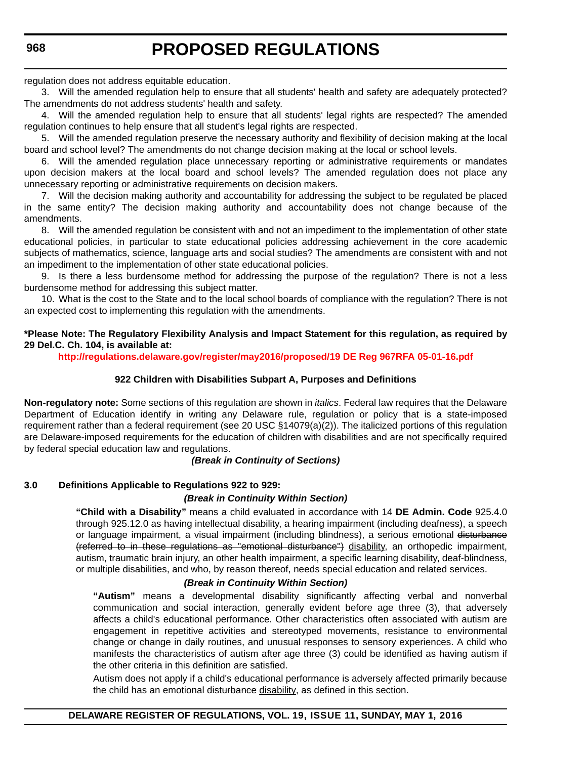regulation does not address equitable education.

3. Will the amended regulation help to ensure that all students' health and safety are adequately protected? The amendments do not address students' health and safety.

4. Will the amended regulation help to ensure that all students' legal rights are respected? The amended regulation continues to help ensure that all student's legal rights are respected.

5. Will the amended regulation preserve the necessary authority and flexibility of decision making at the local board and school level? The amendments do not change decision making at the local or school levels.

6. Will the amended regulation place unnecessary reporting or administrative requirements or mandates upon decision makers at the local board and school levels? The amended regulation does not place any unnecessary reporting or administrative requirements on decision makers.

7. Will the decision making authority and accountability for addressing the subject to be regulated be placed in the same entity? The decision making authority and accountability does not change because of the amendments.

8. Will the amended regulation be consistent with and not an impediment to the implementation of other state educational policies, in particular to state educational policies addressing achievement in the core academic subjects of mathematics, science, language arts and social studies? The amendments are consistent with and not an impediment to the implementation of other state educational policies.

9. Is there a less burdensome method for addressing the purpose of the regulation? There is not a less burdensome method for addressing this subject matter.

10. What is the cost to the State and to the local school boards of compliance with the regulation? There is not an expected cost to implementing this regulation with the amendments.

**\*Please Note: The Regulatory Flexibility Analysis and Impact Statement for this regulation, as required by 29 Del.C. Ch. 104, is available at:**

**http://regulations.delaware.gov/register/may2016/proposed/19 DE Reg 967RFA 05-01-16.pdf**

**922 Children with Disabilities Subpart A, Purposes and Definitions**

**Non-regulatory note:** Some sections of this regulation are shown in *italics*. Federal law requires that the Delaware Department of Education identify in writing any Delaware rule, regulation or policy that is a state-imposed requirement rather than a federal requirement (see 20 USC §14079(a)(2)). The italicized portions of this regulation are Delaware-imposed requirements for the education of children with disabilities and are not specifically required by federal special education law and regulations.

***(Break in Continuity of Sections)***

**3.0 Definitions Applicable to Regulations 922 to 929:**

***(Break in Continuity Within Section)***

**"Child with a Disability"** means a child evaluated in accordance with 14 **DE Admin. Code** 925.4.0 through 925.12.0 as having intellectual disability, a hearing impairment (including deafness), a speech or language impairment, a visual impairment (including blindness), a serious emotional ~~disturbance (referred to in these regulations as "emotional disturbance")~~ <u>disability</u>, an orthopedic impairment, autism, traumatic brain injury, an other health impairment, a specific learning disability, deaf-blindness, or multiple disabilities, and who, by reason thereof, needs special education and related services.

***(Break in Continuity Within Section)***

**"Autism"** means a developmental disability significantly affecting verbal and nonverbal communication and social interaction, generally evident before age three (3), that adversely affects a child's educational performance. Other characteristics often associated with autism are engagement in repetitive activities and stereotyped movements, resistance to environmental change or change in daily routines, and unusual responses to sensory experiences. A child who manifests the characteristics of autism after age three (3) could be identified as having autism if the other criteria in this definition are satisfied.

Autism does not apply if a child's educational performance is adversely affected primarily because the child has an emotional ~~disturbance~~ <u>disability</u>, as defined in this section.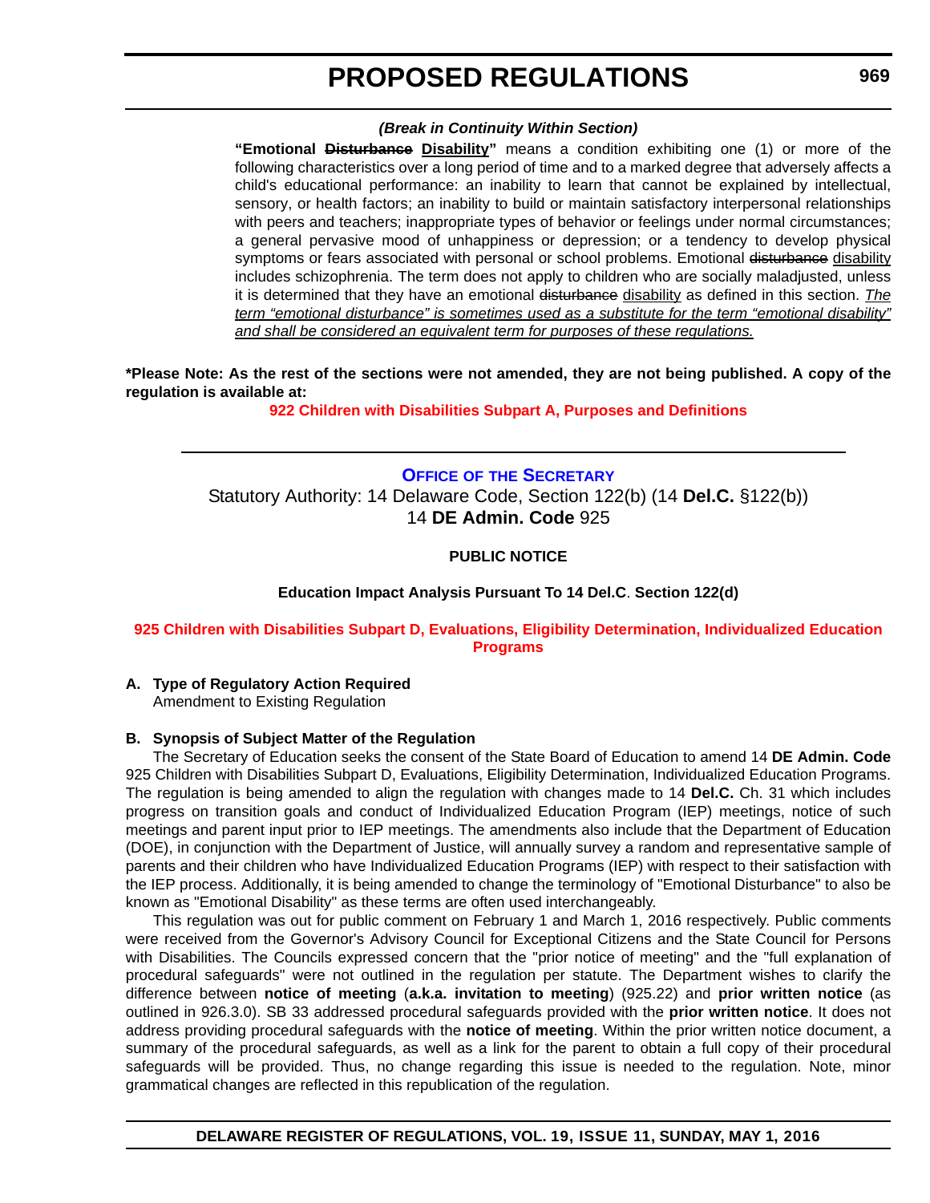*(Break in Continuity Within Section)*

**"Emotional ~~Disturbance~~ <u>Disability</u>"** means a condition exhibiting one (1) or more of the following characteristics over a long period of time and to a marked degree that adversely affects a child's educational performance: an inability to learn that cannot be explained by intellectual, sensory, or health factors; an inability to build or maintain satisfactory interpersonal relationships with peers and teachers; inappropriate types of behavior or feelings under normal circumstances; a general pervasive mood of unhappiness or depression; or a tendency to develop physical symptoms or fears associated with personal or school problems. Emotional ~~disturbance~~ <u>disability</u> includes schizophrenia. The term does not apply to children who are socially maladjusted, unless it is determined that they have an emotional ~~disturbance~~ <u>disability</u> as defined in this section. <u>*The term "emotional disturbance" is sometimes used as a substitute for the term "emotional disability" and shall be considered an equivalent term for purposes of these regulations.*</u>

**\*Please Note: As the rest of the sections were not amended, they are not being published. A copy of the regulation is available at:**

**922 Children with Disabilities Subpart A, Purposes and Definitions**

---

**OFFICE OF THE SECRETARY**

Statutory Authority: 14 Delaware Code, Section 122(b) (14 **Del.C.** §122(b))
14 **DE Admin. Code** 925

**PUBLIC NOTICE**

**Education Impact Analysis Pursuant To 14 Del.C. Section 122(d)**

**925 Children with Disabilities Subpart D, Evaluations, Eligibility Determination, Individualized Education Programs**

**A. Type of Regulatory Action Required**
Amendment to Existing Regulation

**B. Synopsis of Subject Matter of the Regulation**

The Secretary of Education seeks the consent of the State Board of Education to amend 14 **DE Admin. Code** 925 Children with Disabilities Subpart D, Evaluations, Eligibility Determination, Individualized Education Programs. The regulation is being amended to align the regulation with changes made to 14 **Del.C.** Ch. 31 which includes progress on transition goals and conduct of Individualized Education Program (IEP) meetings, notice of such meetings and parent input prior to IEP meetings. The amendments also include that the Department of Education (DOE), in conjunction with the Department of Justice, will annually survey a random and representative sample of parents and their children who have Individualized Education Programs (IEP) with respect to their satisfaction with the IEP process. Additionally, it is being amended to change the terminology of "Emotional Disturbance" to also be known as "Emotional Disability" as these terms are often used interchangeably.

This regulation was out for public comment on February 1 and March 1, 2016 respectively. Public comments were received from the Governor's Advisory Council for Exceptional Citizens and the State Council for Persons with Disabilities. The Councils expressed concern that the "prior notice of meeting" and the "full explanation of procedural safeguards" were not outlined in the regulation per statute. The Department wishes to clarify the difference between **notice of meeting** (**a.k.a. invitation to meeting**) (925.22) and **prior written notice** (as outlined in 926.3.0). SB 33 addressed procedural safeguards provided with the **prior written notice**. It does not address providing procedural safeguards with the **notice of meeting**. Within the prior written notice document, a summary of the procedural safeguards, as well as a link for the parent to obtain a full copy of their procedural safeguards will be provided. Thus, no change regarding this issue is needed to the regulation. Note, minor grammatical changes are reflected in this republication of the regulation.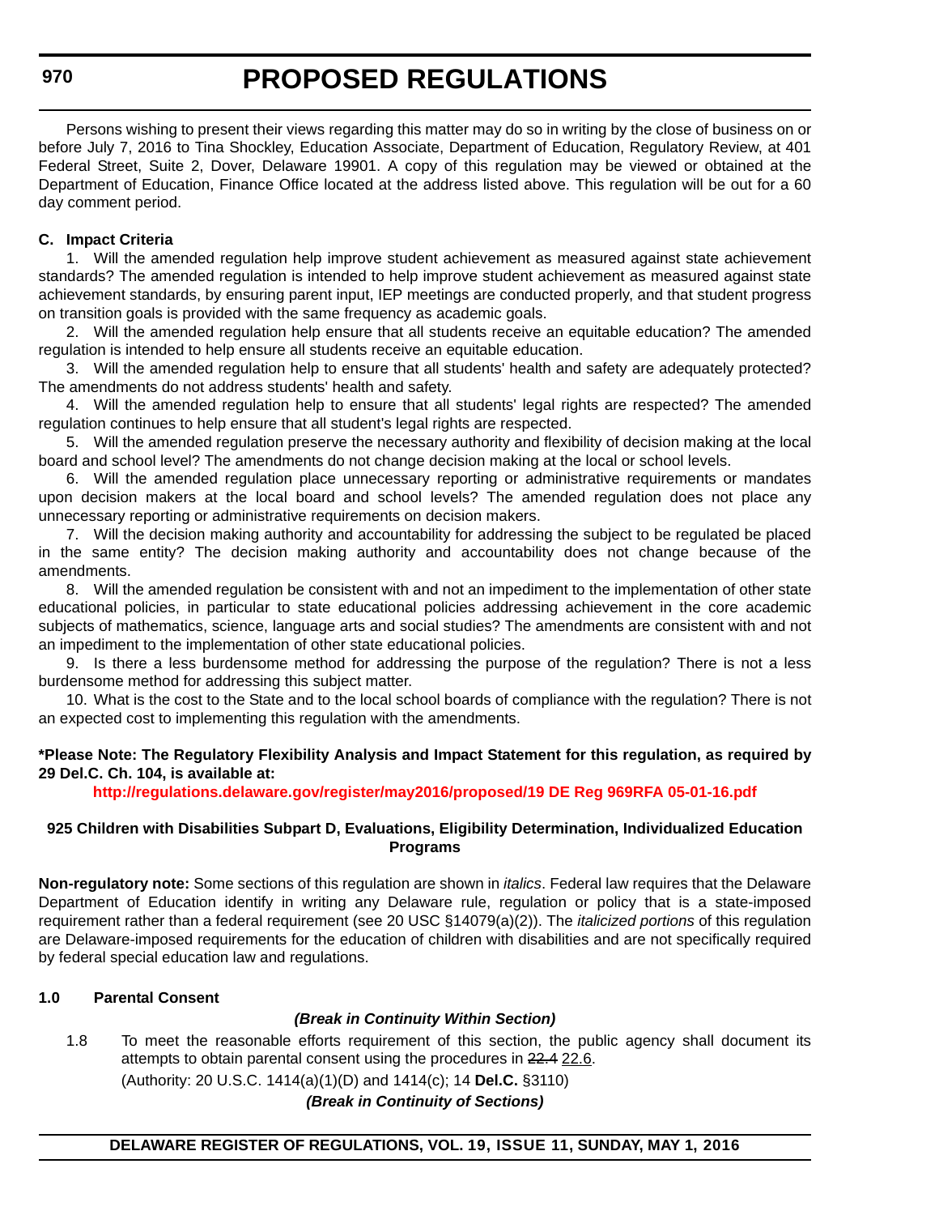Persons wishing to present their views regarding this matter may do so in writing by the close of business on or before July 7, 2016 to Tina Shockley, Education Associate, Department of Education, Regulatory Review, at 401 Federal Street, Suite 2, Dover, Delaware 19901. A copy of this regulation may be viewed or obtained at the Department of Education, Finance Office located at the address listed above. This regulation will be out for a 60 day comment period.

**C. Impact Criteria**

1. Will the amended regulation help improve student achievement as measured against state achievement standards? The amended regulation is intended to help improve student achievement as measured against state achievement standards, by ensuring parent input, IEP meetings are conducted properly, and that student progress on transition goals is provided with the same frequency as academic goals.

2. Will the amended regulation help ensure that all students receive an equitable education? The amended regulation is intended to help ensure all students receive an equitable education.

3. Will the amended regulation help to ensure that all students' health and safety are adequately protected? The amendments do not address students' health and safety.

4. Will the amended regulation help to ensure that all students' legal rights are respected? The amended regulation continues to help ensure that all student's legal rights are respected.

5. Will the amended regulation preserve the necessary authority and flexibility of decision making at the local board and school level? The amendments do not change decision making at the local or school levels.

6. Will the amended regulation place unnecessary reporting or administrative requirements or mandates upon decision makers at the local board and school levels? The amended regulation does not place any unnecessary reporting or administrative requirements on decision makers.

7. Will the decision making authority and accountability for addressing the subject to be regulated be placed in the same entity? The decision making authority and accountability does not change because of the amendments.

8. Will the amended regulation be consistent with and not an impediment to the implementation of other state educational policies, in particular to state educational policies addressing achievement in the core academic subjects of mathematics, science, language arts and social studies? The amendments are consistent with and not an impediment to the implementation of other state educational policies.

9. Is there a less burdensome method for addressing the purpose of the regulation? There is not a less burdensome method for addressing this subject matter.

10. What is the cost to the State and to the local school boards of compliance with the regulation? There is not an expected cost to implementing this regulation with the amendments.

**\*Please Note: The Regulatory Flexibility Analysis and Impact Statement for this regulation, as required by 29 Del.C. Ch. 104, is available at:**

**http://regulations.delaware.gov/register/may2016/proposed/19 DE Reg 969RFA 05-01-16.pdf**

**925 Children with Disabilities Subpart D, Evaluations, Eligibility Determination, Individualized Education Programs**

**Non-regulatory note:** Some sections of this regulation are shown in *italics*. Federal law requires that the Delaware Department of Education identify in writing any Delaware rule, regulation or policy that is a state-imposed requirement rather than a federal requirement (see 20 USC §14079(a)(2)). The *italicized portions* of this regulation are Delaware-imposed requirements for the education of children with disabilities and are not specifically required by federal special education law and regulations.

**1.0 Parental Consent**

***(Break in Continuity Within Section)***

1.8 To meet the reasonable efforts requirement of this section, the public agency shall document its attempts to obtain parental consent using the procedures in ~~22.4~~ 22.6.

(Authority: 20 U.S.C. 1414(a)(1)(D) and 1414(c); 14 **Del.C.** §3110)

***(Break in Continuity of Sections)***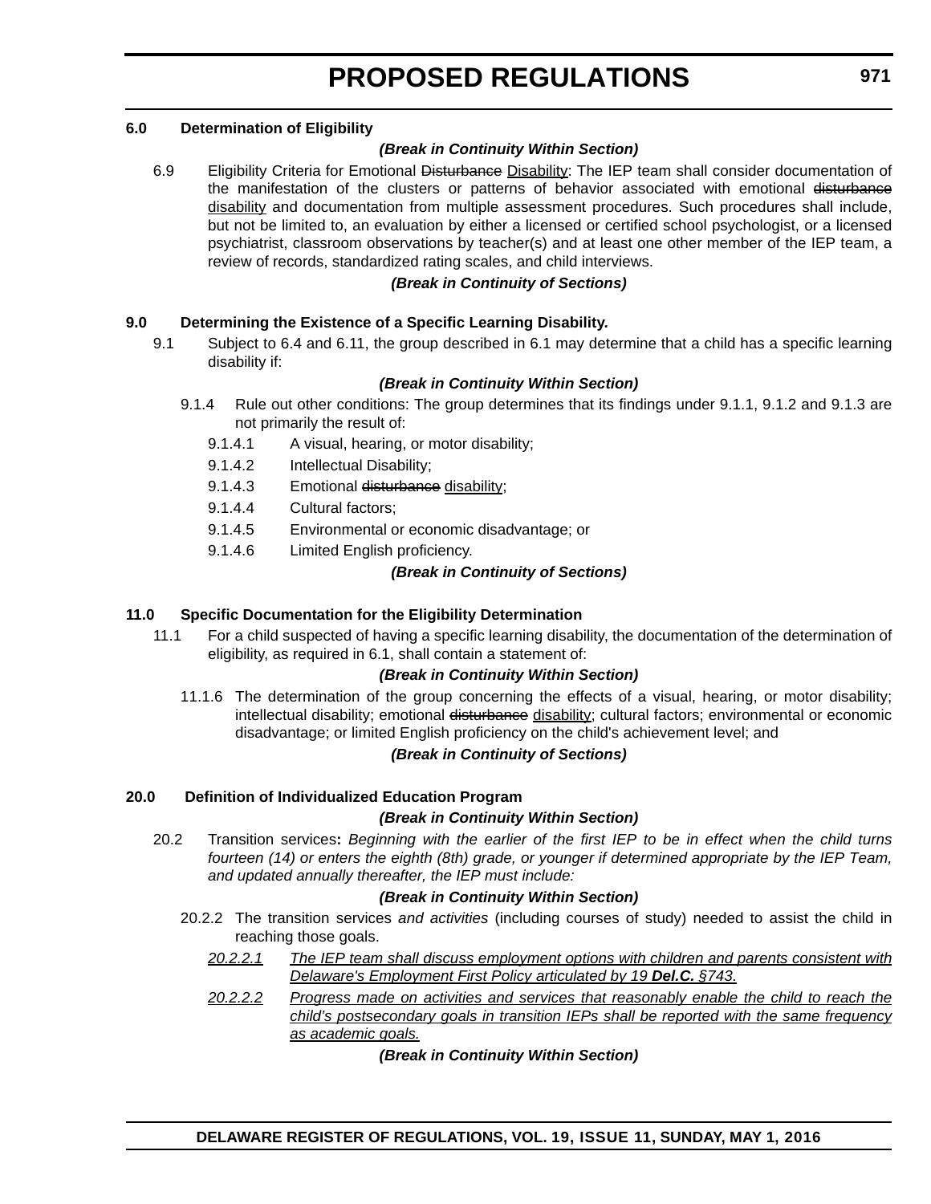**6.0 Determination of Eligibility**

***(Break in Continuity Within Section)***

6.9 Eligibility Criteria for Emotional ~~Disturbance~~ <u>Disability</u>: The IEP team shall consider documentation of the manifestation of the clusters or patterns of behavior associated with emotional ~~disturbance~~ <u>disability</u> and documentation from multiple assessment procedures. Such procedures shall include, but not be limited to, an evaluation by either a licensed or certified school psychologist, or a licensed psychiatrist, classroom observations by teacher(s) and at least one other member of the IEP team, a review of records, standardized rating scales, and child interviews.

***(Break in Continuity of Sections)***

**9.0 Determining the Existence of a Specific Learning Disability.**

9.1 Subject to 6.4 and 6.11, the group described in 6.1 may determine that a child has a specific learning disability if:

***(Break in Continuity Within Section)***

9.1.4 Rule out other conditions: The group determines that its findings under 9.1.1, 9.1.2 and 9.1.3 are not primarily the result of:

9.1.4.1 A visual, hearing, or motor disability;

9.1.4.2 Intellectual Disability;

9.1.4.3 Emotional ~~disturbance~~ <u>disability</u>;

9.1.4.4 Cultural factors;

9.1.4.5 Environmental or economic disadvantage; or

9.1.4.6 Limited English proficiency.

***(Break in Continuity of Sections)***

**11.0 Specific Documentation for the Eligibility Determination**

11.1 For a child suspected of having a specific learning disability, the documentation of the determination of eligibility, as required in 6.1, shall contain a statement of:

***(Break in Continuity Within Section)***

11.1.6 The determination of the group concerning the effects of a visual, hearing, or motor disability; intellectual disability; emotional ~~disturbance~~ <u>disability</u>; cultural factors; environmental or economic disadvantage; or limited English proficiency on the child's achievement level; and

***(Break in Continuity of Sections)***

**20.0 Definition of Individualized Education Program**

***(Break in Continuity Within Section)***

20.2 Transition services**:** *Beginning with the earlier of the first IEP to be in effect when the child turns fourteen (14) or enters the eighth (8th) grade, or younger if determined appropriate by the IEP Team, and updated annually thereafter, the IEP must include:*

***(Break in Continuity Within Section)***

20.2.2 The transition services *and activities* (including courses of study) needed to assist the child in reaching those goals.

<u>*20.2.2.1 The IEP team shall discuss employment options with children and parents consistent with Delaware's Employment First Policy articulated by 19* ***Del.C.*** *§743.*</u>

<u>*20.2.2.2 Progress made on activities and services that reasonably enable the child to reach the child's postsecondary goals in transition IEPs shall be reported with the same frequency as academic goals.*</u>

***(Break in Continuity Within Section)***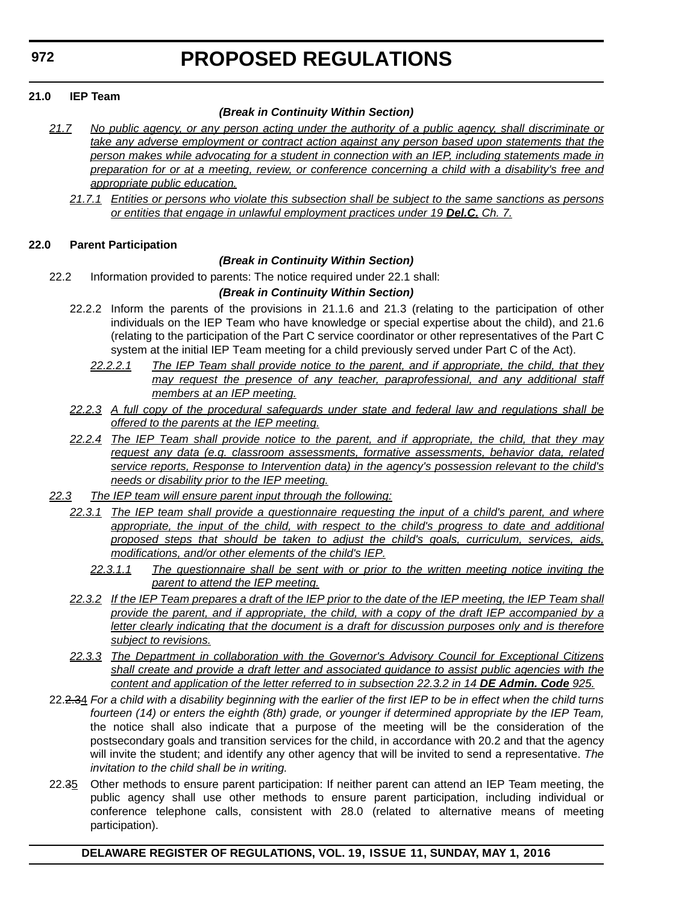**21.0 IEP Team**

***(Break in Continuity Within Section)***

*21.7 No public agency, or any person acting under the authority of a public agency, shall discriminate or take any adverse employment or contract action against any person based upon statements that the person makes while advocating for a student in connection with an IEP, including statements made in preparation for or at a meeting, review, or conference concerning a child with a disability's free and appropriate public education.*

*21.7.1 Entities or persons who violate this subsection shall be subject to the same sanctions as persons or entities that engage in unlawful employment practices under 19* ***Del.C.*** *Ch. 7.*

**22.0 Parent Participation**

***(Break in Continuity Within Section)***

22.2 Information provided to parents: The notice required under 22.1 shall:

***(Break in Continuity Within Section)***

22.2.2 Inform the parents of the provisions in 21.1.6 and 21.3 (relating to the participation of other individuals on the IEP Team who have knowledge or special expertise about the child), and 21.6 (relating to the participation of the Part C service coordinator or other representatives of the Part C system at the initial IEP Team meeting for a child previously served under Part C of the Act).

*22.2.2.1 The IEP Team shall provide notice to the parent, and if appropriate, the child, that they may request the presence of any teacher, paraprofessional, and any additional staff members at an IEP meeting.*

*22.2.3 A full copy of the procedural safeguards under state and federal law and regulations shall be offered to the parents at the IEP meeting.*

*22.2.4 The IEP Team shall provide notice to the parent, and if appropriate, the child, that they may request any data (e.g. classroom assessments, formative assessments, behavior data, related service reports, Response to Intervention data) in the agency's possession relevant to the child's needs or disability prior to the IEP meeting.*

*22.3 The IEP team will ensure parent input through the following:*

*22.3.1 The IEP team shall provide a questionnaire requesting the input of a child's parent, and where appropriate, the input of the child, with respect to the child's progress to date and additional proposed steps that should be taken to adjust the child's goals, curriculum, services, aids, modifications, and/or other elements of the child's IEP.*

*22.3.1.1 The questionnaire shall be sent with or prior to the written meeting notice inviting the parent to attend the IEP meeting.*

*22.3.2 If the IEP Team prepares a draft of the IEP prior to the date of the IEP meeting, the IEP Team shall provide the parent, and if appropriate, the child, with a copy of the draft IEP accompanied by a letter clearly indicating that the document is a draft for discussion purposes only and is therefore subject to revisions.*

*22.3.3 The Department in collaboration with the Governor's Advisory Council for Exceptional Citizens shall create and provide a draft letter and associated guidance to assist public agencies with the content and application of the letter referred to in subsection 22.3.2 in 14* ***DE Admin. Code*** *925.*

22.~~2.3~~4 *For a child with a disability beginning with the earlier of the first IEP to be in effect when the child turns fourteen (14) or enters the eighth (8th) grade, or younger if determined appropriate by the IEP Team,* the notice shall also indicate that a purpose of the meeting will be the consideration of the postsecondary goals and transition services for the child, in accordance with 20.2 and that the agency will invite the student; and identify any other agency that will be invited to send a representative. *The invitation to the child shall be in writing.*

22.~~3~~5 Other methods to ensure parent participation: If neither parent can attend an IEP Team meeting, the public agency shall use other methods to ensure parent participation, including individual or conference telephone calls, consistent with 28.0 (related to alternative means of meeting participation).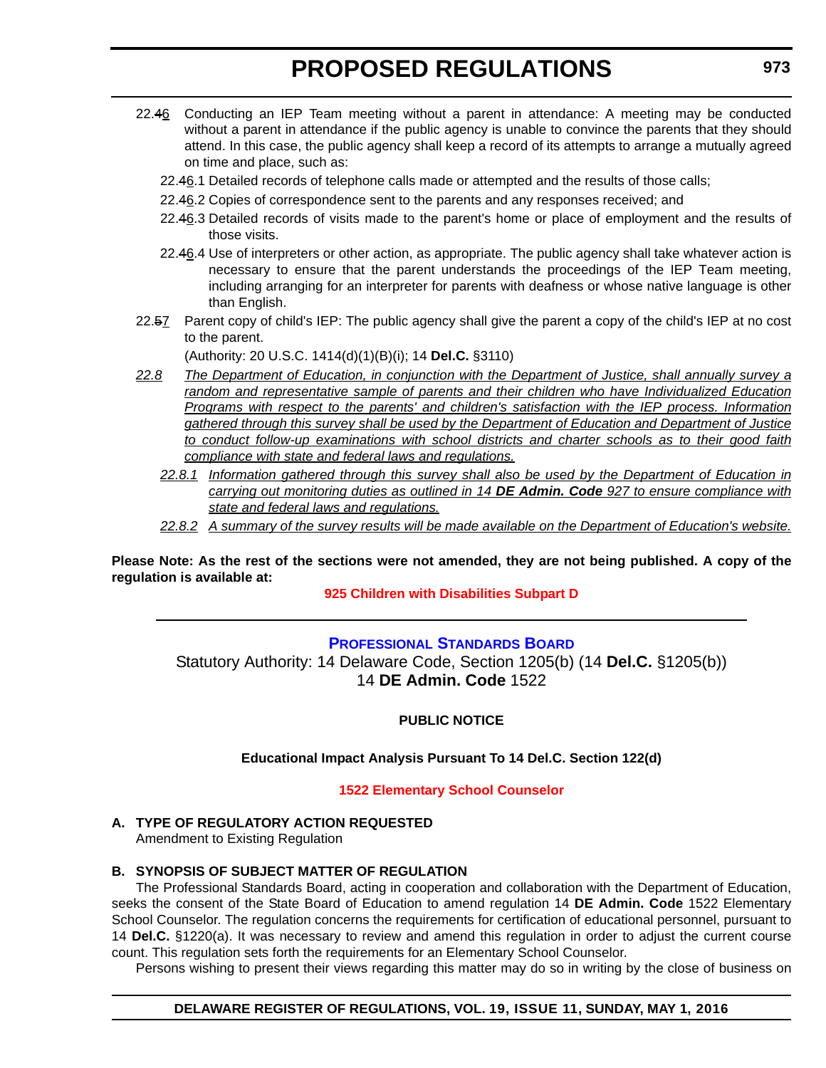22.~~4~~6 Conducting an IEP Team meeting without a parent in attendance: A meeting may be conducted without a parent in attendance if the public agency is unable to convince the parents that they should attend. In this case, the public agency shall keep a record of its attempts to arrange a mutually agreed on time and place, such as:

22.~~4~~6.1 Detailed records of telephone calls made or attempted and the results of those calls;

22.~~4~~6.2 Copies of correspondence sent to the parents and any responses received; and

22.~~4~~6.3 Detailed records of visits made to the parent's home or place of employment and the results of those visits.

22.~~4~~6.4 Use of interpreters or other action, as appropriate. The public agency shall take whatever action is necessary to ensure that the parent understands the proceedings of the IEP Team meeting, including arranging for an interpreter for parents with deafness or whose native language is other than English.

22.~~5~~7 Parent copy of child's IEP: The public agency shall give the parent a copy of the child's IEP at no cost to the parent.

(Authority: 20 U.S.C. 1414(d)(1)(B)(i); 14 **Del.C.** §3110)

*22.8 The Department of Education, in conjunction with the Department of Justice, shall annually survey a random and representative sample of parents and their children who have Individualized Education Programs with respect to the parents' and children's satisfaction with the IEP process. Information gathered through this survey shall be used by the Department of Education and Department of Justice to conduct follow-up examinations with school districts and charter schools as to their good faith compliance with state and federal laws and regulations.*

*22.8.1 Information gathered through this survey shall also be used by the Department of Education in carrying out monitoring duties as outlined in 14 **DE Admin. Code** 927 to ensure compliance with state and federal laws and regulations.*

*22.8.2 A summary of the survey results will be made available on the Department of Education's website.*

**Please Note: As the rest of the sections were not amended, they are not being published. A copy of the regulation is available at:**

**925 Children with Disabilities Subpart D**

---

## Professional Standards Board

Statutory Authority: 14 Delaware Code, Section 1205(b) (14 **Del.C.** §1205(b))
14 **DE Admin. Code** 1522

**PUBLIC NOTICE**

**Educational Impact Analysis Pursuant To 14 Del.C. Section 122(d)**

**1522 Elementary School Counselor**

**A. TYPE OF REGULATORY ACTION REQUESTED**

Amendment to Existing Regulation

**B. SYNOPSIS OF SUBJECT MATTER OF REGULATION**

The Professional Standards Board, acting in cooperation and collaboration with the Department of Education, seeks the consent of the State Board of Education to amend regulation 14 **DE Admin. Code** 1522 Elementary School Counselor. The regulation concerns the requirements for certification of educational personnel, pursuant to 14 **Del.C.** §1220(a). It was necessary to review and amend this regulation in order to adjust the current course count. This regulation sets forth the requirements for an Elementary School Counselor.

Persons wishing to present their views regarding this matter may do so in writing by the close of business on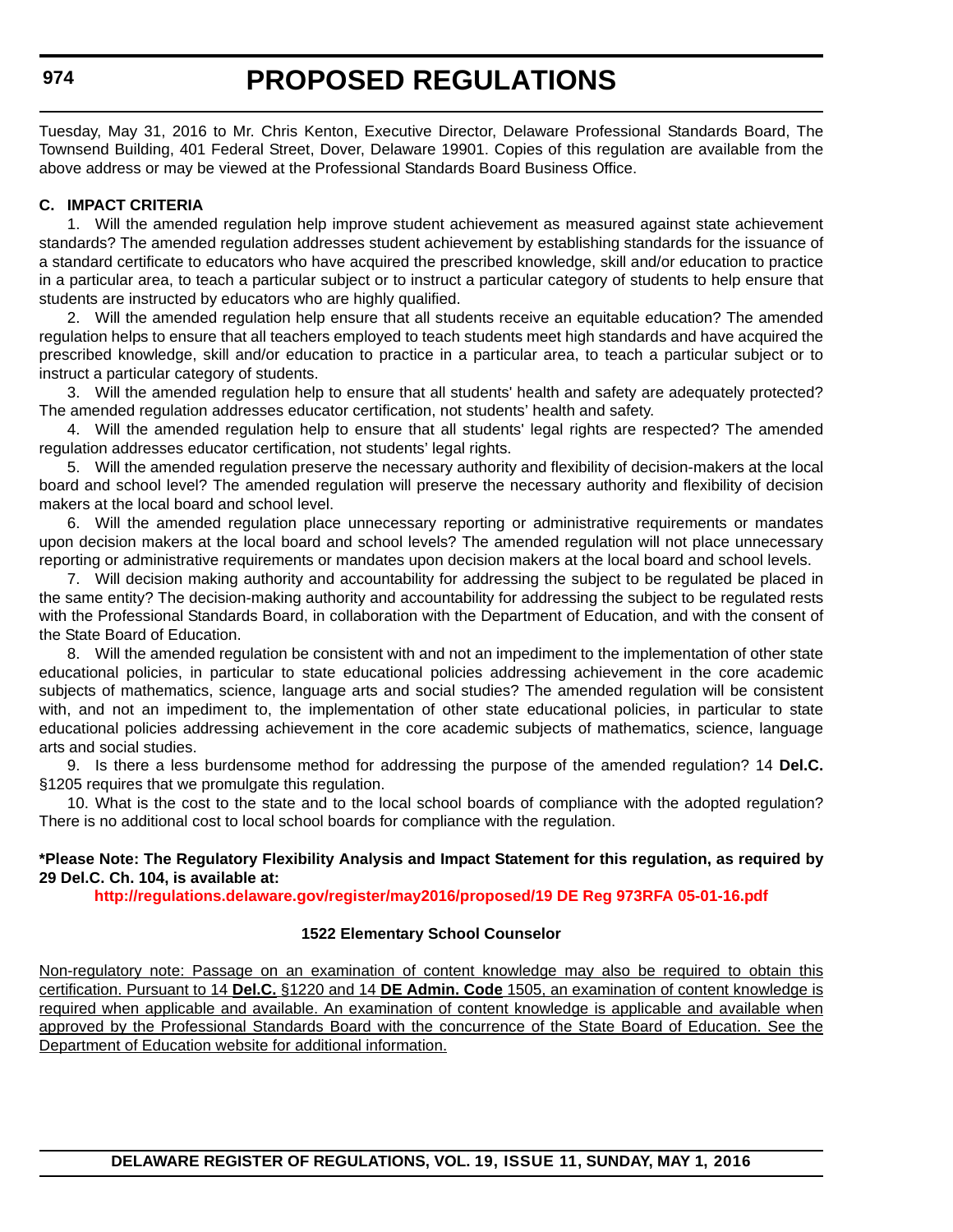Tuesday, May 31, 2016 to Mr. Chris Kenton, Executive Director, Delaware Professional Standards Board, The Townsend Building, 401 Federal Street, Dover, Delaware 19901. Copies of this regulation are available from the above address or may be viewed at the Professional Standards Board Business Office.

**C. IMPACT CRITERIA**

1. Will the amended regulation help improve student achievement as measured against state achievement standards? The amended regulation addresses student achievement by establishing standards for the issuance of a standard certificate to educators who have acquired the prescribed knowledge, skill and/or education to practice in a particular area, to teach a particular subject or to instruct a particular category of students to help ensure that students are instructed by educators who are highly qualified.

2. Will the amended regulation help ensure that all students receive an equitable education? The amended regulation helps to ensure that all teachers employed to teach students meet high standards and have acquired the prescribed knowledge, skill and/or education to practice in a particular area, to teach a particular subject or to instruct a particular category of students.

3. Will the amended regulation help to ensure that all students' health and safety are adequately protected? The amended regulation addresses educator certification, not students' health and safety.

4. Will the amended regulation help to ensure that all students' legal rights are respected? The amended regulation addresses educator certification, not students' legal rights.

5. Will the amended regulation preserve the necessary authority and flexibility of decision-makers at the local board and school level? The amended regulation will preserve the necessary authority and flexibility of decision makers at the local board and school level.

6. Will the amended regulation place unnecessary reporting or administrative requirements or mandates upon decision makers at the local board and school levels? The amended regulation will not place unnecessary reporting or administrative requirements or mandates upon decision makers at the local board and school levels.

7. Will decision making authority and accountability for addressing the subject to be regulated be placed in the same entity? The decision-making authority and accountability for addressing the subject to be regulated rests with the Professional Standards Board, in collaboration with the Department of Education, and with the consent of the State Board of Education.

8. Will the amended regulation be consistent with and not an impediment to the implementation of other state educational policies, in particular to state educational policies addressing achievement in the core academic subjects of mathematics, science, language arts and social studies? The amended regulation will be consistent with, and not an impediment to, the implementation of other state educational policies, in particular to state educational policies addressing achievement in the core academic subjects of mathematics, science, language arts and social studies.

9. Is there a less burdensome method for addressing the purpose of the amended regulation? 14 **Del.C.** §1205 requires that we promulgate this regulation.

10. What is the cost to the state and to the local school boards of compliance with the adopted regulation? There is no additional cost to local school boards for compliance with the regulation.

**\*Please Note: The Regulatory Flexibility Analysis and Impact Statement for this regulation, as required by 29 Del.C. Ch. 104, is available at:**

**http://regulations.delaware.gov/register/may2016/proposed/19 DE Reg 973RFA 05-01-16.pdf**

**1522 Elementary School Counselor**

Non-regulatory note: Passage on an examination of content knowledge may also be required to obtain this certification. Pursuant to 14 **Del.C.** §1220 and 14 **DE Admin. Code** 1505, an examination of content knowledge is required when applicable and available. An examination of content knowledge is applicable and available when approved by the Professional Standards Board with the concurrence of the State Board of Education. See the Department of Education website for additional information.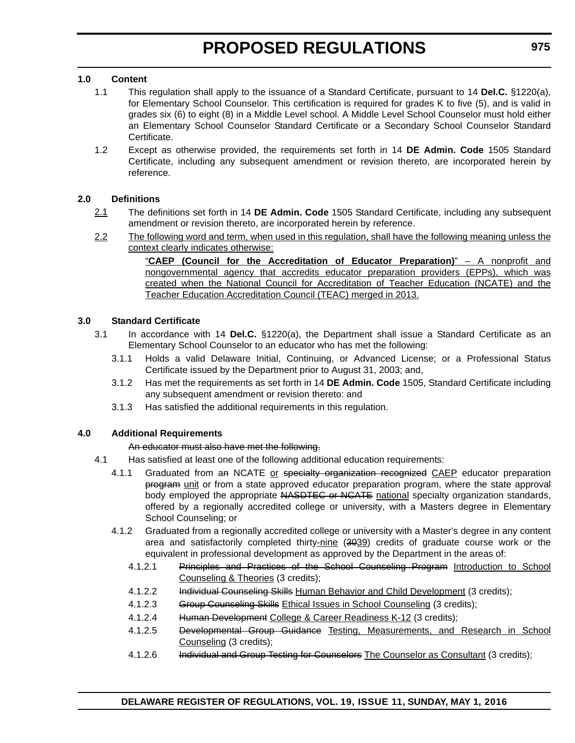**1.0 Content**

1.1 This regulation shall apply to the issuance of a Standard Certificate, pursuant to 14 **Del.C.** §1220(a), for Elementary School Counselor. This certification is required for grades K to five (5), and is valid in grades six (6) to eight (8) in a Middle Level school. A Middle Level School Counselor must hold either an Elementary School Counselor Standard Certificate or a Secondary School Counselor Standard Certificate.

1.2 Except as otherwise provided, the requirements set forth in 14 **DE Admin. Code** 1505 Standard Certificate, including any subsequent amendment or revision thereto, are incorporated herein by reference.

**2.0 Definitions**

<u>2.1</u> The definitions set forth in 14 **DE Admin. Code** 1505 Standard Certificate, including any subsequent amendment or revision thereto, are incorporated herein by reference.

<u>2.2</u> <u>The following word and term, when used in this regulation, shall have the following meaning unless the context clearly indicates otherwise:</u>

<u>"**CAEP (Council for the Accreditation of Educator Preparation)**" – A nonprofit and nongovernmental agency that accredits educator preparation providers (EPPs), which was created when the National Council for Accreditation of Teacher Education (NCATE) and the Teacher Education Accreditation Council (TEAC) merged in 2013.</u>

**3.0 Standard Certificate**

3.1 In accordance with 14 **Del.C.** §1220(a), the Department shall issue a Standard Certificate as an Elementary School Counselor to an educator who has met the following:

3.1.1 Holds a valid Delaware Initial, Continuing, or Advanced License; or a Professional Status Certificate issued by the Department prior to August 31, 2003; and,

3.1.2 Has met the requirements as set forth in 14 **DE Admin. Code** 1505, Standard Certificate including any subsequent amendment or revision thereto: and

3.1.3 Has satisfied the additional requirements in this regulation.

**4.0 Additional Requirements**

~~An educator must also have met the following.~~

4.1 Has satisfied at least one of the following additional education requirements:

4.1.1 Graduated from a~~n~~ NCATE <u>or</u> ~~specialty organization recognized~~ <u>CAEP</u> educator preparation ~~program~~ <u>unit</u> or from a state approved educator preparation program, where the state approval body employed the appropriate ~~NASDTEC or NCATE~~ <u>national</u> specialty organization standards, offered by a regionally accredited college or university, with a Masters degree in Elementary School Counseling; or

4.1.2 Graduated from a regionally accredited college or university with a Master's degree in any content area and satisfactorily completed thirty<u>-nine</u> (~~30~~<u>39</u>) credits of graduate course work or the equivalent in professional development as approved by the Department in the areas of:

4.1.2.1 ~~Principles and Practices of the School Counseling Program~~ <u>Introduction to School Counseling & Theories</u> (3 credits);

4.1.2.2 ~~Individual Counseling Skills~~ <u>Human Behavior and Child Development</u> (3 credits);

4.1.2.3 ~~Group Counseling Skills~~ <u>Ethical Issues in School Counseling</u> (3 credits);

4.1.2.4 ~~Human Development~~ <u>College & Career Readiness K-12</u> (3 credits);

4.1.2.5 ~~Developmental Group Guidance~~ <u>Testing, Measurements, and Research in School Counseling</u> (3 credits);

4.1.2.6 ~~Individual and Group Testing for Counselors~~ <u>The Counselor as Consultant</u> (3 credits);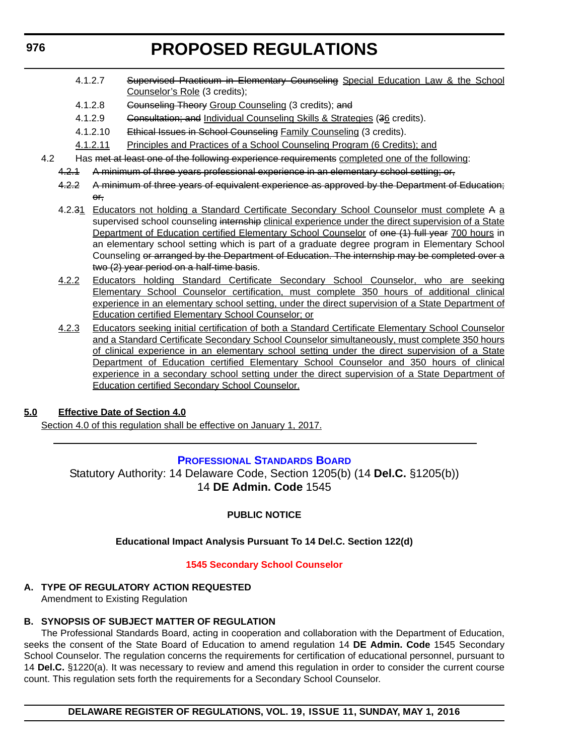4.1.2.7 ~~Supervised Practicum in Elementary Counseling~~ Special Education Law & the School Counselor's Role (3 credits);

4.1.2.8 ~~Counseling Theory~~ Group Counseling (3 credits); ~~and~~

4.1.2.9 ~~Consultation; and~~ Individual Counseling Skills & Strategies (~~3~~6 credits).

4.1.2.10 ~~Ethical Issues in School Counseling~~ Family Counseling (3 credits).

4.1.2.11 Principles and Practices of a School Counseling Program (6 Credits); and

4.2 Has ~~met at least one of the following experience requirements~~ completed one of the following:

~~4.2.1 A minimum of three years professional experience in an elementary school setting; or,~~

~~4.2.2 A minimum of three years of equivalent experience as approved by the Department of Education; or,~~

4.2.~~3~~1 Educators not holding a Standard Certificate Secondary School Counselor must complete ~~A~~ a supervised school counseling ~~internship~~ clinical experience under the direct supervision of a State Department of Education certified Elementary School Counselor of ~~one (1) full year~~ 700 hours in an elementary school setting which is part of a graduate degree program in Elementary School Counseling ~~or arranged by the Department of Education. The internship may be completed over a two (2) year period on a half-time basis~~.

4.2.2 Educators holding Standard Certificate Secondary School Counselor, who are seeking Elementary School Counselor certification, must complete 350 hours of additional clinical experience in an elementary school setting, under the direct supervision of a State Department of Education certified Elementary School Counselor; or

4.2.3 Educators seeking initial certification of both a Standard Certificate Elementary School Counselor and a Standard Certificate Secondary School Counselor simultaneously, must complete 350 hours of clinical experience in an elementary school setting under the direct supervision of a State Department of Education certified Elementary School Counselor and 350 hours of clinical experience in a secondary school setting under the direct supervision of a State Department of Education certified Secondary School Counselor.

**5.0 Effective Date of Section 4.0**

Section 4.0 of this regulation shall be effective on January 1, 2017.

---

## PROFESSIONAL STANDARDS BOARD

Statutory Authority: 14 Delaware Code, Section 1205(b) (14 **Del.C.** §1205(b))
14 **DE Admin. Code** 1545

**PUBLIC NOTICE**

**Educational Impact Analysis Pursuant To 14 Del.C. Section 122(d)**

**1545 Secondary School Counselor**

**A. TYPE OF REGULATORY ACTION REQUESTED**

Amendment to Existing Regulation

**B. SYNOPSIS OF SUBJECT MATTER OF REGULATION**

The Professional Standards Board, acting in cooperation and collaboration with the Department of Education, seeks the consent of the State Board of Education to amend regulation 14 **DE Admin. Code** 1545 Secondary School Counselor. The regulation concerns the requirements for certification of educational personnel, pursuant to 14 **Del.C.** §1220(a). It was necessary to review and amend this regulation in order to consider the current course count. This regulation sets forth the requirements for a Secondary School Counselor.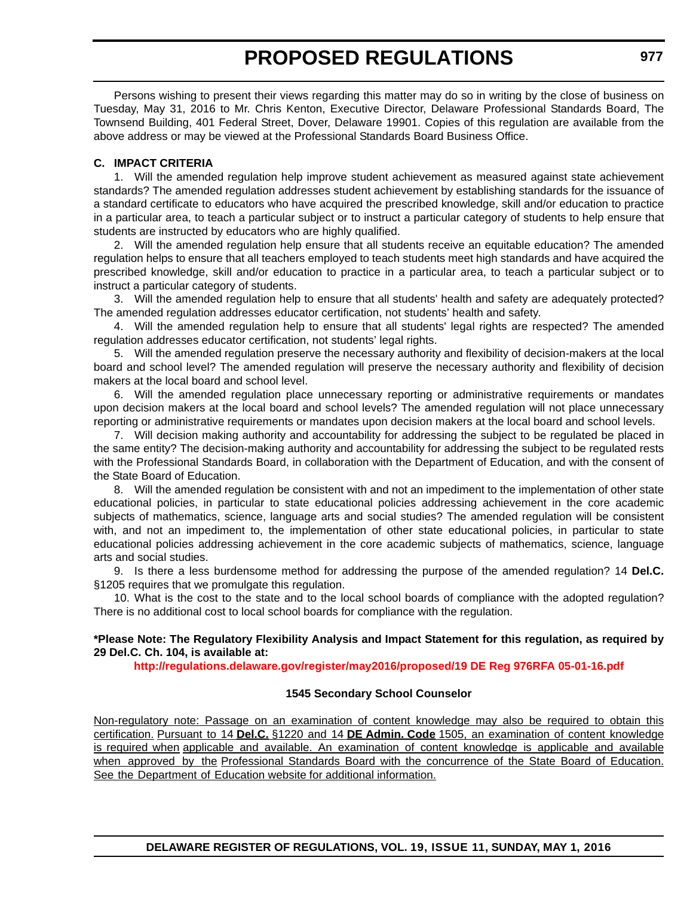Persons wishing to present their views regarding this matter may do so in writing by the close of business on Tuesday, May 31, 2016 to Mr. Chris Kenton, Executive Director, Delaware Professional Standards Board, The Townsend Building, 401 Federal Street, Dover, Delaware 19901. Copies of this regulation are available from the above address or may be viewed at the Professional Standards Board Business Office.

**C. IMPACT CRITERIA**

1. Will the amended regulation help improve student achievement as measured against state achievement standards? The amended regulation addresses student achievement by establishing standards for the issuance of a standard certificate to educators who have acquired the prescribed knowledge, skill and/or education to practice in a particular area, to teach a particular subject or to instruct a particular category of students to help ensure that students are instructed by educators who are highly qualified.

2. Will the amended regulation help ensure that all students receive an equitable education? The amended regulation helps to ensure that all teachers employed to teach students meet high standards and have acquired the prescribed knowledge, skill and/or education to practice in a particular area, to teach a particular subject or to instruct a particular category of students.

3. Will the amended regulation help to ensure that all students' health and safety are adequately protected? The amended regulation addresses educator certification, not students' health and safety.

4. Will the amended regulation help to ensure that all students' legal rights are respected? The amended regulation addresses educator certification, not students' legal rights.

5. Will the amended regulation preserve the necessary authority and flexibility of decision-makers at the local board and school level? The amended regulation will preserve the necessary authority and flexibility of decision makers at the local board and school level.

6. Will the amended regulation place unnecessary reporting or administrative requirements or mandates upon decision makers at the local board and school levels? The amended regulation will not place unnecessary reporting or administrative requirements or mandates upon decision makers at the local board and school levels.

7. Will decision making authority and accountability for addressing the subject to be regulated be placed in the same entity? The decision-making authority and accountability for addressing the subject to be regulated rests with the Professional Standards Board, in collaboration with the Department of Education, and with the consent of the State Board of Education.

8. Will the amended regulation be consistent with and not an impediment to the implementation of other state educational policies, in particular to state educational policies addressing achievement in the core academic subjects of mathematics, science, language arts and social studies? The amended regulation will be consistent with, and not an impediment to, the implementation of other state educational policies, in particular to state educational policies addressing achievement in the core academic subjects of mathematics, science, language arts and social studies.

9. Is there a less burdensome method for addressing the purpose of the amended regulation? 14 **Del.C.** §1205 requires that we promulgate this regulation.

10. What is the cost to the state and to the local school boards of compliance with the adopted regulation? There is no additional cost to local school boards for compliance with the regulation.

**\*Please Note: The Regulatory Flexibility Analysis and Impact Statement for this regulation, as required by 29 Del.C. Ch. 104, is available at:**

**http://regulations.delaware.gov/register/may2016/proposed/19 DE Reg 976RFA 05-01-16.pdf**

**1545 Secondary School Counselor**

Non-regulatory note: Passage on an examination of content knowledge may also be required to obtain this certification. Pursuant to 14 **Del.C.** §1220 and 14 **DE Admin. Code** 1505, an examination of content knowledge is required when applicable and available. An examination of content knowledge is applicable and available when approved by the Professional Standards Board with the concurrence of the State Board of Education. See the Department of Education website for additional information.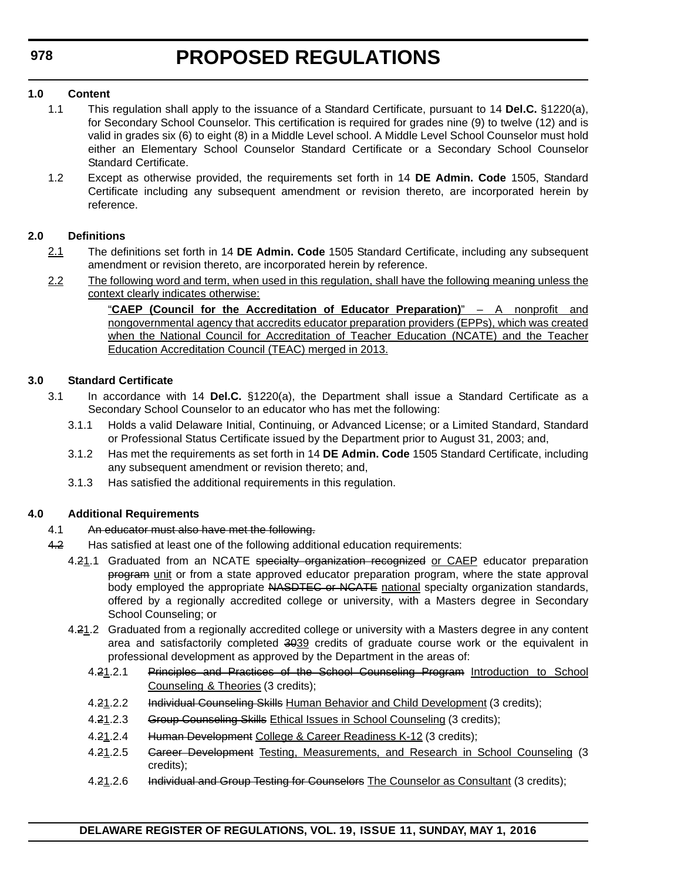**1.0 Content**

1.1 This regulation shall apply to the issuance of a Standard Certificate, pursuant to 14 **Del.C.** §1220(a), for Secondary School Counselor. This certification is required for grades nine (9) to twelve (12) and is valid in grades six (6) to eight (8) in a Middle Level school. A Middle Level School Counselor must hold either an Elementary School Counselor Standard Certificate or a Secondary School Counselor Standard Certificate.

1.2 Except as otherwise provided, the requirements set forth in 14 **DE Admin. Code** 1505, Standard Certificate including any subsequent amendment or revision thereto, are incorporated herein by reference.

**2.0 Definitions**

2.1 The definitions set forth in 14 **DE Admin. Code** 1505 Standard Certificate, including any subsequent amendment or revision thereto, are incorporated herein by reference.

2.2 The following word and term, when used in this regulation, shall have the following meaning unless the context clearly indicates otherwise:

"**CAEP (Council for the Accreditation of Educator Preparation)**" – A nonprofit and nongovernmental agency that accredits educator preparation providers (EPPs), which was created when the National Council for Accreditation of Teacher Education (NCATE) and the Teacher Education Accreditation Council (TEAC) merged in 2013.

**3.0 Standard Certificate**

3.1 In accordance with 14 **Del.C.** §1220(a), the Department shall issue a Standard Certificate as a Secondary School Counselor to an educator who has met the following:

3.1.1 Holds a valid Delaware Initial, Continuing, or Advanced License; or a Limited Standard, Standard or Professional Status Certificate issued by the Department prior to August 31, 2003; and,

3.1.2 Has met the requirements as set forth in 14 **DE Admin. Code** 1505 Standard Certificate, including any subsequent amendment or revision thereto; and,

3.1.3 Has satisfied the additional requirements in this regulation.

**4.0 Additional Requirements**

4.1 ~~An educator must also have met the following.~~

~~4.2~~ Has satisfied at least one of the following additional education requirements:

4.~~2~~1.1 Graduated from an NCATE ~~specialty organization recognized~~ or CAEP educator preparation ~~program~~ unit or from a state approved educator preparation program, where the state approval body employed the appropriate ~~NASDTEC or NCATE~~ national specialty organization standards, offered by a regionally accredited college or university, with a Masters degree in Secondary School Counseling; or

4.~~2~~1.2 Graduated from a regionally accredited college or university with a Masters degree in any content area and satisfactorily completed ~~30~~39 credits of graduate course work or the equivalent in professional development as approved by the Department in the areas of:

4.~~2~~1.2.1 ~~Principles and Practices of the School Counseling Program~~ Introduction to School Counseling & Theories (3 credits);

4.~~2~~1.2.2 ~~Individual Counseling Skills~~ Human Behavior and Child Development (3 credits);

4.~~2~~1.2.3 ~~Group Counseling Skills~~ Ethical Issues in School Counseling (3 credits);

4.~~2~~1.2.4 ~~Human Development~~ College & Career Readiness K-12 (3 credits);

4.~~2~~1.2.5 ~~Career Development~~ Testing, Measurements, and Research in School Counseling (3 credits);

4.~~2~~1.2.6 ~~Individual and Group Testing for Counselors~~ The Counselor as Consultant (3 credits);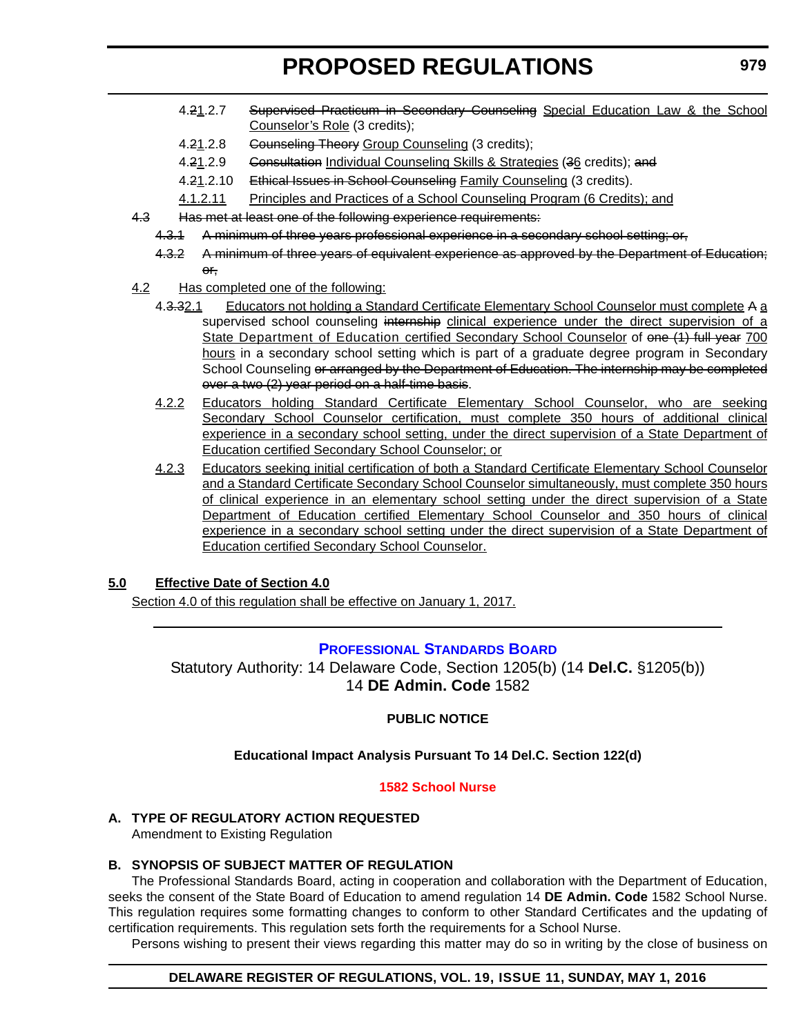4.~~2~~1.2.7 ~~Supervised Practicum in Secondary Counseling~~ Special Education Law & the School Counselor's Role (3 credits);

4.~~2~~1.2.8 ~~Counseling Theory~~ Group Counseling (3 credits);

4.~~2~~1.2.9 ~~Consultation~~ Individual Counseling Skills & Strategies (~~3~~6 credits); ~~and~~

4.~~2~~1.2.10 ~~Ethical Issues in School Counseling~~ Family Counseling (3 credits).

4.1.2.11 Principles and Practices of a School Counseling Program (6 Credits); and

~~4.3 Has met at least one of the following experience requirements:~~

~~4.3.1 A minimum of three years professional experience in a secondary school setting; or,~~

~~4.3.2 A minimum of three years of equivalent experience as approved by the Department of Education; or,~~

4.2 Has completed one of the following:

4.~~3.3~~2.1 Educators not holding a Standard Certificate Elementary School Counselor must complete ~~A~~ a supervised school counseling ~~internship~~ clinical experience under the direct supervision of a State Department of Education certified Secondary School Counselor of ~~one (1) full year~~ 700 hours in a secondary school setting which is part of a graduate degree program in Secondary School Counseling ~~or arranged by the Department of Education. The internship may be completed over a two (2) year period on a half-time basis~~.

4.2.2 Educators holding Standard Certificate Elementary School Counselor, who are seeking Secondary School Counselor certification, must complete 350 hours of additional clinical experience in a secondary school setting, under the direct supervision of a State Department of Education certified Secondary School Counselor; or

4.2.3 Educators seeking initial certification of both a Standard Certificate Elementary School Counselor and a Standard Certificate Secondary School Counselor simultaneously, must complete 350 hours of clinical experience in an elementary school setting under the direct supervision of a State Department of Education certified Elementary School Counselor and 350 hours of clinical experience in a secondary school setting under the direct supervision of a State Department of Education certified Secondary School Counselor.

**5.0 Effective Date of Section 4.0**

Section 4.0 of this regulation shall be effective on January 1, 2017.

---

## Professional Standards Board

Statutory Authority: 14 Delaware Code, Section 1205(b) (14 **Del.C.** §1205(b))
14 **DE Admin. Code** 1582

**PUBLIC NOTICE**

**Educational Impact Analysis Pursuant To 14 Del.C. Section 122(d)**

**1582 School Nurse**

**A. TYPE OF REGULATORY ACTION REQUESTED**

Amendment to Existing Regulation

**B. SYNOPSIS OF SUBJECT MATTER OF REGULATION**

The Professional Standards Board, acting in cooperation and collaboration with the Department of Education, seeks the consent of the State Board of Education to amend regulation 14 **DE Admin. Code** 1582 School Nurse. This regulation requires some formatting changes to conform to other Standard Certificates and the updating of certification requirements. This regulation sets forth the requirements for a School Nurse.

Persons wishing to present their views regarding this matter may do so in writing by the close of business on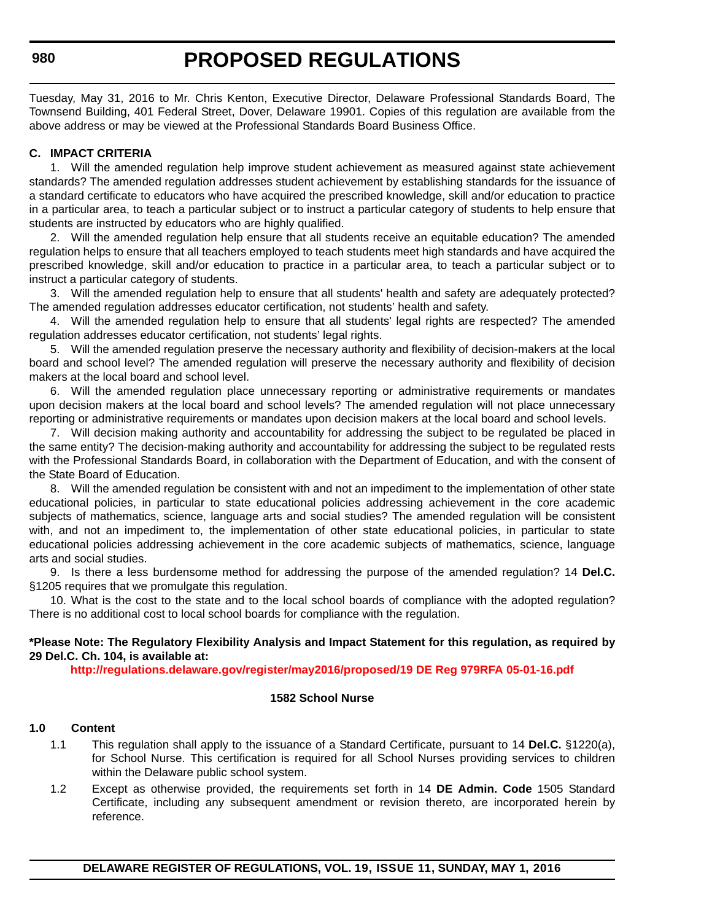Tuesday, May 31, 2016 to Mr. Chris Kenton, Executive Director, Delaware Professional Standards Board, The Townsend Building, 401 Federal Street, Dover, Delaware 19901. Copies of this regulation are available from the above address or may be viewed at the Professional Standards Board Business Office.

**C. IMPACT CRITERIA**

1. Will the amended regulation help improve student achievement as measured against state achievement standards? The amended regulation addresses student achievement by establishing standards for the issuance of a standard certificate to educators who have acquired the prescribed knowledge, skill and/or education to practice in a particular area, to teach a particular subject or to instruct a particular category of students to help ensure that students are instructed by educators who are highly qualified.

2. Will the amended regulation help ensure that all students receive an equitable education? The amended regulation helps to ensure that all teachers employed to teach students meet high standards and have acquired the prescribed knowledge, skill and/or education to practice in a particular area, to teach a particular subject or to instruct a particular category of students.

3. Will the amended regulation help to ensure that all students' health and safety are adequately protected? The amended regulation addresses educator certification, not students' health and safety.

4. Will the amended regulation help to ensure that all students' legal rights are respected? The amended regulation addresses educator certification, not students' legal rights.

5. Will the amended regulation preserve the necessary authority and flexibility of decision-makers at the local board and school level? The amended regulation will preserve the necessary authority and flexibility of decision makers at the local board and school level.

6. Will the amended regulation place unnecessary reporting or administrative requirements or mandates upon decision makers at the local board and school levels? The amended regulation will not place unnecessary reporting or administrative requirements or mandates upon decision makers at the local board and school levels.

7. Will decision making authority and accountability for addressing the subject to be regulated be placed in the same entity? The decision-making authority and accountability for addressing the subject to be regulated rests with the Professional Standards Board, in collaboration with the Department of Education, and with the consent of the State Board of Education.

8. Will the amended regulation be consistent with and not an impediment to the implementation of other state educational policies, in particular to state educational policies addressing achievement in the core academic subjects of mathematics, science, language arts and social studies? The amended regulation will be consistent with, and not an impediment to, the implementation of other state educational policies, in particular to state educational policies addressing achievement in the core academic subjects of mathematics, science, language arts and social studies.

9. Is there a less burdensome method for addressing the purpose of the amended regulation? 14 **Del.C.** §1205 requires that we promulgate this regulation.

10. What is the cost to the state and to the local school boards of compliance with the adopted regulation? There is no additional cost to local school boards for compliance with the regulation.

**\*Please Note: The Regulatory Flexibility Analysis and Impact Statement for this regulation, as required by 29 Del.C. Ch. 104, is available at:**

**http://regulations.delaware.gov/register/may2016/proposed/19 DE Reg 979RFA 05-01-16.pdf**

**1582 School Nurse**

**1.0 Content**

1.1 This regulation shall apply to the issuance of a Standard Certificate, pursuant to 14 **Del.C.** §1220(a), for School Nurse. This certification is required for all School Nurses providing services to children within the Delaware public school system.

1.2 Except as otherwise provided, the requirements set forth in 14 **DE Admin. Code** 1505 Standard Certificate, including any subsequent amendment or revision thereto, are incorporated herein by reference.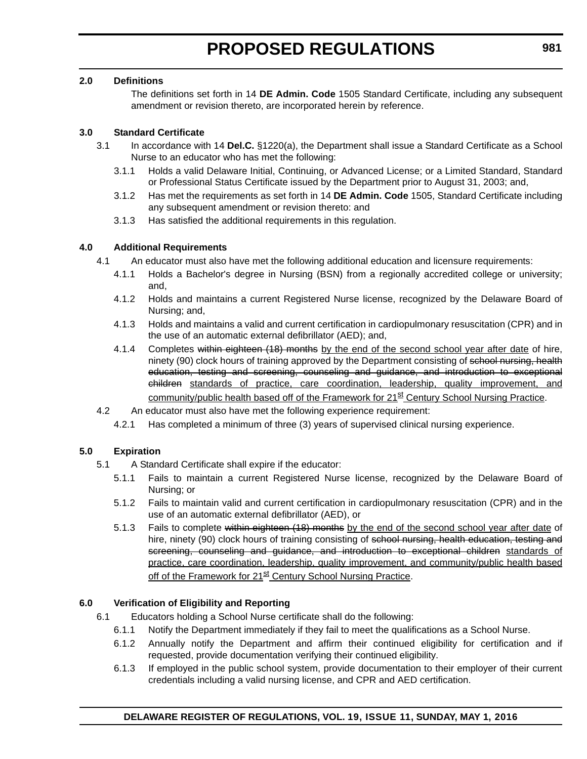**2.0 Definitions**

The definitions set forth in 14 **DE Admin. Code** 1505 Standard Certificate, including any subsequent amendment or revision thereto, are incorporated herein by reference.

**3.0 Standard Certificate**

3.1 In accordance with 14 **Del.C.** §1220(a), the Department shall issue a Standard Certificate as a School Nurse to an educator who has met the following:

3.1.1 Holds a valid Delaware Initial, Continuing, or Advanced License; or a Limited Standard, Standard or Professional Status Certificate issued by the Department prior to August 31, 2003; and,

3.1.2 Has met the requirements as set forth in 14 **DE Admin. Code** 1505, Standard Certificate including any subsequent amendment or revision thereto: and

3.1.3 Has satisfied the additional requirements in this regulation.

**4.0 Additional Requirements**

4.1 An educator must also have met the following additional education and licensure requirements:

4.1.1 Holds a Bachelor's degree in Nursing (BSN) from a regionally accredited college or university; and,

4.1.2 Holds and maintains a current Registered Nurse license, recognized by the Delaware Board of Nursing; and,

4.1.3 Holds and maintains a valid and current certification in cardiopulmonary resuscitation (CPR) and in the use of an automatic external defibrillator (AED); and,

4.1.4 Completes ~~within eighteen (18) months~~ <u>by the end of the second school year after date</u> of hire, ninety (90) clock hours of training approved by the Department consisting of ~~school nursing, health education, testing and screening, counseling and guidance, and introduction to exceptional children~~ <u>standards of practice, care coordination, leadership, quality improvement, and community/public health based off of the Framework for 21st Century School Nursing Practice</u>.

4.2 An educator must also have met the following experience requirement:

4.2.1 Has completed a minimum of three (3) years of supervised clinical nursing experience.

**5.0 Expiration**

5.1 A Standard Certificate shall expire if the educator:

5.1.1 Fails to maintain a current Registered Nurse license, recognized by the Delaware Board of Nursing; or

5.1.2 Fails to maintain valid and current certification in cardiopulmonary resuscitation (CPR) and in the use of an automatic external defibrillator (AED), or

5.1.3 Fails to complete ~~within eighteen (18) months~~ <u>by the end of the second school year after date</u> of hire, ninety (90) clock hours of training consisting of ~~school nursing, health education, testing and screening, counseling and guidance, and introduction to exceptional children~~ <u>standards of practice, care coordination, leadership, quality improvement, and community/public health based off of the Framework for 21st Century School Nursing Practice</u>.

**6.0 Verification of Eligibility and Reporting**

6.1 Educators holding a School Nurse certificate shall do the following:

6.1.1 Notify the Department immediately if they fail to meet the qualifications as a School Nurse.

6.1.2 Annually notify the Department and affirm their continued eligibility for certification and if requested, provide documentation verifying their continued eligibility.

6.1.3 If employed in the public school system, provide documentation to their employer of their current credentials including a valid nursing license, and CPR and AED certification.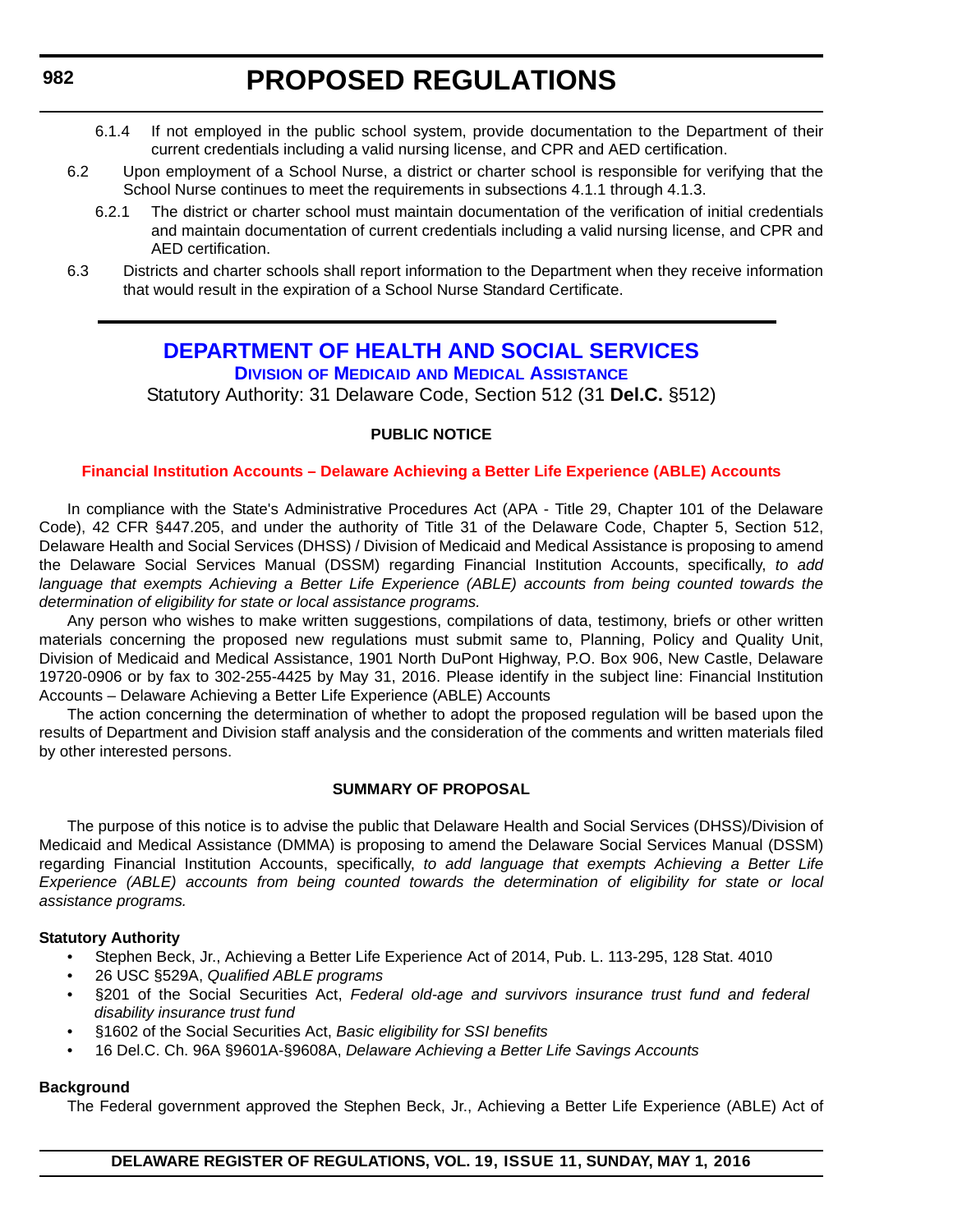6.1.4 If not employed in the public school system, provide documentation to the Department of their current credentials including a valid nursing license, and CPR and AED certification.

6.2 Upon employment of a School Nurse, a district or charter school is responsible for verifying that the School Nurse continues to meet the requirements in subsections 4.1.1 through 4.1.3.

6.2.1 The district or charter school must maintain documentation of the verification of initial credentials and maintain documentation of current credentials including a valid nursing license, and CPR and AED certification.

6.3 Districts and charter schools shall report information to the Department when they receive information that would result in the expiration of a School Nurse Standard Certificate.

---

# DEPARTMENT OF HEALTH AND SOCIAL SERVICES

## Division of Medicaid and Medical Assistance

Statutory Authority: 31 Delaware Code, Section 512 (31 **Del.C.** §512)

**PUBLIC NOTICE**

**Financial Institution Accounts – Delaware Achieving a Better Life Experience (ABLE) Accounts**

In compliance with the State's Administrative Procedures Act (APA - Title 29, Chapter 101 of the Delaware Code), 42 CFR §447.205, and under the authority of Title 31 of the Delaware Code, Chapter 5, Section 512, Delaware Health and Social Services (DHSS) / Division of Medicaid and Medical Assistance is proposing to amend the Delaware Social Services Manual (DSSM) regarding Financial Institution Accounts, specifically, *to add language that exempts Achieving a Better Life Experience (ABLE) accounts from being counted towards the determination of eligibility for state or local assistance programs.*

Any person who wishes to make written suggestions, compilations of data, testimony, briefs or other written materials concerning the proposed new regulations must submit same to, Planning, Policy and Quality Unit, Division of Medicaid and Medical Assistance, 1901 North DuPont Highway, P.O. Box 906, New Castle, Delaware 19720-0906 or by fax to 302-255-4425 by May 31, 2016. Please identify in the subject line: Financial Institution Accounts – Delaware Achieving a Better Life Experience (ABLE) Accounts

The action concerning the determination of whether to adopt the proposed regulation will be based upon the results of Department and Division staff analysis and the consideration of the comments and written materials filed by other interested persons.

**SUMMARY OF PROPOSAL**

The purpose of this notice is to advise the public that Delaware Health and Social Services (DHSS)/Division of Medicaid and Medical Assistance (DMMA) is proposing to amend the Delaware Social Services Manual (DSSM) regarding Financial Institution Accounts, specifically, *to add language that exempts Achieving a Better Life Experience (ABLE) accounts from being counted towards the determination of eligibility for state or local assistance programs.*

**Statutory Authority**

- Stephen Beck, Jr., Achieving a Better Life Experience Act of 2014, Pub. L. 113-295, 128 Stat. 4010
- 26 USC §529A, *Qualified ABLE programs*
- §201 of the Social Securities Act, *Federal old-age and survivors insurance trust fund and federal disability insurance trust fund*
- §1602 of the Social Securities Act, *Basic eligibility for SSI benefits*
- 16 Del.C. Ch. 96A §9601A-§9608A, *Delaware Achieving a Better Life Savings Accounts*

**Background**

The Federal government approved the Stephen Beck, Jr., Achieving a Better Life Experience (ABLE) Act of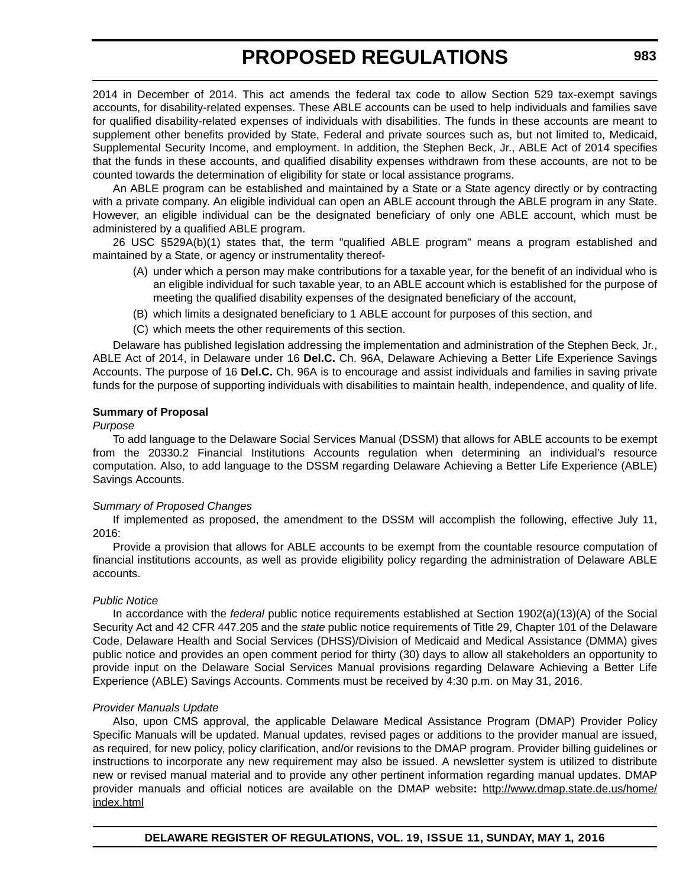2014 in December of 2014. This act amends the federal tax code to allow Section 529 tax-exempt savings accounts, for disability-related expenses. These ABLE accounts can be used to help individuals and families save for qualified disability-related expenses of individuals with disabilities. The funds in these accounts are meant to supplement other benefits provided by State, Federal and private sources such as, but not limited to, Medicaid, Supplemental Security Income, and employment. In addition, the Stephen Beck, Jr., ABLE Act of 2014 specifies that the funds in these accounts, and qualified disability expenses withdrawn from these accounts, are not to be counted towards the determination of eligibility for state or local assistance programs.

An ABLE program can be established and maintained by a State or a State agency directly or by contracting with a private company. An eligible individual can open an ABLE account through the ABLE program in any State. However, an eligible individual can be the designated beneficiary of only one ABLE account, which must be administered by a qualified ABLE program.

26 USC §529A(b)(1) states that, the term "qualified ABLE program" means a program established and maintained by a State, or agency or instrumentality thereof-

(A) under which a person may make contributions for a taxable year, for the benefit of an individual who is an eligible individual for such taxable year, to an ABLE account which is established for the purpose of meeting the qualified disability expenses of the designated beneficiary of the account,

(B) which limits a designated beneficiary to 1 ABLE account for purposes of this section, and

(C) which meets the other requirements of this section.

Delaware has published legislation addressing the implementation and administration of the Stephen Beck, Jr., ABLE Act of 2014, in Delaware under 16 **Del.C.** Ch. 96A, Delaware Achieving a Better Life Experience Savings Accounts. The purpose of 16 **Del.C.** Ch. 96A is to encourage and assist individuals and families in saving private funds for the purpose of supporting individuals with disabilities to maintain health, independence, and quality of life.

**Summary of Proposal**

*Purpose*

To add language to the Delaware Social Services Manual (DSSM) that allows for ABLE accounts to be exempt from the 20330.2 Financial Institutions Accounts regulation when determining an individual's resource computation. Also, to add language to the DSSM regarding Delaware Achieving a Better Life Experience (ABLE) Savings Accounts.

*Summary of Proposed Changes*

If implemented as proposed, the amendment to the DSSM will accomplish the following, effective July 11, 2016:

Provide a provision that allows for ABLE accounts to be exempt from the countable resource computation of financial institutions accounts, as well as provide eligibility policy regarding the administration of Delaware ABLE accounts.

*Public Notice*

In accordance with the *federal* public notice requirements established at Section 1902(a)(13)(A) of the Social Security Act and 42 CFR 447.205 and the *state* public notice requirements of Title 29, Chapter 101 of the Delaware Code, Delaware Health and Social Services (DHSS)/Division of Medicaid and Medical Assistance (DMMA) gives public notice and provides an open comment period for thirty (30) days to allow all stakeholders an opportunity to provide input on the Delaware Social Services Manual provisions regarding Delaware Achieving a Better Life Experience (ABLE) Savings Accounts. Comments must be received by 4:30 p.m. on May 31, 2016.

*Provider Manuals Update*

Also, upon CMS approval, the applicable Delaware Medical Assistance Program (DMAP) Provider Policy Specific Manuals will be updated. Manual updates, revised pages or additions to the provider manual are issued, as required, for new policy, policy clarification, and/or revisions to the DMAP program. Provider billing guidelines or instructions to incorporate any new requirement may also be issued. A newsletter system is utilized to distribute new or revised manual material and to provide any other pertinent information regarding manual updates. DMAP provider manuals and official notices are available on the DMAP website**:** http://www.dmap.state.de.us/home/index.html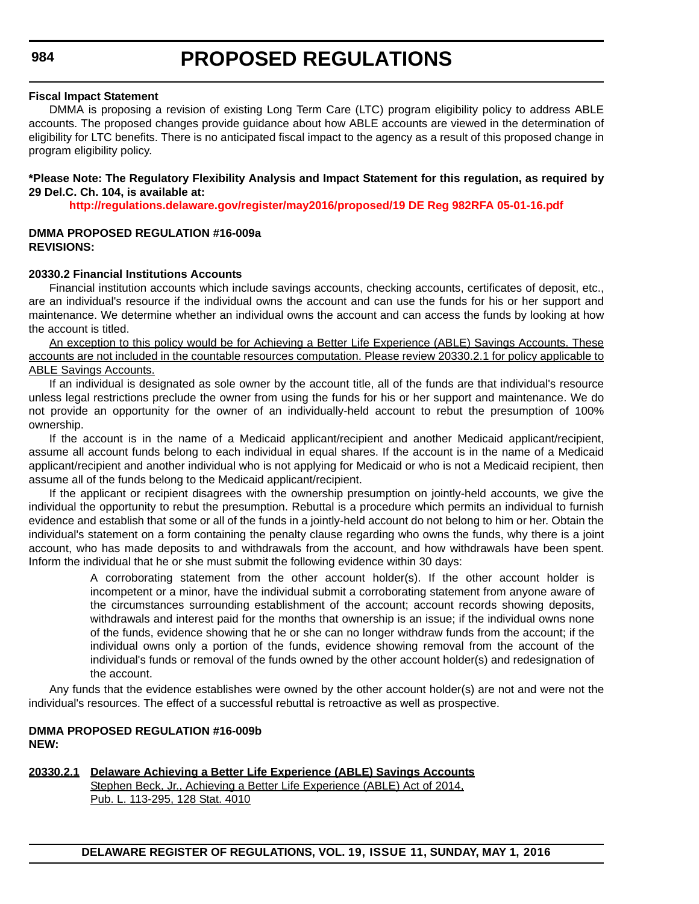**Fiscal Impact Statement**

DMMA is proposing a revision of existing Long Term Care (LTC) program eligibility policy to address ABLE accounts. The proposed changes provide guidance about how ABLE accounts are viewed in the determination of eligibility for LTC benefits. There is no anticipated fiscal impact to the agency as a result of this proposed change in program eligibility policy.

**\*Please Note: The Regulatory Flexibility Analysis and Impact Statement for this regulation, as required by 29 Del.C. Ch. 104, is available at:**

**http://regulations.delaware.gov/register/may2016/proposed/19 DE Reg 982RFA 05-01-16.pdf**

**DMMA PROPOSED REGULATION #16-009a**
**REVISIONS:**

**20330.2 Financial Institutions Accounts**

Financial institution accounts which include savings accounts, checking accounts, certificates of deposit, etc., are an individual's resource if the individual owns the account and can use the funds for his or her support and maintenance. We determine whether an individual owns the account and can access the funds by looking at how the account is titled.

An exception to this policy would be for Achieving a Better Life Experience (ABLE) Savings Accounts. These accounts are not included in the countable resources computation. Please review 20330.2.1 for policy applicable to ABLE Savings Accounts.

If an individual is designated as sole owner by the account title, all of the funds are that individual's resource unless legal restrictions preclude the owner from using the funds for his or her support and maintenance. We do not provide an opportunity for the owner of an individually-held account to rebut the presumption of 100% ownership.

If the account is in the name of a Medicaid applicant/recipient and another Medicaid applicant/recipient, assume all account funds belong to each individual in equal shares. If the account is in the name of a Medicaid applicant/recipient and another individual who is not applying for Medicaid or who is not a Medicaid recipient, then assume all of the funds belong to the Medicaid applicant/recipient.

If the applicant or recipient disagrees with the ownership presumption on jointly-held accounts, we give the individual the opportunity to rebut the presumption. Rebuttal is a procedure which permits an individual to furnish evidence and establish that some or all of the funds in a jointly-held account do not belong to him or her. Obtain the individual's statement on a form containing the penalty clause regarding who owns the funds, why there is a joint account, who has made deposits to and withdrawals from the account, and how withdrawals have been spent. Inform the individual that he or she must submit the following evidence within 30 days:

> A corroborating statement from the other account holder(s). If the other account holder is incompetent or a minor, have the individual submit a corroborating statement from anyone aware of the circumstances surrounding establishment of the account; account records showing deposits, withdrawals and interest paid for the months that ownership is an issue; if the individual owns none of the funds, evidence showing that he or she can no longer withdraw funds from the account; if the individual owns only a portion of the funds, evidence showing removal from the account of the individual's funds or removal of the funds owned by the other account holder(s) and redesignation of the account.

Any funds that the evidence establishes were owned by the other account holder(s) are not and were not the individual's resources. The effect of a successful rebuttal is retroactive as well as prospective.

**DMMA PROPOSED REGULATION #16-009b**
**NEW:**

**20330.2.1 Delaware Achieving a Better Life Experience (ABLE) Savings Accounts**

Stephen Beck, Jr., Achieving a Better Life Experience (ABLE) Act of 2014, Pub. L. 113-295, 128 Stat. 4010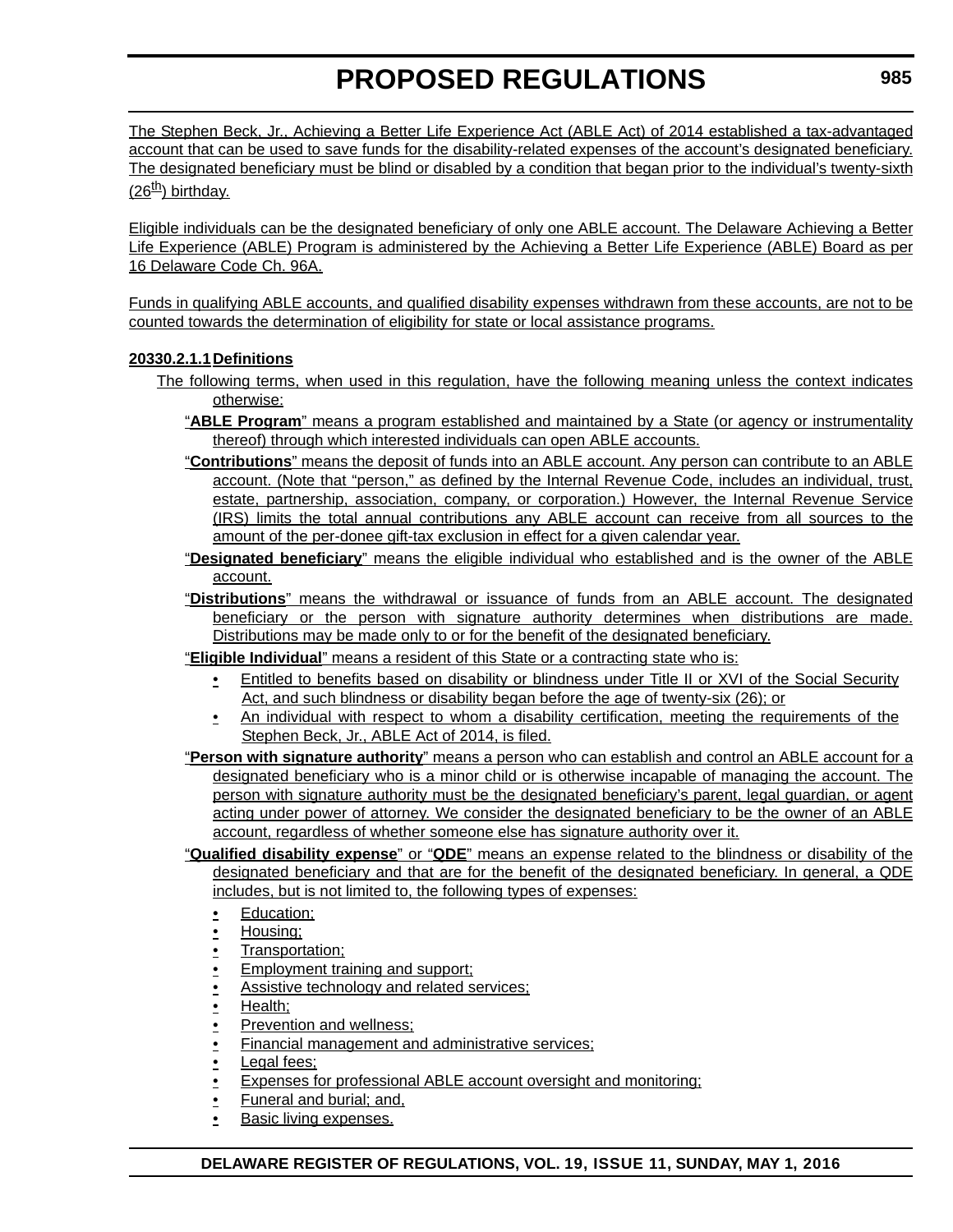The Stephen Beck, Jr., Achieving a Better Life Experience Act (ABLE Act) of 2014 established a tax-advantaged account that can be used to save funds for the disability-related expenses of the account's designated beneficiary. The designated beneficiary must be blind or disabled by a condition that began prior to the individual's twenty-sixth (26th) birthday.

Eligible individuals can be the designated beneficiary of only one ABLE account. The Delaware Achieving a Better Life Experience (ABLE) Program is administered by the Achieving a Better Life Experience (ABLE) Board as per 16 Delaware Code Ch. 96A.

Funds in qualifying ABLE accounts, and qualified disability expenses withdrawn from these accounts, are not to be counted towards the determination of eligibility for state or local assistance programs.

**20330.2.1.1 Definitions**

The following terms, when used in this regulation, have the following meaning unless the context indicates otherwise:

"**ABLE Program**" means a program established and maintained by a State (or agency or instrumentality thereof) through which interested individuals can open ABLE accounts.

"**Contributions**" means the deposit of funds into an ABLE account. Any person can contribute to an ABLE account. (Note that "person," as defined by the Internal Revenue Code, includes an individual, trust, estate, partnership, association, company, or corporation.) However, the Internal Revenue Service (IRS) limits the total annual contributions any ABLE account can receive from all sources to the amount of the per-donee gift-tax exclusion in effect for a given calendar year.

"**Designated beneficiary**" means the eligible individual who established and is the owner of the ABLE account.

"**Distributions**" means the withdrawal or issuance of funds from an ABLE account. The designated beneficiary or the person with signature authority determines when distributions are made. Distributions may be made only to or for the benefit of the designated beneficiary.

"**Eligible Individual**" means a resident of this State or a contracting state who is:

- Entitled to benefits based on disability or blindness under Title II or XVI of the Social Security Act, and such blindness or disability began before the age of twenty-six (26); or
- An individual with respect to whom a disability certification, meeting the requirements of the Stephen Beck, Jr., ABLE Act of 2014, is filed.

"**Person with signature authority**" means a person who can establish and control an ABLE account for a designated beneficiary who is a minor child or is otherwise incapable of managing the account. The person with signature authority must be the designated beneficiary's parent, legal guardian, or agent acting under power of attorney. We consider the designated beneficiary to be the owner of an ABLE account, regardless of whether someone else has signature authority over it.

"**Qualified disability expense**" or "**QDE**" means an expense related to the blindness or disability of the designated beneficiary and that are for the benefit of the designated beneficiary. In general, a QDE includes, but is not limited to, the following types of expenses:

- Education;
- Housing;
- Transportation;
- Employment training and support;
- Assistive technology and related services;
- Health;
- Prevention and wellness;
- Financial management and administrative services;
- Legal fees;
- Expenses for professional ABLE account oversight and monitoring;
- Funeral and burial; and,
- Basic living expenses.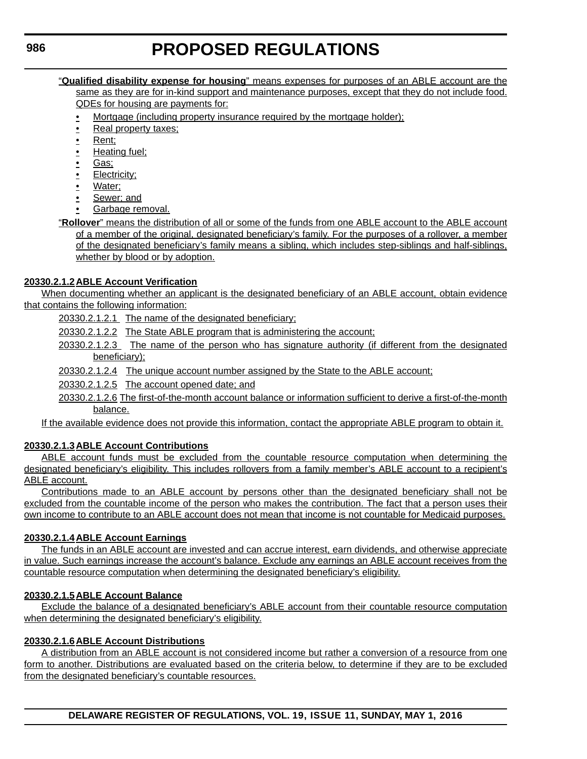"**Qualified disability expense for housing**" means expenses for purposes of an ABLE account are the same as they are for in-kind support and maintenance purposes, except that they do not include food. QDEs for housing are payments for:

- Mortgage (including property insurance required by the mortgage holder);
- Real property taxes;
- Rent;
- Heating fuel;
- Gas;
- Electricity;
- Water;
- Sewer; and
- Garbage removal.

"**Rollover**" means the distribution of all or some of the funds from one ABLE account to the ABLE account of a member of the original, designated beneficiary's family. For the purposes of a rollover, a member of the designated beneficiary's family means a sibling, which includes step-siblings and half-siblings, whether by blood or by adoption.

**20330.2.1.2 ABLE Account Verification**

When documenting whether an applicant is the designated beneficiary of an ABLE account, obtain evidence that contains the following information:

20330.2.1.2.1 The name of the designated beneficiary;

20330.2.1.2.2 The State ABLE program that is administering the account;

20330.2.1.2.3 The name of the person who has signature authority (if different from the designated beneficiary);

20330.2.1.2.4 The unique account number assigned by the State to the ABLE account;

20330.2.1.2.5 The account opened date; and

20330.2.1.2.6 The first-of-the-month account balance or information sufficient to derive a first-of-the-month balance.

If the available evidence does not provide this information, contact the appropriate ABLE program to obtain it.

**20330.2.1.3 ABLE Account Contributions**

ABLE account funds must be excluded from the countable resource computation when determining the designated beneficiary's eligibility. This includes rollovers from a family member's ABLE account to a recipient's ABLE account.

Contributions made to an ABLE account by persons other than the designated beneficiary shall not be excluded from the countable income of the person who makes the contribution. The fact that a person uses their own income to contribute to an ABLE account does not mean that income is not countable for Medicaid purposes.

**20330.2.1.4 ABLE Account Earnings**

The funds in an ABLE account are invested and can accrue interest, earn dividends, and otherwise appreciate in value. Such earnings increase the account's balance. Exclude any earnings an ABLE account receives from the countable resource computation when determining the designated beneficiary's eligibility.

**20330.2.1.5 ABLE Account Balance**

Exclude the balance of a designated beneficiary's ABLE account from their countable resource computation when determining the designated beneficiary's eligibility.

**20330.2.1.6 ABLE Account Distributions**

A distribution from an ABLE account is not considered income but rather a conversion of a resource from one form to another. Distributions are evaluated based on the criteria below, to determine if they are to be excluded from the designated beneficiary's countable resources.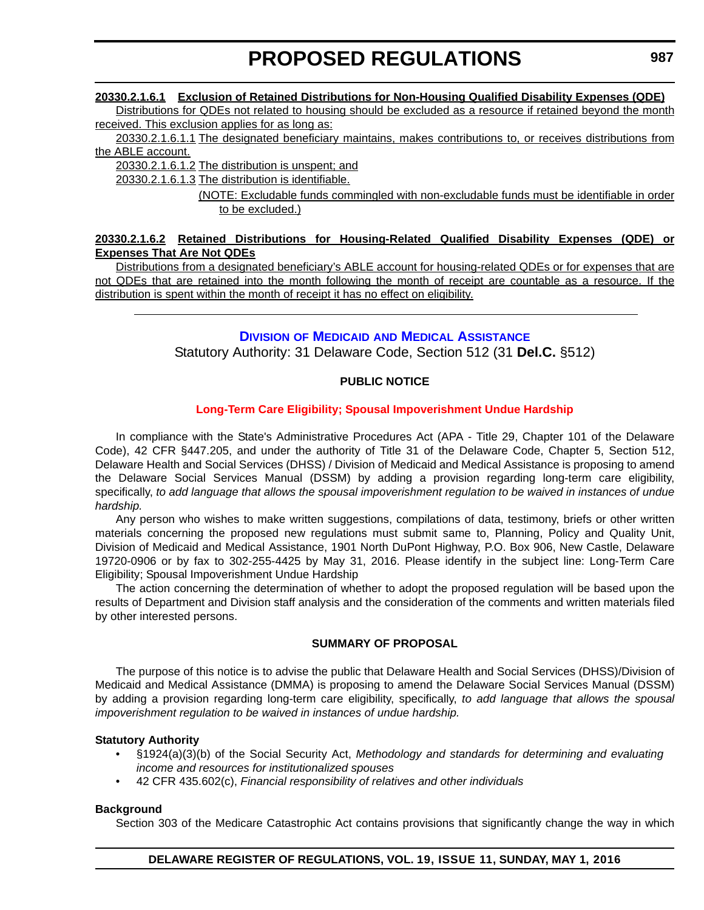**20330.2.1.6.1 Exclusion of Retained Distributions for Non-Housing Qualified Disability Expenses (QDE)**

Distributions for QDEs not related to housing should be excluded as a resource if retained beyond the month received. This exclusion applies for as long as:

20330.2.1.6.1.1 The designated beneficiary maintains, makes contributions to, or receives distributions from the ABLE account.

20330.2.1.6.1.2 The distribution is unspent; and

20330.2.1.6.1.3 The distribution is identifiable.

(NOTE: Excludable funds commingled with non-excludable funds must be identifiable in order to be excluded.)

**20330.2.1.6.2 Retained Distributions for Housing-Related Qualified Disability Expenses (QDE) or Expenses That Are Not QDEs**

Distributions from a designated beneficiary's ABLE account for housing-related QDEs or for expenses that are not QDEs that are retained into the month following the month of receipt are countable as a resource. If the distribution is spent within the month of receipt it has no effect on eligibility.

---

## DIVISION OF MEDICAID AND MEDICAL ASSISTANCE

Statutory Authority: 31 Delaware Code, Section 512 (31 **Del.C.** §512)

**PUBLIC NOTICE**

**Long-Term Care Eligibility; Spousal Impoverishment Undue Hardship**

In compliance with the State's Administrative Procedures Act (APA - Title 29, Chapter 101 of the Delaware Code), 42 CFR §447.205, and under the authority of Title 31 of the Delaware Code, Chapter 5, Section 512, Delaware Health and Social Services (DHSS) / Division of Medicaid and Medical Assistance is proposing to amend the Delaware Social Services Manual (DSSM) by adding a provision regarding long-term care eligibility, specifically, *to add language that allows the spousal impoverishment regulation to be waived in instances of undue hardship.*

Any person who wishes to make written suggestions, compilations of data, testimony, briefs or other written materials concerning the proposed new regulations must submit same to, Planning, Policy and Quality Unit, Division of Medicaid and Medical Assistance, 1901 North DuPont Highway, P.O. Box 906, New Castle, Delaware 19720-0906 or by fax to 302-255-4425 by May 31, 2016. Please identify in the subject line: Long-Term Care Eligibility; Spousal Impoverishment Undue Hardship

The action concerning the determination of whether to adopt the proposed regulation will be based upon the results of Department and Division staff analysis and the consideration of the comments and written materials filed by other interested persons.

**SUMMARY OF PROPOSAL**

The purpose of this notice is to advise the public that Delaware Health and Social Services (DHSS)/Division of Medicaid and Medical Assistance (DMMA) is proposing to amend the Delaware Social Services Manual (DSSM) by adding a provision regarding long-term care eligibility, specifically, *to add language that allows the spousal impoverishment regulation to be waived in instances of undue hardship.*

**Statutory Authority**

- §1924(a)(3)(b) of the Social Security Act, *Methodology and standards for determining and evaluating income and resources for institutionalized spouses*
- 42 CFR 435.602(c), *Financial responsibility of relatives and other individuals*

**Background**

Section 303 of the Medicare Catastrophic Act contains provisions that significantly change the way in which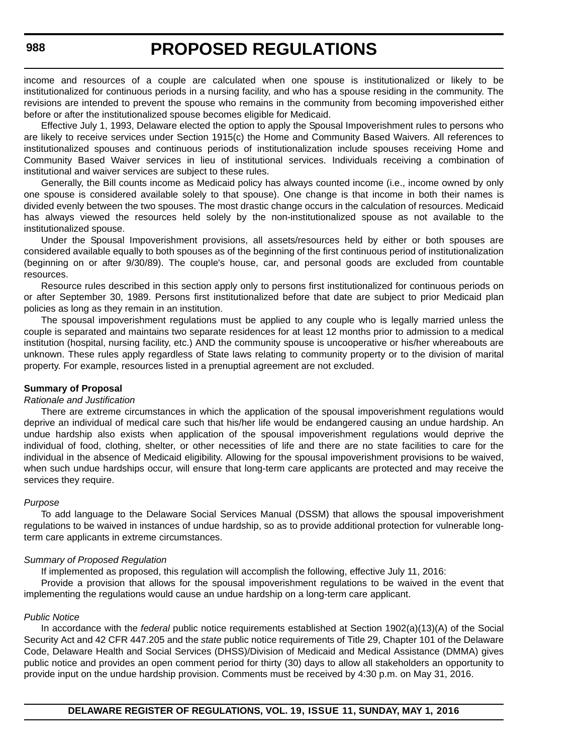income and resources of a couple are calculated when one spouse is institutionalized or likely to be institutionalized for continuous periods in a nursing facility, and who has a spouse residing in the community. The revisions are intended to prevent the spouse who remains in the community from becoming impoverished either before or after the institutionalized spouse becomes eligible for Medicaid.

Effective July 1, 1993, Delaware elected the option to apply the Spousal Impoverishment rules to persons who are likely to receive services under Section 1915(c) the Home and Community Based Waivers. All references to institutionalized spouses and continuous periods of institutionalization include spouses receiving Home and Community Based Waiver services in lieu of institutional services. Individuals receiving a combination of institutional and waiver services are subject to these rules.

Generally, the Bill counts income as Medicaid policy has always counted income (i.e., income owned by only one spouse is considered available solely to that spouse). One change is that income in both their names is divided evenly between the two spouses. The most drastic change occurs in the calculation of resources. Medicaid has always viewed the resources held solely by the non-institutionalized spouse as not available to the institutionalized spouse.

Under the Spousal Impoverishment provisions, all assets/resources held by either or both spouses are considered available equally to both spouses as of the beginning of the first continuous period of institutionalization (beginning on or after 9/30/89). The couple's house, car, and personal goods are excluded from countable resources.

Resource rules described in this section apply only to persons first institutionalized for continuous periods on or after September 30, 1989. Persons first institutionalized before that date are subject to prior Medicaid plan policies as long as they remain in an institution.

The spousal impoverishment regulations must be applied to any couple who is legally married unless the couple is separated and maintains two separate residences for at least 12 months prior to admission to a medical institution (hospital, nursing facility, etc.) AND the community spouse is uncooperative or his/her whereabouts are unknown. These rules apply regardless of State laws relating to community property or to the division of marital property. For example, resources listed in a prenuptial agreement are not excluded.

**Summary of Proposal**

*Rationale and Justification*

There are extreme circumstances in which the application of the spousal impoverishment regulations would deprive an individual of medical care such that his/her life would be endangered causing an undue hardship. An undue hardship also exists when application of the spousal impoverishment regulations would deprive the individual of food, clothing, shelter, or other necessities of life and there are no state facilities to care for the individual in the absence of Medicaid eligibility. Allowing for the spousal impoverishment provisions to be waived, when such undue hardships occur, will ensure that long-term care applicants are protected and may receive the services they require.

*Purpose*

To add language to the Delaware Social Services Manual (DSSM) that allows the spousal impoverishment regulations to be waived in instances of undue hardship, so as to provide additional protection for vulnerable long-term care applicants in extreme circumstances.

*Summary of Proposed Regulation*

If implemented as proposed, this regulation will accomplish the following, effective July 11, 2016:

Provide a provision that allows for the spousal impoverishment regulations to be waived in the event that implementing the regulations would cause an undue hardship on a long-term care applicant.

*Public Notice*

In accordance with the *federal* public notice requirements established at Section 1902(a)(13)(A) of the Social Security Act and 42 CFR 447.205 and the *state* public notice requirements of Title 29, Chapter 101 of the Delaware Code, Delaware Health and Social Services (DHSS)/Division of Medicaid and Medical Assistance (DMMA) gives public notice and provides an open comment period for thirty (30) days to allow all stakeholders an opportunity to provide input on the undue hardship provision. Comments must be received by 4:30 p.m. on May 31, 2016.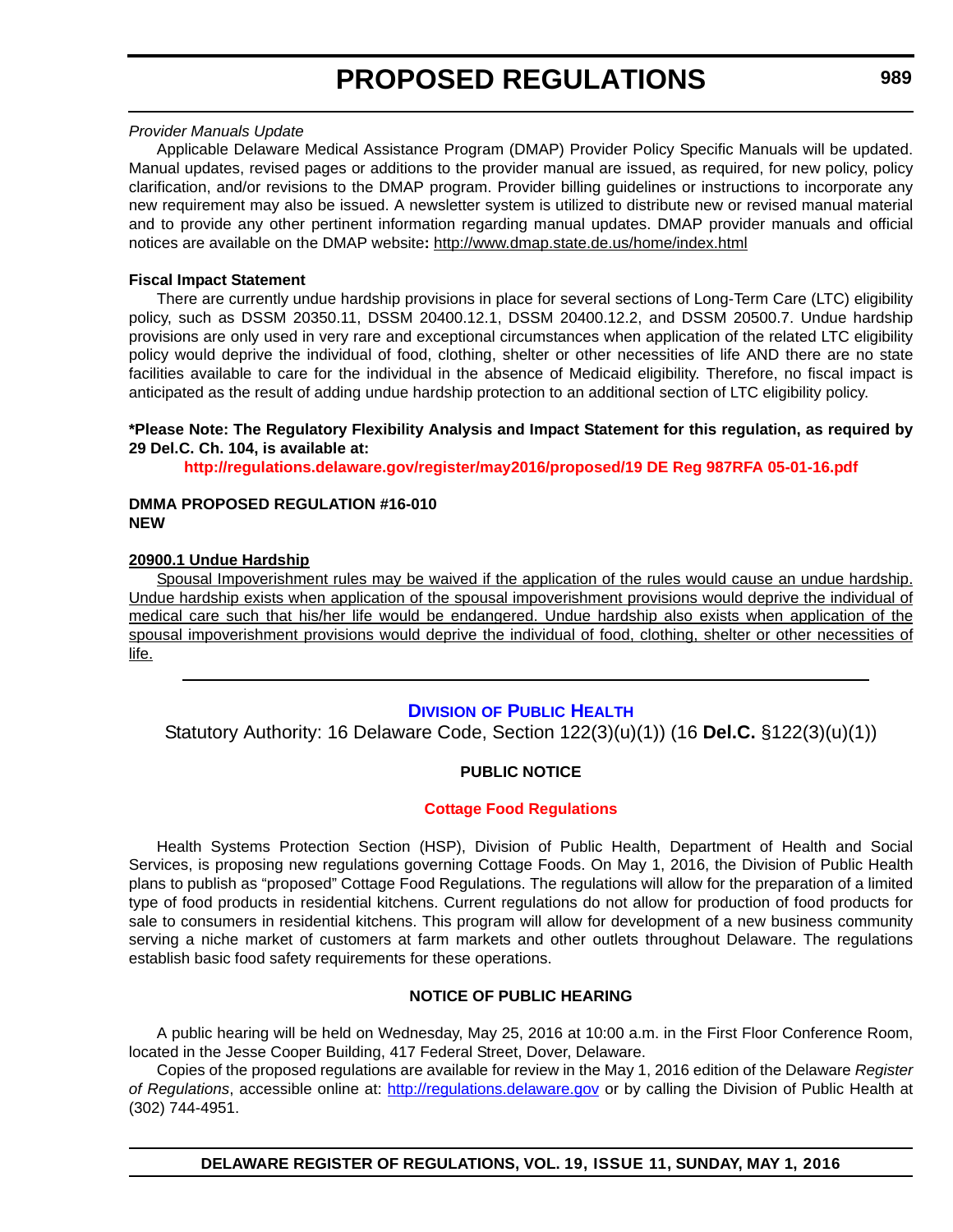*Provider Manuals Update*

Applicable Delaware Medical Assistance Program (DMAP) Provider Policy Specific Manuals will be updated. Manual updates, revised pages or additions to the provider manual are issued, as required, for new policy, policy clarification, and/or revisions to the DMAP program. Provider billing guidelines or instructions to incorporate any new requirement may also be issued. A newsletter system is utilized to distribute new or revised manual material and to provide any other pertinent information regarding manual updates. DMAP provider manuals and official notices are available on the DMAP website**:** http://www.dmap.state.de.us/home/index.html

**Fiscal Impact Statement**

There are currently undue hardship provisions in place for several sections of Long-Term Care (LTC) eligibility policy, such as DSSM 20350.11, DSSM 20400.12.1, DSSM 20400.12.2, and DSSM 20500.7. Undue hardship provisions are only used in very rare and exceptional circumstances when application of the related LTC eligibility policy would deprive the individual of food, clothing, shelter or other necessities of life AND there are no state facilities available to care for the individual in the absence of Medicaid eligibility. Therefore, no fiscal impact is anticipated as the result of adding undue hardship protection to an additional section of LTC eligibility policy.

**\*Please Note: The Regulatory Flexibility Analysis and Impact Statement for this regulation, as required by 29 Del.C. Ch. 104, is available at:**

**http://regulations.delaware.gov/register/may2016/proposed/19 DE Reg 987RFA 05-01-16.pdf**

**DMMA PROPOSED REGULATION #16-010**
**NEW**

**20900.1 Undue Hardship**

Spousal Impoverishment rules may be waived if the application of the rules would cause an undue hardship. Undue hardship exists when application of the spousal impoverishment provisions would deprive the individual of medical care such that his/her life would be endangered. Undue hardship also exists when application of the spousal impoverishment provisions would deprive the individual of food, clothing, shelter or other necessities of life.

---

## DIVISION OF PUBLIC HEALTH

Statutory Authority: 16 Delaware Code, Section 122(3)(u)(1)) (16 **Del.C.** §122(3)(u)(1))

**PUBLIC NOTICE**

**Cottage Food Regulations**

Health Systems Protection Section (HSP), Division of Public Health, Department of Health and Social Services, is proposing new regulations governing Cottage Foods. On May 1, 2016, the Division of Public Health plans to publish as "proposed" Cottage Food Regulations. The regulations will allow for the preparation of a limited type of food products in residential kitchens. Current regulations do not allow for production of food products for sale to consumers in residential kitchens. This program will allow for development of a new business community serving a niche market of customers at farm markets and other outlets throughout Delaware. The regulations establish basic food safety requirements for these operations.

**NOTICE OF PUBLIC HEARING**

A public hearing will be held on Wednesday, May 25, 2016 at 10:00 a.m. in the First Floor Conference Room, located in the Jesse Cooper Building, 417 Federal Street, Dover, Delaware.

Copies of the proposed regulations are available for review in the May 1, 2016 edition of the Delaware *Register of Regulations*, accessible online at: http://regulations.delaware.gov or by calling the Division of Public Health at (302) 744-4951.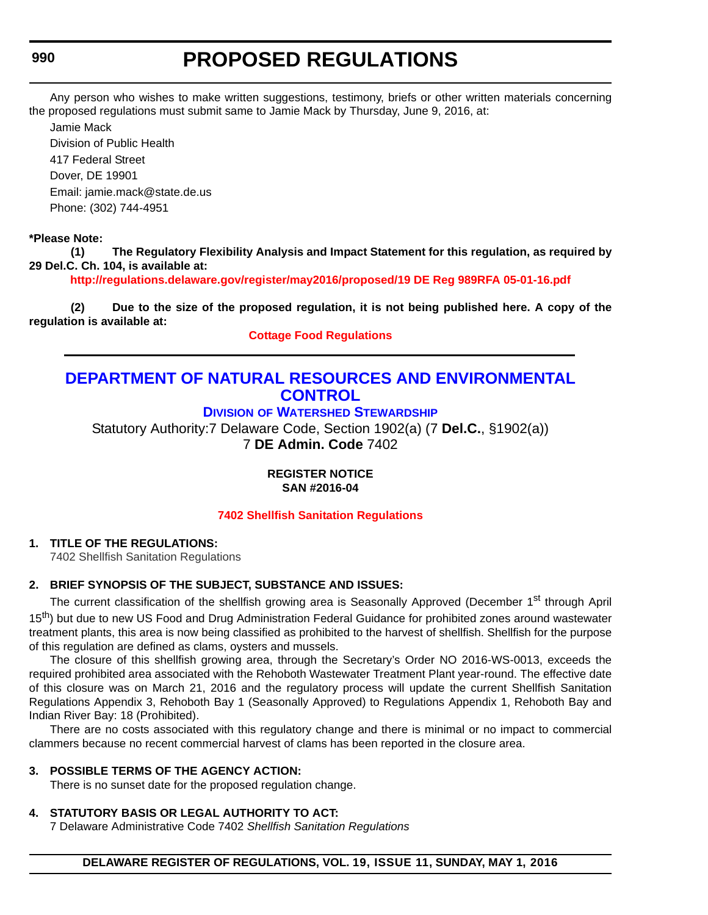Any person who wishes to make written suggestions, testimony, briefs or other written materials concerning the proposed regulations must submit same to Jamie Mack by Thursday, June 9, 2016, at:

Jamie Mack
Division of Public Health
417 Federal Street
Dover, DE 19901
Email: jamie.mack@state.de.us
Phone: (302) 744-4951

**\*Please Note:**

**(1) The Regulatory Flexibility Analysis and Impact Statement for this regulation, as required by 29 Del.C. Ch. 104, is available at:**

**http://regulations.delaware.gov/register/may2016/proposed/19 DE Reg 989RFA 05-01-16.pdf**

**(2) Due to the size of the proposed regulation, it is not being published here. A copy of the regulation is available at:**

**Cottage Food Regulations**

---

# DEPARTMENT OF NATURAL RESOURCES AND ENVIRONMENTAL CONTROL

## DIVISION OF WATERSHED STEWARDSHIP

Statutory Authority:7 Delaware Code, Section 1902(a) (7 **Del.C.**, §1902(a))
7 **DE Admin. Code** 7402

**REGISTER NOTICE**
**SAN #2016-04**

**7402 Shellfish Sanitation Regulations**

**1. TITLE OF THE REGULATIONS:**

7402 Shellfish Sanitation Regulations

**2. BRIEF SYNOPSIS OF THE SUBJECT, SUBSTANCE AND ISSUES:**

The current classification of the shellfish growing area is Seasonally Approved (December 1st through April 15th) but due to new US Food and Drug Administration Federal Guidance for prohibited zones around wastewater treatment plants, this area is now being classified as prohibited to the harvest of shellfish. Shellfish for the purpose of this regulation are defined as clams, oysters and mussels.

The closure of this shellfish growing area, through the Secretary's Order NO 2016-WS-0013, exceeds the required prohibited area associated with the Rehoboth Wastewater Treatment Plant year-round. The effective date of this closure was on March 21, 2016 and the regulatory process will update the current Shellfish Sanitation Regulations Appendix 3, Rehoboth Bay 1 (Seasonally Approved) to Regulations Appendix 1, Rehoboth Bay and Indian River Bay: 18 (Prohibited).

There are no costs associated with this regulatory change and there is minimal or no impact to commercial clammers because no recent commercial harvest of clams has been reported in the closure area.

**3. POSSIBLE TERMS OF THE AGENCY ACTION:**

There is no sunset date for the proposed regulation change.

**4. STATUTORY BASIS OR LEGAL AUTHORITY TO ACT:**

7 Delaware Administrative Code 7402 *Shellfish Sanitation Regulations*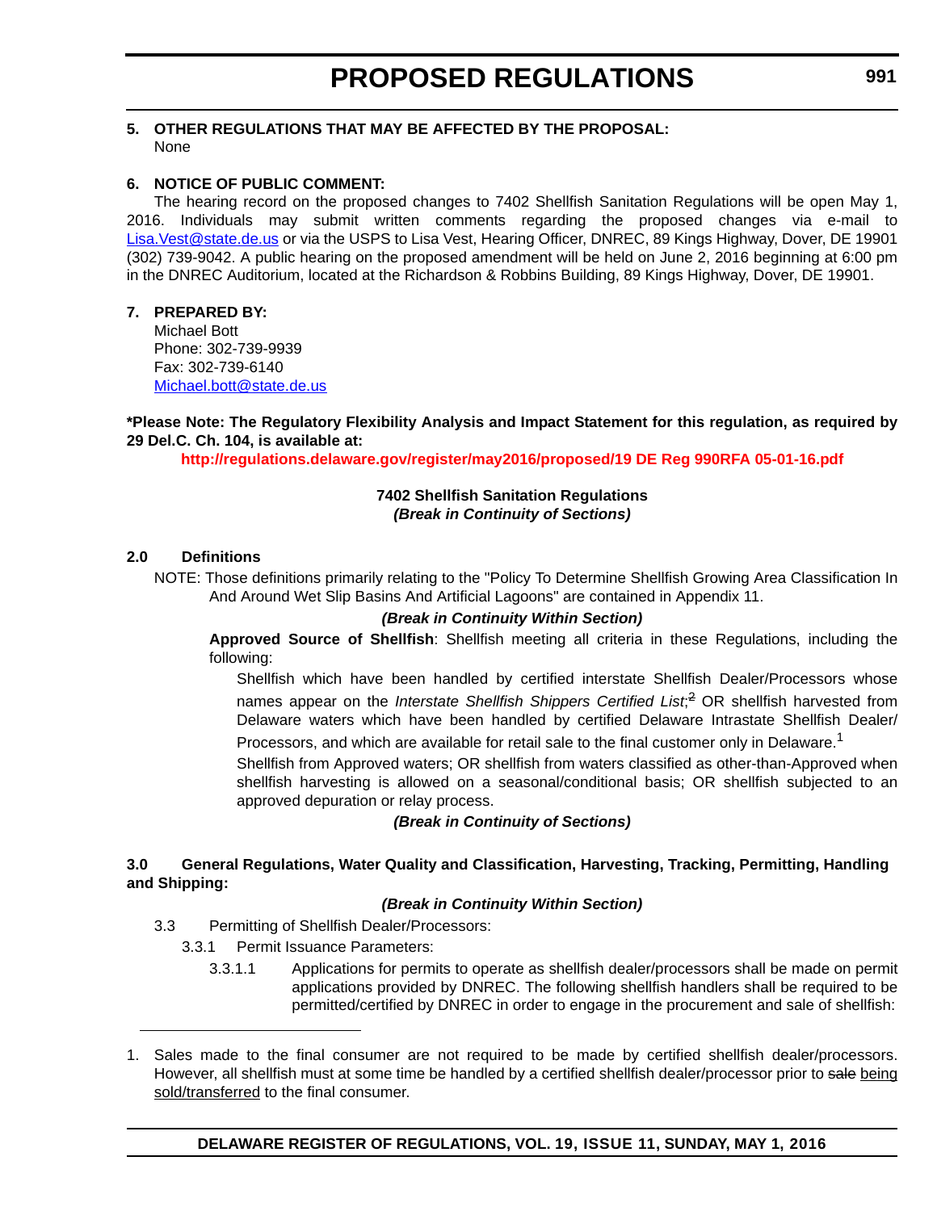**5. OTHER REGULATIONS THAT MAY BE AFFECTED BY THE PROPOSAL:**

None

**6. NOTICE OF PUBLIC COMMENT:**

The hearing record on the proposed changes to 7402 Shellfish Sanitation Regulations will be open May 1, 2016. Individuals may submit written comments regarding the proposed changes via e-mail to Lisa.Vest@state.de.us or via the USPS to Lisa Vest, Hearing Officer, DNREC, 89 Kings Highway, Dover, DE 19901 (302) 739-9042. A public hearing on the proposed amendment will be held on June 2, 2016 beginning at 6:00 pm in the DNREC Auditorium, located at the Richardson & Robbins Building, 89 Kings Highway, Dover, DE 19901.

**7. PREPARED BY:**

Michael Bott
Phone: 302-739-9939
Fax: 302-739-6140
Michael.bott@state.de.us

**\*Please Note: The Regulatory Flexibility Analysis and Impact Statement for this regulation, as required by 29 Del.C. Ch. 104, is available at:**

**http://regulations.delaware.gov/register/may2016/proposed/19 DE Reg 990RFA 05-01-16.pdf**

**7402 Shellfish Sanitation Regulations**
***(Break in Continuity of Sections)***

**2.0 Definitions**

NOTE: Those definitions primarily relating to the "Policy To Determine Shellfish Growing Area Classification In And Around Wet Slip Basins And Artificial Lagoons" are contained in Appendix 11.

***(Break in Continuity Within Section)***

**Approved Source of Shellfish**: Shellfish meeting all criteria in these Regulations, including the following:

Shellfish which have been handled by certified interstate Shellfish Dealer/Processors whose names appear on the *Interstate Shellfish Shippers Certified List*;~~[2]~~ OR shellfish harvested from Delaware waters which have been handled by certified Delaware Intrastate Shellfish Dealer/ Processors, and which are available for retail sale to the final customer only in Delaware.[1]

Shellfish from Approved waters; OR shellfish from waters classified as other-than-Approved when shellfish harvesting is allowed on a seasonal/conditional basis; OR shellfish subjected to an approved depuration or relay process.

***(Break in Continuity of Sections)***

**3.0 General Regulations, Water Quality and Classification, Harvesting, Tracking, Permitting, Handling and Shipping:**

***(Break in Continuity Within Section)***

3.3 Permitting of Shellfish Dealer/Processors:

3.3.1 Permit Issuance Parameters:

3.3.1.1 Applications for permits to operate as shellfish dealer/processors shall be made on permit applications provided by DNREC. The following shellfish handlers shall be required to be permitted/certified by DNREC in order to engage in the procurement and sale of shellfish:

---

1. Sales made to the final consumer are not required to be made by certified shellfish dealer/processors. However, all shellfish must at some time be handled by a certified shellfish dealer/processor prior to ~~sale~~ <u>being sold/transferred</u> to the final consumer.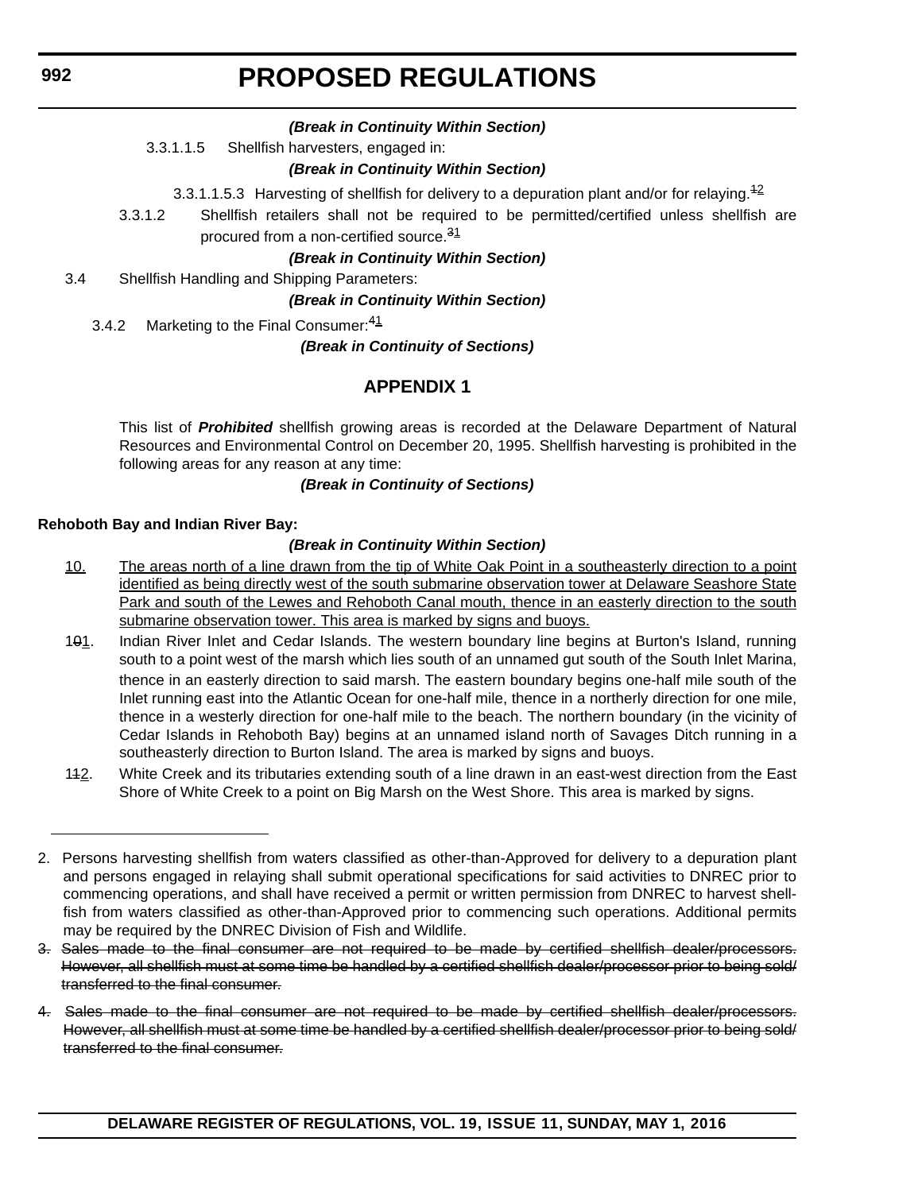***(Break in Continuity Within Section)***

3.3.1.1.5 Shellfish harvesters, engaged in:

***(Break in Continuity Within Section)***

3.3.1.1.5.3 Harvesting of shellfish for delivery to a depuration plant and/or for relaying.[~~1~~2]

3.3.1.2 Shellfish retailers shall not be required to be permitted/certified unless shellfish are procured from a non-certified source.[~~3~~1]

***(Break in Continuity Within Section)***

3.4 Shellfish Handling and Shipping Parameters:

***(Break in Continuity Within Section)***

3.4.2 Marketing to the Final Consumer:[~~4~~1]

***(Break in Continuity of Sections)***

## APPENDIX 1

This list of ***Prohibited*** shellfish growing areas is recorded at the Delaware Department of Natural Resources and Environmental Control on December 20, 1995. Shellfish harvesting is prohibited in the following areas for any reason at any time:

***(Break in Continuity of Sections)***

**Rehoboth Bay and Indian River Bay:**

***(Break in Continuity Within Section)***

<u>10.</u> <u>The areas north of a line drawn from the tip of White Oak Point in a southeasterly direction to a point identified as being directly west of the south submarine observation tower at Delaware Seashore State Park and south of the Lewes and Rehoboth Canal mouth, thence in an easterly direction to the south submarine observation tower. This area is marked by signs and buoys.</u>

1~~0~~<u>1</u>. Indian River Inlet and Cedar Islands. The western boundary line begins at Burton's Island, running south to a point west of the marsh which lies south of an unnamed gut south of the South Inlet Marina, thence in an easterly direction to said marsh. The eastern boundary begins one-half mile south of the Inlet running east into the Atlantic Ocean for one-half mile, thence in a northerly direction for one mile, thence in a westerly direction for one-half mile to the beach. The northern boundary (in the vicinity of Cedar Islands in Rehoboth Bay) begins at an unnamed island north of Savages Ditch running in a southeasterly direction to Burton Island. The area is marked by signs and buoys.

1~~1~~<u>2</u>. White Creek and its tributaries extending south of a line drawn in an east-west direction from the East Shore of White Creek to a point on Big Marsh on the West Shore. This area is marked by signs.

---

2. Persons harvesting shellfish from waters classified as other-than-Approved for delivery to a depuration plant and persons engaged in relaying shall submit operational specifications for said activities to DNREC prior to commencing operations, and shall have received a permit or written permission from DNREC to harvest shellfish from waters classified as other-than-Approved prior to commencing such operations. Additional permits may be required by the DNREC Division of Fish and Wildlife.

~~3. Sales made to the final consumer are not required to be made by certified shellfish dealer/processors. However, all shellfish must at some time be handled by a certified shellfish dealer/processor prior to being sold/transferred to the final consumer.~~

~~4. Sales made to the final consumer are not required to be made by certified shellfish dealer/processors. However, all shellfish must at some time be handled by a certified shellfish dealer/processor prior to being sold/transferred to the final consumer.~~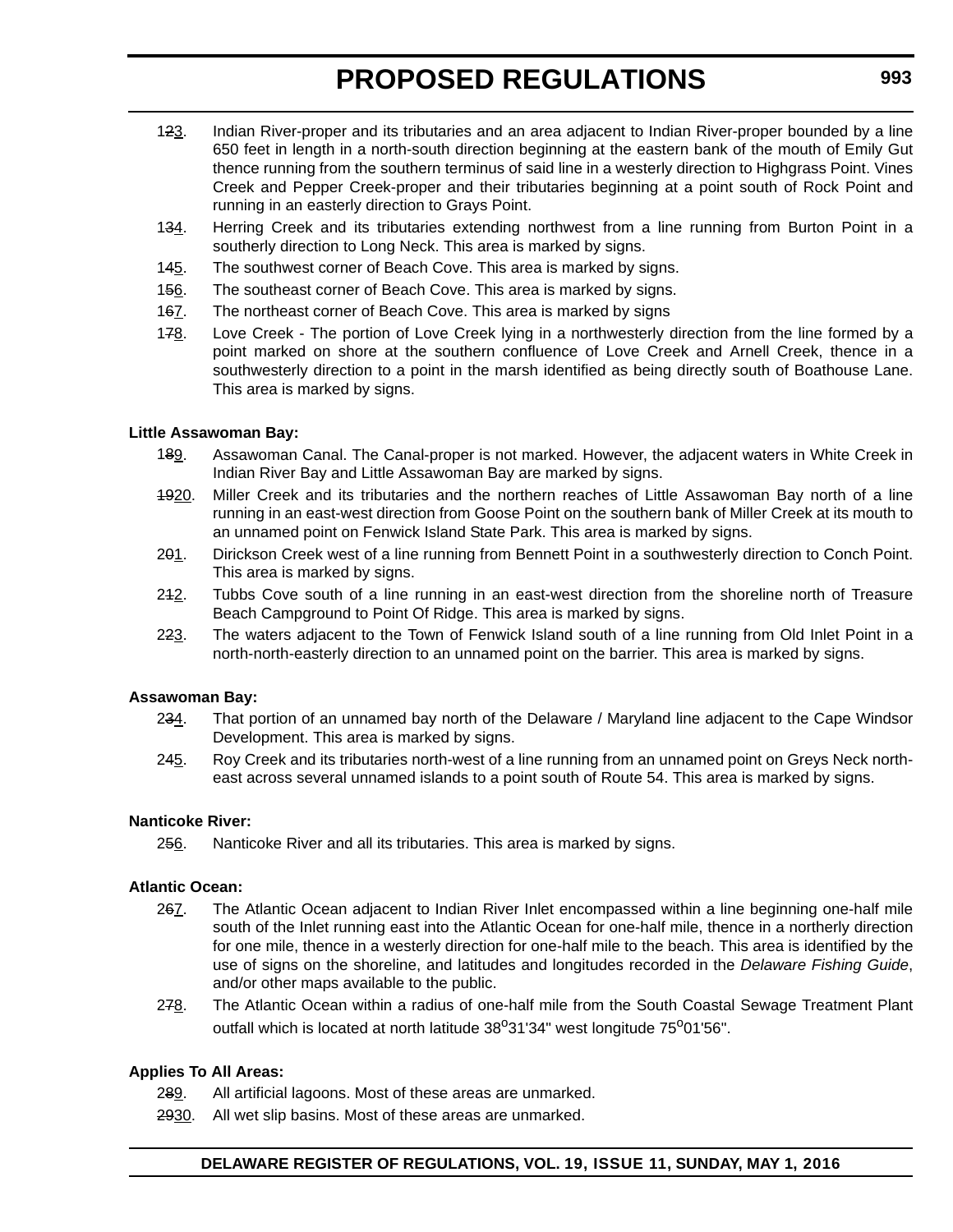1~~2~~<u>3</u>. Indian River-proper and its tributaries and an area adjacent to Indian River-proper bounded by a line 650 feet in length in a north-south direction beginning at the eastern bank of the mouth of Emily Gut thence running from the southern terminus of said line in a westerly direction to Highgrass Point. Vines Creek and Pepper Creek-proper and their tributaries beginning at a point south of Rock Point and running in an easterly direction to Grays Point.

1~~3~~<u>4</u>. Herring Creek and its tributaries extending northwest from a line running from Burton Point in a southerly direction to Long Neck. This area is marked by signs.

1~~4~~<u>5</u>. The southwest corner of Beach Cove. This area is marked by signs.

1~~5~~<u>6</u>. The southeast corner of Beach Cove. This area is marked by signs.

1~~6~~<u>7</u>. The northeast corner of Beach Cove. This area is marked by signs

1~~7~~<u>8</u>. Love Creek - The portion of Love Creek lying in a northwesterly direction from the line formed by a point marked on shore at the southern confluence of Love Creek and Arnell Creek, thence in a southwesterly direction to a point in the marsh identified as being directly south of Boathouse Lane. This area is marked by signs.

**Little Assawoman Bay:**

1~~8~~<u>9</u>. Assawoman Canal. The Canal-proper is not marked. However, the adjacent waters in White Creek in Indian River Bay and Little Assawoman Bay are marked by signs.

~~19~~<u>20</u>. Miller Creek and its tributaries and the northern reaches of Little Assawoman Bay north of a line running in an east-west direction from Goose Point on the southern bank of Miller Creek at its mouth to an unnamed point on Fenwick Island State Park. This area is marked by signs.

2~~0~~<u>1</u>. Dirickson Creek west of a line running from Bennett Point in a southwesterly direction to Conch Point. This area is marked by signs.

2~~1~~<u>2</u>. Tubbs Cove south of a line running in an east-west direction from the shoreline north of Treasure Beach Campground to Point Of Ridge. This area is marked by signs.

2~~2~~<u>3</u>. The waters adjacent to the Town of Fenwick Island south of a line running from Old Inlet Point in a north-north-easterly direction to an unnamed point on the barrier. This area is marked by signs.

**Assawoman Bay:**

2~~3~~<u>4</u>. That portion of an unnamed bay north of the Delaware / Maryland line adjacent to the Cape Windsor Development. This area is marked by signs.

2~~4~~<u>5</u>. Roy Creek and its tributaries north-west of a line running from an unnamed point on Greys Neck north-east across several unnamed islands to a point south of Route 54. This area is marked by signs.

**Nanticoke River:**

2~~5~~<u>6</u>. Nanticoke River and all its tributaries. This area is marked by signs.

**Atlantic Ocean:**

2~~6~~<u>7</u>. The Atlantic Ocean adjacent to Indian River Inlet encompassed within a line beginning one-half mile south of the Inlet running east into the Atlantic Ocean for one-half mile, thence in a northerly direction for one mile, thence in a westerly direction for one-half mile to the beach. This area is identified by the use of signs on the shoreline, and latitudes and longitudes recorded in the *Delaware Fishing Guide*, and/or other maps available to the public.

2~~7~~<u>8</u>. The Atlantic Ocean within a radius of one-half mile from the South Coastal Sewage Treatment Plant outfall which is located at north latitude 38°31'34" west longitude 75°01'56".

**Applies To All Areas:**

2~~8~~<u>9</u>. All artificial lagoons. Most of these areas are unmarked.

~~29~~<u>30</u>. All wet slip basins. Most of these areas are unmarked.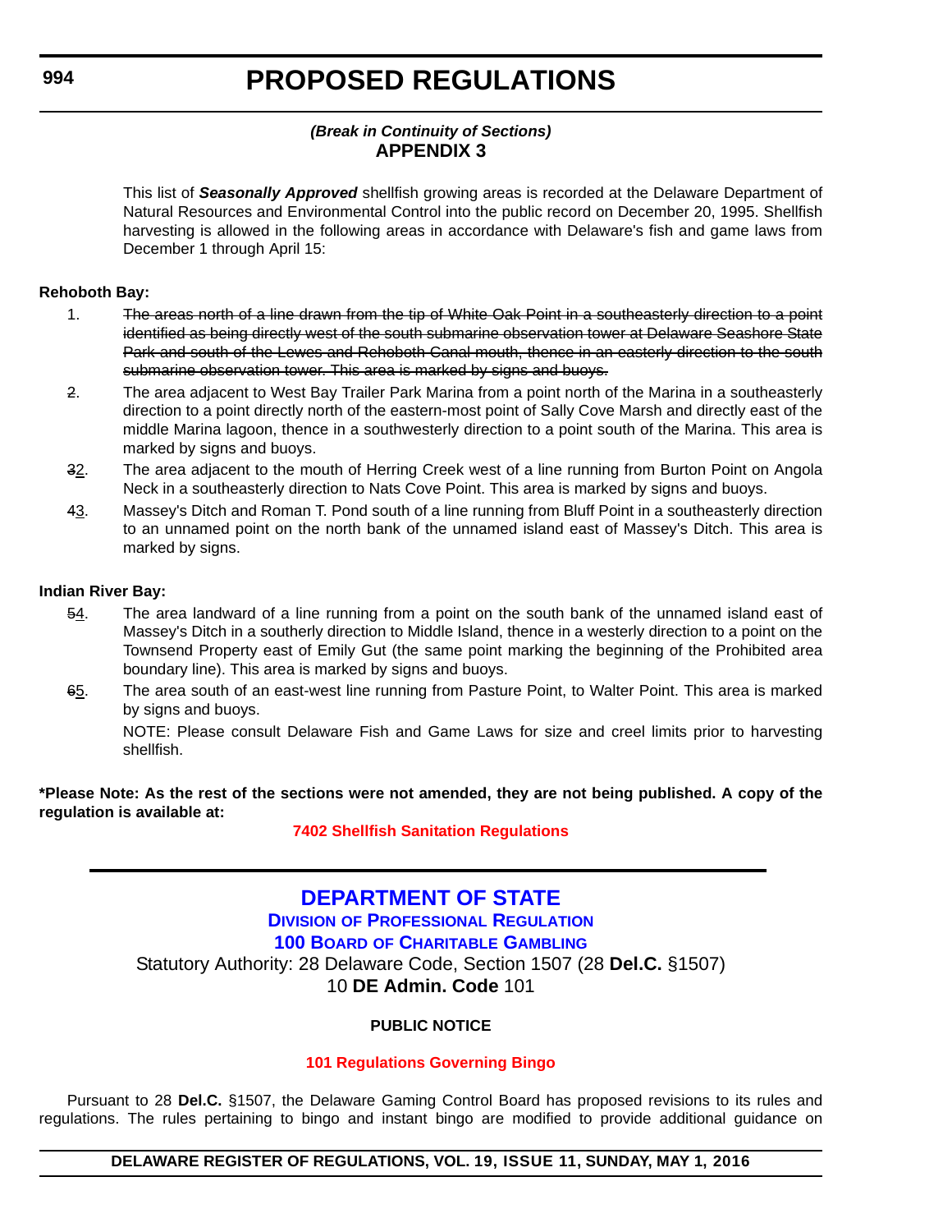*(Break in Continuity of Sections)*

**APPENDIX 3**

This list of ***Seasonally Approved*** shellfish growing areas is recorded at the Delaware Department of Natural Resources and Environmental Control into the public record on December 20, 1995. Shellfish harvesting is allowed in the following areas in accordance with Delaware's fish and game laws from December 1 through April 15:

**Rehoboth Bay:**

1. ~~The areas north of a line drawn from the tip of White Oak Point in a southeasterly direction to a point identified as being directly west of the south submarine observation tower at Delaware Seashore State Park and south of the Lewes and Rehoboth Canal mouth, thence in an easterly direction to the south submarine observation tower. This area is marked by signs and buoys.~~
~~2~~. The area adjacent to West Bay Trailer Park Marina from a point north of the Marina in a southeasterly direction to a point directly north of the eastern-most point of Sally Cove Marsh and directly east of the middle Marina lagoon, thence in a southwesterly direction to a point south of the Marina. This area is marked by signs and buoys.
~~3~~2. The area adjacent to the mouth of Herring Creek west of a line running from Burton Point on Angola Neck in a southeasterly direction to Nats Cove Point. This area is marked by signs and buoys.
~~4~~3. Massey's Ditch and Roman T. Pond south of a line running from Bluff Point in a southeasterly direction to an unnamed point on the north bank of the unnamed island east of Massey's Ditch. This area is marked by signs.

**Indian River Bay:**

~~5~~4. The area landward of a line running from a point on the south bank of the unnamed island east of Massey's Ditch in a southerly direction to Middle Island, thence in a westerly direction to a point on the Townsend Property east of Emily Gut (the same point marking the beginning of the Prohibited area boundary line). This area is marked by signs and buoys.
~~6~~5. The area south of an east-west line running from Pasture Point, to Walter Point. This area is marked by signs and buoys.

NOTE: Please consult Delaware Fish and Game Laws for size and creel limits prior to harvesting shellfish.

**\*Please Note: As the rest of the sections were not amended, they are not being published. A copy of the regulation is available at:**

**7402 Shellfish Sanitation Regulations**

---

# DEPARTMENT OF STATE

## DIVISION OF PROFESSIONAL REGULATION

## 100 BOARD OF CHARITABLE GAMBLING

Statutory Authority: 28 Delaware Code, Section 1507 (28 **Del.C.** §1507)
10 **DE Admin. Code** 101

**PUBLIC NOTICE**

**101 Regulations Governing Bingo**

Pursuant to 28 **Del.C.** §1507, the Delaware Gaming Control Board has proposed revisions to its rules and regulations. The rules pertaining to bingo and instant bingo are modified to provide additional guidance on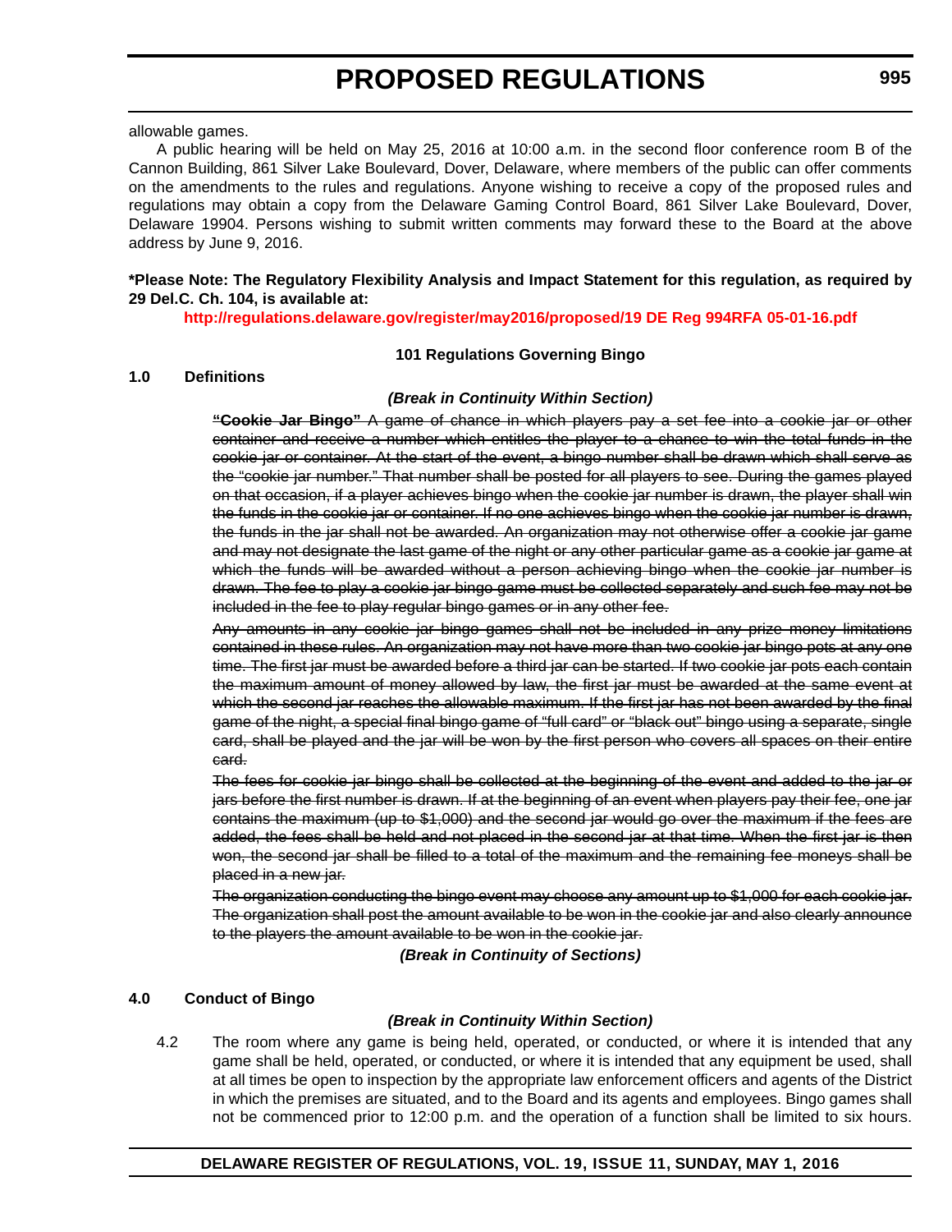allowable games.

A public hearing will be held on May 25, 2016 at 10:00 a.m. in the second floor conference room B of the Cannon Building, 861 Silver Lake Boulevard, Dover, Delaware, where members of the public can offer comments on the amendments to the rules and regulations. Anyone wishing to receive a copy of the proposed rules and regulations may obtain a copy from the Delaware Gaming Control Board, 861 Silver Lake Boulevard, Dover, Delaware 19904. Persons wishing to submit written comments may forward these to the Board at the above address by June 9, 2016.

**\*Please Note: The Regulatory Flexibility Analysis and Impact Statement for this regulation, as required by 29 Del.C. Ch. 104, is available at:**

**http://regulations.delaware.gov/register/may2016/proposed/19 DE Reg 994RFA 05-01-16.pdf**

**101 Regulations Governing Bingo**

**1.0 Definitions**

***(Break in Continuity Within Section)***

~~**"Cookie Jar Bingo"** A game of chance in which players pay a set fee into a cookie jar or other container and receive a number which entitles the player to a chance to win the total funds in the cookie jar or container. At the start of the event, a bingo number shall be drawn which shall serve as the "cookie jar number." That number shall be posted for all players to see. During the games played on that occasion, if a player achieves bingo when the cookie jar number is drawn, the player shall win the funds in the cookie jar or container. If no one achieves bingo when the cookie jar number is drawn, the funds in the jar shall not be awarded. An organization may not otherwise offer a cookie jar game and may not designate the last game of the night or any other particular game as a cookie jar game at which the funds will be awarded without a person achieving bingo when the cookie jar number is drawn. The fee to play a cookie jar bingo game must be collected separately and such fee may not be included in the fee to play regular bingo games or in any other fee.~~

~~Any amounts in any cookie jar bingo games shall not be included in any prize money limitations contained in these rules. An organization may not have more than two cookie jar bingo pots at any one time. The first jar must be awarded before a third jar can be started. If two cookie jar pots each contain the maximum amount of money allowed by law, the first jar must be awarded at the same event at which the second jar reaches the allowable maximum. If the first jar has not been awarded by the final game of the night, a special final bingo game of "full card" or "black out" bingo using a separate, single card, shall be played and the jar will be won by the first person who covers all spaces on their entire card.~~

~~The fees for cookie jar bingo shall be collected at the beginning of the event and added to the jar or jars before the first number is drawn. If at the beginning of an event when players pay their fee, one jar contains the maximum (up to $1,000) and the second jar would go over the maximum if the fees are added, the fees shall be held and not placed in the second jar at that time. When the first jar is then won, the second jar shall be filled to a total of the maximum and the remaining fee moneys shall be placed in a new jar.~~

~~The organization conducting the bingo event may choose any amount up to $1,000 for each cookie jar. The organization shall post the amount available to be won in the cookie jar and also clearly announce to the players the amount available to be won in the cookie jar.~~

***(Break in Continuity of Sections)***

**4.0 Conduct of Bingo**

***(Break in Continuity Within Section)***

4.2 The room where any game is being held, operated, or conducted, or where it is intended that any game shall be held, operated, or conducted, or where it is intended that any equipment be used, shall at all times be open to inspection by the appropriate law enforcement officers and agents of the District in which the premises are situated, and to the Board and its agents and employees. Bingo games shall not be commenced prior to 12:00 p.m. and the operation of a function shall be limited to six hours.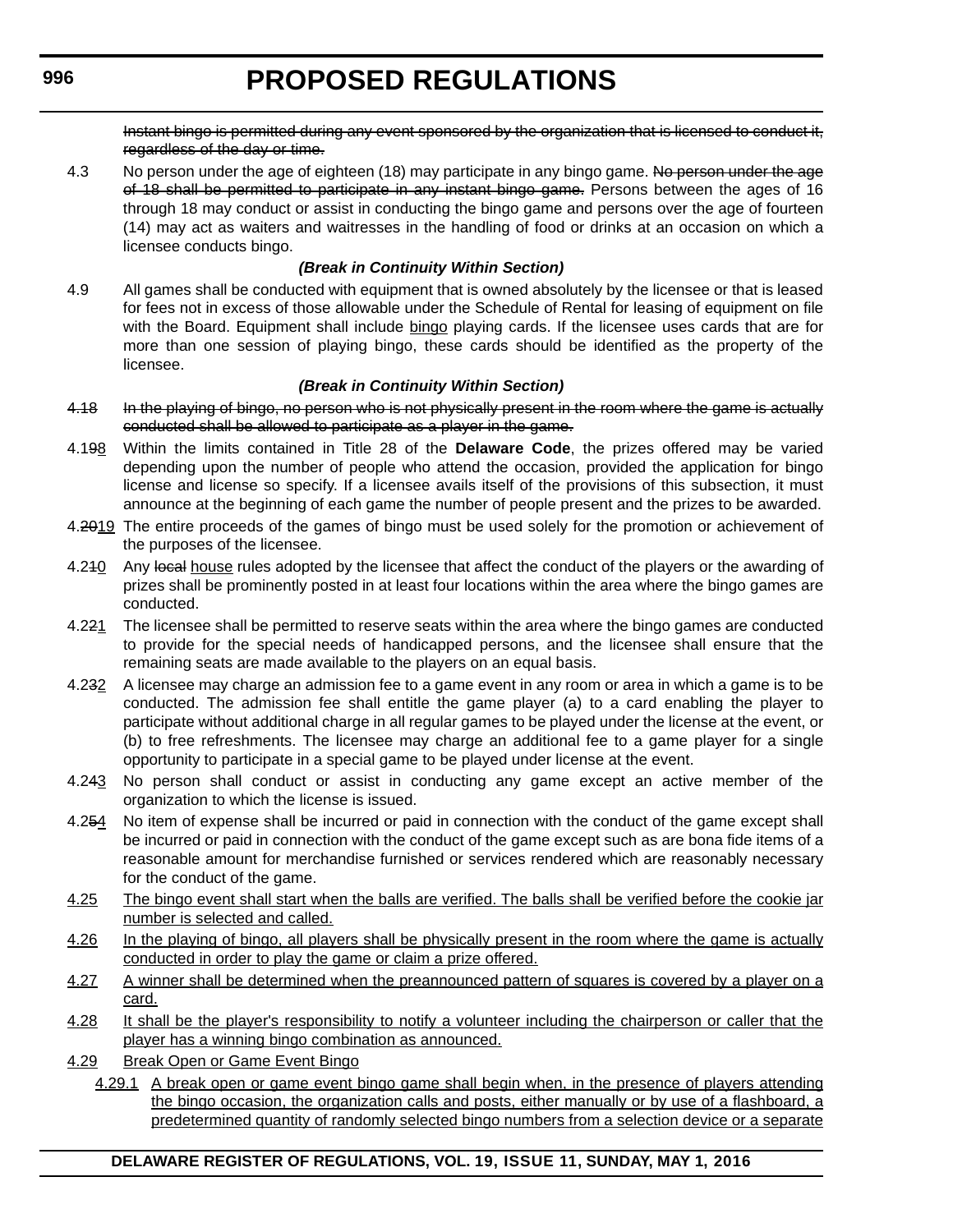~~Instant bingo is permitted during any event sponsored by the organization that is licensed to conduct it, regardless of the day or time.~~

4.3 No person under the age of eighteen (18) may participate in any bingo game. ~~No person under the age of 18 shall be permitted to participate in any instant bingo game.~~ Persons between the ages of 16 through 18 may conduct or assist in conducting the bingo game and persons over the age of fourteen (14) may act as waiters and waitresses in the handling of food or drinks at an occasion on which a licensee conducts bingo.

***(Break in Continuity Within Section)***

4.9 All games shall be conducted with equipment that is owned absolutely by the licensee or that is leased for fees not in excess of those allowable under the Schedule of Rental for leasing of equipment on file with the Board. Equipment shall include <u>bingo</u> playing cards. If the licensee uses cards that are for more than one session of playing bingo, these cards should be identified as the property of the licensee.

***(Break in Continuity Within Section)***

~~4.18 In the playing of bingo, no person who is not physically present in the room where the game is actually conducted shall be allowed to participate as a player in the game.~~

4.1~~9~~<u>8</u> Within the limits contained in Title 28 of the **Delaware Code**, the prizes offered may be varied depending upon the number of people who attend the occasion, provided the application for bingo license and license so specify. If a licensee avails itself of the provisions of this subsection, it must announce at the beginning of each game the number of people present and the prizes to be awarded.

4.~~20~~<u>19</u> The entire proceeds of the games of bingo must be used solely for the promotion or achievement of the purposes of the licensee.

4.2~~1~~<u>0</u> Any ~~local~~ <u>house</u> rules adopted by the licensee that affect the conduct of the players or the awarding of prizes shall be prominently posted in at least four locations within the area where the bingo games are conducted.

4.2~~2~~<u>1</u> The licensee shall be permitted to reserve seats within the area where the bingo games are conducted to provide for the special needs of handicapped persons, and the licensee shall ensure that the remaining seats are made available to the players on an equal basis.

4.2~~3~~<u>2</u> A licensee may charge an admission fee to a game event in any room or area in which a game is to be conducted. The admission fee shall entitle the game player (a) to a card enabling the player to participate without additional charge in all regular games to be played under the license at the event, or (b) to free refreshments. The licensee may charge an additional fee to a game player for a single opportunity to participate in a special game to be played under license at the event.

4.2~~4~~<u>3</u> No person shall conduct or assist in conducting any game except an active member of the organization to which the license is issued.

4.2~~5~~<u>4</u> No item of expense shall be incurred or paid in connection with the conduct of the game except shall be incurred or paid in connection with the conduct of the game except such as are bona fide items of a reasonable amount for merchandise furnished or services rendered which are reasonably necessary for the conduct of the game.

<u>4.25 The bingo event shall start when the balls are verified. The balls shall be verified before the cookie jar number is selected and called.</u>

<u>4.26 In the playing of bingo, all players shall be physically present in the room where the game is actually conducted in order to play the game or claim a prize offered.</u>

<u>4.27 A winner shall be determined when the preannounced pattern of squares is covered by a player on a card.</u>

<u>4.28 It shall be the player's responsibility to notify a volunteer including the chairperson or caller that the player has a winning bingo combination as announced.</u>

<u>4.29 Break Open or Game Event Bingo</u>

<u>4.29.1 A break open or game event bingo game shall begin when, in the presence of players attending the bingo occasion, the organization calls and posts, either manually or by use of a flashboard, a predetermined quantity of randomly selected bingo numbers from a selection device or a separate</u>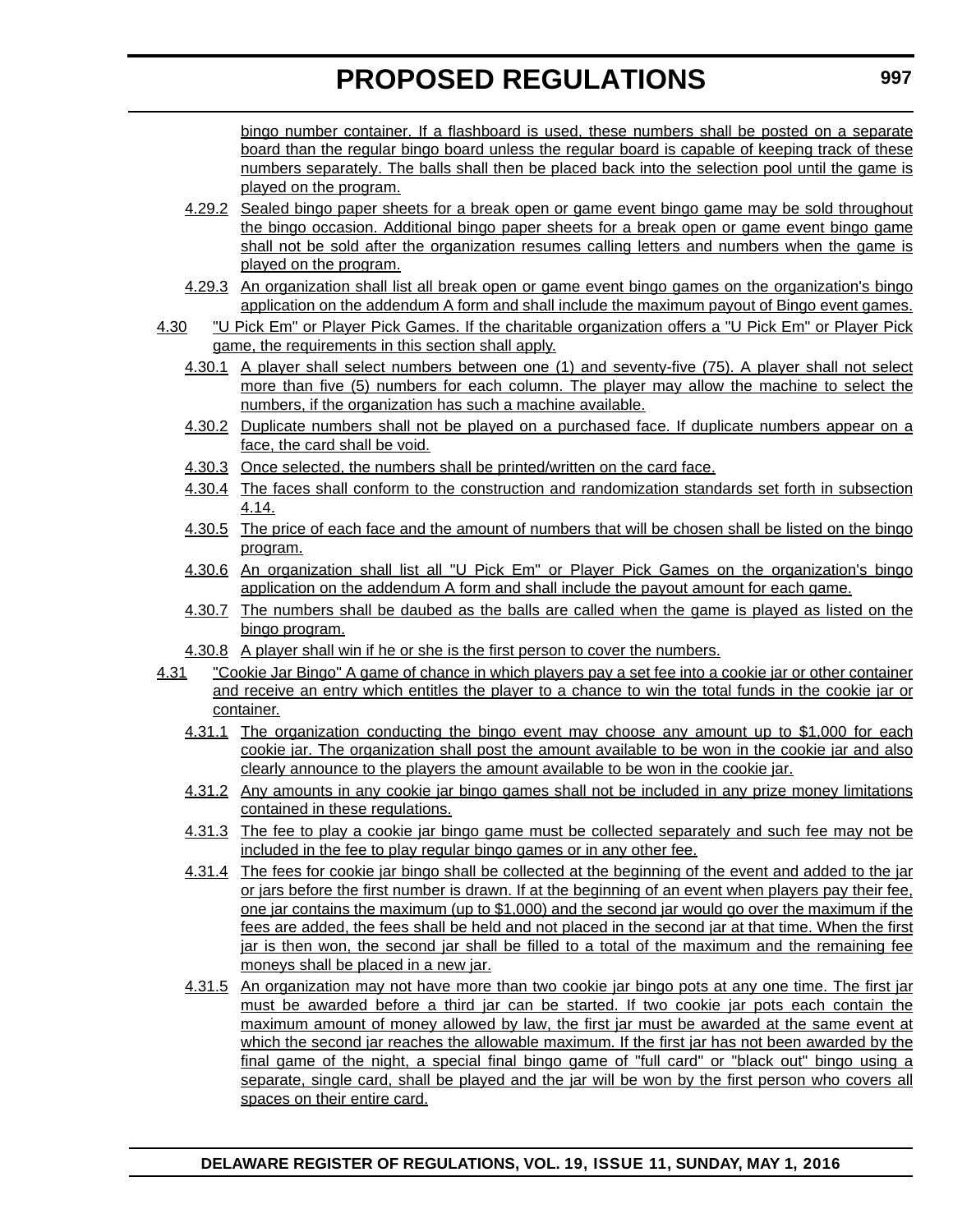bingo number container. If a flashboard is used, these numbers shall be posted on a separate board than the regular bingo board unless the regular board is capable of keeping track of these numbers separately. The balls shall then be placed back into the selection pool until the game is played on the program.

4.29.2 Sealed bingo paper sheets for a break open or game event bingo game may be sold throughout the bingo occasion. Additional bingo paper sheets for a break open or game event bingo game shall not be sold after the organization resumes calling letters and numbers when the game is played on the program.

4.29.3 An organization shall list all break open or game event bingo games on the organization's bingo application on the addendum A form and shall include the maximum payout of Bingo event games.

4.30 "U Pick Em" or Player Pick Games. If the charitable organization offers a "U Pick Em" or Player Pick game, the requirements in this section shall apply.

4.30.1 A player shall select numbers between one (1) and seventy-five (75). A player shall not select more than five (5) numbers for each column. The player may allow the machine to select the numbers, if the organization has such a machine available.

4.30.2 Duplicate numbers shall not be played on a purchased face. If duplicate numbers appear on a face, the card shall be void.

4.30.3 Once selected, the numbers shall be printed/written on the card face.

4.30.4 The faces shall conform to the construction and randomization standards set forth in subsection 4.14.

4.30.5 The price of each face and the amount of numbers that will be chosen shall be listed on the bingo program.

4.30.6 An organization shall list all "U Pick Em" or Player Pick Games on the organization's bingo application on the addendum A form and shall include the payout amount for each game.

4.30.7 The numbers shall be daubed as the balls are called when the game is played as listed on the bingo program.

4.30.8 A player shall win if he or she is the first person to cover the numbers.

4.31 "Cookie Jar Bingo" A game of chance in which players pay a set fee into a cookie jar or other container and receive an entry which entitles the player to a chance to win the total funds in the cookie jar or container.

4.31.1 The organization conducting the bingo event may choose any amount up to $1,000 for each cookie jar. The organization shall post the amount available to be won in the cookie jar and also clearly announce to the players the amount available to be won in the cookie jar.

4.31.2 Any amounts in any cookie jar bingo games shall not be included in any prize money limitations contained in these regulations.

4.31.3 The fee to play a cookie jar bingo game must be collected separately and such fee may not be included in the fee to play regular bingo games or in any other fee.

4.31.4 The fees for cookie jar bingo shall be collected at the beginning of the event and added to the jar or jars before the first number is drawn. If at the beginning of an event when players pay their fee, one jar contains the maximum (up to $1,000) and the second jar would go over the maximum if the fees are added, the fees shall be held and not placed in the second jar at that time. When the first jar is then won, the second jar shall be filled to a total of the maximum and the remaining fee moneys shall be placed in a new jar.

4.31.5 An organization may not have more than two cookie jar bingo pots at any one time. The first jar must be awarded before a third jar can be started. If two cookie jar pots each contain the maximum amount of money allowed by law, the first jar must be awarded at the same event at which the second jar reaches the allowable maximum. If the first jar has not been awarded by the final game of the night, a special final bingo game of "full card" or "black out" bingo using a separate, single card, shall be played and the jar will be won by the first person who covers all spaces on their entire card.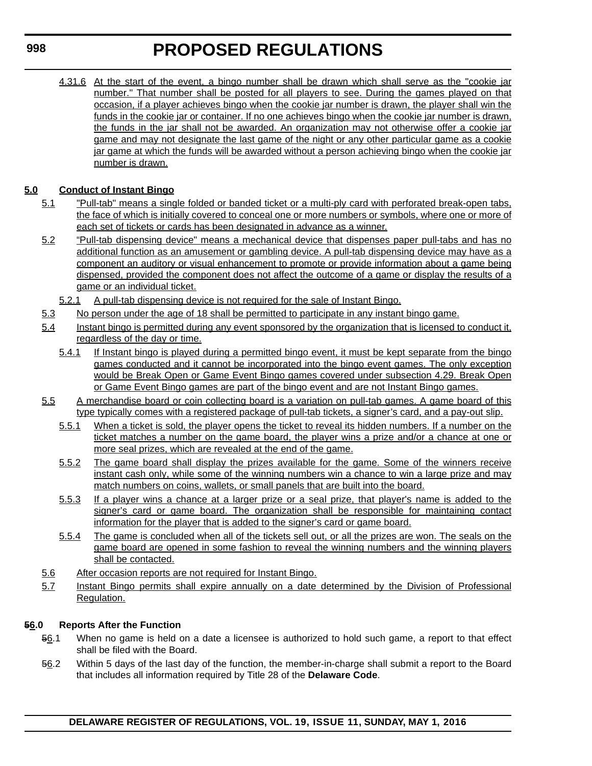4.31.6 At the start of the event, a bingo number shall be drawn which shall serve as the "cookie jar number." That number shall be posted for all players to see. During the games played on that occasion, if a player achieves bingo when the cookie jar number is drawn, the player shall win the funds in the cookie jar or container. If no one achieves bingo when the cookie jar number is drawn, the funds in the jar shall not be awarded. An organization may not otherwise offer a cookie jar game and may not designate the last game of the night or any other particular game as a cookie jar game at which the funds will be awarded without a person achieving bingo when the cookie jar number is drawn.

**5.0 Conduct of Instant Bingo**

5.1 "Pull-tab" means a single folded or banded ticket or a multi-ply card with perforated break-open tabs, the face of which is initially covered to conceal one or more numbers or symbols, where one or more of each set of tickets or cards has been designated in advance as a winner.

5.2 "Pull-tab dispensing device" means a mechanical device that dispenses paper pull-tabs and has no additional function as an amusement or gambling device. A pull-tab dispensing device may have as a component an auditory or visual enhancement to promote or provide information about a game being dispensed, provided the component does not affect the outcome of a game or display the results of a game or an individual ticket.

5.2.1 A pull-tab dispensing device is not required for the sale of Instant Bingo.

5.3 No person under the age of 18 shall be permitted to participate in any instant bingo game.

5.4 Instant bingo is permitted during any event sponsored by the organization that is licensed to conduct it, regardless of the day or time.

5.4.1 If Instant bingo is played during a permitted bingo event, it must be kept separate from the bingo games conducted and it cannot be incorporated into the bingo event games. The only exception would be Break Open or Game Event Bingo games covered under subsection 4.29. Break Open or Game Event Bingo games are part of the bingo event and are not Instant Bingo games.

5.5 A merchandise board or coin collecting board is a variation on pull-tab games. A game board of this type typically comes with a registered package of pull-tab tickets, a signer's card, and a pay-out slip.

5.5.1 When a ticket is sold, the player opens the ticket to reveal its hidden numbers. If a number on the ticket matches a number on the game board, the player wins a prize and/or a chance at one or more seal prizes, which are revealed at the end of the game.

5.5.2 The game board shall display the prizes available for the game. Some of the winners receive instant cash only, while some of the winning numbers win a chance to win a large prize and may match numbers on coins, wallets, or small panels that are built into the board.

5.5.3 If a player wins a chance at a larger prize or a seal prize, that player's name is added to the signer's card or game board. The organization shall be responsible for maintaining contact information for the player that is added to the signer's card or game board.

5.5.4 The game is concluded when all of the tickets sell out, or all the prizes are won. The seals on the game board are opened in some fashion to reveal the winning numbers and the winning players shall be contacted.

5.6 After occasion reports are not required for Instant Bingo.

5.7 Instant Bingo permits shall expire annually on a date determined by the Division of Professional Regulation.

**~~5~~6.0 Reports After the Function**

~~5~~6.1 When no game is held on a date a licensee is authorized to hold such game, a report to that effect shall be filed with the Board.

~~5~~6.2 Within 5 days of the last day of the function, the member-in-charge shall submit a report to the Board that includes all information required by Title 28 of the **Delaware Code**.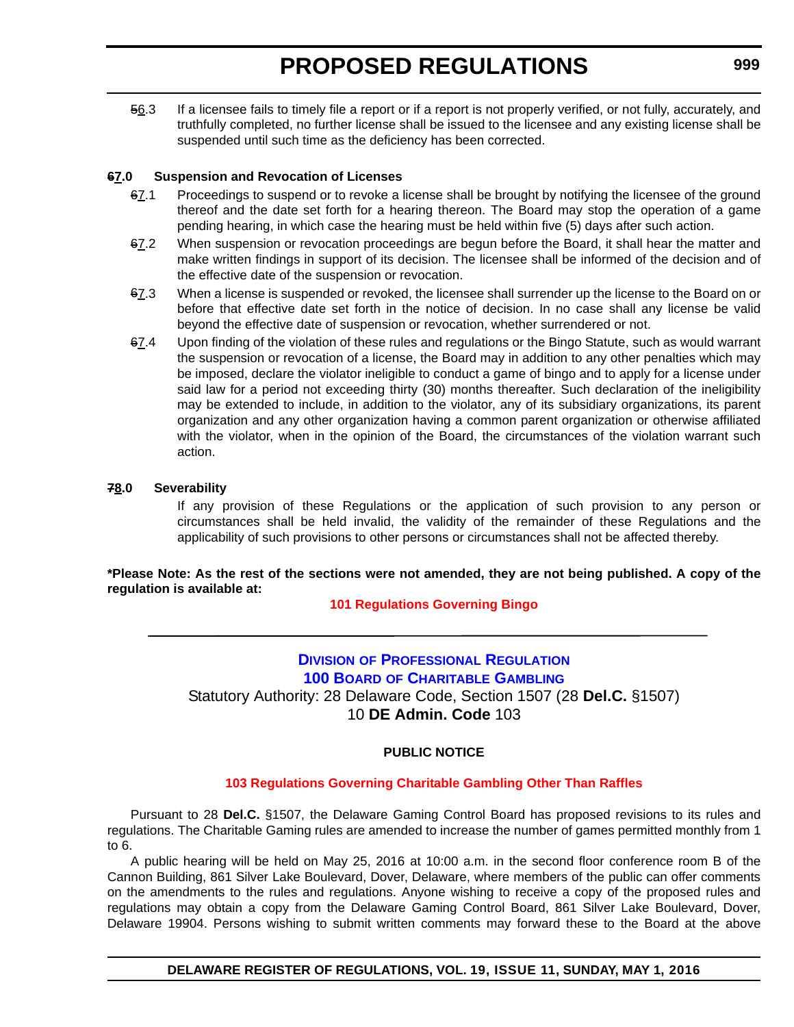~~5~~6.3 If a licensee fails to timely file a report or if a report is not properly verified, or not fully, accurately, and truthfully completed, no further license shall be issued to the licensee and any existing license shall be suspended until such time as the deficiency has been corrected.

**~~6~~7.0 Suspension and Revocation of Licenses**

~~6~~7.1 Proceedings to suspend or to revoke a license shall be brought by notifying the licensee of the ground thereof and the date set forth for a hearing thereon. The Board may stop the operation of a game pending hearing, in which case the hearing must be held within five (5) days after such action.

~~6~~7.2 When suspension or revocation proceedings are begun before the Board, it shall hear the matter and make written findings in support of its decision. The licensee shall be informed of the decision and of the effective date of the suspension or revocation.

~~6~~7.3 When a license is suspended or revoked, the licensee shall surrender up the license to the Board on or before that effective date set forth in the notice of decision. In no case shall any license be valid beyond the effective date of suspension or revocation, whether surrendered or not.

~~6~~7.4 Upon finding of the violation of these rules and regulations or the Bingo Statute, such as would warrant the suspension or revocation of a license, the Board may in addition to any other penalties which may be imposed, declare the violator ineligible to conduct a game of bingo and to apply for a license under said law for a period not exceeding thirty (30) months thereafter. Such declaration of the ineligibility may be extended to include, in addition to the violator, any of its subsidiary organizations, its parent organization and any other organization having a common parent organization or otherwise affiliated with the violator, when in the opinion of the Board, the circumstances of the violation warrant such action.

**~~7~~8.0 Severability**

If any provision of these Regulations or the application of such provision to any person or circumstances shall be held invalid, the validity of the remainder of these Regulations and the applicability of such provisions to other persons or circumstances shall not be affected thereby.

**\*Please Note: As the rest of the sections were not amended, they are not being published. A copy of the regulation is available at:**

**101 Regulations Governing Bingo**

---

## Division of Professional Regulation
## 100 Board of Charitable Gambling

Statutory Authority: 28 Delaware Code, Section 1507 (28 **Del.C.** §1507)
10 **DE Admin. Code** 103

**PUBLIC NOTICE**

**103 Regulations Governing Charitable Gambling Other Than Raffles**

Pursuant to 28 **Del.C.** §1507, the Delaware Gaming Control Board has proposed revisions to its rules and regulations. The Charitable Gaming rules are amended to increase the number of games permitted monthly from 1 to 6.

A public hearing will be held on May 25, 2016 at 10:00 a.m. in the second floor conference room B of the Cannon Building, 861 Silver Lake Boulevard, Dover, Delaware, where members of the public can offer comments on the amendments to the rules and regulations. Anyone wishing to receive a copy of the proposed rules and regulations may obtain a copy from the Delaware Gaming Control Board, 861 Silver Lake Boulevard, Dover, Delaware 19904. Persons wishing to submit written comments may forward these to the Board at the above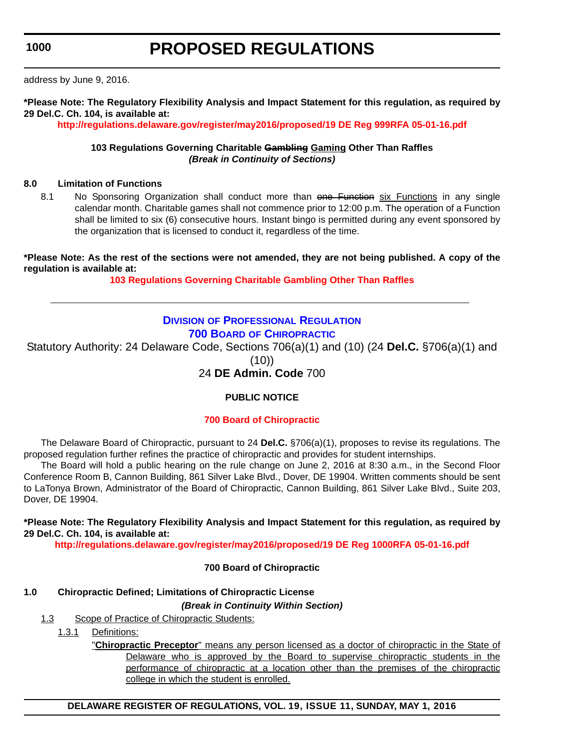address by June 9, 2016.

**\*Please Note: The Regulatory Flexibility Analysis and Impact Statement for this regulation, as required by 29 Del.C. Ch. 104, is available at:**

**http://regulations.delaware.gov/register/may2016/proposed/19 DE Reg 999RFA 05-01-16.pdf**

**103 Regulations Governing Charitable ~~Gambling~~ <u>Gaming</u> Other Than Raffles**

***(Break in Continuity of Sections)***

**8.0 Limitation of Functions**

8.1 No Sponsoring Organization shall conduct more than ~~one Function~~ <u>six Functions</u> in any single calendar month. Charitable games shall not commence prior to 12:00 p.m. The operation of a Function shall be limited to six (6) consecutive hours. Instant bingo is permitted during any event sponsored by the organization that is licensed to conduct it, regardless of the time.

**\*Please Note: As the rest of the sections were not amended, they are not being published. A copy of the regulation is available at:**

**103 Regulations Governing Charitable Gambling Other Than Raffles**

---

## DIVISION OF PROFESSIONAL REGULATION

## 700 BOARD OF CHIROPRACTIC

Statutory Authority: 24 Delaware Code, Sections 706(a)(1) and (10) (24 **Del.C.** §706(a)(1) and (10))

24 **DE Admin. Code** 700

**PUBLIC NOTICE**

**700 Board of Chiropractic**

The Delaware Board of Chiropractic, pursuant to 24 **Del.C.** §706(a)(1), proposes to revise its regulations. The proposed regulation further refines the practice of chiropractic and provides for student internships.

The Board will hold a public hearing on the rule change on June 2, 2016 at 8:30 a.m., in the Second Floor Conference Room B, Cannon Building, 861 Silver Lake Blvd., Dover, DE 19904. Written comments should be sent to LaTonya Brown, Administrator of the Board of Chiropractic, Cannon Building, 861 Silver Lake Blvd., Suite 203, Dover, DE 19904.

**\*Please Note: The Regulatory Flexibility Analysis and Impact Statement for this regulation, as required by 29 Del.C. Ch. 104, is available at:**

**http://regulations.delaware.gov/register/may2016/proposed/19 DE Reg 1000RFA 05-01-16.pdf**

**700 Board of Chiropractic**

**1.0 Chiropractic Defined; Limitations of Chiropractic License**

***(Break in Continuity Within Section)***

<u>1.3 Scope of Practice of Chiropractic Students:</u>

<u>1.3.1 Definitions:</u>

<u>"**Chiropractic Preceptor**" means any person licensed as a doctor of chiropractic in the State of Delaware who is approved by the Board to supervise chiropractic students in the performance of chiropractic at a location other than the premises of the chiropractic college in which the student is enrolled.</u>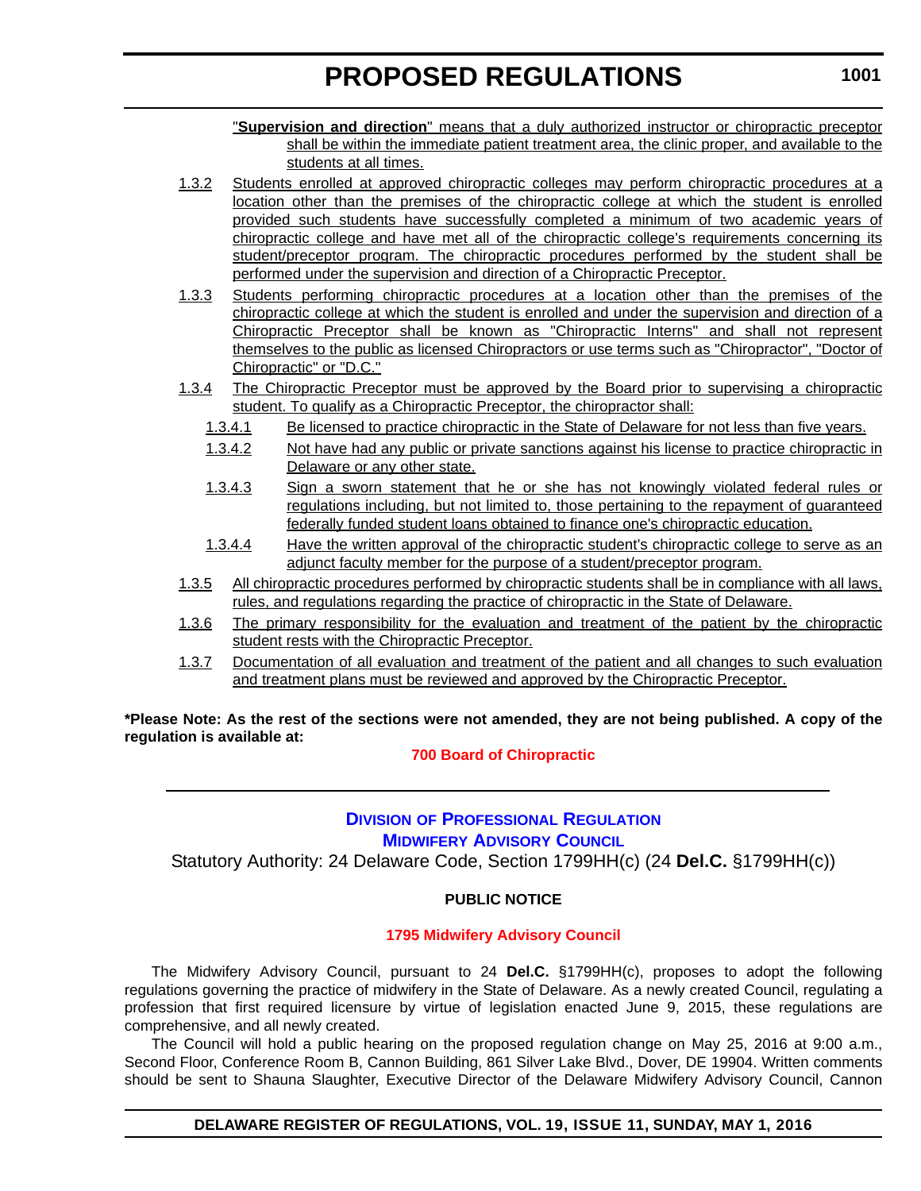"**Supervision and direction**" means that a duly authorized instructor or chiropractic preceptor shall be within the immediate patient treatment area, the clinic proper, and available to the students at all times.

1.3.2 Students enrolled at approved chiropractic colleges may perform chiropractic procedures at a location other than the premises of the chiropractic college at which the student is enrolled provided such students have successfully completed a minimum of two academic years of chiropractic college and have met all of the chiropractic college's requirements concerning its student/preceptor program. The chiropractic procedures performed by the student shall be performed under the supervision and direction of a Chiropractic Preceptor.

1.3.3 Students performing chiropractic procedures at a location other than the premises of the chiropractic college at which the student is enrolled and under the supervision and direction of a Chiropractic Preceptor shall be known as "Chiropractic Interns" and shall not represent themselves to the public as licensed Chiropractors or use terms such as "Chiropractor", "Doctor of Chiropractic" or "D.C."

1.3.4 The Chiropractic Preceptor must be approved by the Board prior to supervising a chiropractic student. To qualify as a Chiropractic Preceptor, the chiropractor shall:

1.3.4.1 Be licensed to practice chiropractic in the State of Delaware for not less than five years.

1.3.4.2 Not have had any public or private sanctions against his license to practice chiropractic in Delaware or any other state.

1.3.4.3 Sign a sworn statement that he or she has not knowingly violated federal rules or regulations including, but not limited to, those pertaining to the repayment of guaranteed federally funded student loans obtained to finance one's chiropractic education.

1.3.4.4 Have the written approval of the chiropractic student's chiropractic college to serve as an adjunct faculty member for the purpose of a student/preceptor program.

1.3.5 All chiropractic procedures performed by chiropractic students shall be in compliance with all laws, rules, and regulations regarding the practice of chiropractic in the State of Delaware.

1.3.6 The primary responsibility for the evaluation and treatment of the patient by the chiropractic student rests with the Chiropractic Preceptor.

1.3.7 Documentation of all evaluation and treatment of the patient and all changes to such evaluation and treatment plans must be reviewed and approved by the Chiropractic Preceptor.

**\*Please Note: As the rest of the sections were not amended, they are not being published. A copy of the regulation is available at:**

**700 Board of Chiropractic**

---

## Division of Professional Regulation
## Midwifery Advisory Council

Statutory Authority: 24 Delaware Code, Section 1799HH(c) (24 **Del.C.** §1799HH(c))

**PUBLIC NOTICE**

**1795 Midwifery Advisory Council**

The Midwifery Advisory Council, pursuant to 24 **Del.C.** §1799HH(c), proposes to adopt the following regulations governing the practice of midwifery in the State of Delaware. As a newly created Council, regulating a profession that first required licensure by virtue of legislation enacted June 9, 2015, these regulations are comprehensive, and all newly created.

The Council will hold a public hearing on the proposed regulation change on May 25, 2016 at 9:00 a.m., Second Floor, Conference Room B, Cannon Building, 861 Silver Lake Blvd., Dover, DE 19904. Written comments should be sent to Shauna Slaughter, Executive Director of the Delaware Midwifery Advisory Council, Cannon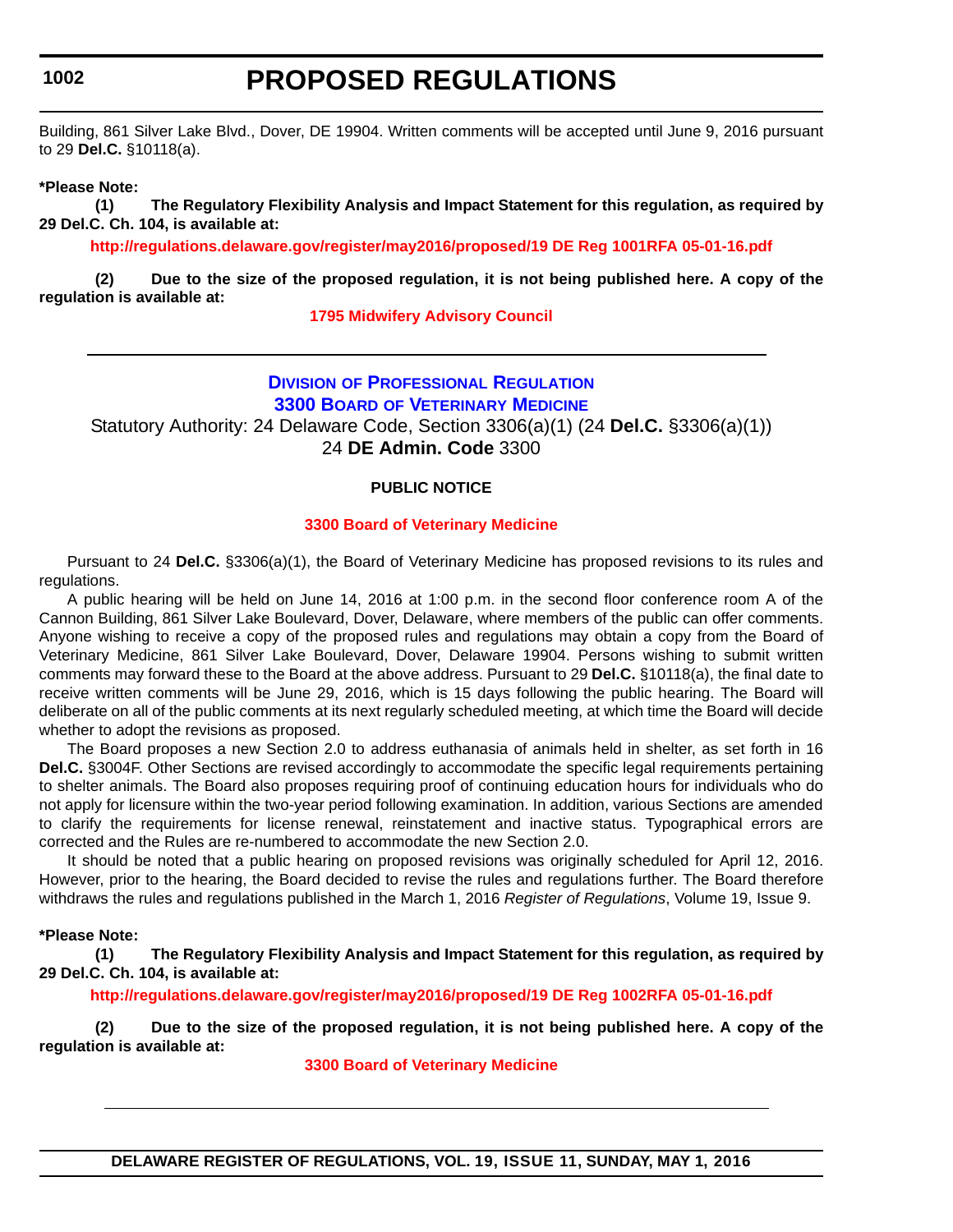Building, 861 Silver Lake Blvd., Dover, DE 19904. Written comments will be accepted until June 9, 2016 pursuant to 29 **Del.C.** §10118(a).

**\*Please Note:**

**(1) The Regulatory Flexibility Analysis and Impact Statement for this regulation, as required by 29 Del.C. Ch. 104, is available at:**

**http://regulations.delaware.gov/register/may2016/proposed/19 DE Reg 1001RFA 05-01-16.pdf**

**(2) Due to the size of the proposed regulation, it is not being published here. A copy of the regulation is available at:**

**1795 Midwifery Advisory Council**

---

## Division of Professional Regulation
## 3300 Board of Veterinary Medicine

Statutory Authority: 24 Delaware Code, Section 3306(a)(1) (24 **Del.C.** §3306(a)(1))
24 **DE Admin. Code** 3300

**PUBLIC NOTICE**

**3300 Board of Veterinary Medicine**

Pursuant to 24 **Del.C.** §3306(a)(1), the Board of Veterinary Medicine has proposed revisions to its rules and regulations.

A public hearing will be held on June 14, 2016 at 1:00 p.m. in the second floor conference room A of the Cannon Building, 861 Silver Lake Boulevard, Dover, Delaware, where members of the public can offer comments. Anyone wishing to receive a copy of the proposed rules and regulations may obtain a copy from the Board of Veterinary Medicine, 861 Silver Lake Boulevard, Dover, Delaware 19904. Persons wishing to submit written comments may forward these to the Board at the above address. Pursuant to 29 **Del.C.** §10118(a), the final date to receive written comments will be June 29, 2016, which is 15 days following the public hearing. The Board will deliberate on all of the public comments at its next regularly scheduled meeting, at which time the Board will decide whether to adopt the revisions as proposed.

The Board proposes a new Section 2.0 to address euthanasia of animals held in shelter, as set forth in 16 **Del.C.** §3004F. Other Sections are revised accordingly to accommodate the specific legal requirements pertaining to shelter animals. The Board also proposes requiring proof of continuing education hours for individuals who do not apply for licensure within the two-year period following examination. In addition, various Sections are amended to clarify the requirements for license renewal, reinstatement and inactive status. Typographical errors are corrected and the Rules are re-numbered to accommodate the new Section 2.0.

It should be noted that a public hearing on proposed revisions was originally scheduled for April 12, 2016. However, prior to the hearing, the Board decided to revise the rules and regulations further. The Board therefore withdraws the rules and regulations published in the March 1, 2016 *Register of Regulations*, Volume 19, Issue 9.

**\*Please Note:**

**(1) The Regulatory Flexibility Analysis and Impact Statement for this regulation, as required by 29 Del.C. Ch. 104, is available at:**

**http://regulations.delaware.gov/register/may2016/proposed/19 DE Reg 1002RFA 05-01-16.pdf**

**(2) Due to the size of the proposed regulation, it is not being published here. A copy of the regulation is available at:**

**3300 Board of Veterinary Medicine**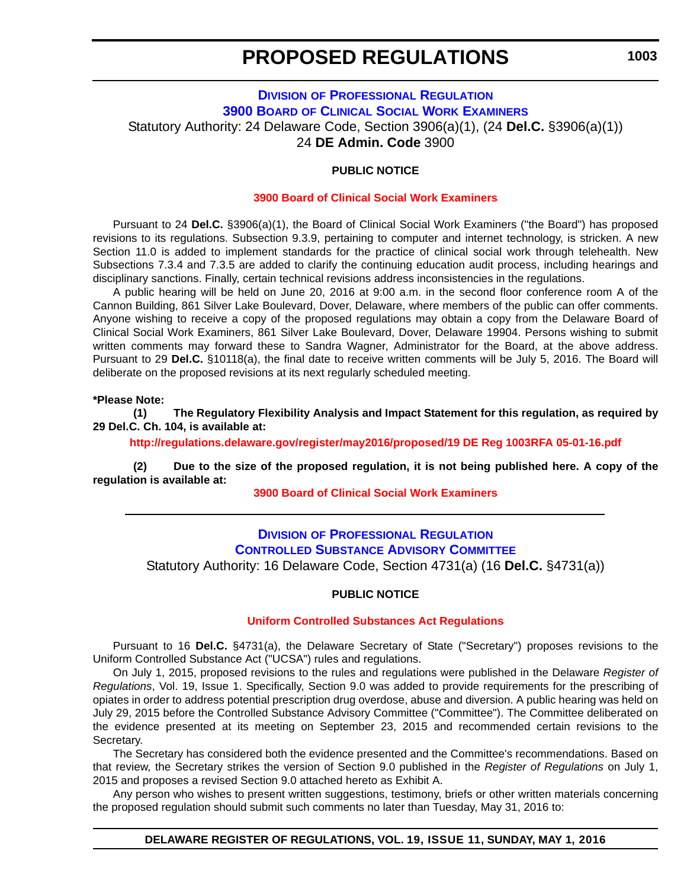# PROPOSED REGULATIONS

## Division of Professional Regulation
## 3900 Board of Clinical Social Work Examiners

Statutory Authority: 24 Delaware Code, Section 3906(a)(1), (24 **Del.C.** §3906(a)(1))
24 **DE Admin. Code** 3900

**PUBLIC NOTICE**

**3900 Board of Clinical Social Work Examiners**

Pursuant to 24 **Del.C.** §3906(a)(1), the Board of Clinical Social Work Examiners ("the Board") has proposed revisions to its regulations. Subsection 9.3.9, pertaining to computer and internet technology, is stricken. A new Section 11.0 is added to implement standards for the practice of clinical social work through telehealth. New Subsections 7.3.4 and 7.3.5 are added to clarify the continuing education audit process, including hearings and disciplinary sanctions. Finally, certain technical revisions address inconsistencies in the regulations.

A public hearing will be held on June 20, 2016 at 9:00 a.m. in the second floor conference room A of the Cannon Building, 861 Silver Lake Boulevard, Dover, Delaware, where members of the public can offer comments. Anyone wishing to receive a copy of the proposed regulations may obtain a copy from the Delaware Board of Clinical Social Work Examiners, 861 Silver Lake Boulevard, Dover, Delaware 19904. Persons wishing to submit written comments may forward these to Sandra Wagner, Administrator for the Board, at the above address. Pursuant to 29 **Del.C.** §10118(a), the final date to receive written comments will be July 5, 2016. The Board will deliberate on the proposed revisions at its next regularly scheduled meeting.

**\*Please Note:**

**(1) The Regulatory Flexibility Analysis and Impact Statement for this regulation, as required by 29 Del.C. Ch. 104, is available at:**

**http://regulations.delaware.gov/register/may2016/proposed/19 DE Reg 1003RFA 05-01-16.pdf**

**(2) Due to the size of the proposed regulation, it is not being published here. A copy of the regulation is available at:**

**3900 Board of Clinical Social Work Examiners**

---

## Division of Professional Regulation
## Controlled Substance Advisory Committee

Statutory Authority: 16 Delaware Code, Section 4731(a) (16 **Del.C.** §4731(a))

**PUBLIC NOTICE**

**Uniform Controlled Substances Act Regulations**

Pursuant to 16 **Del.C.** §4731(a), the Delaware Secretary of State ("Secretary") proposes revisions to the Uniform Controlled Substance Act ("UCSA") rules and regulations.

On July 1, 2015, proposed revisions to the rules and regulations were published in the Delaware *Register of Regulations*, Vol. 19, Issue 1. Specifically, Section 9.0 was added to provide requirements for the prescribing of opiates in order to address potential prescription drug overdose, abuse and diversion. A public hearing was held on July 29, 2015 before the Controlled Substance Advisory Committee ("Committee"). The Committee deliberated on the evidence presented at its meeting on September 23, 2015 and recommended certain revisions to the Secretary.

The Secretary has considered both the evidence presented and the Committee's recommendations. Based on that review, the Secretary strikes the version of Section 9.0 published in the *Register of Regulations* on July 1, 2015 and proposes a revised Section 9.0 attached hereto as Exhibit A.

Any person who wishes to present written suggestions, testimony, briefs or other written materials concerning the proposed regulation should submit such comments no later than Tuesday, May 31, 2016 to: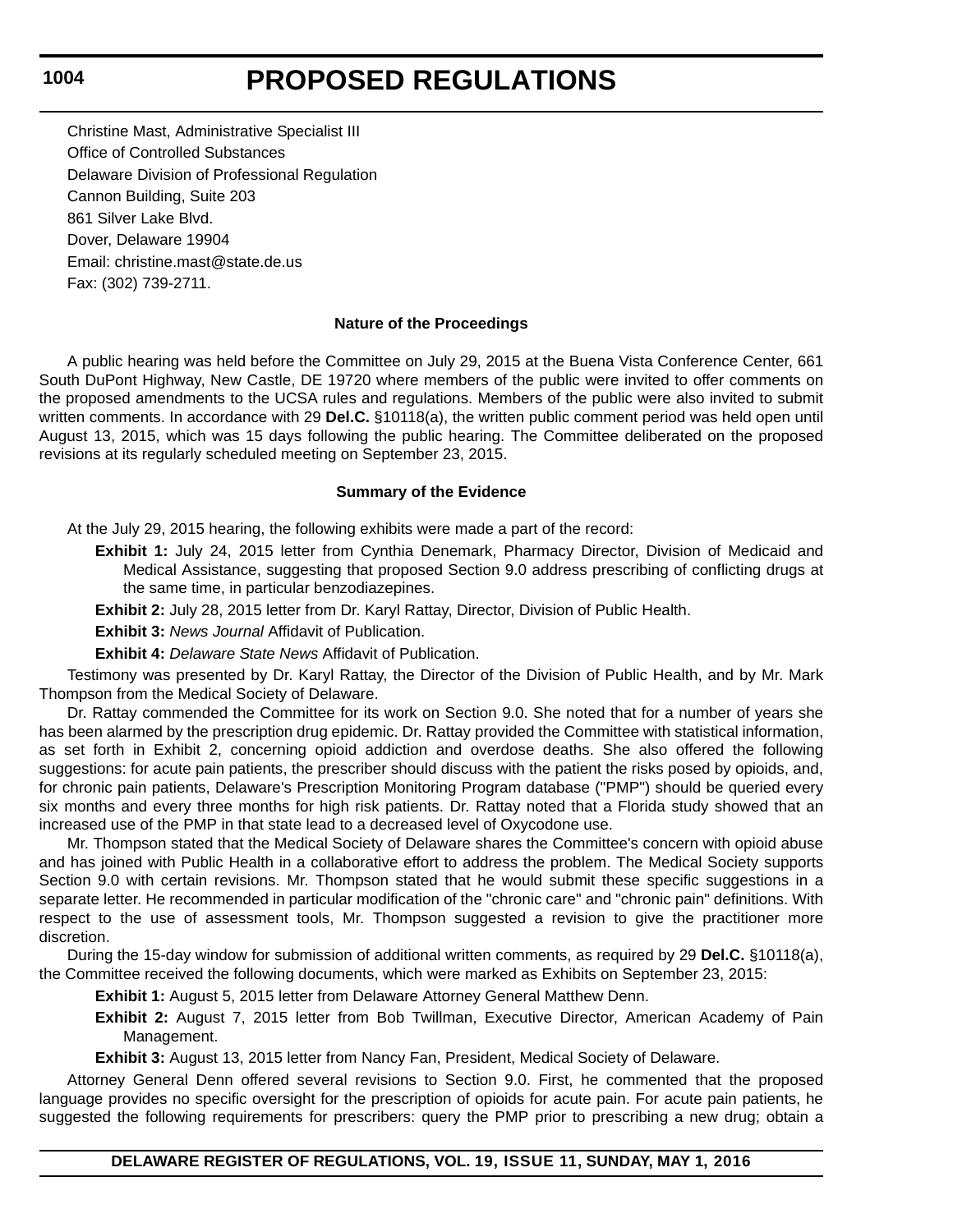Christine Mast, Administrative Specialist III
Office of Controlled Substances
Delaware Division of Professional Regulation
Cannon Building, Suite 203
861 Silver Lake Blvd.
Dover, Delaware 19904
Email: christine.mast@state.de.us
Fax: (302) 739-2711.

**Nature of the Proceedings**

A public hearing was held before the Committee on July 29, 2015 at the Buena Vista Conference Center, 661 South DuPont Highway, New Castle, DE 19720 where members of the public were invited to offer comments on the proposed amendments to the UCSA rules and regulations. Members of the public were also invited to submit written comments. In accordance with 29 **Del.C.** §10118(a), the written public comment period was held open until August 13, 2015, which was 15 days following the public hearing. The Committee deliberated on the proposed revisions at its regularly scheduled meeting on September 23, 2015.

**Summary of the Evidence**

At the July 29, 2015 hearing, the following exhibits were made a part of the record:

**Exhibit 1:** July 24, 2015 letter from Cynthia Denemark, Pharmacy Director, Division of Medicaid and Medical Assistance, suggesting that proposed Section 9.0 address prescribing of conflicting drugs at the same time, in particular benzodiazepines.

**Exhibit 2:** July 28, 2015 letter from Dr. Karyl Rattay, Director, Division of Public Health.

**Exhibit 3:** *News Journal* Affidavit of Publication.

**Exhibit 4:** *Delaware State News* Affidavit of Publication.

Testimony was presented by Dr. Karyl Rattay, the Director of the Division of Public Health, and by Mr. Mark Thompson from the Medical Society of Delaware.

Dr. Rattay commended the Committee for its work on Section 9.0. She noted that for a number of years she has been alarmed by the prescription drug epidemic. Dr. Rattay provided the Committee with statistical information, as set forth in Exhibit 2, concerning opioid addiction and overdose deaths. She also offered the following suggestions: for acute pain patients, the prescriber should discuss with the patient the risks posed by opioids, and, for chronic pain patients, Delaware's Prescription Monitoring Program database ("PMP") should be queried every six months and every three months for high risk patients. Dr. Rattay noted that a Florida study showed that an increased use of the PMP in that state lead to a decreased level of Oxycodone use.

Mr. Thompson stated that the Medical Society of Delaware shares the Committee's concern with opioid abuse and has joined with Public Health in a collaborative effort to address the problem. The Medical Society supports Section 9.0 with certain revisions. Mr. Thompson stated that he would submit these specific suggestions in a separate letter. He recommended in particular modification of the "chronic care" and "chronic pain" definitions. With respect to the use of assessment tools, Mr. Thompson suggested a revision to give the practitioner more discretion.

During the 15-day window for submission of additional written comments, as required by 29 **Del.C.** §10118(a), the Committee received the following documents, which were marked as Exhibits on September 23, 2015:

**Exhibit 1:** August 5, 2015 letter from Delaware Attorney General Matthew Denn.

**Exhibit 2:** August 7, 2015 letter from Bob Twillman, Executive Director, American Academy of Pain Management.

**Exhibit 3:** August 13, 2015 letter from Nancy Fan, President, Medical Society of Delaware.

Attorney General Denn offered several revisions to Section 9.0. First, he commented that the proposed language provides no specific oversight for the prescription of opioids for acute pain. For acute pain patients, he suggested the following requirements for prescribers: query the PMP prior to prescribing a new drug; obtain a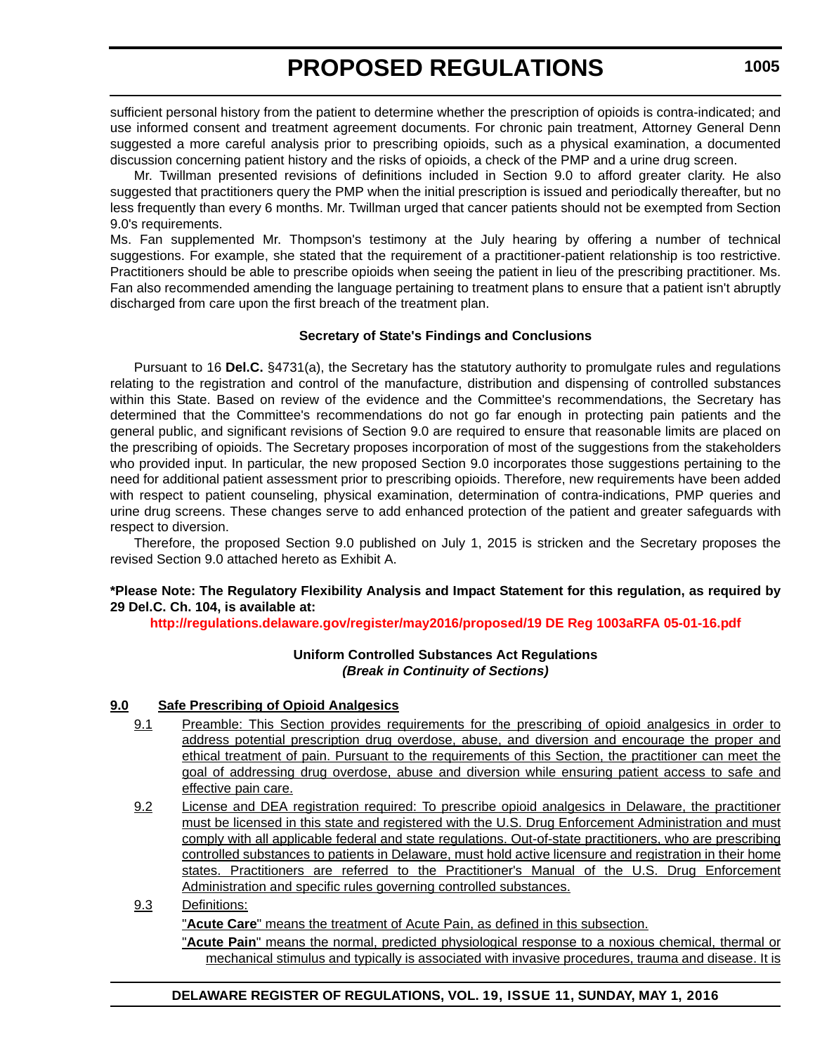sufficient personal history from the patient to determine whether the prescription of opioids is contra-indicated; and use informed consent and treatment agreement documents. For chronic pain treatment, Attorney General Denn suggested a more careful analysis prior to prescribing opioids, such as a physical examination, a documented discussion concerning patient history and the risks of opioids, a check of the PMP and a urine drug screen.

Mr. Twillman presented revisions of definitions included in Section 9.0 to afford greater clarity. He also suggested that practitioners query the PMP when the initial prescription is issued and periodically thereafter, but no less frequently than every 6 months. Mr. Twillman urged that cancer patients should not be exempted from Section 9.0's requirements.

Ms. Fan supplemented Mr. Thompson's testimony at the July hearing by offering a number of technical suggestions. For example, she stated that the requirement of a practitioner-patient relationship is too restrictive. Practitioners should be able to prescribe opioids when seeing the patient in lieu of the prescribing practitioner. Ms. Fan also recommended amending the language pertaining to treatment plans to ensure that a patient isn't abruptly discharged from care upon the first breach of the treatment plan.

**Secretary of State's Findings and Conclusions**

Pursuant to 16 **Del.C.** §4731(a), the Secretary has the statutory authority to promulgate rules and regulations relating to the registration and control of the manufacture, distribution and dispensing of controlled substances within this State. Based on review of the evidence and the Committee's recommendations, the Secretary has determined that the Committee's recommendations do not go far enough in protecting pain patients and the general public, and significant revisions of Section 9.0 are required to ensure that reasonable limits are placed on the prescribing of opioids. The Secretary proposes incorporation of most of the suggestions from the stakeholders who provided input. In particular, the new proposed Section 9.0 incorporates those suggestions pertaining to the need for additional patient assessment prior to prescribing opioids. Therefore, new requirements have been added with respect to patient counseling, physical examination, determination of contra-indications, PMP queries and urine drug screens. These changes serve to add enhanced protection of the patient and greater safeguards with respect to diversion.

Therefore, the proposed Section 9.0 published on July 1, 2015 is stricken and the Secretary proposes the revised Section 9.0 attached hereto as Exhibit A.

**\*Please Note: The Regulatory Flexibility Analysis and Impact Statement for this regulation, as required by 29 Del.C. Ch. 104, is available at:**

**http://regulations.delaware.gov/register/may2016/proposed/19 DE Reg 1003aRFA 05-01-16.pdf**

**Uniform Controlled Substances Act Regulations**
***(Break in Continuity of Sections)***

**9.0 Safe Prescribing of Opioid Analgesics**

9.1 Preamble: This Section provides requirements for the prescribing of opioid analgesics in order to address potential prescription drug overdose, abuse, and diversion and encourage the proper and ethical treatment of pain. Pursuant to the requirements of this Section, the practitioner can meet the goal of addressing drug overdose, abuse and diversion while ensuring patient access to safe and effective pain care.

9.2 License and DEA registration required: To prescribe opioid analgesics in Delaware, the practitioner must be licensed in this state and registered with the U.S. Drug Enforcement Administration and must comply with all applicable federal and state regulations. Out-of-state practitioners, who are prescribing controlled substances to patients in Delaware, must hold active licensure and registration in their home states. Practitioners are referred to the Practitioner's Manual of the U.S. Drug Enforcement Administration and specific rules governing controlled substances.

9.3 Definitions:

"**Acute Care**" means the treatment of Acute Pain, as defined in this subsection.

"**Acute Pain**" means the normal, predicted physiological response to a noxious chemical, thermal or mechanical stimulus and typically is associated with invasive procedures, trauma and disease. It is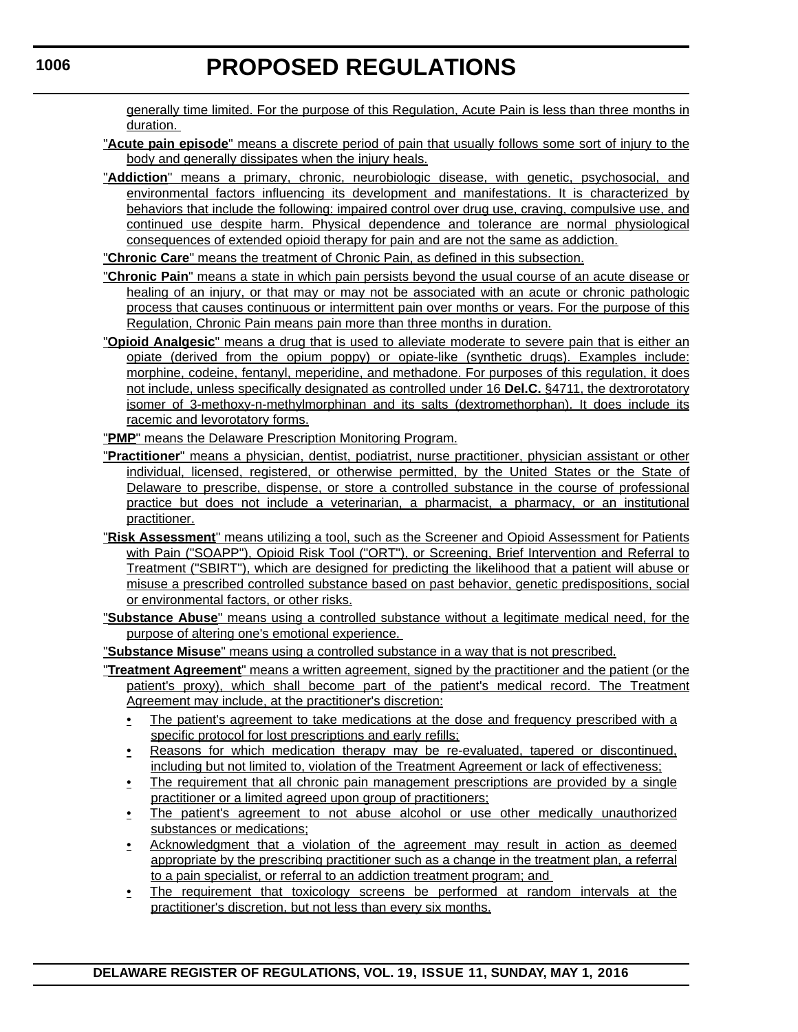generally time limited. For the purpose of this Regulation, Acute Pain is less than three months in duration.

"**Acute pain episode**" means a discrete period of pain that usually follows some sort of injury to the body and generally dissipates when the injury heals.

"**Addiction**" means a primary, chronic, neurobiologic disease, with genetic, psychosocial, and environmental factors influencing its development and manifestations. It is characterized by behaviors that include the following: impaired control over drug use, craving, compulsive use, and continued use despite harm. Physical dependence and tolerance are normal physiological consequences of extended opioid therapy for pain and are not the same as addiction.

"**Chronic Care**" means the treatment of Chronic Pain, as defined in this subsection.

"**Chronic Pain**" means a state in which pain persists beyond the usual course of an acute disease or healing of an injury, or that may or may not be associated with an acute or chronic pathologic process that causes continuous or intermittent pain over months or years. For the purpose of this Regulation, Chronic Pain means pain more than three months in duration.

"**Opioid Analgesic**" means a drug that is used to alleviate moderate to severe pain that is either an opiate (derived from the opium poppy) or opiate-like (synthetic drugs). Examples include: morphine, codeine, fentanyl, meperidine, and methadone. For purposes of this regulation, it does not include, unless specifically designated as controlled under 16 **Del.C.** §4711, the dextrorotatory isomer of 3-methoxy-n-methylmorphinan and its salts (dextromethorphan). It does include its racemic and levorotatory forms.

"**PMP**" means the Delaware Prescription Monitoring Program.

"**Practitioner**" means a physician, dentist, podiatrist, nurse practitioner, physician assistant or other individual, licensed, registered, or otherwise permitted, by the United States or the State of Delaware to prescribe, dispense, or store a controlled substance in the course of professional practice but does not include a veterinarian, a pharmacist, a pharmacy, or an institutional practitioner.

"**Risk Assessment**" means utilizing a tool, such as the Screener and Opioid Assessment for Patients with Pain ("SOAPP"), Opioid Risk Tool ("ORT"), or Screening, Brief Intervention and Referral to Treatment ("SBIRT"), which are designed for predicting the likelihood that a patient will abuse or misuse a prescribed controlled substance based on past behavior, genetic predispositions, social or environmental factors, or other risks.

"**Substance Abuse**" means using a controlled substance without a legitimate medical need, for the purpose of altering one's emotional experience.

"**Substance Misuse**" means using a controlled substance in a way that is not prescribed.

"**Treatment Agreement**" means a written agreement, signed by the practitioner and the patient (or the patient's proxy), which shall become part of the patient's medical record. The Treatment Agreement may include, at the practitioner's discretion:

- The patient's agreement to take medications at the dose and frequency prescribed with a specific protocol for lost prescriptions and early refills;
- Reasons for which medication therapy may be re-evaluated, tapered or discontinued, including but not limited to, violation of the Treatment Agreement or lack of effectiveness;
- The requirement that all chronic pain management prescriptions are provided by a single practitioner or a limited agreed upon group of practitioners;
- The patient's agreement to not abuse alcohol or use other medically unauthorized substances or medications;
- Acknowledgment that a violation of the agreement may result in action as deemed appropriate by the prescribing practitioner such as a change in the treatment plan, a referral to a pain specialist, or referral to an addiction treatment program; and
- The requirement that toxicology screens be performed at random intervals at the practitioner's discretion, but not less than every six months.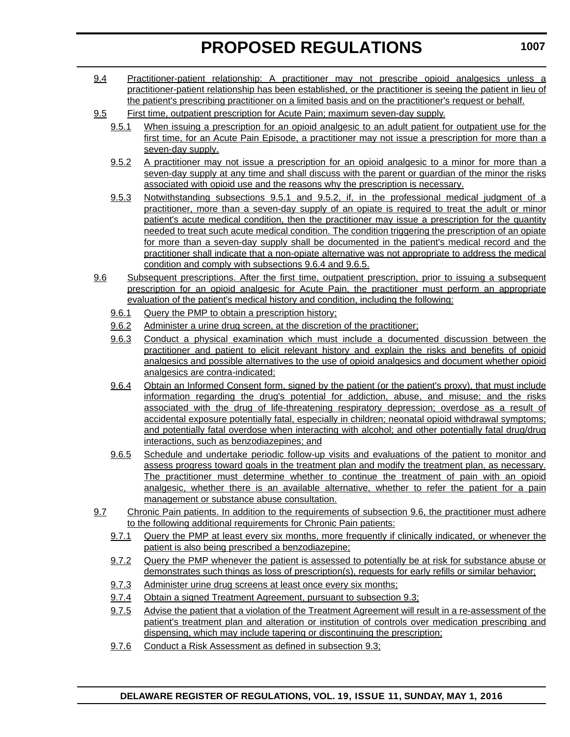9.4 Practitioner-patient relationship: A practitioner may not prescribe opioid analgesics unless a practitioner-patient relationship has been established, or the practitioner is seeing the patient in lieu of the patient's prescribing practitioner on a limited basis and on the practitioner's request or behalf.

9.5 First time, outpatient prescription for Acute Pain; maximum seven-day supply.

9.5.1 When issuing a prescription for an opioid analgesic to an adult patient for outpatient use for the first time, for an Acute Pain Episode, a practitioner may not issue a prescription for more than a seven-day supply.

9.5.2 A practitioner may not issue a prescription for an opioid analgesic to a minor for more than a seven-day supply at any time and shall discuss with the parent or guardian of the minor the risks associated with opioid use and the reasons why the prescription is necessary.

9.5.3 Notwithstanding subsections 9.5.1 and 9.5.2, if, in the professional medical judgment of a practitioner, more than a seven-day supply of an opiate is required to treat the adult or minor patient's acute medical condition, then the practitioner may issue a prescription for the quantity needed to treat such acute medical condition. The condition triggering the prescription of an opiate for more than a seven-day supply shall be documented in the patient's medical record and the practitioner shall indicate that a non-opiate alternative was not appropriate to address the medical condition and comply with subsections 9.6.4 and 9.6.5.

9.6 Subsequent prescriptions. After the first time, outpatient prescription, prior to issuing a subsequent prescription for an opioid analgesic for Acute Pain, the practitioner must perform an appropriate evaluation of the patient's medical history and condition, including the following:

9.6.1 Query the PMP to obtain a prescription history;

9.6.2 Administer a urine drug screen, at the discretion of the practitioner;

9.6.3 Conduct a physical examination which must include a documented discussion between the practitioner and patient to elicit relevant history and explain the risks and benefits of opioid analgesics and possible alternatives to the use of opioid analgesics and document whether opioid analgesics are contra-indicated;

9.6.4 Obtain an Informed Consent form, signed by the patient (or the patient's proxy), that must include information regarding the drug's potential for addiction, abuse, and misuse; and the risks associated with the drug of life-threatening respiratory depression; overdose as a result of accidental exposure potentially fatal, especially in children; neonatal opioid withdrawal symptoms; and potentially fatal overdose when interacting with alcohol; and other potentially fatal drug/drug interactions, such as benzodiazepines; and

9.6.5 Schedule and undertake periodic follow-up visits and evaluations of the patient to monitor and assess progress toward goals in the treatment plan and modify the treatment plan, as necessary. The practitioner must determine whether to continue the treatment of pain with an opioid analgesic, whether there is an available alternative, whether to refer the patient for a pain management or substance abuse consultation.

9.7 Chronic Pain patients. In addition to the requirements of subsection 9.6, the practitioner must adhere to the following additional requirements for Chronic Pain patients:

9.7.1 Query the PMP at least every six months, more frequently if clinically indicated, or whenever the patient is also being prescribed a benzodiazepine;

9.7.2 Query the PMP whenever the patient is assessed to potentially be at risk for substance abuse or demonstrates such things as loss of prescription(s), requests for early refills or similar behavior;

9.7.3 Administer urine drug screens at least once every six months;

9.7.4 Obtain a signed Treatment Agreement, pursuant to subsection 9.3;

9.7.5 Advise the patient that a violation of the Treatment Agreement will result in a re-assessment of the patient's treatment plan and alteration or institution of controls over medication prescribing and dispensing, which may include tapering or discontinuing the prescription;

9.7.6 Conduct a Risk Assessment as defined in subsection 9.3;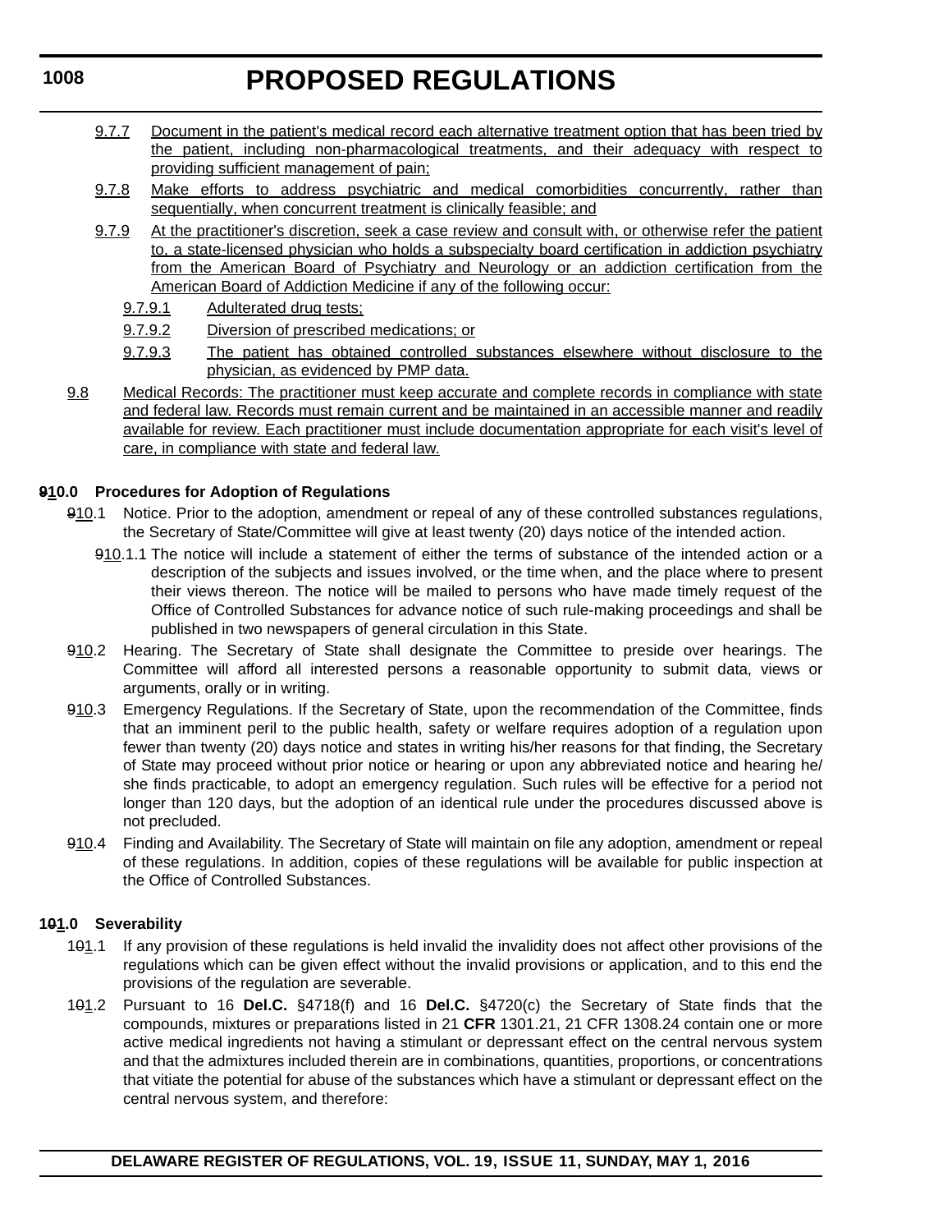9.7.7 Document in the patient's medical record each alternative treatment option that has been tried by the patient, including non-pharmacological treatments, and their adequacy with respect to providing sufficient management of pain;

9.7.8 Make efforts to address psychiatric and medical comorbidities concurrently, rather than sequentially, when concurrent treatment is clinically feasible; and

9.7.9 At the practitioner's discretion, seek a case review and consult with, or otherwise refer the patient to, a state-licensed physician who holds a subspecialty board certification in addiction psychiatry from the American Board of Psychiatry and Neurology or an addiction certification from the American Board of Addiction Medicine if any of the following occur:

9.7.9.1 Adulterated drug tests;

9.7.9.2 Diversion of prescribed medications; or

9.7.9.3 The patient has obtained controlled substances elsewhere without disclosure to the physician, as evidenced by PMP data.

9.8 Medical Records: The practitioner must keep accurate and complete records in compliance with state and federal law. Records must remain current and be maintained in an accessible manner and readily available for review. Each practitioner must include documentation appropriate for each visit's level of care, in compliance with state and federal law.

**910.0 Procedures for Adoption of Regulations**

910.1 Notice. Prior to the adoption, amendment or repeal of any of these controlled substances regulations, the Secretary of State/Committee will give at least twenty (20) days notice of the intended action.

910.1.1 The notice will include a statement of either the terms of substance of the intended action or a description of the subjects and issues involved, or the time when, and the place where to present their views thereon. The notice will be mailed to persons who have made timely request of the Office of Controlled Substances for advance notice of such rule-making proceedings and shall be published in two newspapers of general circulation in this State.

910.2 Hearing. The Secretary of State shall designate the Committee to preside over hearings. The Committee will afford all interested persons a reasonable opportunity to submit data, views or arguments, orally or in writing.

910.3 Emergency Regulations. If the Secretary of State, upon the recommendation of the Committee, finds that an imminent peril to the public health, safety or welfare requires adoption of a regulation upon fewer than twenty (20) days notice and states in writing his/her reasons for that finding, the Secretary of State may proceed without prior notice or hearing or upon any abbreviated notice and hearing he/she finds practicable, to adopt an emergency regulation. Such rules will be effective for a period not longer than 120 days, but the adoption of an identical rule under the procedures discussed above is not precluded.

910.4 Finding and Availability. The Secretary of State will maintain on file any adoption, amendment or repeal of these regulations. In addition, copies of these regulations will be available for public inspection at the Office of Controlled Substances.

**101.0 Severability**

101.1 If any provision of these regulations is held invalid the invalidity does not affect other provisions of the regulations which can be given effect without the invalid provisions or application, and to this end the provisions of the regulation are severable.

101.2 Pursuant to 16 **Del.C.** §4718(f) and 16 **Del.C.** §4720(c) the Secretary of State finds that the compounds, mixtures or preparations listed in 21 **CFR** 1301.21, 21 CFR 1308.24 contain one or more active medical ingredients not having a stimulant or depressant effect on the central nervous system and that the admixtures included therein are in combinations, quantities, proportions, or concentrations that vitiate the potential for abuse of the substances which have a stimulant or depressant effect on the central nervous system, and therefore: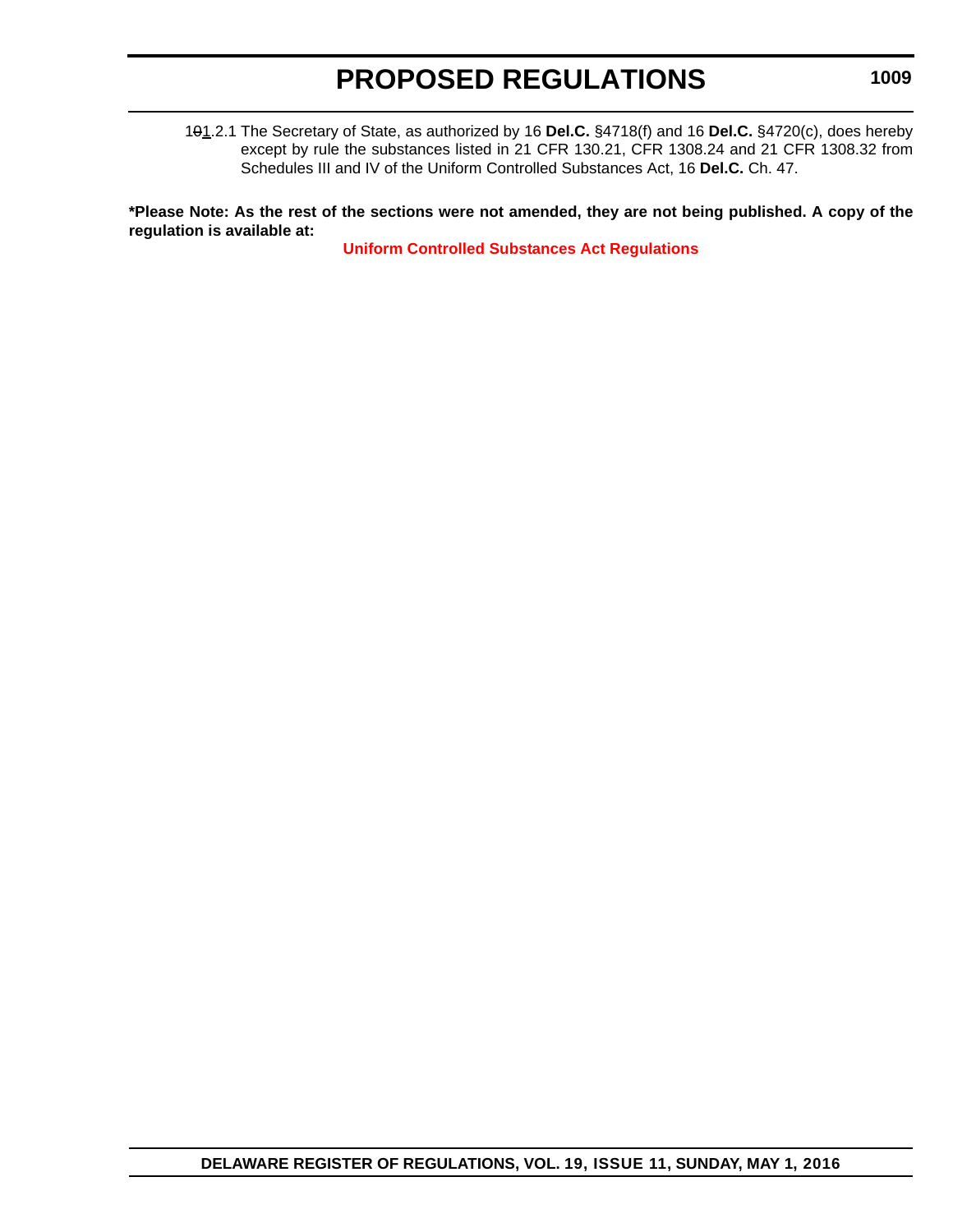1~~0~~1.2.1 The Secretary of State, as authorized by 16 **Del.C.** §4718(f) and 16 **Del.C.** §4720(c), does hereby except by rule the substances listed in 21 CFR 130.21, CFR 1308.24 and 21 CFR 1308.32 from Schedules III and IV of the Uniform Controlled Substances Act, 16 **Del.C.** Ch. 47.

**\*Please Note: As the rest of the sections were not amended, they are not being published. A copy of the regulation is available at:**

**Uniform Controlled Substances Act Regulations**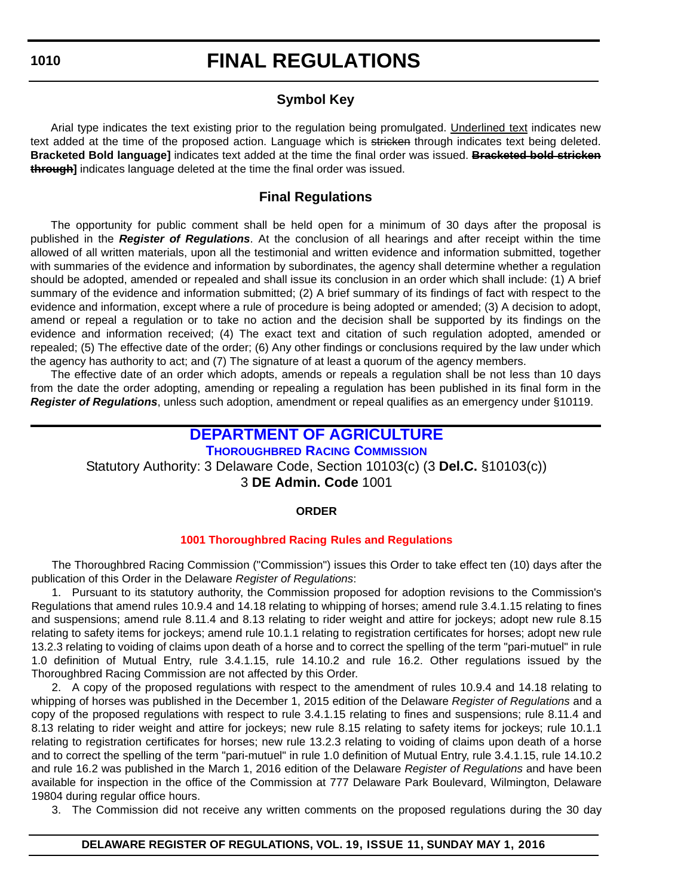# FINAL REGULATIONS

## Symbol Key

Arial type indicates the text existing prior to the regulation being promulgated. Underlined text indicates new text added at the time of the proposed action. Language which is ~~stricken~~ through indicates text being deleted. **Bracketed Bold language]** indicates text added at the time the final order was issued. **~~Bracketed bold stricken through~~]** indicates language deleted at the time the final order was issued.

## Final Regulations

The opportunity for public comment shall be held open for a minimum of 30 days after the proposal is published in the ***Register of Regulations***. At the conclusion of all hearings and after receipt within the time allowed of all written materials, upon all the testimonial and written evidence and information submitted, together with summaries of the evidence and information by subordinates, the agency shall determine whether a regulation should be adopted, amended or repealed and shall issue its conclusion in an order which shall include: (1) A brief summary of the evidence and information submitted; (2) A brief summary of its findings of fact with respect to the evidence and information, except where a rule of procedure is being adopted or amended; (3) A decision to adopt, amend or repeal a regulation or to take no action and the decision shall be supported by its findings on the evidence and information received; (4) The exact text and citation of such regulation adopted, amended or repealed; (5) The effective date of the order; (6) Any other findings or conclusions required by the law under which the agency has authority to act; and (7) The signature of at least a quorum of the agency members.

The effective date of an order which adopts, amends or repeals a regulation shall be not less than 10 days from the date the order adopting, amending or repealing a regulation has been published in its final form in the ***Register of Regulations***, unless such adoption, amendment or repeal qualifies as an emergency under §10119.

## DEPARTMENT OF AGRICULTURE

### THOROUGHBRED RACING COMMISSION

Statutory Authority: 3 Delaware Code, Section 10103(c) (3 **Del.C.** §10103(c))

3 **DE Admin. Code** 1001

**ORDER**

**1001 Thoroughbred Racing Rules and Regulations**

The Thoroughbred Racing Commission ("Commission") issues this Order to take effect ten (10) days after the publication of this Order in the Delaware *Register of Regulations*:

1. Pursuant to its statutory authority, the Commission proposed for adoption revisions to the Commission's Regulations that amend rules 10.9.4 and 14.18 relating to whipping of horses; amend rule 3.4.1.15 relating to fines and suspensions; amend rule 8.11.4 and 8.13 relating to rider weight and attire for jockeys; adopt new rule 8.15 relating to safety items for jockeys; amend rule 10.1.1 relating to registration certificates for horses; adopt new rule 13.2.3 relating to voiding of claims upon death of a horse and to correct the spelling of the term "pari-mutuel" in rule 1.0 definition of Mutual Entry, rule 3.4.1.15, rule 14.10.2 and rule 16.2. Other regulations issued by the Thoroughbred Racing Commission are not affected by this Order.

2. A copy of the proposed regulations with respect to the amendment of rules 10.9.4 and 14.18 relating to whipping of horses was published in the December 1, 2015 edition of the Delaware *Register of Regulations* and a copy of the proposed regulations with respect to rule 3.4.1.15 relating to fines and suspensions; rule 8.11.4 and 8.13 relating to rider weight and attire for jockeys; new rule 8.15 relating to safety items for jockeys; rule 10.1.1 relating to registration certificates for horses; new rule 13.2.3 relating to voiding of claims upon death of a horse and to correct the spelling of the term "pari-mutuel" in rule 1.0 definition of Mutual Entry, rule 3.4.1.15, rule 14.10.2 and rule 16.2 was published in the March 1, 2016 edition of the Delaware *Register of Regulations* and have been available for inspection in the office of the Commission at 777 Delaware Park Boulevard, Wilmington, Delaware 19804 during regular office hours.

3. The Commission did not receive any written comments on the proposed regulations during the 30 day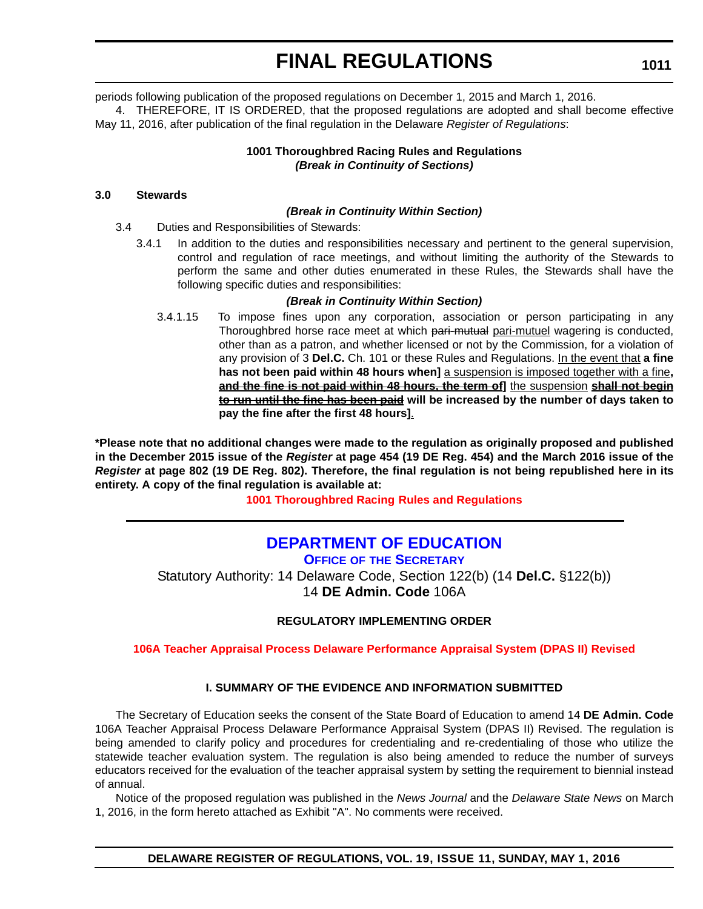periods following publication of the proposed regulations on December 1, 2015 and March 1, 2016.

4. THEREFORE, IT IS ORDERED, that the proposed regulations are adopted and shall become effective May 11, 2016, after publication of the final regulation in the Delaware *Register of Regulations*:

**1001 Thoroughbred Racing Rules and Regulations**
***(Break in Continuity of Sections)***

**3.0 Stewards**

***(Break in Continuity Within Section)***

3.4 Duties and Responsibilities of Stewards:

3.4.1 In addition to the duties and responsibilities necessary and pertinent to the general supervision, control and regulation of race meetings, and without limiting the authority of the Stewards to perform the same and other duties enumerated in these Rules, the Stewards shall have the following specific duties and responsibilities:

***(Break in Continuity Within Section)***

3.4.1.15 To impose fines upon any corporation, association or person participating in any Thoroughbred horse race meet at which ~~pari-mutual~~ pari-mutuel wagering is conducted, other than as a patron, and whether licensed or not by the Commission, for a violation of any provision of 3 **Del.C.** Ch. 101 or these Rules and Regulations. In the event that **a fine has not been paid within 48 hours when]** a suspension is imposed together with a fine**, ~~and the fine is not paid within 48 hours, the term of~~]** the suspension **~~shall not begin to run until the fine has been paid~~ will be increased by the number of days taken to pay the fine after the first 48 hours]**.

**\*Please note that no additional changes were made to the regulation as originally proposed and published in the December 2015 issue of the *Register* at page 454 (19 DE Reg. 454) and the March 2016 issue of the *Register* at page 802 (19 DE Reg. 802). Therefore, the final regulation is not being republished here in its entirety. A copy of the final regulation is available at:**

**1001 Thoroughbred Racing Rules and Regulations**

## DEPARTMENT OF EDUCATION

**OFFICE OF THE SECRETARY**

Statutory Authority: 14 Delaware Code, Section 122(b) (14 **Del.C.** §122(b))
14 **DE Admin. Code** 106A

**REGULATORY IMPLEMENTING ORDER**

**106A Teacher Appraisal Process Delaware Performance Appraisal System (DPAS II) Revised**

**I. SUMMARY OF THE EVIDENCE AND INFORMATION SUBMITTED**

The Secretary of Education seeks the consent of the State Board of Education to amend 14 **DE Admin. Code** 106A Teacher Appraisal Process Delaware Performance Appraisal System (DPAS II) Revised. The regulation is being amended to clarify policy and procedures for credentialing and re-credentialing of those who utilize the statewide teacher evaluation system. The regulation is also being amended to reduce the number of surveys educators received for the evaluation of the teacher appraisal system by setting the requirement to biennial instead of annual.

Notice of the proposed regulation was published in the *News Journal* and the *Delaware State News* on March 1, 2016, in the form hereto attached as Exhibit "A". No comments were received.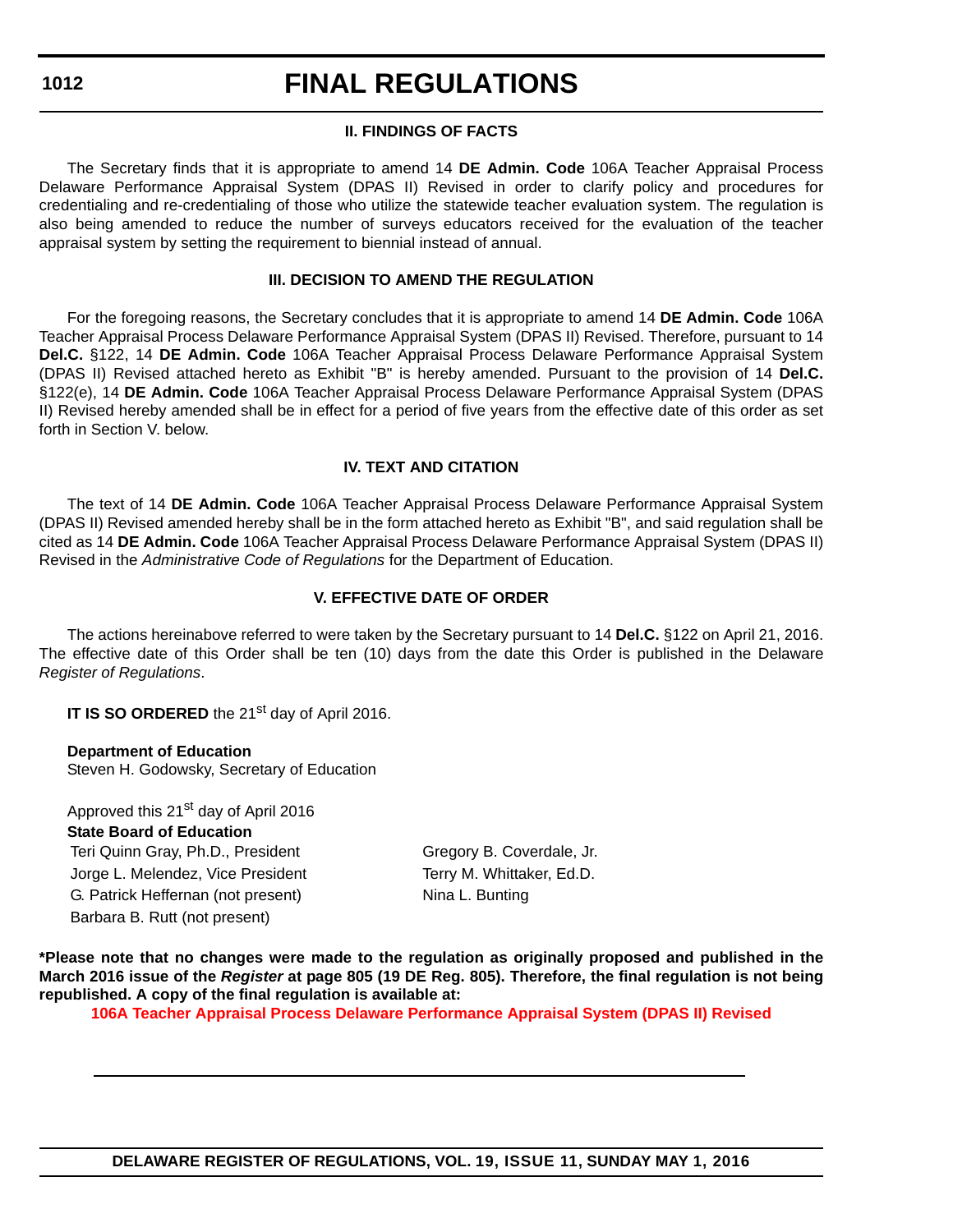### II. FINDINGS OF FACTS

The Secretary finds that it is appropriate to amend 14 **DE Admin. Code** 106A Teacher Appraisal Process Delaware Performance Appraisal System (DPAS II) Revised in order to clarify policy and procedures for credentialing and re-credentialing of those who utilize the statewide teacher evaluation system. The regulation is also being amended to reduce the number of surveys educators received for the evaluation of the teacher appraisal system by setting the requirement to biennial instead of annual.

### III. DECISION TO AMEND THE REGULATION

For the foregoing reasons, the Secretary concludes that it is appropriate to amend 14 **DE Admin. Code** 106A Teacher Appraisal Process Delaware Performance Appraisal System (DPAS II) Revised. Therefore, pursuant to 14 **Del.C.** §122, 14 **DE Admin. Code** 106A Teacher Appraisal Process Delaware Performance Appraisal System (DPAS II) Revised attached hereto as Exhibit "B" is hereby amended. Pursuant to the provision of 14 **Del.C.** §122(e), 14 **DE Admin. Code** 106A Teacher Appraisal Process Delaware Performance Appraisal System (DPAS II) Revised hereby amended shall be in effect for a period of five years from the effective date of this order as set forth in Section V. below.

### IV. TEXT AND CITATION

The text of 14 **DE Admin. Code** 106A Teacher Appraisal Process Delaware Performance Appraisal System (DPAS II) Revised amended hereby shall be in the form attached hereto as Exhibit "B", and said regulation shall be cited as 14 **DE Admin. Code** 106A Teacher Appraisal Process Delaware Performance Appraisal System (DPAS II) Revised in the *Administrative Code of Regulations* for the Department of Education.

### V. EFFECTIVE DATE OF ORDER

The actions hereinabove referred to were taken by the Secretary pursuant to 14 **Del.C.** §122 on April 21, 2016. The effective date of this Order shall be ten (10) days from the date this Order is published in the Delaware *Register of Regulations*.

**IT IS SO ORDERED** the 21st day of April 2016.

**Department of Education**
Steven H. Godowsky, Secretary of Education

Approved this 21st day of April 2016
**State Board of Education**

Teri Quinn Gray, Ph.D., President
Jorge L. Melendez, Vice President
G. Patrick Heffernan (not present)
Barbara B. Rutt (not present)
Gregory B. Coverdale, Jr.
Terry M. Whittaker, Ed.D.
Nina L. Bunting

**\*Please note that no changes were made to the regulation as originally proposed and published in the March 2016 issue of the *Register* at page 805 (19 DE Reg. 805). Therefore, the final regulation is not being republished. A copy of the final regulation is available at:**

**106A Teacher Appraisal Process Delaware Performance Appraisal System (DPAS II) Revised**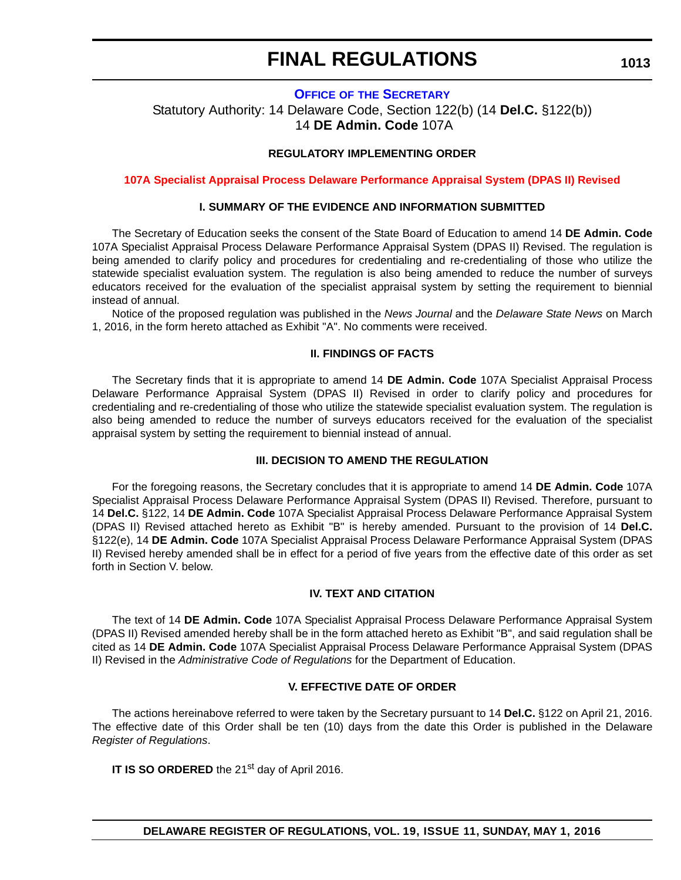# OFFICE OF THE SECRETARY

Statutory Authority: 14 Delaware Code, Section 122(b) (14 **Del.C.** §122(b))
14 **DE Admin. Code** 107A

### REGULATORY IMPLEMENTING ORDER

### 107A Specialist Appraisal Process Delaware Performance Appraisal System (DPAS II) Revised

### I. SUMMARY OF THE EVIDENCE AND INFORMATION SUBMITTED

The Secretary of Education seeks the consent of the State Board of Education to amend 14 **DE Admin. Code** 107A Specialist Appraisal Process Delaware Performance Appraisal System (DPAS II) Revised. The regulation is being amended to clarify policy and procedures for credentialing and re-credentialing of those who utilize the statewide specialist evaluation system. The regulation is also being amended to reduce the number of surveys educators received for the evaluation of the specialist appraisal system by setting the requirement to biennial instead of annual.

Notice of the proposed regulation was published in the *News Journal* and the *Delaware State News* on March 1, 2016, in the form hereto attached as Exhibit "A". No comments were received.

### II. FINDINGS OF FACTS

The Secretary finds that it is appropriate to amend 14 **DE Admin. Code** 107A Specialist Appraisal Process Delaware Performance Appraisal System (DPAS II) Revised in order to clarify policy and procedures for credentialing and re-credentialing of those who utilize the statewide specialist evaluation system. The regulation is also being amended to reduce the number of surveys educators received for the evaluation of the specialist appraisal system by setting the requirement to biennial instead of annual.

### III. DECISION TO AMEND THE REGULATION

For the foregoing reasons, the Secretary concludes that it is appropriate to amend 14 **DE Admin. Code** 107A Specialist Appraisal Process Delaware Performance Appraisal System (DPAS II) Revised. Therefore, pursuant to 14 **Del.C.** §122, 14 **DE Admin. Code** 107A Specialist Appraisal Process Delaware Performance Appraisal System (DPAS II) Revised attached hereto as Exhibit "B" is hereby amended. Pursuant to the provision of 14 **Del.C.** §122(e), 14 **DE Admin. Code** 107A Specialist Appraisal Process Delaware Performance Appraisal System (DPAS II) Revised hereby amended shall be in effect for a period of five years from the effective date of this order as set forth in Section V. below.

### IV. TEXT AND CITATION

The text of 14 **DE Admin. Code** 107A Specialist Appraisal Process Delaware Performance Appraisal System (DPAS II) Revised amended hereby shall be in the form attached hereto as Exhibit "B", and said regulation shall be cited as 14 **DE Admin. Code** 107A Specialist Appraisal Process Delaware Performance Appraisal System (DPAS II) Revised in the *Administrative Code of Regulations* for the Department of Education.

### V. EFFECTIVE DATE OF ORDER

The actions hereinabove referred to were taken by the Secretary pursuant to 14 **Del.C.** §122 on April 21, 2016. The effective date of this Order shall be ten (10) days from the date this Order is published in the Delaware *Register of Regulations*.

**IT IS SO ORDERED** the 21st day of April 2016.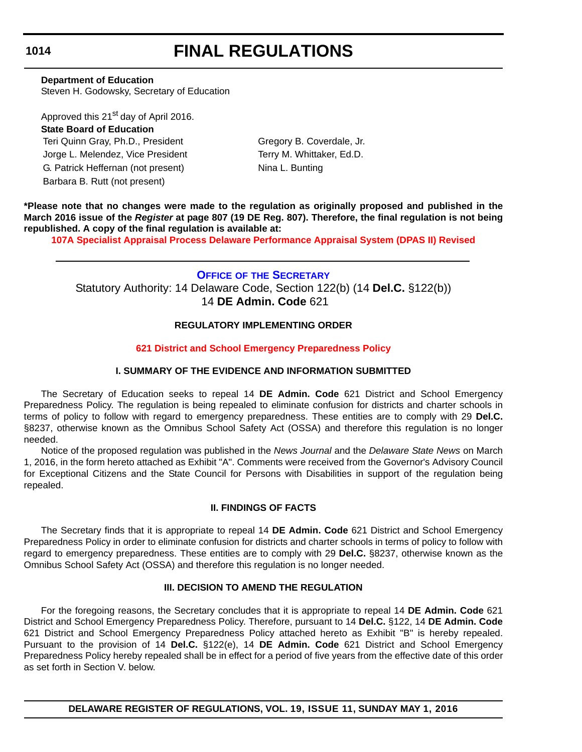**Department of Education**
Steven H. Godowsky, Secretary of Education

Approved this 21st day of April 2016.

**State Board of Education**

Teri Quinn Gray, Ph.D., President
Jorge L. Melendez, Vice President
G. Patrick Heffernan (not present)
Barbara B. Rutt (not present)
Gregory B. Coverdale, Jr.
Terry M. Whittaker, Ed.D.
Nina L. Bunting

**\*Please note that no changes were made to the regulation as originally proposed and published in the March 2016 issue of the *Register* at page 807 (19 DE Reg. 807). Therefore, the final regulation is not being republished. A copy of the final regulation is available at:**

**107A Specialist Appraisal Process Delaware Performance Appraisal System (DPAS II) Revised**

---

## Office of the Secretary

Statutory Authority: 14 Delaware Code, Section 122(b) (14 **Del.C.** §122(b))
14 **DE Admin. Code** 621

### REGULATORY IMPLEMENTING ORDER

### 621 District and School Emergency Preparedness Policy

#### I. SUMMARY OF THE EVIDENCE AND INFORMATION SUBMITTED

The Secretary of Education seeks to repeal 14 **DE Admin. Code** 621 District and School Emergency Preparedness Policy. The regulation is being repealed to eliminate confusion for districts and charter schools in terms of policy to follow with regard to emergency preparedness. These entities are to comply with 29 **Del.C.** §8237, otherwise known as the Omnibus School Safety Act (OSSA) and therefore this regulation is no longer needed.

Notice of the proposed regulation was published in the *News Journal* and the *Delaware State News* on March 1, 2016, in the form hereto attached as Exhibit "A". Comments were received from the Governor's Advisory Council for Exceptional Citizens and the State Council for Persons with Disabilities in support of the regulation being repealed.

#### II. FINDINGS OF FACTS

The Secretary finds that it is appropriate to repeal 14 **DE Admin. Code** 621 District and School Emergency Preparedness Policy in order to eliminate confusion for districts and charter schools in terms of policy to follow with regard to emergency preparedness. These entities are to comply with 29 **Del.C.** §8237, otherwise known as the Omnibus School Safety Act (OSSA) and therefore this regulation is no longer needed.

#### III. DECISION TO AMEND THE REGULATION

For the foregoing reasons, the Secretary concludes that it is appropriate to repeal 14 **DE Admin. Code** 621 District and School Emergency Preparedness Policy. Therefore, pursuant to 14 **Del.C.** §122, 14 **DE Admin. Code** 621 District and School Emergency Preparedness Policy attached hereto as Exhibit "B" is hereby repealed. Pursuant to the provision of 14 **Del.C.** §122(e), 14 **DE Admin. Code** 621 District and School Emergency Preparedness Policy hereby repealed shall be in effect for a period of five years from the effective date of this order as set forth in Section V. below.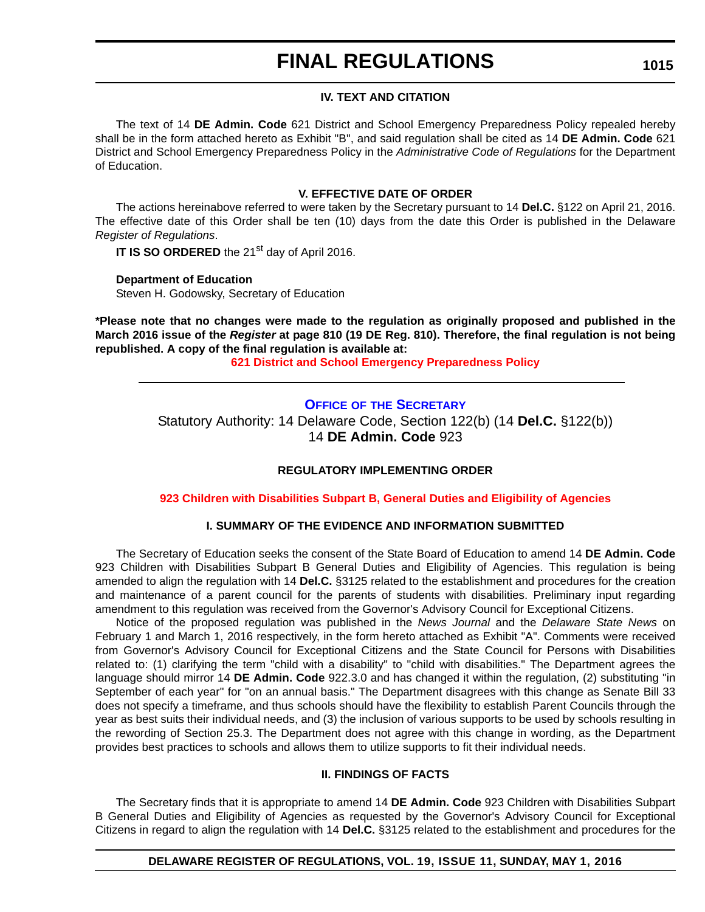#### IV. TEXT AND CITATION

The text of 14 **DE Admin. Code** 621 District and School Emergency Preparedness Policy repealed hereby shall be in the form attached hereto as Exhibit "B", and said regulation shall be cited as 14 **DE Admin. Code** 621 District and School Emergency Preparedness Policy in the *Administrative Code of Regulations* for the Department of Education.

#### V. EFFECTIVE DATE OF ORDER

The actions hereinabove referred to were taken by the Secretary pursuant to 14 **Del.C.** §122 on April 21, 2016. The effective date of this Order shall be ten (10) days from the date this Order is published in the Delaware *Register of Regulations*.

**IT IS SO ORDERED** the 21st day of April 2016.

**Department of Education**
Steven H. Godowsky, Secretary of Education

**\*Please note that no changes were made to the regulation as originally proposed and published in the March 2016 issue of the *Register* at page 810 (19 DE Reg. 810). Therefore, the final regulation is not being republished. A copy of the final regulation is available at:**

**621 District and School Emergency Preparedness Policy**

---

## OFFICE OF THE SECRETARY

Statutory Authority: 14 Delaware Code, Section 122(b) (14 **Del.C.** §122(b))
14 **DE Admin. Code** 923

### REGULATORY IMPLEMENTING ORDER

**923 Children with Disabilities Subpart B, General Duties and Eligibility of Agencies**

#### I. SUMMARY OF THE EVIDENCE AND INFORMATION SUBMITTED

The Secretary of Education seeks the consent of the State Board of Education to amend 14 **DE Admin. Code** 923 Children with Disabilities Subpart B General Duties and Eligibility of Agencies. This regulation is being amended to align the regulation with 14 **Del.C.** §3125 related to the establishment and procedures for the creation and maintenance of a parent council for the parents of students with disabilities. Preliminary input regarding amendment to this regulation was received from the Governor's Advisory Council for Exceptional Citizens.

Notice of the proposed regulation was published in the *News Journal* and the *Delaware State News* on February 1 and March 1, 2016 respectively, in the form hereto attached as Exhibit "A". Comments were received from Governor's Advisory Council for Exceptional Citizens and the State Council for Persons with Disabilities related to: (1) clarifying the term "child with a disability" to "child with disabilities." The Department agrees the language should mirror 14 **DE Admin. Code** 922.3.0 and has changed it within the regulation, (2) substituting "in September of each year" for "on an annual basis." The Department disagrees with this change as Senate Bill 33 does not specify a timeframe, and thus schools should have the flexibility to establish Parent Councils through the year as best suits their individual needs, and (3) the inclusion of various supports to be used by schools resulting in the rewording of Section 25.3. The Department does not agree with this change in wording, as the Department provides best practices to schools and allows them to utilize supports to fit their individual needs.

#### II. FINDINGS OF FACTS

The Secretary finds that it is appropriate to amend 14 **DE Admin. Code** 923 Children with Disabilities Subpart B General Duties and Eligibility of Agencies as requested by the Governor's Advisory Council for Exceptional Citizens in regard to align the regulation with 14 **Del.C.** §3125 related to the establishment and procedures for the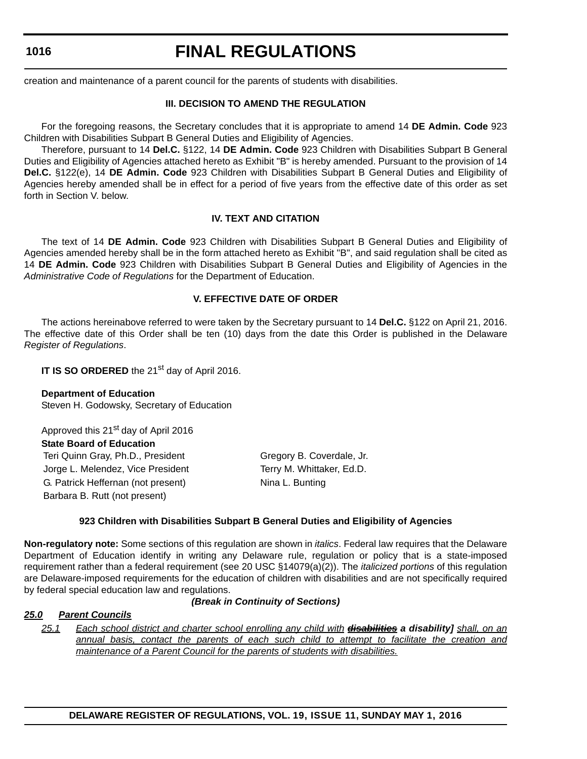creation and maintenance of a parent council for the parents of students with disabilities.

**III. DECISION TO AMEND THE REGULATION**

For the foregoing reasons, the Secretary concludes that it is appropriate to amend 14 **DE Admin. Code** 923 Children with Disabilities Subpart B General Duties and Eligibility of Agencies.

Therefore, pursuant to 14 **Del.C.** §122, 14 **DE Admin. Code** 923 Children with Disabilities Subpart B General Duties and Eligibility of Agencies attached hereto as Exhibit "B" is hereby amended. Pursuant to the provision of 14 **Del.C.** §122(e), 14 **DE Admin. Code** 923 Children with Disabilities Subpart B General Duties and Eligibility of Agencies hereby amended shall be in effect for a period of five years from the effective date of this order as set forth in Section V. below.

**IV. TEXT AND CITATION**

The text of 14 **DE Admin. Code** 923 Children with Disabilities Subpart B General Duties and Eligibility of Agencies amended hereby shall be in the form attached hereto as Exhibit "B", and said regulation shall be cited as 14 **DE Admin. Code** 923 Children with Disabilities Subpart B General Duties and Eligibility of Agencies in the *Administrative Code of Regulations* for the Department of Education.

**V. EFFECTIVE DATE OF ORDER**

The actions hereinabove referred to were taken by the Secretary pursuant to 14 **Del.C.** §122 on April 21, 2016. The effective date of this Order shall be ten (10) days from the date this Order is published in the Delaware *Register of Regulations*.

**IT IS SO ORDERED** the 21st day of April 2016.

**Department of Education**
Steven H. Godowsky, Secretary of Education

Approved this 21st day of April 2016
**State Board of Education**

| | |
|---|---|
| Teri Quinn Gray, Ph.D., President | Gregory B. Coverdale, Jr. |
| Jorge L. Melendez, Vice President | Terry M. Whittaker, Ed.D. |
| G. Patrick Heffernan (not present) | Nina L. Bunting |
| Barbara B. Rutt (not present) | |

**923 Children with Disabilities Subpart B General Duties and Eligibility of Agencies**

**Non-regulatory note:** Some sections of this regulation are shown in *italics*. Federal law requires that the Delaware Department of Education identify in writing any Delaware rule, regulation or policy that is a state-imposed requirement rather than a federal requirement (see 20 USC §14079(a)(2)). The *italicized portions* of this regulation are Delaware-imposed requirements for the education of children with disabilities and are not specifically required by federal special education law and regulations.

***(Break in Continuity of Sections)***

***25.0 Parent Councils***

*25.1 Each school district and charter school enrolling any child with* ***~~disabilities~~ a disability]*** *shall, on an annual basis, contact the parents of each such child to attempt to facilitate the creation and maintenance of a Parent Council for the parents of students with disabilities.*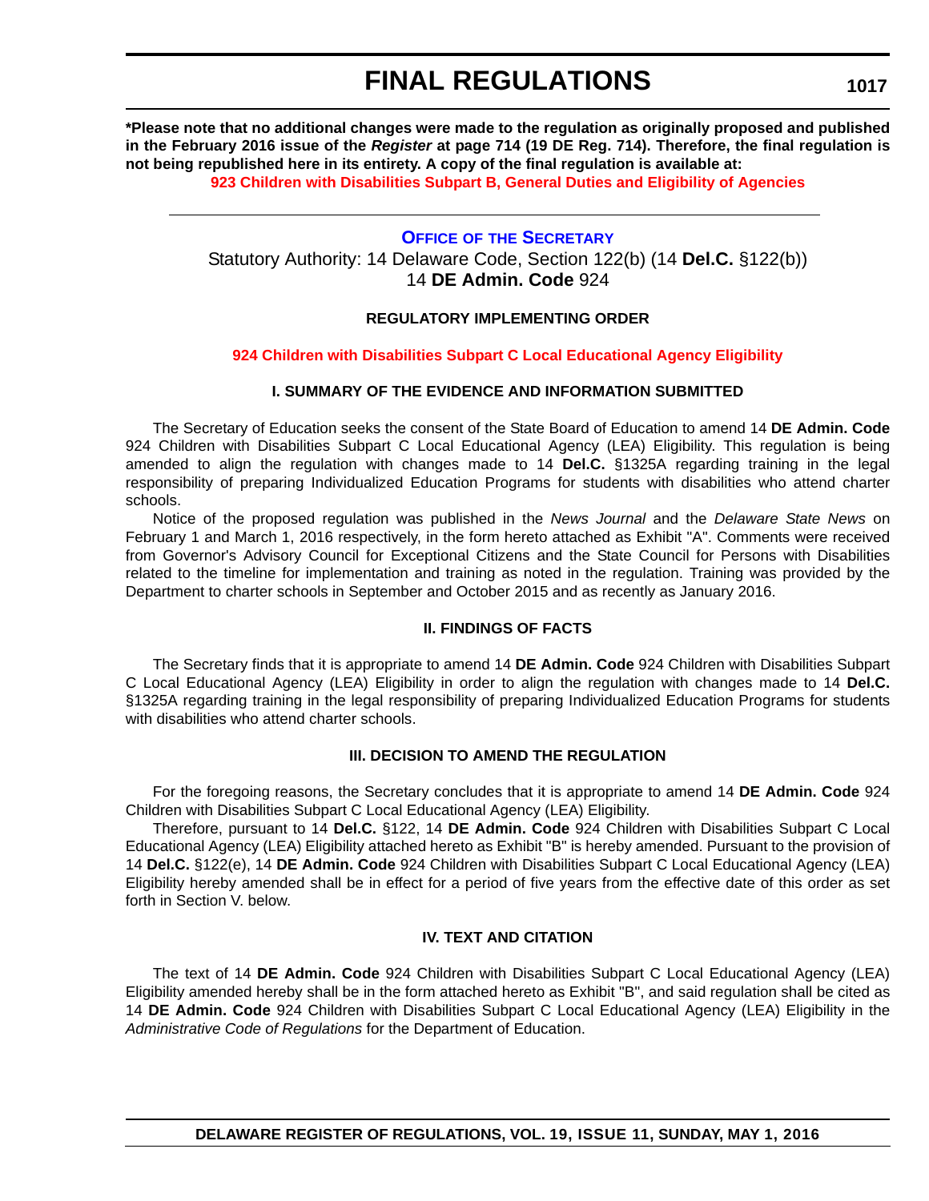**\*Please note that no additional changes were made to the regulation as originally proposed and published in the February 2016 issue of the *Register* at page 714 (19 DE Reg. 714). Therefore, the final regulation is not being republished here in its entirety. A copy of the final regulation is available at:**

**923 Children with Disabilities Subpart B, General Duties and Eligibility of Agencies**

---

### OFFICE OF THE SECRETARY

Statutory Authority: 14 Delaware Code, Section 122(b) (14 **Del.C.** §122(b))
14 **DE Admin. Code** 924

#### REGULATORY IMPLEMENTING ORDER

**924 Children with Disabilities Subpart C Local Educational Agency Eligibility**

#### I. SUMMARY OF THE EVIDENCE AND INFORMATION SUBMITTED

The Secretary of Education seeks the consent of the State Board of Education to amend 14 **DE Admin. Code** 924 Children with Disabilities Subpart C Local Educational Agency (LEA) Eligibility. This regulation is being amended to align the regulation with changes made to 14 **Del.C.** §1325A regarding training in the legal responsibility of preparing Individualized Education Programs for students with disabilities who attend charter schools.

Notice of the proposed regulation was published in the *News Journal* and the *Delaware State News* on February 1 and March 1, 2016 respectively, in the form hereto attached as Exhibit "A". Comments were received from Governor's Advisory Council for Exceptional Citizens and the State Council for Persons with Disabilities related to the timeline for implementation and training as noted in the regulation. Training was provided by the Department to charter schools in September and October 2015 and as recently as January 2016.

#### II. FINDINGS OF FACTS

The Secretary finds that it is appropriate to amend 14 **DE Admin. Code** 924 Children with Disabilities Subpart C Local Educational Agency (LEA) Eligibility in order to align the regulation with changes made to 14 **Del.C.** §1325A regarding training in the legal responsibility of preparing Individualized Education Programs for students with disabilities who attend charter schools.

#### III. DECISION TO AMEND THE REGULATION

For the foregoing reasons, the Secretary concludes that it is appropriate to amend 14 **DE Admin. Code** 924 Children with Disabilities Subpart C Local Educational Agency (LEA) Eligibility.

Therefore, pursuant to 14 **Del.C.** §122, 14 **DE Admin. Code** 924 Children with Disabilities Subpart C Local Educational Agency (LEA) Eligibility attached hereto as Exhibit "B" is hereby amended. Pursuant to the provision of 14 **Del.C.** §122(e), 14 **DE Admin. Code** 924 Children with Disabilities Subpart C Local Educational Agency (LEA) Eligibility hereby amended shall be in effect for a period of five years from the effective date of this order as set forth in Section V. below.

#### IV. TEXT AND CITATION

The text of 14 **DE Admin. Code** 924 Children with Disabilities Subpart C Local Educational Agency (LEA) Eligibility amended hereby shall be in the form attached hereto as Exhibit "B", and said regulation shall be cited as 14 **DE Admin. Code** 924 Children with Disabilities Subpart C Local Educational Agency (LEA) Eligibility in the *Administrative Code of Regulations* for the Department of Education.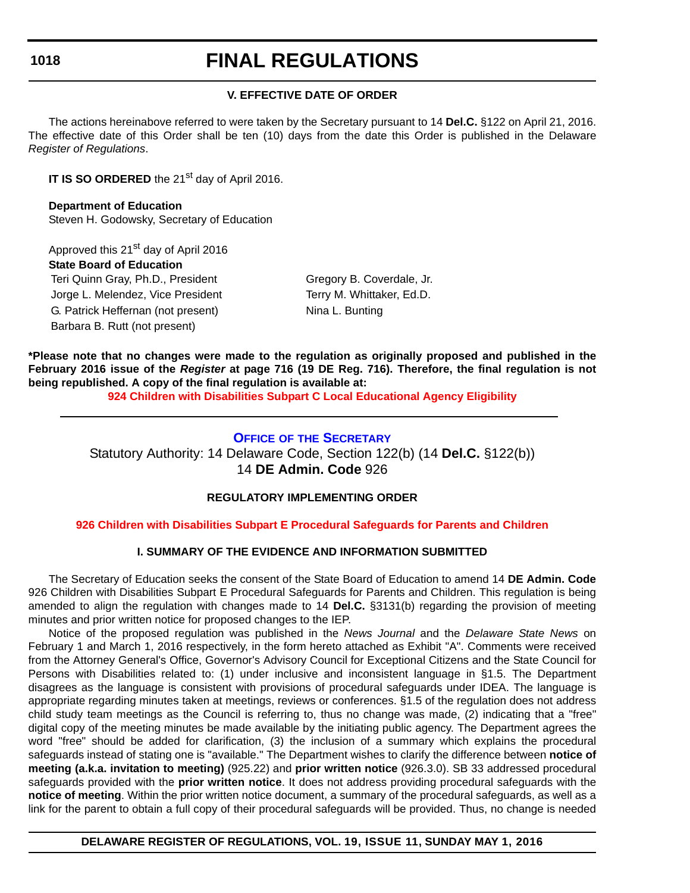### V. EFFECTIVE DATE OF ORDER

The actions hereinabove referred to were taken by the Secretary pursuant to 14 **Del.C.** §122 on April 21, 2016. The effective date of this Order shall be ten (10) days from the date this Order is published in the Delaware *Register of Regulations*.

**IT IS SO ORDERED** the 21st day of April 2016.

**Department of Education**
Steven H. Godowsky, Secretary of Education

Approved this 21st day of April 2016
**State Board of Education**

Teri Quinn Gray, Ph.D., President
Jorge L. Melendez, Vice President
G. Patrick Heffernan (not present)
Barbara B. Rutt (not present)
Gregory B. Coverdale, Jr.
Terry M. Whittaker, Ed.D.
Nina L. Bunting

**\*Please note that no changes were made to the regulation as originally proposed and published in the February 2016 issue of the *Register* at page 716 (19 DE Reg. 716). Therefore, the final regulation is not being republished. A copy of the final regulation is available at:**

**924 Children with Disabilities Subpart C Local Educational Agency Eligibility**

---

## OFFICE OF THE SECRETARY

Statutory Authority: 14 Delaware Code, Section 122(b) (14 **Del.C.** §122(b))
14 **DE Admin. Code** 926

### REGULATORY IMPLEMENTING ORDER

**926 Children with Disabilities Subpart E Procedural Safeguards for Parents and Children**

### I. SUMMARY OF THE EVIDENCE AND INFORMATION SUBMITTED

The Secretary of Education seeks the consent of the State Board of Education to amend 14 **DE Admin. Code** 926 Children with Disabilities Subpart E Procedural Safeguards for Parents and Children. This regulation is being amended to align the regulation with changes made to 14 **Del.C.** §3131(b) regarding the provision of meeting minutes and prior written notice for proposed changes to the IEP.

Notice of the proposed regulation was published in the *News Journal* and the *Delaware State News* on February 1 and March 1, 2016 respectively, in the form hereto attached as Exhibit "A". Comments were received from the Attorney General's Office, Governor's Advisory Council for Exceptional Citizens and the State Council for Persons with Disabilities related to: (1) under inclusive and inconsistent language in §1.5. The Department disagrees as the language is consistent with provisions of procedural safeguards under IDEA. The language is appropriate regarding minutes taken at meetings, reviews or conferences. §1.5 of the regulation does not address child study team meetings as the Council is referring to, thus no change was made, (2) indicating that a "free" digital copy of the meeting minutes be made available by the initiating public agency. The Department agrees the word "free" should be added for clarification, (3) the inclusion of a summary which explains the procedural safeguards instead of stating one is "available." The Department wishes to clarify the difference between **notice of meeting (a.k.a. invitation to meeting)** (925.22) and **prior written notice** (926.3.0). SB 33 addressed procedural safeguards provided with the **prior written notice**. It does not address providing procedural safeguards with the **notice of meeting**. Within the prior written notice document, a summary of the procedural safeguards, as well as a link for the parent to obtain a full copy of their procedural safeguards will be provided. Thus, no change is needed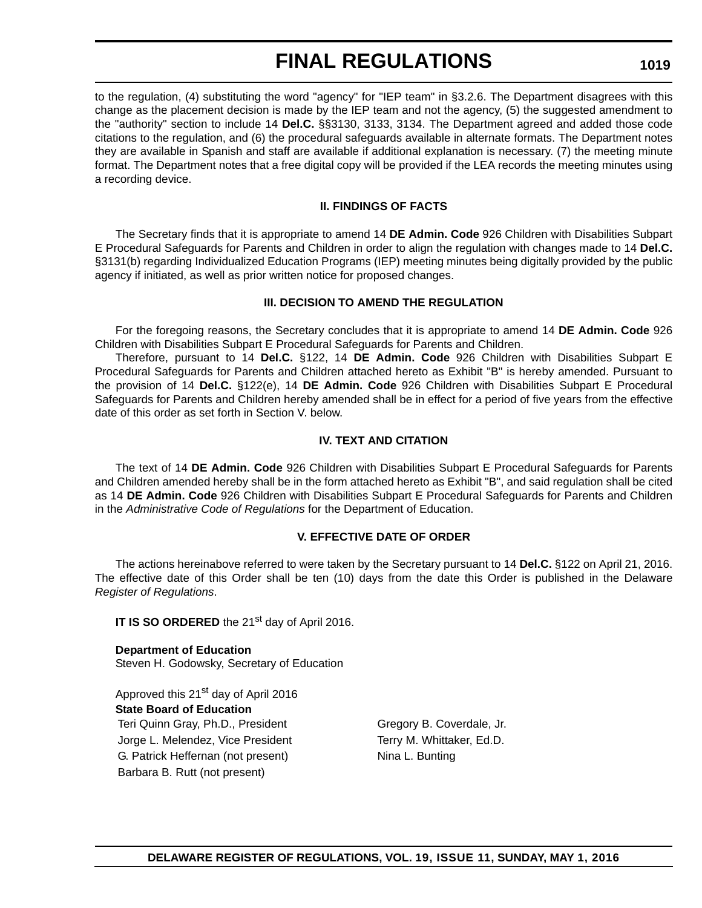to the regulation, (4) substituting the word "agency" for "IEP team" in §3.2.6. The Department disagrees with this change as the placement decision is made by the IEP team and not the agency, (5) the suggested amendment to the "authority" section to include 14 **Del.C.** §§3130, 3133, 3134. The Department agreed and added those code citations to the regulation, and (6) the procedural safeguards available in alternate formats. The Department notes they are available in Spanish and staff are available if additional explanation is necessary. (7) the meeting minute format. The Department notes that a free digital copy will be provided if the LEA records the meeting minutes using a recording device.

### II. FINDINGS OF FACTS

The Secretary finds that it is appropriate to amend 14 **DE Admin. Code** 926 Children with Disabilities Subpart E Procedural Safeguards for Parents and Children in order to align the regulation with changes made to 14 **Del.C.** §3131(b) regarding Individualized Education Programs (IEP) meeting minutes being digitally provided by the public agency if initiated, as well as prior written notice for proposed changes.

### III. DECISION TO AMEND THE REGULATION

For the foregoing reasons, the Secretary concludes that it is appropriate to amend 14 **DE Admin. Code** 926 Children with Disabilities Subpart E Procedural Safeguards for Parents and Children.

Therefore, pursuant to 14 **Del.C.** §122, 14 **DE Admin. Code** 926 Children with Disabilities Subpart E Procedural Safeguards for Parents and Children attached hereto as Exhibit "B" is hereby amended. Pursuant to the provision of 14 **Del.C.** §122(e), 14 **DE Admin. Code** 926 Children with Disabilities Subpart E Procedural Safeguards for Parents and Children hereby amended shall be in effect for a period of five years from the effective date of this order as set forth in Section V. below.

### IV. TEXT AND CITATION

The text of 14 **DE Admin. Code** 926 Children with Disabilities Subpart E Procedural Safeguards for Parents and Children amended hereby shall be in the form attached hereto as Exhibit "B", and said regulation shall be cited as 14 **DE Admin. Code** 926 Children with Disabilities Subpart E Procedural Safeguards for Parents and Children in the *Administrative Code of Regulations* for the Department of Education.

### V. EFFECTIVE DATE OF ORDER

The actions hereinabove referred to were taken by the Secretary pursuant to 14 **Del.C.** §122 on April 21, 2016. The effective date of this Order shall be ten (10) days from the date this Order is published in the Delaware *Register of Regulations*.

**IT IS SO ORDERED** the 21st day of April 2016.

**Department of Education**
Steven H. Godowsky, Secretary of Education

Approved this 21st day of April 2016
**State Board of Education**

| | |
|---|---|
| Teri Quinn Gray, Ph.D., President | Gregory B. Coverdale, Jr. |
| Jorge L. Melendez, Vice President | Terry M. Whittaker, Ed.D. |
| G. Patrick Heffernan (not present) | Nina L. Bunting |
| Barbara B. Rutt (not present) | |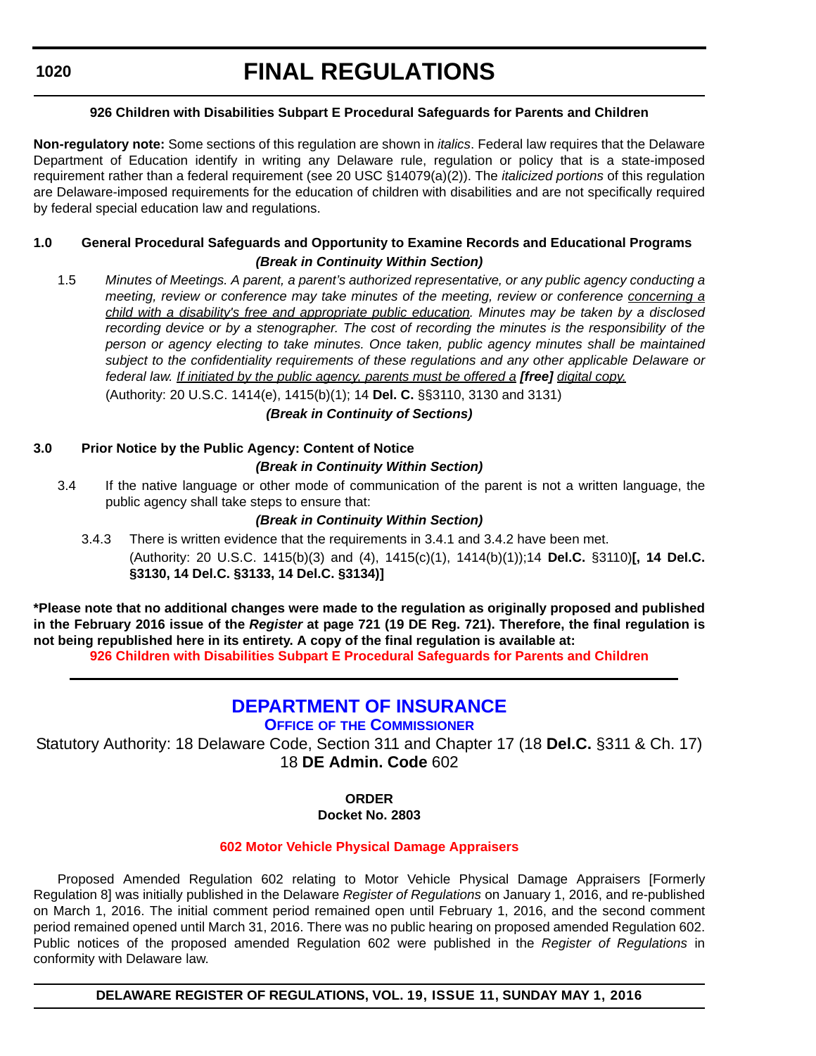**926 Children with Disabilities Subpart E Procedural Safeguards for Parents and Children**

**Non-regulatory note:** Some sections of this regulation are shown in *italics*. Federal law requires that the Delaware Department of Education identify in writing any Delaware rule, regulation or policy that is a state-imposed requirement rather than a federal requirement (see 20 USC §14079(a)(2)). The *italicized portions* of this regulation are Delaware-imposed requirements for the education of children with disabilities and are not specifically required by federal special education law and regulations.

**1.0 General Procedural Safeguards and Opportunity to Examine Records and Educational Programs**

***(Break in Continuity Within Section)***

1.5 *Minutes of Meetings. A parent, a parent's authorized representative, or any public agency conducting a meeting, review or conference may take minutes of the meeting, review or conference* <u>*concerning a child with a disability's free and appropriate public education*</u>*. Minutes may be taken by a disclosed recording device or by a stenographer. The cost of recording the minutes is the responsibility of the person or agency electing to take minutes. Once taken, public agency minutes shall be maintained subject to the confidentiality requirements of these regulations and any other applicable Delaware or federal law.* <u>*If initiated by the public agency, parents must be offered a*</u> ***[free]*** <u>*digital copy.*</u>

(Authority: 20 U.S.C. 1414(e), 1415(b)(1); 14 **Del. C.** §§3110, 3130 and 3131)

***(Break in Continuity of Sections)***

**3.0 Prior Notice by the Public Agency: Content of Notice**

***(Break in Continuity Within Section)***

3.4 If the native language or other mode of communication of the parent is not a written language, the public agency shall take steps to ensure that:

***(Break in Continuity Within Section)***

3.4.3 There is written evidence that the requirements in 3.4.1 and 3.4.2 have been met.

(Authority: 20 U.S.C. 1415(b)(3) and (4), 1415(c)(1), 1414(b)(1));14 **Del.C.** §3110)**[, 14 Del.C. §3130, 14 Del.C. §3133, 14 Del.C. §3134)]**

**\*Please note that no additional changes were made to the regulation as originally proposed and published in the February 2016 issue of the *Register* at page 721 (19 DE Reg. 721). Therefore, the final regulation is not being republished here in its entirety. A copy of the final regulation is available at:**

**926 Children with Disabilities Subpart E Procedural Safeguards for Parents and Children**

---

## DEPARTMENT OF INSURANCE

### OFFICE OF THE COMMISSIONER

Statutory Authority: 18 Delaware Code, Section 311 and Chapter 17 (18 **Del.C.** §311 & Ch. 17)
18 **DE Admin. Code** 602

**ORDER**
**Docket No. 2803**

### 602 Motor Vehicle Physical Damage Appraisers

Proposed Amended Regulation 602 relating to Motor Vehicle Physical Damage Appraisers [Formerly Regulation 8] was initially published in the Delaware *Register of Regulations* on January 1, 2016, and re-published on March 1, 2016. The initial comment period remained open until February 1, 2016, and the second comment period remained opened until March 31, 2016. There was no public hearing on proposed amended Regulation 602. Public notices of the proposed amended Regulation 602 were published in the *Register of Regulations* in conformity with Delaware law.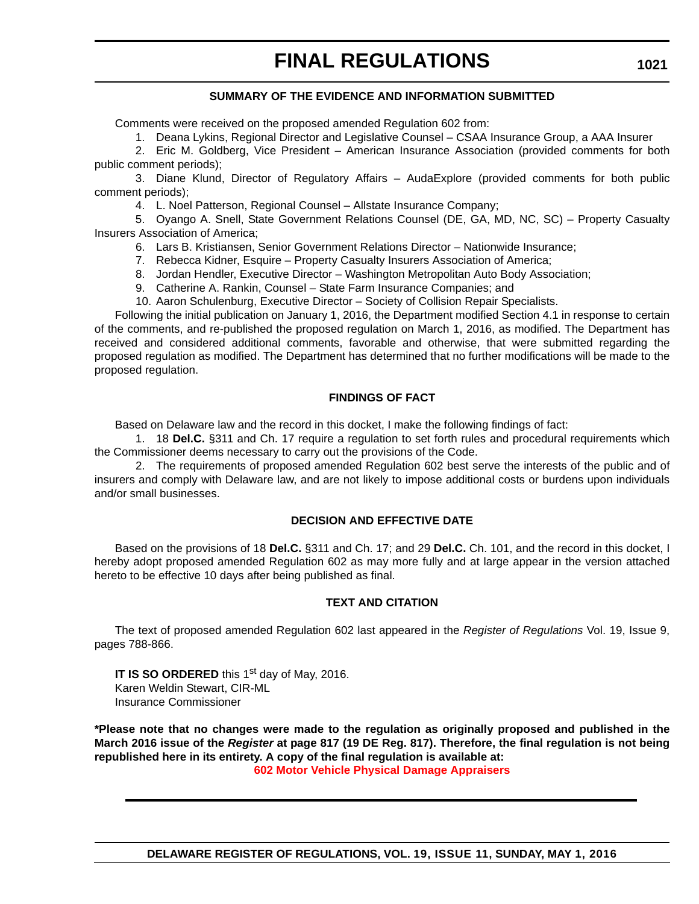### SUMMARY OF THE EVIDENCE AND INFORMATION SUBMITTED

Comments were received on the proposed amended Regulation 602 from:

1. Deana Lykins, Regional Director and Legislative Counsel – CSAA Insurance Group, a AAA Insurer
2. Eric M. Goldberg, Vice President – American Insurance Association (provided comments for both public comment periods);
3. Diane Klund, Director of Regulatory Affairs – AudaExplore (provided comments for both public comment periods);
4. L. Noel Patterson, Regional Counsel – Allstate Insurance Company;
5. Oyango A. Snell, State Government Relations Counsel (DE, GA, MD, NC, SC) – Property Casualty Insurers Association of America;
6. Lars B. Kristiansen, Senior Government Relations Director – Nationwide Insurance;
7. Rebecca Kidner, Esquire – Property Casualty Insurers Association of America;
8. Jordan Hendler, Executive Director – Washington Metropolitan Auto Body Association;
9. Catherine A. Rankin, Counsel – State Farm Insurance Companies; and
10. Aaron Schulenburg, Executive Director – Society of Collision Repair Specialists.

Following the initial publication on January 1, 2016, the Department modified Section 4.1 in response to certain of the comments, and re-published the proposed regulation on March 1, 2016, as modified. The Department has received and considered additional comments, favorable and otherwise, that were submitted regarding the proposed regulation as modified. The Department has determined that no further modifications will be made to the proposed regulation.

### FINDINGS OF FACT

Based on Delaware law and the record in this docket, I make the following findings of fact:

1. 18 **Del.C.** §311 and Ch. 17 require a regulation to set forth rules and procedural requirements which the Commissioner deems necessary to carry out the provisions of the Code.
2. The requirements of proposed amended Regulation 602 best serve the interests of the public and of insurers and comply with Delaware law, and are not likely to impose additional costs or burdens upon individuals and/or small businesses.

### DECISION AND EFFECTIVE DATE

Based on the provisions of 18 **Del.C.** §311 and Ch. 17; and 29 **Del.C.** Ch. 101, and the record in this docket, I hereby adopt proposed amended Regulation 602 as may more fully and at large appear in the version attached hereto to be effective 10 days after being published as final.

### TEXT AND CITATION

The text of proposed amended Regulation 602 last appeared in the *Register of Regulations* Vol. 19, Issue 9, pages 788-866.

**IT IS SO ORDERED** this 1st day of May, 2016.
Karen Weldin Stewart, CIR-ML
Insurance Commissioner

**\*Please note that no changes were made to the regulation as originally proposed and published in the March 2016 issue of the *Register* at page 817 (19 DE Reg. 817). Therefore, the final regulation is not being republished here in its entirety. A copy of the final regulation is available at:**

**602 Motor Vehicle Physical Damage Appraisers**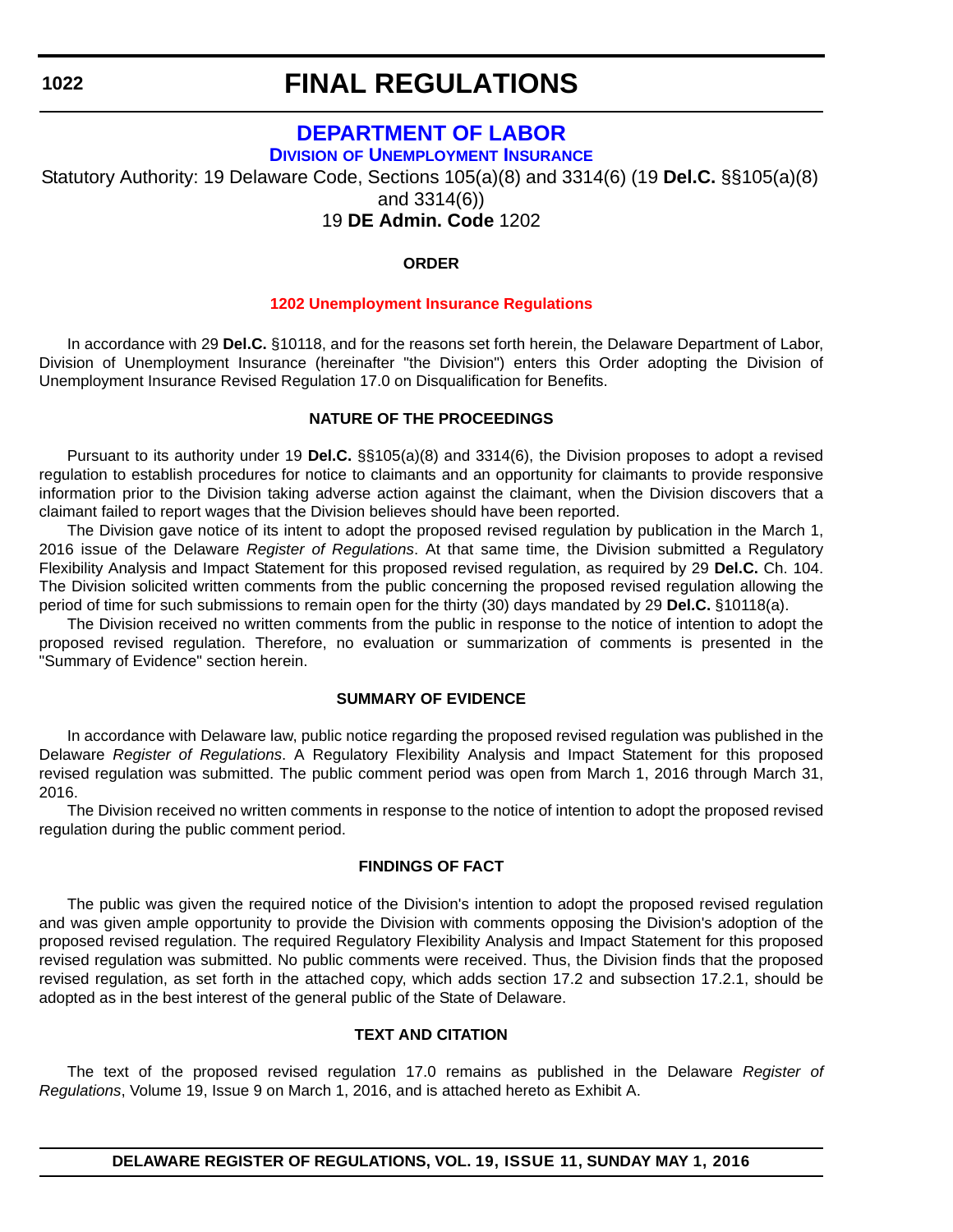# FINAL REGULATIONS

## DEPARTMENT OF LABOR

### DIVISION OF UNEMPLOYMENT INSURANCE

Statutory Authority: 19 Delaware Code, Sections 105(a)(8) and 3314(6) (19 **Del.C.** §§105(a)(8) and 3314(6))

19 **DE Admin. Code** 1202

**ORDER**

**1202 Unemployment Insurance Regulations**

In accordance with 29 **Del.C.** §10118, and for the reasons set forth herein, the Delaware Department of Labor, Division of Unemployment Insurance (hereinafter "the Division") enters this Order adopting the Division of Unemployment Insurance Revised Regulation 17.0 on Disqualification for Benefits.

**NATURE OF THE PROCEEDINGS**

Pursuant to its authority under 19 **Del.C.** §§105(a)(8) and 3314(6), the Division proposes to adopt a revised regulation to establish procedures for notice to claimants and an opportunity for claimants to provide responsive information prior to the Division taking adverse action against the claimant, when the Division discovers that a claimant failed to report wages that the Division believes should have been reported.

The Division gave notice of its intent to adopt the proposed revised regulation by publication in the March 1, 2016 issue of the Delaware *Register of Regulations*. At that same time, the Division submitted a Regulatory Flexibility Analysis and Impact Statement for this proposed revised regulation, as required by 29 **Del.C.** Ch. 104. The Division solicited written comments from the public concerning the proposed revised regulation allowing the period of time for such submissions to remain open for the thirty (30) days mandated by 29 **Del.C.** §10118(a).

The Division received no written comments from the public in response to the notice of intention to adopt the proposed revised regulation. Therefore, no evaluation or summarization of comments is presented in the "Summary of Evidence" section herein.

**SUMMARY OF EVIDENCE**

In accordance with Delaware law, public notice regarding the proposed revised regulation was published in the Delaware *Register of Regulations*. A Regulatory Flexibility Analysis and Impact Statement for this proposed revised regulation was submitted. The public comment period was open from March 1, 2016 through March 31, 2016.

The Division received no written comments in response to the notice of intention to adopt the proposed revised regulation during the public comment period.

**FINDINGS OF FACT**

The public was given the required notice of the Division's intention to adopt the proposed revised regulation and was given ample opportunity to provide the Division with comments opposing the Division's adoption of the proposed revised regulation. The required Regulatory Flexibility Analysis and Impact Statement for this proposed revised regulation was submitted. No public comments were received. Thus, the Division finds that the proposed revised regulation, as set forth in the attached copy, which adds section 17.2 and subsection 17.2.1, should be adopted as in the best interest of the general public of the State of Delaware.

**TEXT AND CITATION**

The text of the proposed revised regulation 17.0 remains as published in the Delaware *Register of Regulations*, Volume 19, Issue 9 on March 1, 2016, and is attached hereto as Exhibit A.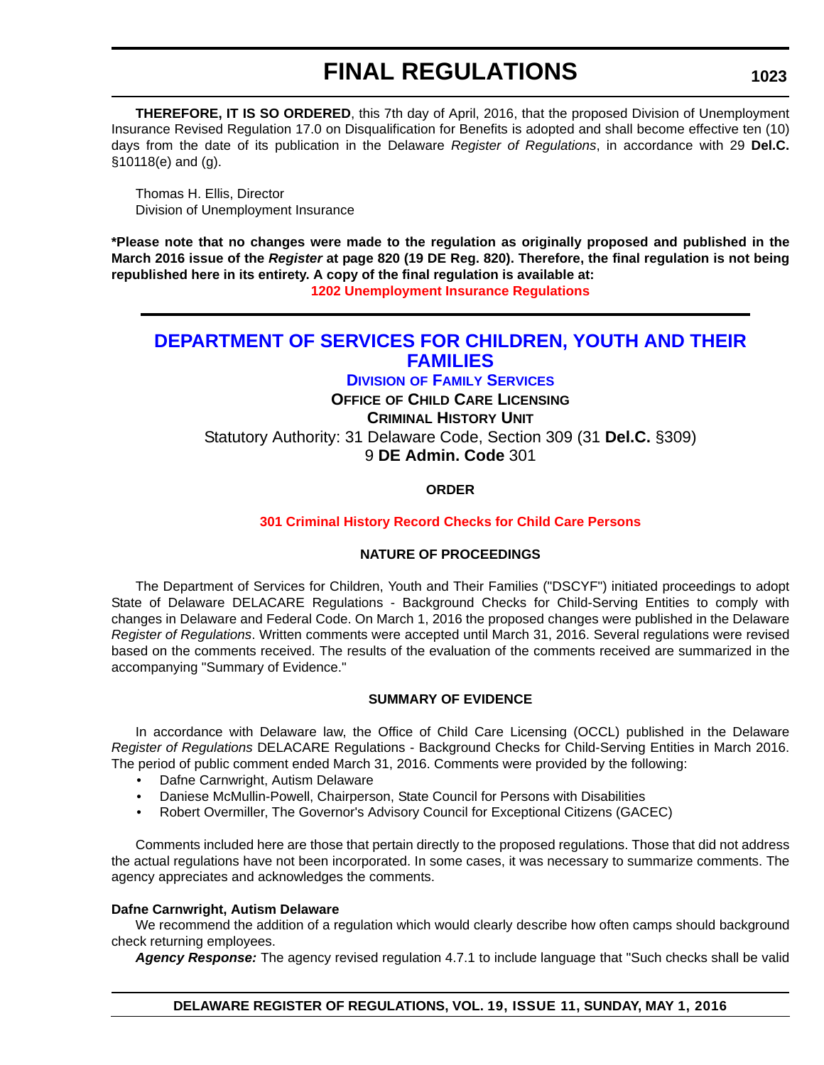**THEREFORE, IT IS SO ORDERED**, this 7th day of April, 2016, that the proposed Division of Unemployment Insurance Revised Regulation 17.0 on Disqualification for Benefits is adopted and shall become effective ten (10) days from the date of its publication in the Delaware *Register of Regulations*, in accordance with 29 **Del.C.** §10118(e) and (g).

Thomas H. Ellis, Director
Division of Unemployment Insurance

**\*Please note that no changes were made to the regulation as originally proposed and published in the March 2016 issue of the *Register* at page 820 (19 DE Reg. 820). Therefore, the final regulation is not being republished here in its entirety. A copy of the final regulation is available at:**

**1202 Unemployment Insurance Regulations**

# DEPARTMENT OF SERVICES FOR CHILDREN, YOUTH AND THEIR FAMILIES

## Division of Family Services

### Office of Child Care Licensing

### Criminal History Unit

Statutory Authority: 31 Delaware Code, Section 309 (31 **Del.C.** §309)
9 **DE Admin. Code** 301

**ORDER**

**301 Criminal History Record Checks for Child Care Persons**

**NATURE OF PROCEEDINGS**

The Department of Services for Children, Youth and Their Families ("DSCYF") initiated proceedings to adopt State of Delaware DELACARE Regulations - Background Checks for Child-Serving Entities to comply with changes in Delaware and Federal Code. On March 1, 2016 the proposed changes were published in the Delaware *Register of Regulations*. Written comments were accepted until March 31, 2016. Several regulations were revised based on the comments received. The results of the evaluation of the comments received are summarized in the accompanying "Summary of Evidence."

**SUMMARY OF EVIDENCE**

In accordance with Delaware law, the Office of Child Care Licensing (OCCL) published in the Delaware *Register of Regulations* DELACARE Regulations - Background Checks for Child-Serving Entities in March 2016. The period of public comment ended March 31, 2016. Comments were provided by the following:

- Dafne Carnwright, Autism Delaware
- Daniese McMullin-Powell, Chairperson, State Council for Persons with Disabilities
- Robert Overmiller, The Governor's Advisory Council for Exceptional Citizens (GACEC)

Comments included here are those that pertain directly to the proposed regulations. Those that did not address the actual regulations have not been incorporated. In some cases, it was necessary to summarize comments. The agency appreciates and acknowledges the comments.

**Dafne Carnwright, Autism Delaware**

We recommend the addition of a regulation which would clearly describe how often camps should background check returning employees.

***Agency Response:*** The agency revised regulation 4.7.1 to include language that "Such checks shall be valid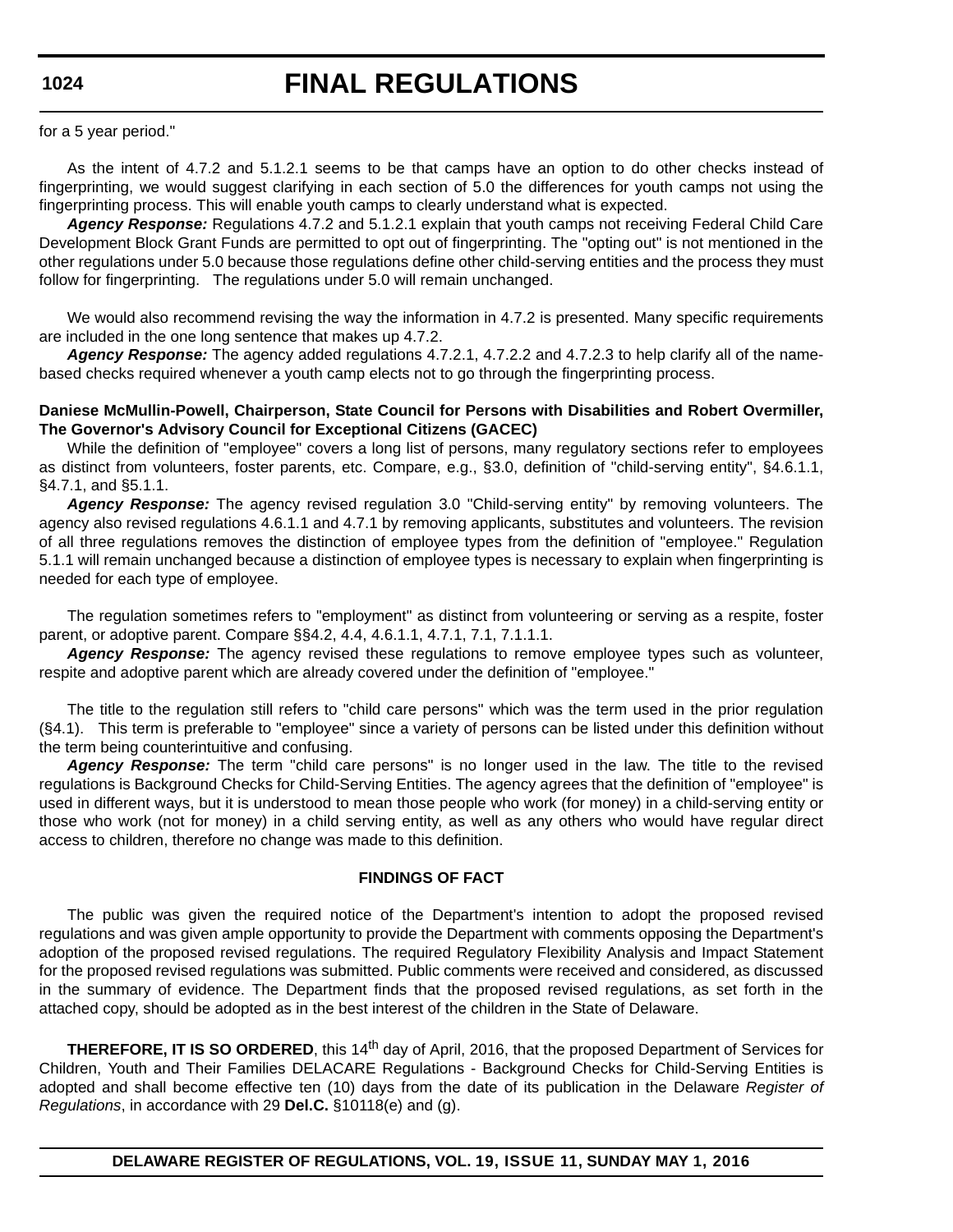for a 5 year period."

As the intent of 4.7.2 and 5.1.2.1 seems to be that camps have an option to do other checks instead of fingerprinting, we would suggest clarifying in each section of 5.0 the differences for youth camps not using the fingerprinting process. This will enable youth camps to clearly understand what is expected.

***Agency Response:*** Regulations 4.7.2 and 5.1.2.1 explain that youth camps not receiving Federal Child Care Development Block Grant Funds are permitted to opt out of fingerprinting. The "opting out" is not mentioned in the other regulations under 5.0 because those regulations define other child-serving entities and the process they must follow for fingerprinting. The regulations under 5.0 will remain unchanged.

We would also recommend revising the way the information in 4.7.2 is presented. Many specific requirements are included in the one long sentence that makes up 4.7.2.

***Agency Response:*** The agency added regulations 4.7.2.1, 4.7.2.2 and 4.7.2.3 to help clarify all of the name-based checks required whenever a youth camp elects not to go through the fingerprinting process.

**Daniese McMullin-Powell, Chairperson, State Council for Persons with Disabilities and Robert Overmiller, The Governor's Advisory Council for Exceptional Citizens (GACEC)**

While the definition of "employee" covers a long list of persons, many regulatory sections refer to employees as distinct from volunteers, foster parents, etc. Compare, e.g., §3.0, definition of "child-serving entity", §4.6.1.1, §4.7.1, and §5.1.1.

***Agency Response:*** The agency revised regulation 3.0 "Child-serving entity" by removing volunteers. The agency also revised regulations 4.6.1.1 and 4.7.1 by removing applicants, substitutes and volunteers. The revision of all three regulations removes the distinction of employee types from the definition of "employee." Regulation 5.1.1 will remain unchanged because a distinction of employee types is necessary to explain when fingerprinting is needed for each type of employee.

The regulation sometimes refers to "employment" as distinct from volunteering or serving as a respite, foster parent, or adoptive parent. Compare §§4.2, 4.4, 4.6.1.1, 4.7.1, 7.1, 7.1.1.1.

***Agency Response:*** The agency revised these regulations to remove employee types such as volunteer, respite and adoptive parent which are already covered under the definition of "employee."

The title to the regulation still refers to "child care persons" which was the term used in the prior regulation (§4.1). This term is preferable to "employee" since a variety of persons can be listed under this definition without the term being counterintuitive and confusing.

***Agency Response:*** The term "child care persons" is no longer used in the law. The title to the revised regulations is Background Checks for Child-Serving Entities. The agency agrees that the definition of "employee" is used in different ways, but it is understood to mean those people who work (for money) in a child-serving entity or those who work (not for money) in a child serving entity, as well as any others who would have regular direct access to children, therefore no change was made to this definition.

**FINDINGS OF FACT**

The public was given the required notice of the Department's intention to adopt the proposed revised regulations and was given ample opportunity to provide the Department with comments opposing the Department's adoption of the proposed revised regulations. The required Regulatory Flexibility Analysis and Impact Statement for the proposed revised regulations was submitted. Public comments were received and considered, as discussed in the summary of evidence. The Department finds that the proposed revised regulations, as set forth in the attached copy, should be adopted as in the best interest of the children in the State of Delaware.

**THEREFORE, IT IS SO ORDERED**, this 14th day of April, 2016, that the proposed Department of Services for Children, Youth and Their Families DELACARE Regulations - Background Checks for Child-Serving Entities is adopted and shall become effective ten (10) days from the date of its publication in the Delaware *Register of Regulations*, in accordance with 29 **Del.C.** §10118(e) and (g).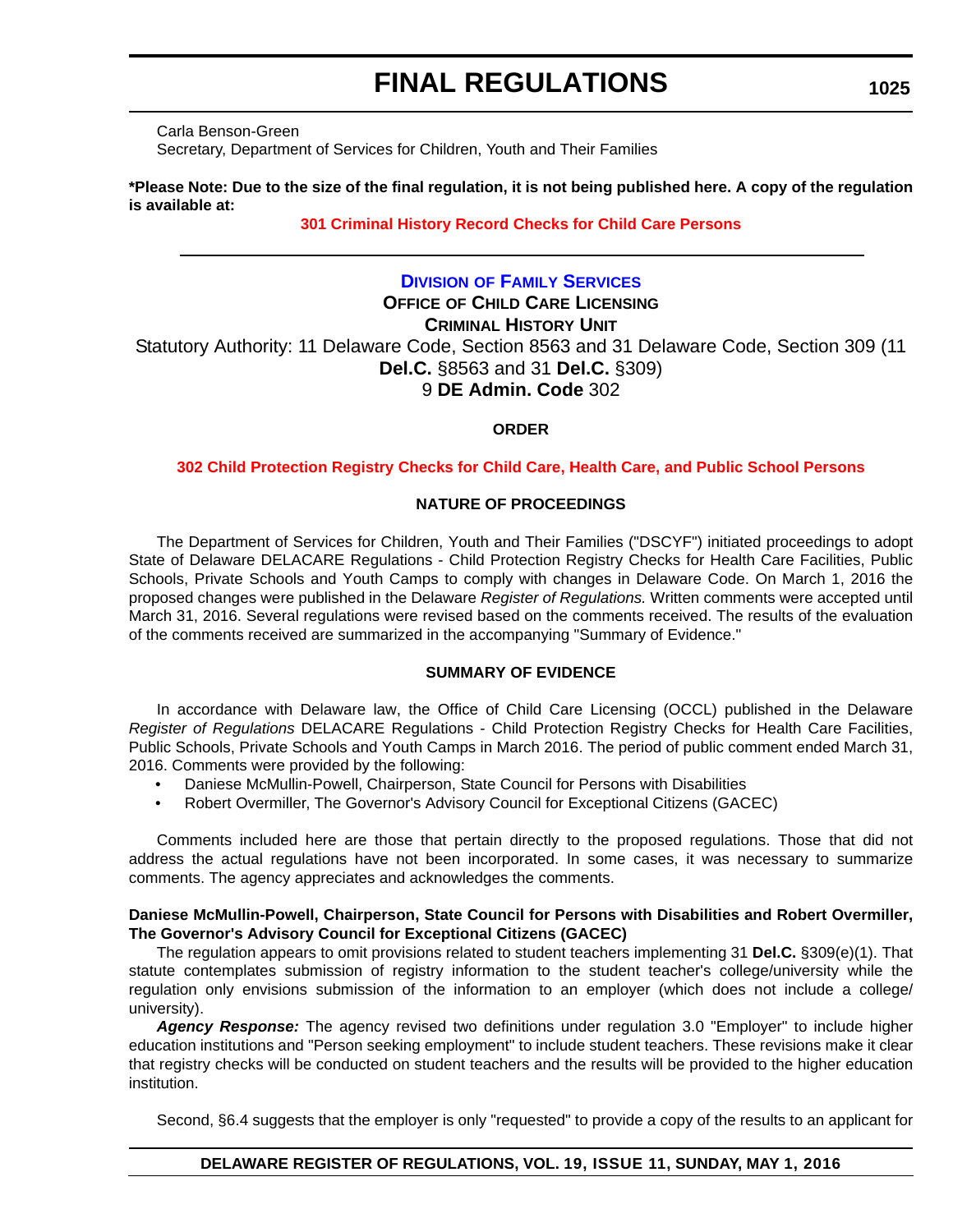Carla Benson-Green
Secretary, Department of Services for Children, Youth and Their Families

**\*Please Note: Due to the size of the final regulation, it is not being published here. A copy of the regulation is available at:**

**301 Criminal History Record Checks for Child Care Persons**

---

## Division of Family Services
### Office of Child Care Licensing
### Criminal History Unit

Statutory Authority: 11 Delaware Code, Section 8563 and 31 Delaware Code, Section 309 (11 **Del.C.** §8563 and 31 **Del.C.** §309)
9 **DE Admin. Code** 302

**ORDER**

**302 Child Protection Registry Checks for Child Care, Health Care, and Public School Persons**

**NATURE OF PROCEEDINGS**

The Department of Services for Children, Youth and Their Families ("DSCYF") initiated proceedings to adopt State of Delaware DELACARE Regulations - Child Protection Registry Checks for Health Care Facilities, Public Schools, Private Schools and Youth Camps to comply with changes in Delaware Code. On March 1, 2016 the proposed changes were published in the Delaware *Register of Regulations.* Written comments were accepted until March 31, 2016. Several regulations were revised based on the comments received. The results of the evaluation of the comments received are summarized in the accompanying "Summary of Evidence."

**SUMMARY OF EVIDENCE**

In accordance with Delaware law, the Office of Child Care Licensing (OCCL) published in the Delaware *Register of Regulations* DELACARE Regulations - Child Protection Registry Checks for Health Care Facilities, Public Schools, Private Schools and Youth Camps in March 2016. The period of public comment ended March 31, 2016. Comments were provided by the following:

- Daniese McMullin-Powell, Chairperson, State Council for Persons with Disabilities
- Robert Overmiller, The Governor's Advisory Council for Exceptional Citizens (GACEC)

Comments included here are those that pertain directly to the proposed regulations. Those that did not address the actual regulations have not been incorporated. In some cases, it was necessary to summarize comments. The agency appreciates and acknowledges the comments.

**Daniese McMullin-Powell, Chairperson, State Council for Persons with Disabilities and Robert Overmiller, The Governor's Advisory Council for Exceptional Citizens (GACEC)**

The regulation appears to omit provisions related to student teachers implementing 31 **Del.C.** §309(e)(1). That statute contemplates submission of registry information to the student teacher's college/university while the regulation only envisions submission of the information to an employer (which does not include a college/ university).

***Agency Response:*** The agency revised two definitions under regulation 3.0 "Employer" to include higher education institutions and "Person seeking employment" to include student teachers. These revisions make it clear that registry checks will be conducted on student teachers and the results will be provided to the higher education institution.

Second, §6.4 suggests that the employer is only "requested" to provide a copy of the results to an applicant for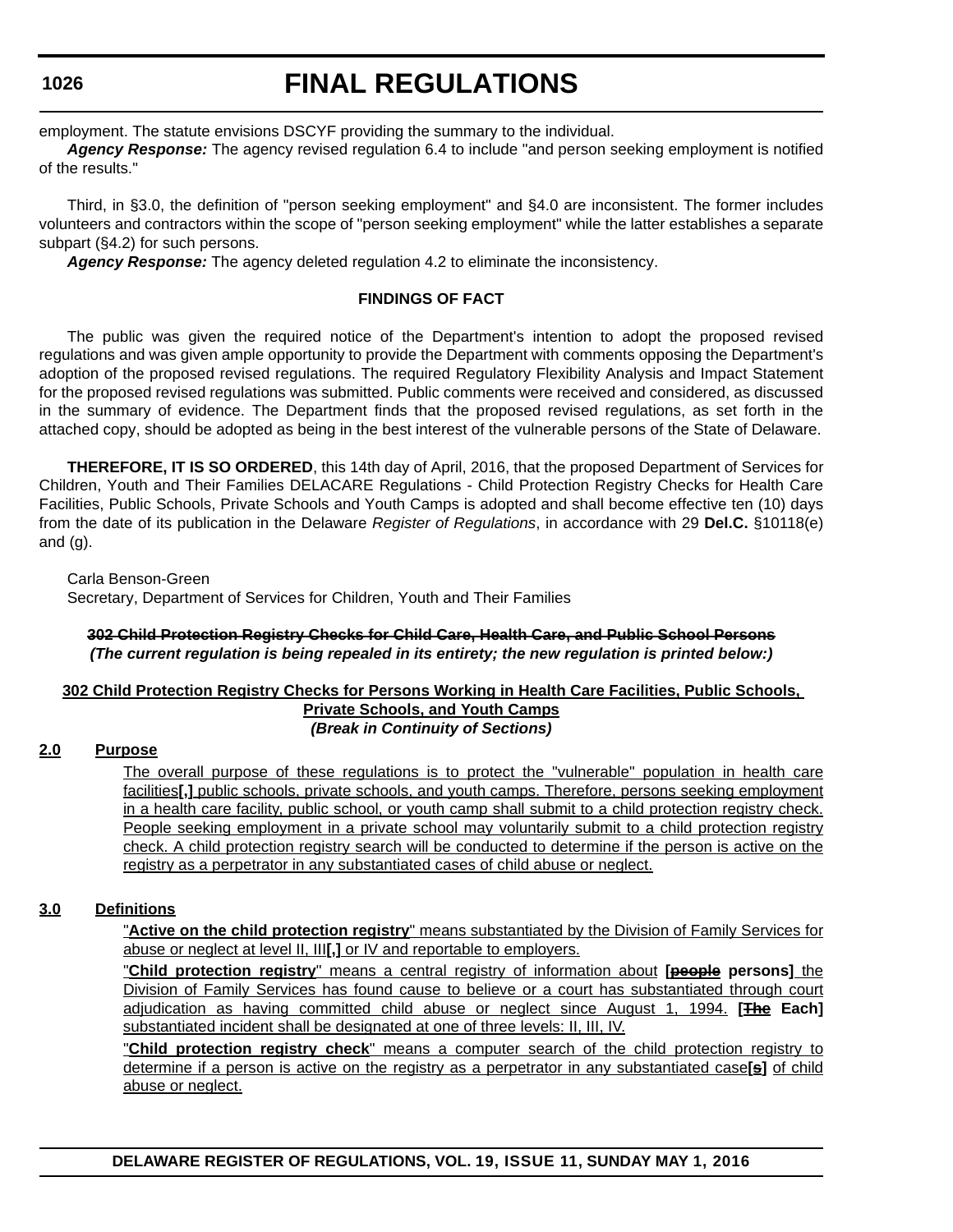employment. The statute envisions DSCYF providing the summary to the individual.

***Agency Response:*** The agency revised regulation 6.4 to include "and person seeking employment is notified of the results."

Third, in §3.0, the definition of "person seeking employment" and §4.0 are inconsistent. The former includes volunteers and contractors within the scope of "person seeking employment" while the latter establishes a separate subpart (§4.2) for such persons.

***Agency Response:*** The agency deleted regulation 4.2 to eliminate the inconsistency.

**FINDINGS OF FACT**

The public was given the required notice of the Department's intention to adopt the proposed revised regulations and was given ample opportunity to provide the Department with comments opposing the Department's adoption of the proposed revised regulations. The required Regulatory Flexibility Analysis and Impact Statement for the proposed revised regulations was submitted. Public comments were received and considered, as discussed in the summary of evidence. The Department finds that the proposed revised regulations, as set forth in the attached copy, should be adopted as being in the best interest of the vulnerable persons of the State of Delaware.

**THEREFORE, IT IS SO ORDERED**, this 14th day of April, 2016, that the proposed Department of Services for Children, Youth and Their Families DELACARE Regulations - Child Protection Registry Checks for Health Care Facilities, Public Schools, Private Schools and Youth Camps is adopted and shall become effective ten (10) days from the date of its publication in the Delaware *Register of Regulations*, in accordance with 29 **Del.C.** §10118(e) and (g).

Carla Benson-Green
Secretary, Department of Services for Children, Youth and Their Families

~~**302 Child Protection Registry Checks for Child Care, Health Care, and Public School Persons**~~
***(The current regulation is being repealed in its entirety; the new regulation is printed below:)***

**302 Child Protection Registry Checks for Persons Working in Health Care Facilities, Public Schools, Private Schools, and Youth Camps**
***(Break in Continuity of Sections)***

**2.0 Purpose**

The overall purpose of these regulations is to protect the "vulnerable" population in health care facilities**[,]** public schools, private schools, and youth camps. Therefore, persons seeking employment in a health care facility, public school, or youth camp shall submit to a child protection registry check. People seeking employment in a private school may voluntarily submit to a child protection registry check. A child protection registry search will be conducted to determine if the person is active on the registry as a perpetrator in any substantiated cases of child abuse or neglect.

**3.0 Definitions**

"**Active on the child protection registry**" means substantiated by the Division of Family Services for abuse or neglect at level II, III**[,]** or IV and reportable to employers.

"**Child protection registry**" means a central registry of information about **[~~people~~ persons]** the Division of Family Services has found cause to believe or a court has substantiated through court adjudication as having committed child abuse or neglect since August 1, 1994. **[~~The~~ Each]** substantiated incident shall be designated at one of three levels: II, III, IV.

"**Child protection registry check**" means a computer search of the child protection registry to determine if a person is active on the registry as a perpetrator in any substantiated case**[s]** of child abuse or neglect.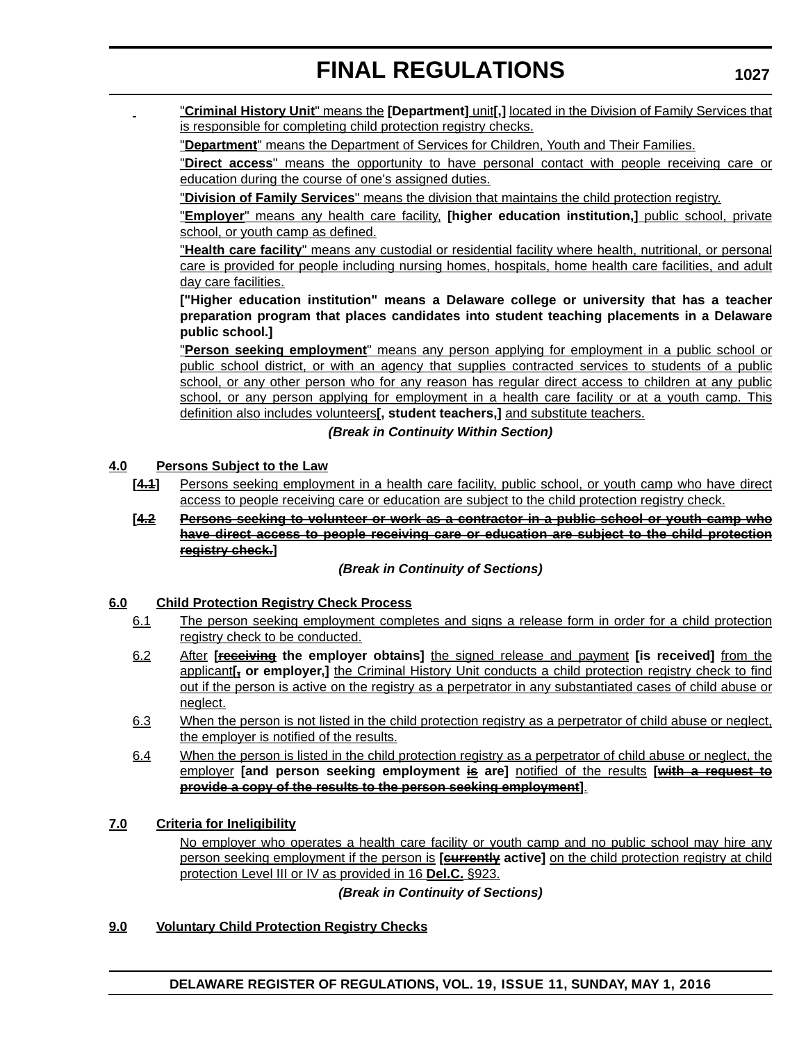"**Criminal History Unit**" means the **[Department]** unit**[,]** located in the Division of Family Services that is responsible for completing child protection registry checks.

"**Department**" means the Department of Services for Children, Youth and Their Families.

"**Direct access**" means the opportunity to have personal contact with people receiving care or education during the course of one's assigned duties.

"**Division of Family Services**" means the division that maintains the child protection registry.

"**Employer**" means any health care facility, **[higher education institution,]** public school, private school, or youth camp as defined.

"**Health care facility**" means any custodial or residential facility where health, nutritional, or personal care is provided for people including nursing homes, hospitals, home health care facilities, and adult day care facilities.

**["Higher education institution" means a Delaware college or university that has a teacher preparation program that places candidates into student teaching placements in a Delaware public school.]**

"**Person seeking employment**" means any person applying for employment in a public school or public school district, or with an agency that supplies contracted services to students of a public school, or any other person who for any reason has regular direct access to children at any public school, or any person applying for employment in a health care facility or at a youth camp. This definition also includes volunteers**[, student teachers,]** and substitute teachers.

***(Break in Continuity Within Section)***

## 4.0 Persons Subject to the Law

**[**~~**4.1**~~**]** Persons seeking employment in a health care facility, public school, or youth camp who have direct access to people receiving care or education are subject to the child protection registry check.

**[**~~**4.2 Persons seeking to volunteer or work as a contractor in a public school or youth camp who have direct access to people receiving care or education are subject to the child protection registry check.**~~**]**

***(Break in Continuity of Sections)***

## 6.0 Child Protection Registry Check Process

6.1 The person seeking employment completes and signs a release form in order for a child protection registry check to be conducted.

6.2 After **[**~~**receiving**~~ **the employer obtains]** the signed release and payment **[is received]** from the applicant**[**~~**,**~~ **or employer,]** the Criminal History Unit conducts a child protection registry check to find out if the person is active on the registry as a perpetrator in any substantiated cases of child abuse or neglect.

6.3 When the person is not listed in the child protection registry as a perpetrator of child abuse or neglect, the employer is notified of the results.

6.4 When the person is listed in the child protection registry as a perpetrator of child abuse or neglect, the employer **[and person seeking employment** ~~**is**~~ **are]** notified of the results **[**~~**with a request to provide a copy of the results to the person seeking employment**~~**]**.

## 7.0 Criteria for Ineligibility

No employer who operates a health care facility or youth camp and no public school may hire any person seeking employment if the person is **[**~~**currently**~~ **active]** on the child protection registry at child protection Level III or IV as provided in 16 **Del.C.** §923.

***(Break in Continuity of Sections)***

## 9.0 Voluntary Child Protection Registry Checks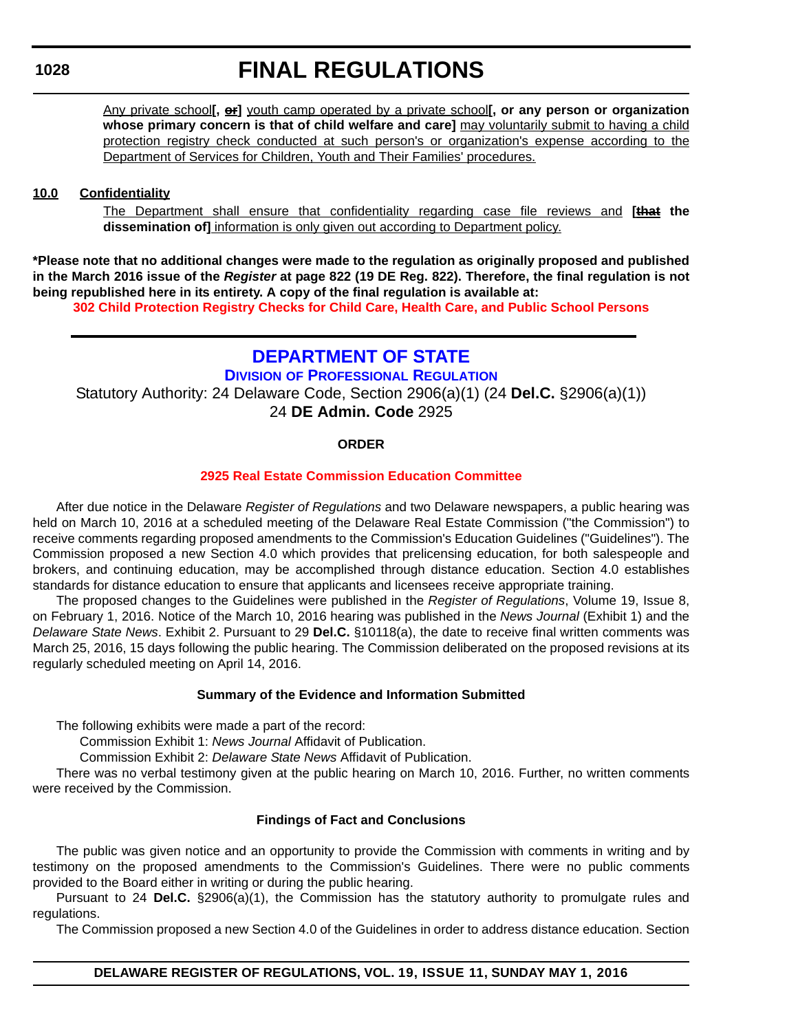Any private school**[, ~~or~~]** youth camp operated by a private school**[, or any person or organization whose primary concern is that of child welfare and care]** may voluntarily submit to having a child protection registry check conducted at such person's or organization's expense according to the Department of Services for Children, Youth and Their Families' procedures.

**10.0 Confidentiality**

The Department shall ensure that confidentiality regarding case file reviews and **[~~that~~ the dissemination of]** information is only given out according to Department policy.

**\*Please note that no additional changes were made to the regulation as originally proposed and published in the March 2016 issue of the *Register* at page 822 (19 DE Reg. 822). Therefore, the final regulation is not being republished here in its entirety. A copy of the final regulation is available at:**

**302 Child Protection Registry Checks for Child Care, Health Care, and Public School Persons**

---

## DEPARTMENT OF STATE

### DIVISION OF PROFESSIONAL REGULATION

Statutory Authority: 24 Delaware Code, Section 2906(a)(1) (24 **Del.C.** §2906(a)(1))
24 **DE Admin. Code** 2925

**ORDER**

**2925 Real Estate Commission Education Committee**

After due notice in the Delaware *Register of Regulations* and two Delaware newspapers, a public hearing was held on March 10, 2016 at a scheduled meeting of the Delaware Real Estate Commission ("the Commission") to receive comments regarding proposed amendments to the Commission's Education Guidelines ("Guidelines"). The Commission proposed a new Section 4.0 which provides that prelicensing education, for both salespeople and brokers, and continuing education, may be accomplished through distance education. Section 4.0 establishes standards for distance education to ensure that applicants and licensees receive appropriate training.

The proposed changes to the Guidelines were published in the *Register of Regulations*, Volume 19, Issue 8, on February 1, 2016. Notice of the March 10, 2016 hearing was published in the *News Journal* (Exhibit 1) and the *Delaware State News*. Exhibit 2. Pursuant to 29 **Del.C.** §10118(a), the date to receive final written comments was March 25, 2016, 15 days following the public hearing. The Commission deliberated on the proposed revisions at its regularly scheduled meeting on April 14, 2016.

**Summary of the Evidence and Information Submitted**

The following exhibits were made a part of the record:

Commission Exhibit 1: *News Journal* Affidavit of Publication.

Commission Exhibit 2: *Delaware State News* Affidavit of Publication.

There was no verbal testimony given at the public hearing on March 10, 2016. Further, no written comments were received by the Commission.

**Findings of Fact and Conclusions**

The public was given notice and an opportunity to provide the Commission with comments in writing and by testimony on the proposed amendments to the Commission's Guidelines. There were no public comments provided to the Board either in writing or during the public hearing.

Pursuant to 24 **Del.C.** §2906(a)(1), the Commission has the statutory authority to promulgate rules and regulations.

The Commission proposed a new Section 4.0 of the Guidelines in order to address distance education. Section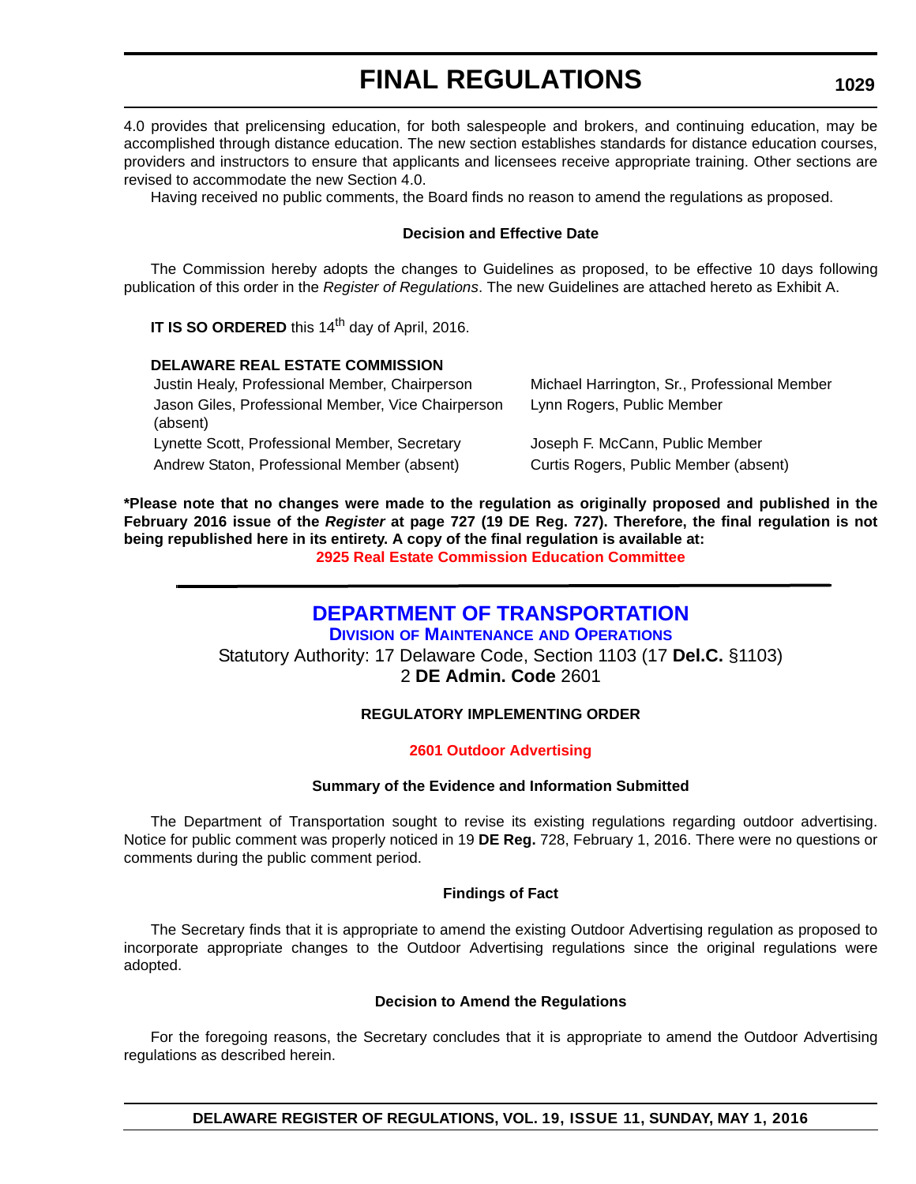4.0 provides that prelicensing education, for both salespeople and brokers, and continuing education, may be accomplished through distance education. The new section establishes standards for distance education courses, providers and instructors to ensure that applicants and licensees receive appropriate training. Other sections are revised to accommodate the new Section 4.0.

Having received no public comments, the Board finds no reason to amend the regulations as proposed.

**Decision and Effective Date**

The Commission hereby adopts the changes to Guidelines as proposed, to be effective 10 days following publication of this order in the *Register of Regulations*. The new Guidelines are attached hereto as Exhibit A.

**IT IS SO ORDERED** this 14th day of April, 2016.

**DELAWARE REAL ESTATE COMMISSION**

| | |
|---|---|
| Justin Healy, Professional Member, Chairperson | Michael Harrington, Sr., Professional Member |
| Jason Giles, Professional Member, Vice Chairperson (absent) | Lynn Rogers, Public Member |
| Lynette Scott, Professional Member, Secretary | Joseph F. McCann, Public Member |
| Andrew Staton, Professional Member (absent) | Curtis Rogers, Public Member (absent) |

**\*Please note that no changes were made to the regulation as originally proposed and published in the February 2016 issue of the *Register* at page 727 (19 DE Reg. 727). Therefore, the final regulation is not being republished here in its entirety. A copy of the final regulation is available at:**

**2925 Real Estate Commission Education Committee**

---

# DEPARTMENT OF TRANSPORTATION

## DIVISION OF MAINTENANCE AND OPERATIONS

Statutory Authority: 17 Delaware Code, Section 1103 (17 **Del.C.** §1103)
2 **DE Admin. Code** 2601

**REGULATORY IMPLEMENTING ORDER**

**2601 Outdoor Advertising**

**Summary of the Evidence and Information Submitted**

The Department of Transportation sought to revise its existing regulations regarding outdoor advertising. Notice for public comment was properly noticed in 19 **DE Reg.** 728, February 1, 2016. There were no questions or comments during the public comment period.

**Findings of Fact**

The Secretary finds that it is appropriate to amend the existing Outdoor Advertising regulation as proposed to incorporate appropriate changes to the Outdoor Advertising regulations since the original regulations were adopted.

**Decision to Amend the Regulations**

For the foregoing reasons, the Secretary concludes that it is appropriate to amend the Outdoor Advertising regulations as described herein.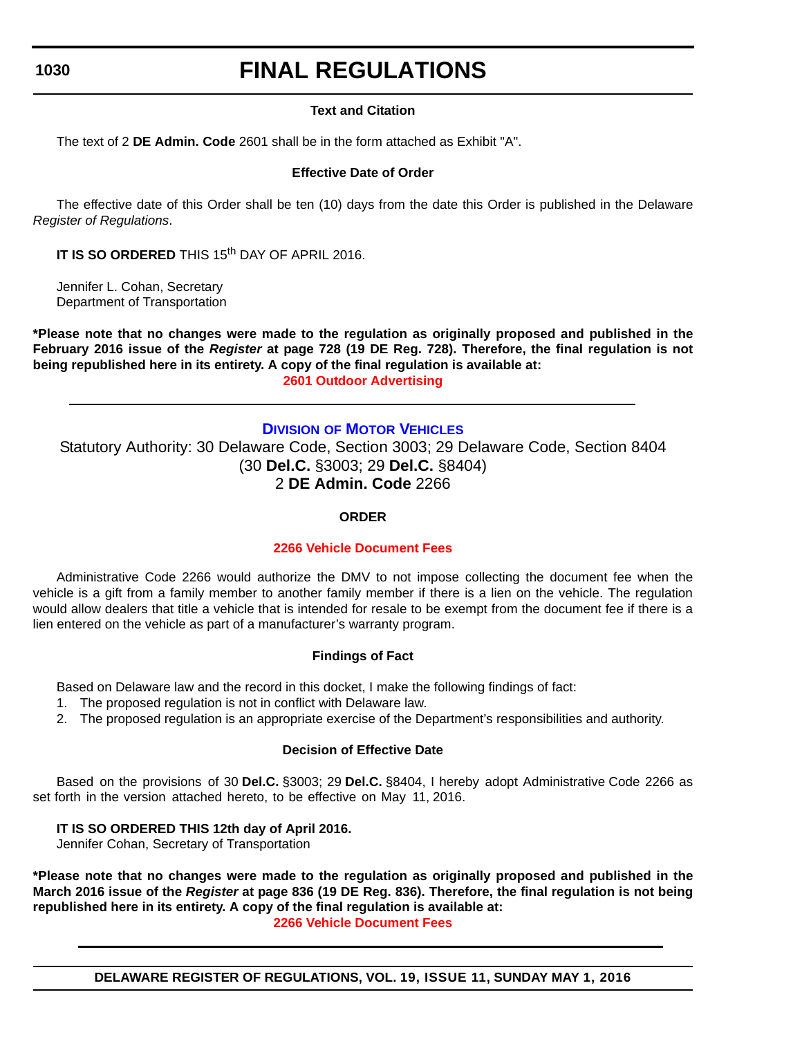### Text and Citation

The text of 2 **DE Admin. Code** 2601 shall be in the form attached as Exhibit "A".

### Effective Date of Order

The effective date of this Order shall be ten (10) days from the date this Order is published in the Delaware *Register of Regulations*.

**IT IS SO ORDERED** THIS 15th DAY OF APRIL 2016.

Jennifer L. Cohan, Secretary
Department of Transportation

**\*Please note that no changes were made to the regulation as originally proposed and published in the February 2016 issue of the *Register* at page 728 (19 DE Reg. 728). Therefore, the final regulation is not being republished here in its entirety. A copy of the final regulation is available at:**

**2601 Outdoor Advertising**

---

## Division of Motor Vehicles

Statutory Authority: 30 Delaware Code, Section 3003; 29 Delaware Code, Section 8404
(30 **Del.C.** §3003; 29 **Del.C.** §8404)
2 **DE Admin. Code** 2266

### ORDER

### 2266 Vehicle Document Fees

Administrative Code 2266 would authorize the DMV to not impose collecting the document fee when the vehicle is a gift from a family member to another family member if there is a lien on the vehicle. The regulation would allow dealers that title a vehicle that is intended for resale to be exempt from the document fee if there is a lien entered on the vehicle as part of a manufacturer's warranty program.

### Findings of Fact

Based on Delaware law and the record in this docket, I make the following findings of fact:

1. The proposed regulation is not in conflict with Delaware law.
2. The proposed regulation is an appropriate exercise of the Department's responsibilities and authority.

### Decision of Effective Date

Based on the provisions of 30 **Del.C.** §3003; 29 **Del.C.** §8404, I hereby adopt Administrative Code 2266 as set forth in the version attached hereto, to be effective on May 11, 2016.

**IT IS SO ORDERED THIS 12th day of April 2016.**
Jennifer Cohan, Secretary of Transportation

**\*Please note that no changes were made to the regulation as originally proposed and published in the March 2016 issue of the *Register* at page 836 (19 DE Reg. 836). Therefore, the final regulation is not being republished here in its entirety. A copy of the final regulation is available at:**

**2266 Vehicle Document Fees**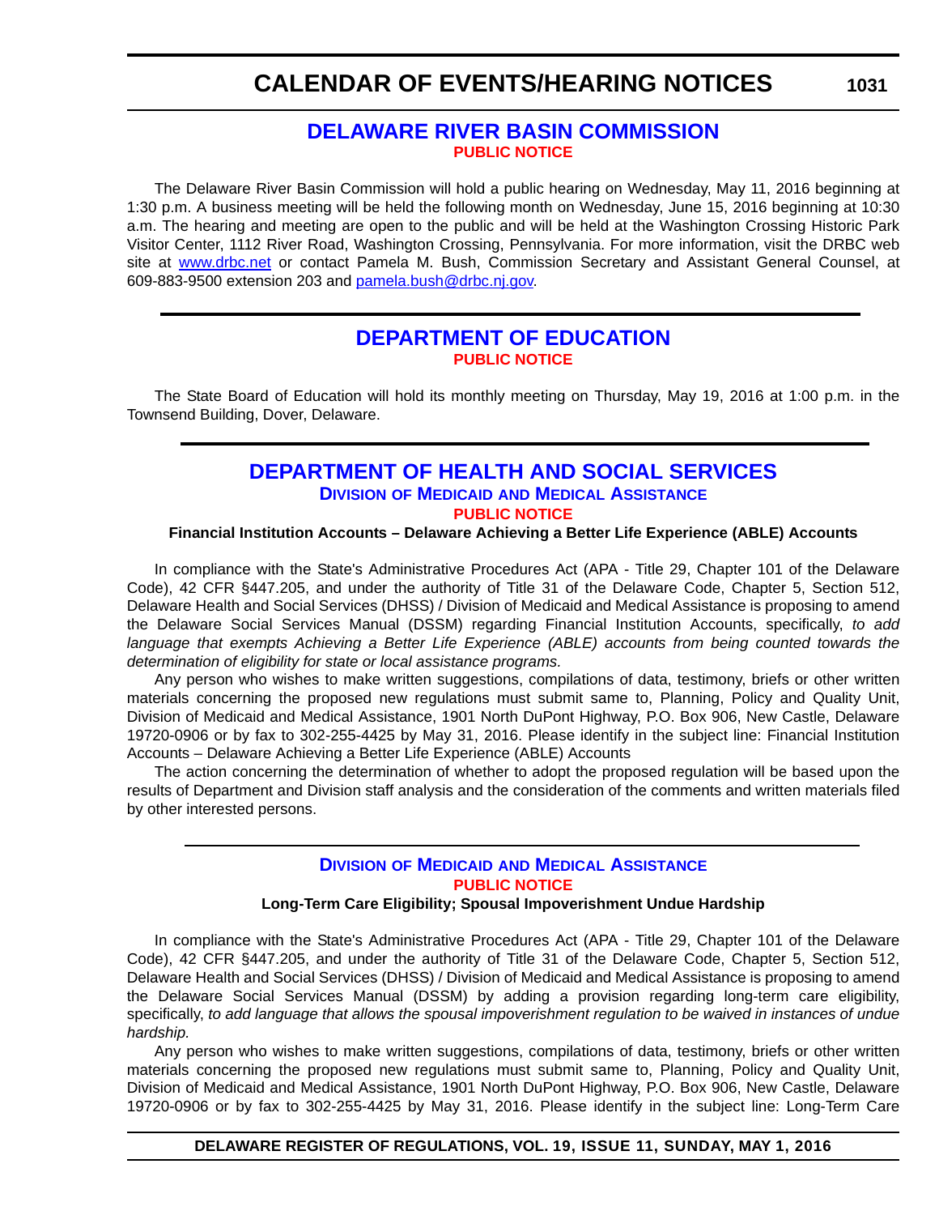# CALENDAR OF EVENTS/HEARING NOTICES

## DELAWARE RIVER BASIN COMMISSION

**PUBLIC NOTICE**

The Delaware River Basin Commission will hold a public hearing on Wednesday, May 11, 2016 beginning at 1:30 p.m. A business meeting will be held the following month on Wednesday, June 15, 2016 beginning at 10:30 a.m. The hearing and meeting are open to the public and will be held at the Washington Crossing Historic Park Visitor Center, 1112 River Road, Washington Crossing, Pennsylvania. For more information, visit the DRBC web site at www.drbc.net or contact Pamela M. Bush, Commission Secretary and Assistant General Counsel, at 609-883-9500 extension 203 and pamela.bush@drbc.nj.gov.

## DEPARTMENT OF EDUCATION

**PUBLIC NOTICE**

The State Board of Education will hold its monthly meeting on Thursday, May 19, 2016 at 1:00 p.m. in the Townsend Building, Dover, Delaware.

## DEPARTMENT OF HEALTH AND SOCIAL SERVICES

### Division of Medicaid and Medical Assistance

**PUBLIC NOTICE**

**Financial Institution Accounts – Delaware Achieving a Better Life Experience (ABLE) Accounts**

In compliance with the State's Administrative Procedures Act (APA - Title 29, Chapter 101 of the Delaware Code), 42 CFR §447.205, and under the authority of Title 31 of the Delaware Code, Chapter 5, Section 512, Delaware Health and Social Services (DHSS) / Division of Medicaid and Medical Assistance is proposing to amend the Delaware Social Services Manual (DSSM) regarding Financial Institution Accounts, specifically, *to add language that exempts Achieving a Better Life Experience (ABLE) accounts from being counted towards the determination of eligibility for state or local assistance programs.*

Any person who wishes to make written suggestions, compilations of data, testimony, briefs or other written materials concerning the proposed new regulations must submit same to, Planning, Policy and Quality Unit, Division of Medicaid and Medical Assistance, 1901 North DuPont Highway, P.O. Box 906, New Castle, Delaware 19720-0906 or by fax to 302-255-4425 by May 31, 2016. Please identify in the subject line: Financial Institution Accounts – Delaware Achieving a Better Life Experience (ABLE) Accounts

The action concerning the determination of whether to adopt the proposed regulation will be based upon the results of Department and Division staff analysis and the consideration of the comments and written materials filed by other interested persons.

### Division of Medicaid and Medical Assistance

**PUBLIC NOTICE**

**Long-Term Care Eligibility; Spousal Impoverishment Undue Hardship**

In compliance with the State's Administrative Procedures Act (APA - Title 29, Chapter 101 of the Delaware Code), 42 CFR §447.205, and under the authority of Title 31 of the Delaware Code, Chapter 5, Section 512, Delaware Health and Social Services (DHSS) / Division of Medicaid and Medical Assistance is proposing to amend the Delaware Social Services Manual (DSSM) by adding a provision regarding long-term care eligibility, specifically, *to add language that allows the spousal impoverishment regulation to be waived in instances of undue hardship.*

Any person who wishes to make written suggestions, compilations of data, testimony, briefs or other written materials concerning the proposed new regulations must submit same to, Planning, Policy and Quality Unit, Division of Medicaid and Medical Assistance, 1901 North DuPont Highway, P.O. Box 906, New Castle, Delaware 19720-0906 or by fax to 302-255-4425 by May 31, 2016. Please identify in the subject line: Long-Term Care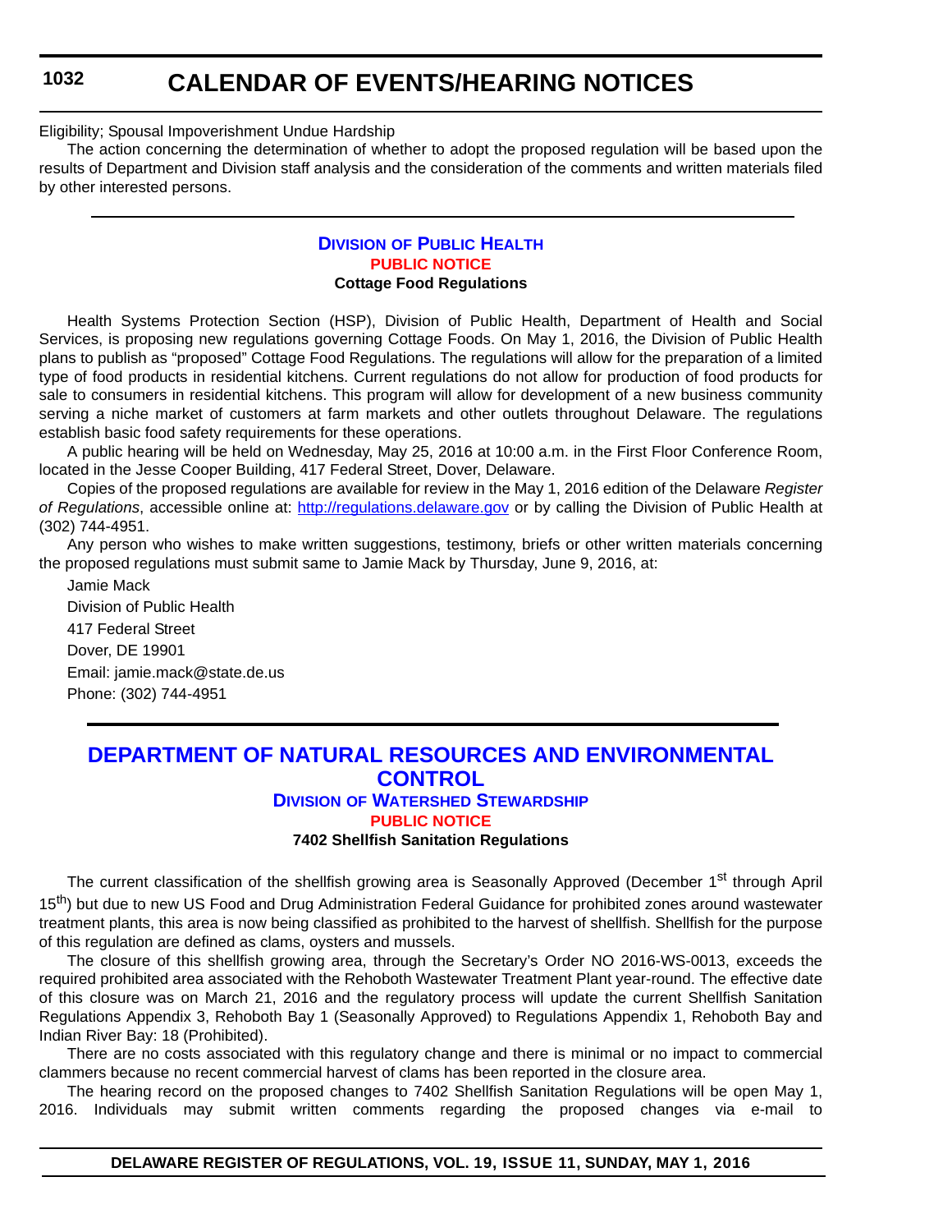Eligibility; Spousal Impoverishment Undue Hardship

The action concerning the determination of whether to adopt the proposed regulation will be based upon the results of Department and Division staff analysis and the consideration of the comments and written materials filed by other interested persons.

---

### DIVISION OF PUBLIC HEALTH

#### PUBLIC NOTICE

**Cottage Food Regulations**

Health Systems Protection Section (HSP), Division of Public Health, Department of Health and Social Services, is proposing new regulations governing Cottage Foods. On May 1, 2016, the Division of Public Health plans to publish as "proposed" Cottage Food Regulations. The regulations will allow for the preparation of a limited type of food products in residential kitchens. Current regulations do not allow for production of food products for sale to consumers in residential kitchens. This program will allow for development of a new business community serving a niche market of customers at farm markets and other outlets throughout Delaware. The regulations establish basic food safety requirements for these operations.

A public hearing will be held on Wednesday, May 25, 2016 at 10:00 a.m. in the First Floor Conference Room, located in the Jesse Cooper Building, 417 Federal Street, Dover, Delaware.

Copies of the proposed regulations are available for review in the May 1, 2016 edition of the Delaware *Register of Regulations*, accessible online at: http://regulations.delaware.gov or by calling the Division of Public Health at (302) 744-4951.

Any person who wishes to make written suggestions, testimony, briefs or other written materials concerning the proposed regulations must submit same to Jamie Mack by Thursday, June 9, 2016, at:

Jamie Mack
Division of Public Health
417 Federal Street
Dover, DE 19901
Email: jamie.mack@state.de.us
Phone: (302) 744-4951

---

## DEPARTMENT OF NATURAL RESOURCES AND ENVIRONMENTAL CONTROL

### DIVISION OF WATERSHED STEWARDSHIP

#### PUBLIC NOTICE

**7402 Shellfish Sanitation Regulations**

The current classification of the shellfish growing area is Seasonally Approved (December 1st through April 15th) but due to new US Food and Drug Administration Federal Guidance for prohibited zones around wastewater treatment plants, this area is now being classified as prohibited to the harvest of shellfish. Shellfish for the purpose of this regulation are defined as clams, oysters and mussels.

The closure of this shellfish growing area, through the Secretary's Order NO 2016-WS-0013, exceeds the required prohibited area associated with the Rehoboth Wastewater Treatment Plant year-round. The effective date of this closure was on March 21, 2016 and the regulatory process will update the current Shellfish Sanitation Regulations Appendix 3, Rehoboth Bay 1 (Seasonally Approved) to Regulations Appendix 1, Rehoboth Bay and Indian River Bay: 18 (Prohibited).

There are no costs associated with this regulatory change and there is minimal or no impact to commercial clammers because no recent commercial harvest of clams has been reported in the closure area.

The hearing record on the proposed changes to 7402 Shellfish Sanitation Regulations will be open May 1, 2016. Individuals may submit written comments regarding the proposed changes via e-mail to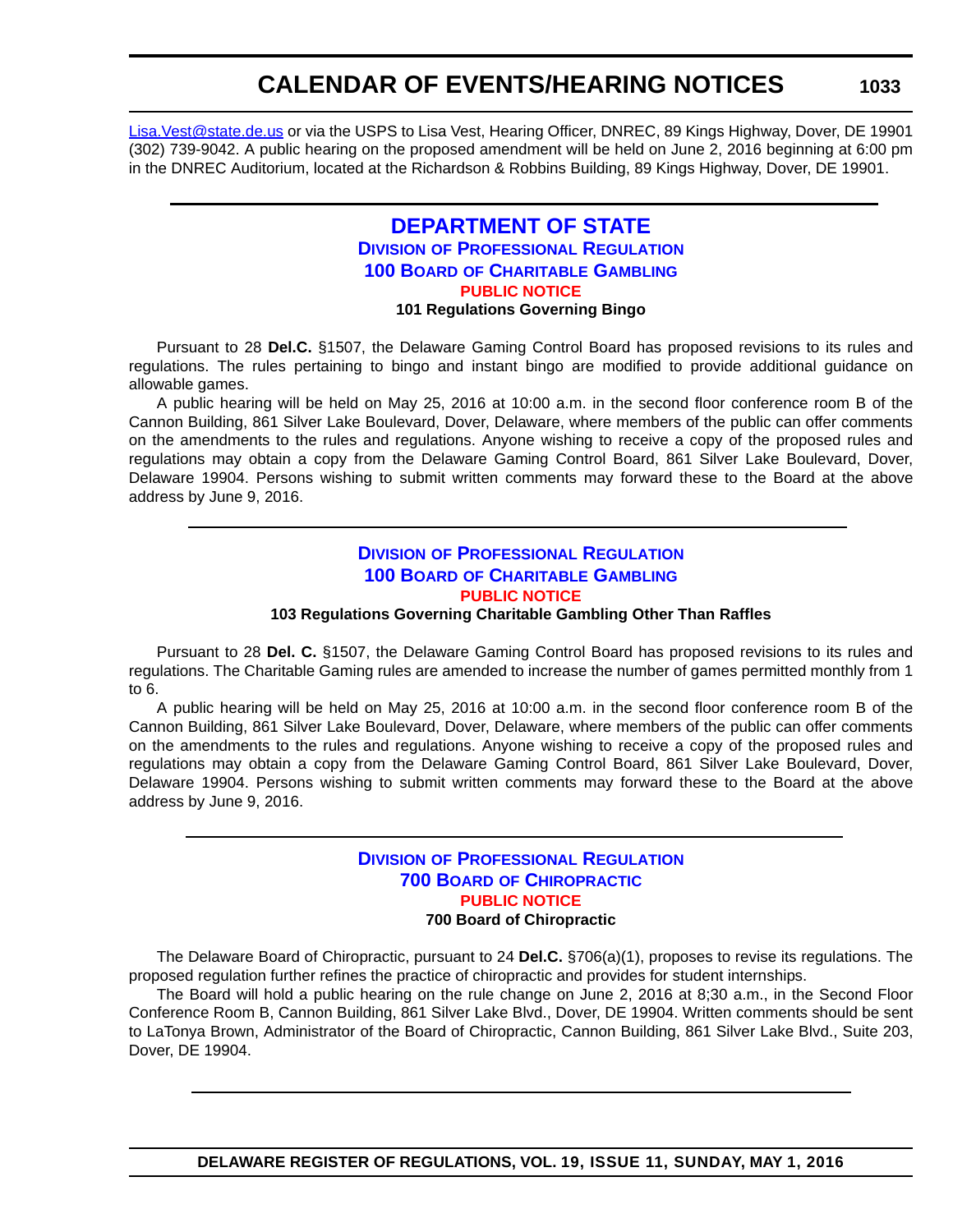Lisa.Vest@state.de.us or via the USPS to Lisa Vest, Hearing Officer, DNREC, 89 Kings Highway, Dover, DE 19901 (302) 739-9042. A public hearing on the proposed amendment will be held on June 2, 2016 beginning at 6:00 pm in the DNREC Auditorium, located at the Richardson & Robbins Building, 89 Kings Highway, Dover, DE 19901.

---

# DEPARTMENT OF STATE

## DIVISION OF PROFESSIONAL REGULATION

## 100 BOARD OF CHARITABLE GAMBLING

### PUBLIC NOTICE

**101 Regulations Governing Bingo**

Pursuant to 28 **Del.C.** §1507, the Delaware Gaming Control Board has proposed revisions to its rules and regulations. The rules pertaining to bingo and instant bingo are modified to provide additional guidance on allowable games.

A public hearing will be held on May 25, 2016 at 10:00 a.m. in the second floor conference room B of the Cannon Building, 861 Silver Lake Boulevard, Dover, Delaware, where members of the public can offer comments on the amendments to the rules and regulations. Anyone wishing to receive a copy of the proposed rules and regulations may obtain a copy from the Delaware Gaming Control Board, 861 Silver Lake Boulevard, Dover, Delaware 19904. Persons wishing to submit written comments may forward these to the Board at the above address by June 9, 2016.

---

## DIVISION OF PROFESSIONAL REGULATION

## 100 BOARD OF CHARITABLE GAMBLING

### PUBLIC NOTICE

**103 Regulations Governing Charitable Gambling Other Than Raffles**

Pursuant to 28 **Del. C.** §1507, the Delaware Gaming Control Board has proposed revisions to its rules and regulations. The Charitable Gaming rules are amended to increase the number of games permitted monthly from 1 to 6.

A public hearing will be held on May 25, 2016 at 10:00 a.m. in the second floor conference room B of the Cannon Building, 861 Silver Lake Boulevard, Dover, Delaware, where members of the public can offer comments on the amendments to the rules and regulations. Anyone wishing to receive a copy of the proposed rules and regulations may obtain a copy from the Delaware Gaming Control Board, 861 Silver Lake Boulevard, Dover, Delaware 19904. Persons wishing to submit written comments may forward these to the Board at the above address by June 9, 2016.

---

## DIVISION OF PROFESSIONAL REGULATION

## 700 BOARD OF CHIROPRACTIC

### PUBLIC NOTICE

**700 Board of Chiropractic**

The Delaware Board of Chiropractic, pursuant to 24 **Del.C.** §706(a)(1), proposes to revise its regulations. The proposed regulation further refines the practice of chiropractic and provides for student internships.

The Board will hold a public hearing on the rule change on June 2, 2016 at 8;30 a.m., in the Second Floor Conference Room B, Cannon Building, 861 Silver Lake Blvd., Dover, DE 19904. Written comments should be sent to LaTonya Brown, Administrator of the Board of Chiropractic, Cannon Building, 861 Silver Lake Blvd., Suite 203, Dover, DE 19904.

---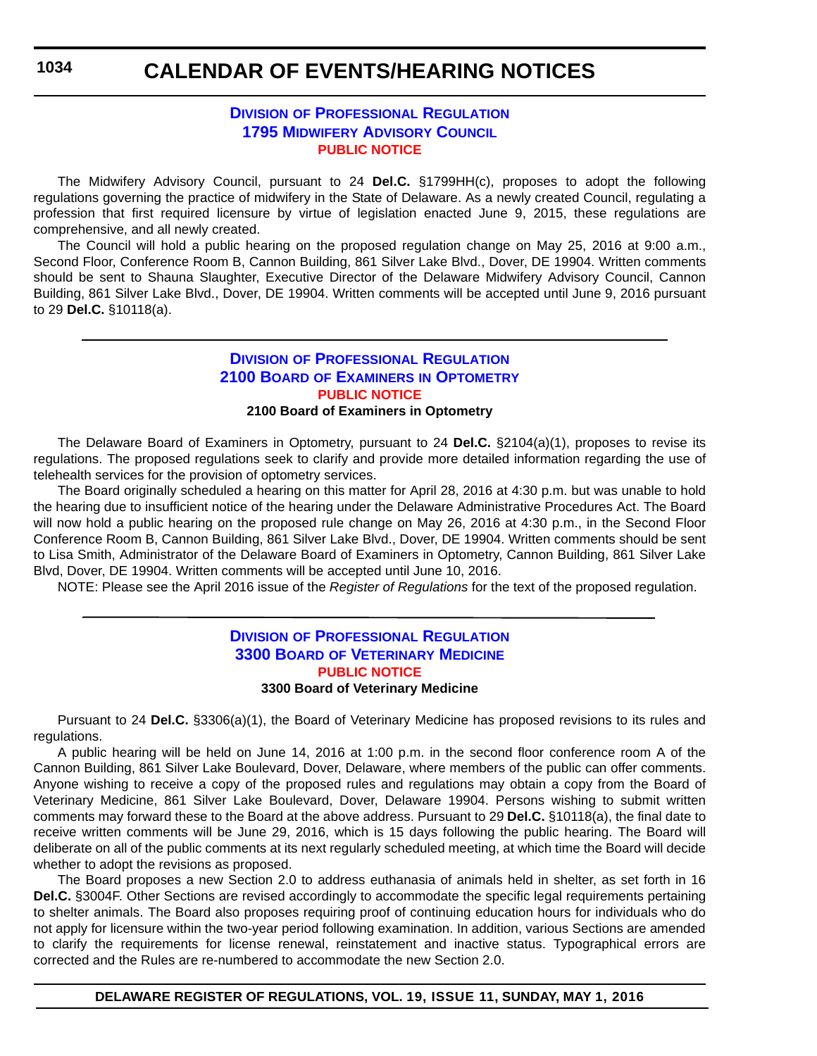# CALENDAR OF EVENTS/HEARING NOTICES

## Division of Professional Regulation
## 1795 Midwifery Advisory Council
### PUBLIC NOTICE

The Midwifery Advisory Council, pursuant to 24 **Del.C.** §1799HH(c), proposes to adopt the following regulations governing the practice of midwifery in the State of Delaware. As a newly created Council, regulating a profession that first required licensure by virtue of legislation enacted June 9, 2015, these regulations are comprehensive, and all newly created.

The Council will hold a public hearing on the proposed regulation change on May 25, 2016 at 9:00 a.m., Second Floor, Conference Room B, Cannon Building, 861 Silver Lake Blvd., Dover, DE 19904. Written comments should be sent to Shauna Slaughter, Executive Director of the Delaware Midwifery Advisory Council, Cannon Building, 861 Silver Lake Blvd., Dover, DE 19904. Written comments will be accepted until June 9, 2016 pursuant to 29 **Del.C.** §10118(a).

---

## Division of Professional Regulation
## 2100 Board of Examiners in Optometry
### PUBLIC NOTICE

**2100 Board of Examiners in Optometry**

The Delaware Board of Examiners in Optometry, pursuant to 24 **Del.C.** §2104(a)(1), proposes to revise its regulations. The proposed regulations seek to clarify and provide more detailed information regarding the use of telehealth services for the provision of optometry services.

The Board originally scheduled a hearing on this matter for April 28, 2016 at 4:30 p.m. but was unable to hold the hearing due to insufficient notice of the hearing under the Delaware Administrative Procedures Act. The Board will now hold a public hearing on the proposed rule change on May 26, 2016 at 4:30 p.m., in the Second Floor Conference Room B, Cannon Building, 861 Silver Lake Blvd., Dover, DE 19904. Written comments should be sent to Lisa Smith, Administrator of the Delaware Board of Examiners in Optometry, Cannon Building, 861 Silver Lake Blvd, Dover, DE 19904. Written comments will be accepted until June 10, 2016.

NOTE: Please see the April 2016 issue of the *Register of Regulations* for the text of the proposed regulation.

---

## Division of Professional Regulation
## 3300 Board of Veterinary Medicine
### PUBLIC NOTICE

**3300 Board of Veterinary Medicine**

Pursuant to 24 **Del.C.** §3306(a)(1), the Board of Veterinary Medicine has proposed revisions to its rules and regulations.

A public hearing will be held on June 14, 2016 at 1:00 p.m. in the second floor conference room A of the Cannon Building, 861 Silver Lake Boulevard, Dover, Delaware, where members of the public can offer comments. Anyone wishing to receive a copy of the proposed rules and regulations may obtain a copy from the Board of Veterinary Medicine, 861 Silver Lake Boulevard, Dover, Delaware 19904. Persons wishing to submit written comments may forward these to the Board at the above address. Pursuant to 29 **Del.C.** §10118(a), the final date to receive written comments will be June 29, 2016, which is 15 days following the public hearing. The Board will deliberate on all of the public comments at its next regularly scheduled meeting, at which time the Board will decide whether to adopt the revisions as proposed.

The Board proposes a new Section 2.0 to address euthanasia of animals held in shelter, as set forth in 16 **Del.C.** §3004F. Other Sections are revised accordingly to accommodate the specific legal requirements pertaining to shelter animals. The Board also proposes requiring proof of continuing education hours for individuals who do not apply for licensure within the two-year period following examination. In addition, various Sections are amended to clarify the requirements for license renewal, reinstatement and inactive status. Typographical errors are corrected and the Rules are re-numbered to accommodate the new Section 2.0.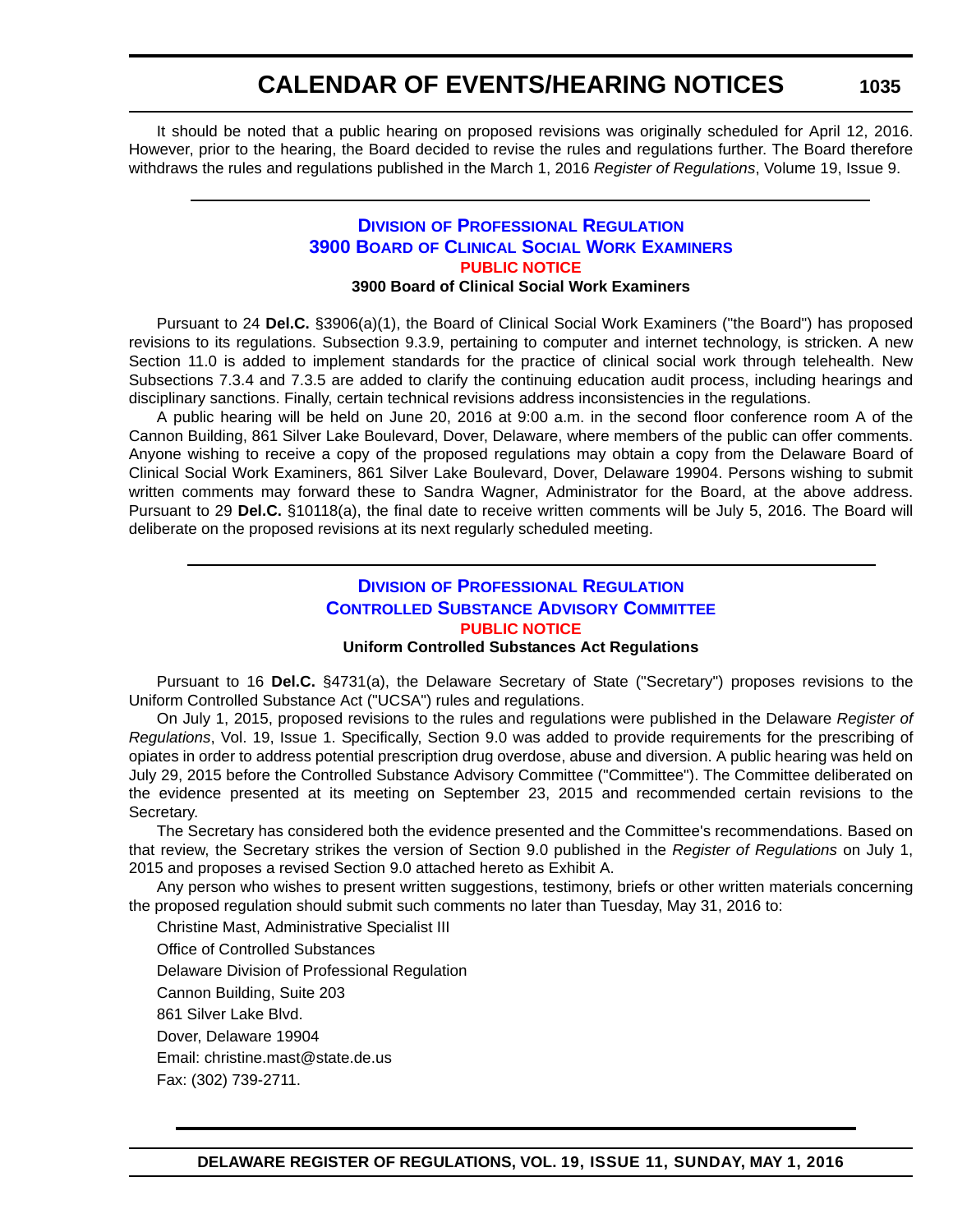It should be noted that a public hearing on proposed revisions was originally scheduled for April 12, 2016. However, prior to the hearing, the Board decided to revise the rules and regulations further. The Board therefore withdraws the rules and regulations published in the March 1, 2016 *Register of Regulations*, Volume 19, Issue 9.

---

## Division of Professional Regulation
## 3900 Board of Clinical Social Work Examiners
### Public Notice
**3900 Board of Clinical Social Work Examiners**

Pursuant to 24 **Del.C.** §3906(a)(1), the Board of Clinical Social Work Examiners ("the Board") has proposed revisions to its regulations. Subsection 9.3.9, pertaining to computer and internet technology, is stricken. A new Section 11.0 is added to implement standards for the practice of clinical social work through telehealth. New Subsections 7.3.4 and 7.3.5 are added to clarify the continuing education audit process, including hearings and disciplinary sanctions. Finally, certain technical revisions address inconsistencies in the regulations.

A public hearing will be held on June 20, 2016 at 9:00 a.m. in the second floor conference room A of the Cannon Building, 861 Silver Lake Boulevard, Dover, Delaware, where members of the public can offer comments. Anyone wishing to receive a copy of the proposed regulations may obtain a copy from the Delaware Board of Clinical Social Work Examiners, 861 Silver Lake Boulevard, Dover, Delaware 19904. Persons wishing to submit written comments may forward these to Sandra Wagner, Administrator for the Board, at the above address. Pursuant to 29 **Del.C.** §10118(a), the final date to receive written comments will be July 5, 2016. The Board will deliberate on the proposed revisions at its next regularly scheduled meeting.

---

## Division of Professional Regulation
## Controlled Substance Advisory Committee
### Public Notice
**Uniform Controlled Substances Act Regulations**

Pursuant to 16 **Del.C.** §4731(a), the Delaware Secretary of State ("Secretary") proposes revisions to the Uniform Controlled Substance Act ("UCSA") rules and regulations.

On July 1, 2015, proposed revisions to the rules and regulations were published in the Delaware *Register of Regulations*, Vol. 19, Issue 1. Specifically, Section 9.0 was added to provide requirements for the prescribing of opiates in order to address potential prescription drug overdose, abuse and diversion. A public hearing was held on July 29, 2015 before the Controlled Substance Advisory Committee ("Committee"). The Committee deliberated on the evidence presented at its meeting on September 23, 2015 and recommended certain revisions to the Secretary.

The Secretary has considered both the evidence presented and the Committee's recommendations. Based on that review, the Secretary strikes the version of Section 9.0 published in the *Register of Regulations* on July 1, 2015 and proposes a revised Section 9.0 attached hereto as Exhibit A.

Any person who wishes to present written suggestions, testimony, briefs or other written materials concerning the proposed regulation should submit such comments no later than Tuesday, May 31, 2016 to:

Christine Mast, Administrative Specialist III

Office of Controlled Substances

Delaware Division of Professional Regulation

Cannon Building, Suite 203

861 Silver Lake Blvd.

Dover, Delaware 19904

Email: christine.mast@state.de.us

Fax: (302) 739-2711.